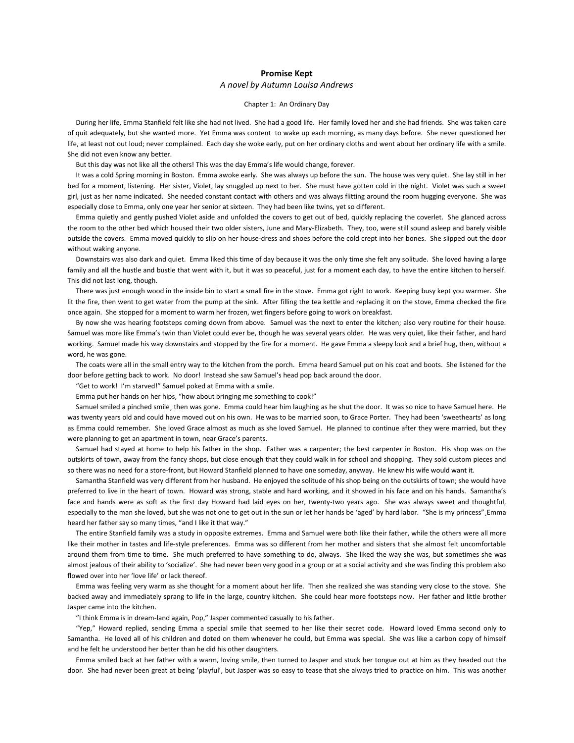# Promise Kept

*A novel by Autumn Louisa Andrews*

## Chapter 1: An Ordinary Day

During her life, Emma Stanfield felt like she had not lived. She had a good life. Her family loved her and she had friends. She was taken care of quit adequately, but she wanted more. Yet Emma was content to wake up each morning, as many days before. She never questioned her life, at least not out loud; never complained. Each day she woke early, put on her ordinary cloths and went about her ordinary life with a smile. She did not even know any better.

But this day was not like all the others! This was the day Emma's life would change, forever.

It was a cold Spring morning in Boston. Emma awoke early. She was always up before the sun. The house was very quiet. She lay still in her bed for a moment, listening. Her sister, Violet, lay snuggled up next to her. She must have gotten cold in the night. Violet was such a sweet girl, just as her name indicated. She needed constant contact with others and was always flitting around the room hugging everyone. She was especially close to Emma, only one year her senior at sixteen. They had been like twins, yet so different.

Emma quietly and gently pushed Violet aside and unfolded the covers to get out of bed, quickly replacing the coverlet. She glanced across the room to the other bed which housed their two older sisters, June and Mary-Elizabeth. They, too, were still sound asleep and barely visible outside the covers. Emma moved quickly to slip on her house-dress and shoes before the cold crept into her bones. She slipped out the door without waking anyone.

Downstairs was also dark and quiet. Emma liked this time of day because it was the only time she felt any solitude. She loved having a large family and all the hustle and bustle that went with it, but it was so peaceful, just for a moment each day, to have the entire kitchen to herself. This did not last long, though.

There was just enough wood in the inside bin to start a small fire in the stove. Emma got right to work. Keeping busy kept you warmer. She lit the fire, then went to get water from the pump at the sink. After filling the tea kettle and replacing it on the stove, Emma checked the fire once again. She stopped for a moment to warm her frozen, wet fingers before going to work on breakfast.

By now she was hearing footsteps coming down from above. Samuel was the next to enter the kitchen; also very routine for their house. Samuel was more like Emma's twin than Violet could ever be, though he was several years older. He was very quiet, like their father, and hard working. Samuel made his way downstairs and stopped by the fire for a moment. He gave Emma a sleepy look and a brief hug, then, without a word, he was gone.

The coats were all in the small entry way to the kitchen from the porch. Emma heard Samuel put on his coat and boots. She listened for the door before getting back to work. No door! Instead she saw Samuel's head pop back around the door.

"Get to work! I'm starved!" Samuel poked at Emma with a smile.

Emma put her hands on her hips, "how about bringing me something to cook!"

Samuel smiled a pinched smile¸ then was gone. Emma could hear him laughing as he shut the door. It was so nice to have Samuel here. He was twenty years old and could have moved out on his own. He was to be married soon, to Grace Porter. They had been 'sweethearts' as long as Emma could remember. She loved Grace almost as much as she loved Samuel. He planned to continue after they were married, but they were planning to get an apartment in town, near Grace's parents.

Samuel had stayed at home to help his father in the shop. Father was a carpenter; the best carpenter in Boston. His shop was on the outskirts of town, away from the fancy shops, but close enough that they could walk in for school and shopping. They sold custom pieces and so there was no need for a store-front, but Howard Stanfield planned to have one someday, anyway. He knew his wife would want it.

Samantha Stanfield was very different from her husband. He enjoyed the solitude of his shop being on the outskirts of town; she would have preferred to live in the heart of town. Howard was strong, stable and hard working, and it showed in his face and on his hands. Samantha's face and hands were as soft as the first day Howard had laid eyes on her, twenty-two years ago. She was always sweet and thoughtful, especially to the man she loved, but she was not one to get out in the sun or let her hands be 'aged' by hard labor. "She is my princess"¸Emma heard her father say so many times, "and I like it that way."

The entire Stanfield family was a study in opposite extremes. Emma and Samuel were both like their father, while the others were all more like their mother in tastes and life-style preferences. Emma was so different from her mother and sisters that she almost felt uncomfortable around them from time to time. She much preferred to have something to do, always. She liked the way she was, but sometimes she was almost jealous of their ability to 'socialize'. She had never been very good in a group or at a social activity and she was finding this problem also flowed over into her 'love life' or lack thereof.

Emma was feeling very warm as she thought for a moment about her life. Then she realized she was standing very close to the stove. She backed away and immediately sprang to life in the large, country kitchen. She could hear more footsteps now. Her father and little brother Jasper came into the kitchen.

"I think Emma is in dream-land again, Pop," Jasper commented casually to his father.

"Yep," Howard replied, sending Emma a special smile that seemed to her like their secret code. Howard loved Emma second only to Samantha. He loved all of his children and doted on them whenever he could, but Emma was special. She was like a carbon copy of himself and he felt he understood her better than he did his other daughters.

Emma smiled back at her father with a warm, loving smile, then turned to Jasper and stuck her tongue out at him as they headed out the door. She had never been great at being 'playful', but Jasper was so easy to tease that she always tried to practice on him. This was another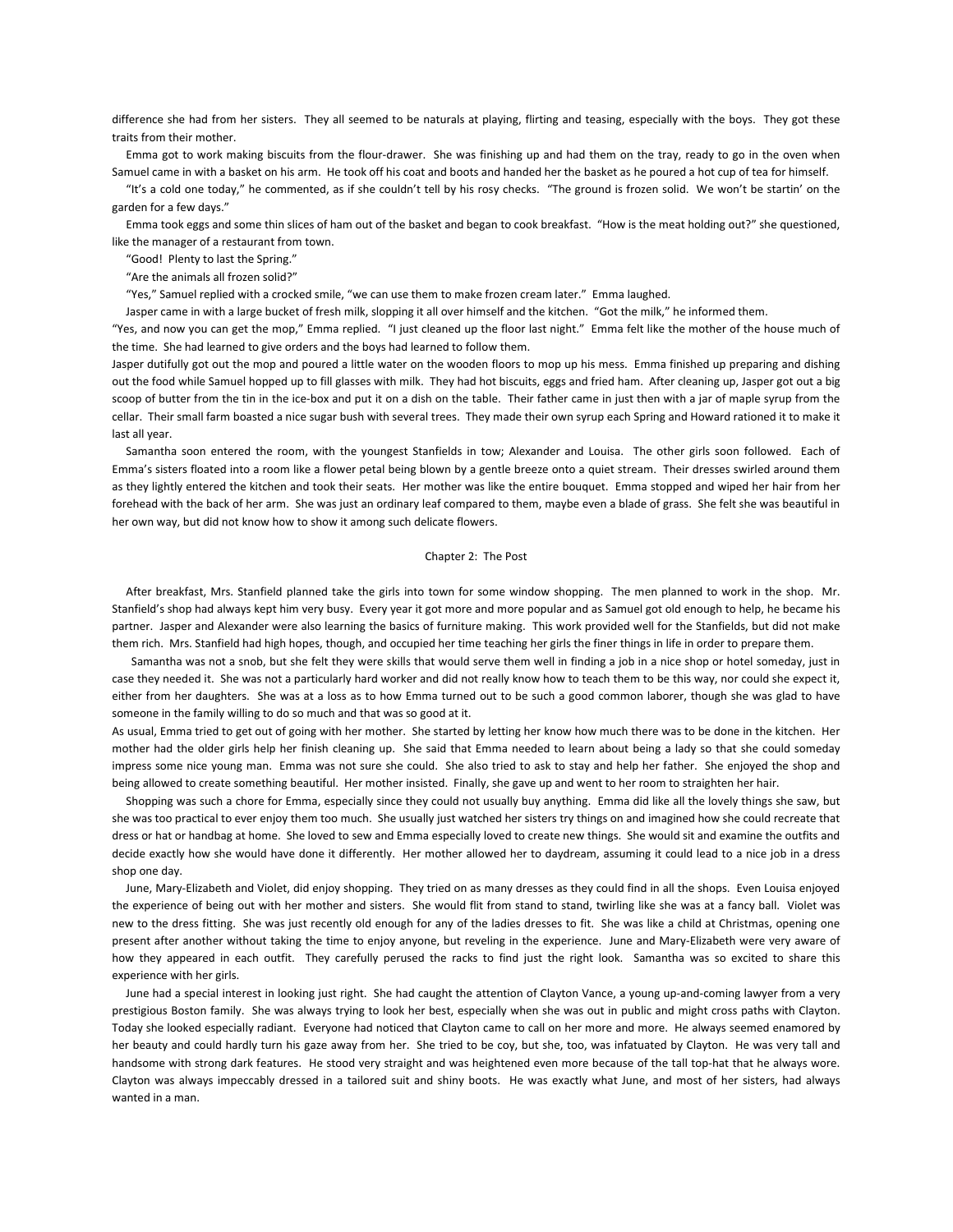difference she had from her sisters. They all seemed to be naturals at playing, flirting and teasing, especially with the boys. They got these traits from their mother.

Emma got to work making biscuits from the flour-drawer. She was finishing up and had them on the tray, ready to go in the oven when Samuel came in with a basket on his arm. He took off his coat and boots and handed her the basket as he poured a hot cup of tea for himself.

"It's a cold one today," he commented, as if she couldn't tell by his rosy checks. "The ground is frozen solid. We won't be startin' on the garden for a few days."

Emma took eggs and some thin slices of ham out of the basket and began to cook breakfast. "How is the meat holding out?" she questioned, like the manager of a restaurant from town.

"Good! Plenty to last the Spring."

"Are the animals all frozen solid?"

"Yes," Samuel replied with a crocked smile, "we can use them to make frozen cream later." Emma laughed.

Jasper came in with a large bucket of fresh milk, slopping it all over himself and the kitchen. "Got the milk," he informed them.

"Yes, and now you can get the mop," Emma replied. "I just cleaned up the floor last night." Emma felt like the mother of the house much of the time. She had learned to give orders and the boys had learned to follow them.

Jasper dutifully got out the mop and poured a little water on the wooden floors to mop up his mess. Emma finished up preparing and dishing out the food while Samuel hopped up to fill glasses with milk. They had hot biscuits, eggs and fried ham. After cleaning up, Jasper got out a big scoop of butter from the tin in the ice-box and put it on a dish on the table. Their father came in just then with a jar of maple syrup from the cellar. Their small farm boasted a nice sugar bush with several trees. They made their own syrup each Spring and Howard rationed it to make it last all year.

Samantha soon entered the room, with the youngest Stanfields in tow; Alexander and Louisa. The other girls soon followed. Each of Emma's sisters floated into a room like a flower petal being blown by a gentle breeze onto a quiet stream. Their dresses swirled around them as they lightly entered the kitchen and took their seats. Her mother was like the entire bouquet. Emma stopped and wiped her hair from her forehead with the back of her arm. She was just an ordinary leaf compared to them, maybe even a blade of grass. She felt she was beautiful in her own way, but did not know how to show it among such delicate flowers.

## Chapter 2: The Post

After breakfast, Mrs. Stanfield planned take the girls into town for some window shopping. The men planned to work in the shop. Mr. Stanfield's shop had always kept him very busy. Every year it got more and more popular and as Samuel got old enough to help, he became his partner. Jasper and Alexander were also learning the basics of furniture making. This work provided well for the Stanfields, but did not make them rich. Mrs. Stanfield had high hopes, though, and occupied her time teaching her girls the finer things in life in order to prepare them.

Samantha was not a snob, but she felt they were skills that would serve them well in finding a job in a nice shop or hotel someday, just in case they needed it. She was not a particularly hard worker and did not really know how to teach them to be this way, nor could she expect it, either from her daughters. She was at a loss as to how Emma turned out to be such a good common laborer, though she was glad to have someone in the family willing to do so much and that was so good at it.

As usual, Emma tried to get out of going with her mother. She started by letting her know how much there was to be done in the kitchen. Her mother had the older girls help her finish cleaning up. She said that Emma needed to learn about being a lady so that she could someday impress some nice young man. Emma was not sure she could. She also tried to ask to stay and help her father. She enjoyed the shop and being allowed to create something beautiful. Her mother insisted. Finally, she gave up and went to her room to straighten her hair.

Shopping was such a chore for Emma, especially since they could not usually buy anything. Emma did like all the lovely things she saw, but she was too practical to ever enjoy them too much. She usually just watched her sisters try things on and imagined how she could recreate that dress or hat or handbag at home. She loved to sew and Emma especially loved to create new things. She would sit and examine the outfits and decide exactly how she would have done it differently. Her mother allowed her to daydream, assuming it could lead to a nice job in a dress shop one day.

June, Mary-Elizabeth and Violet, did enjoy shopping. They tried on as many dresses as they could find in all the shops. Even Louisa enjoyed the experience of being out with her mother and sisters. She would flit from stand to stand, twirling like she was at a fancy ball. Violet was new to the dress fitting. She was just recently old enough for any of the ladies dresses to fit. She was like a child at Christmas, opening one present after another without taking the time to enjoy anyone, but reveling in the experience. June and Mary-Elizabeth were very aware of how they appeared in each outfit. They carefully perused the racks to find just the right look. Samantha was so excited to share this experience with her girls.

June had a special interest in looking just right. She had caught the attention of Clayton Vance, a young up-and-coming lawyer from a very prestigious Boston family. She was always trying to look her best, especially when she was out in public and might cross paths with Clayton. Today she looked especially radiant. Everyone had noticed that Clayton came to call on her more and more. He always seemed enamored by her beauty and could hardly turn his gaze away from her. She tried to be coy, but she, too, was infatuated by Clayton. He was very tall and handsome with strong dark features. He stood very straight and was heightened even more because of the tall top-hat that he always wore. Clayton was always impeccably dressed in a tailored suit and shiny boots. He was exactly what June, and most of her sisters, had always wanted in a man.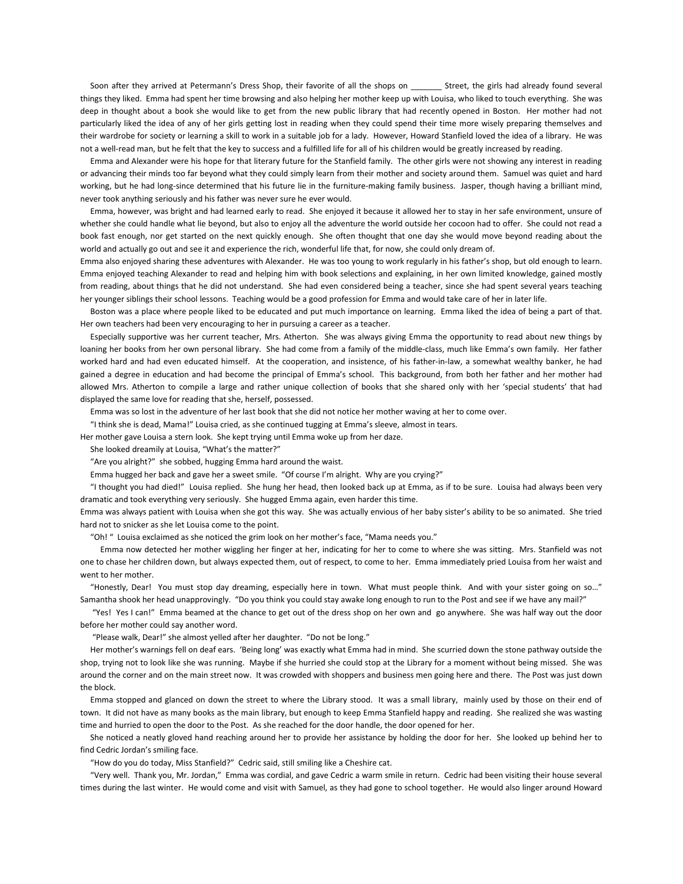Soon after they arrived at Petermann's Dress Shop, their favorite of all the shops on _______ Street, the girls had already found several things they liked. Emma had spent her time browsing and also helping her mother keep up with Louisa, who liked to touch everything. She was deep in thought about a book she would like to get from the new public library that had recently opened in Boston. Her mother had not particularly liked the idea of any of her girls getting lost in reading when they could spend their time more wisely preparing themselves and their wardrobe for society or learning a skill to work in a suitable job for a lady. However, Howard Stanfield loved the idea of a library. He was not a well-read man, but he felt that the key to success and a fulfilled life for all of his children would be greatly increased by reading.

Emma and Alexander were his hope for that literary future for the Stanfield family. The other girls were not showing any interest in reading or advancing their minds too far beyond what they could simply learn from their mother and society around them. Samuel was quiet and hard working, but he had long-since determined that his future lie in the furniture-making family business. Jasper, though having a brilliant mind, never took anything seriously and his father was never sure he ever would.

Emma, however, was bright and had learned early to read. She enjoyed it because it allowed her to stay in her safe environment, unsure of whether she could handle what lie beyond, but also to enjoy all the adventure the world outside her cocoon had to offer. She could not read a book fast enough, nor get started on the next quickly enough. She often thought that one day she would move beyond reading about the world and actually go out and see it and experience the rich, wonderful life that, for now, she could only dream of.

Emma also enjoyed sharing these adventures with Alexander. He was too young to work regularly in his father's shop, but old enough to learn. Emma enjoyed teaching Alexander to read and helping him with book selections and explaining, in her own limited knowledge, gained mostly from reading, about things that he did not understand. She had even considered being a teacher, since she had spent several years teaching her younger siblings their school lessons. Teaching would be a good profession for Emma and would take care of her in later life.

Boston was a place where people liked to be educated and put much importance on learning. Emma liked the idea of being a part of that. Her own teachers had been very encouraging to her in pursuing a career as a teacher.

Especially supportive was her current teacher, Mrs. Atherton. She was always giving Emma the opportunity to read about new things by loaning her books from her own personal library. She had come from a family of the middle-class, much like Emma's own family. Her father worked hard and had even educated himself. At the cooperation, and insistence, of his father-in-law, a somewhat wealthy banker, he had gained a degree in education and had become the principal of Emma's school. This background, from both her father and her mother had allowed Mrs. Atherton to compile a large and rather unique collection of books that she shared only with her 'special students' that had displayed the same love for reading that she, herself, possessed.

Emma was so lost in the adventure of her last book that she did not notice her mother waving at her to come over.

"I think she is dead, Mama!" Louisa cried, as she continued tugging at Emma's sleeve, almost in tears.

Her mother gave Louisa a stern look. She kept trying until Emma woke up from her daze.

She looked dreamily at Louisa, "What's the matter?"

"Are you alright?" she sobbed, hugging Emma hard around the waist.

Emma hugged her back and gave her a sweet smile. "Of course I'm alright. Why are you crying?"

"I thought you had died!" Louisa replied. She hung her head, then looked back up at Emma, as if to be sure. Louisa had always been very dramatic and took everything very seriously. She hugged Emma again, even harder this time.

Emma was always patient with Louisa when she got this way. She was actually envious of her baby sister's ability to be so animated. She tried hard not to snicker as she let Louisa come to the point.

"Oh! " Louisa exclaimed as she noticed the grim look on her mother's face, "Mama needs you."

Emma now detected her mother wiggling her finger at her, indicating for her to come to where she was sitting. Mrs. Stanfield was not one to chase her children down, but always expected them, out of respect, to come to her. Emma immediately pried Louisa from her waist and went to her mother.

"Honestly, Dear! You must stop day dreaming, especially here in town. What must people think. And with your sister going on so…" Samantha shook her head unapprovingly. "Do you think you could stay awake long enough to run to the Post and see if we have any mail?"

"Yes! Yes I can!" Emma beamed at the chance to get out of the dress shop on her own and go anywhere. She was half way out the door before her mother could say another word.

"Please walk, Dear!" she almost yelled after her daughter. "Do not be long."

Her mother's warnings fell on deaf ears. 'Being long' was exactly what Emma had in mind. She scurried down the stone pathway outside the shop, trying not to look like she was running. Maybe if she hurried she could stop at the Library for a moment without being missed. She was around the corner and on the main street now. It was crowded with shoppers and business men going here and there. The Post was just down the block.

Emma stopped and glanced on down the street to where the Library stood. It was a small library, mainly used by those on their end of town. It did not have as many books as the main library, but enough to keep Emma Stanfield happy and reading. She realized she was wasting time and hurried to open the door to the Post. As she reached for the door handle, the door opened for her.

She noticed a neatly gloved hand reaching around her to provide her assistance by holding the door for her. She looked up behind her to find Cedric Jordan's smiling face.

"How do you do today, Miss Stanfield?" Cedric said, still smiling like a Cheshire cat.

"Very well. Thank you, Mr. Jordan," Emma was cordial, and gave Cedric a warm smile in return. Cedric had been visiting their house several times during the last winter. He would come and visit with Samuel, as they had gone to school together. He would also linger around Howard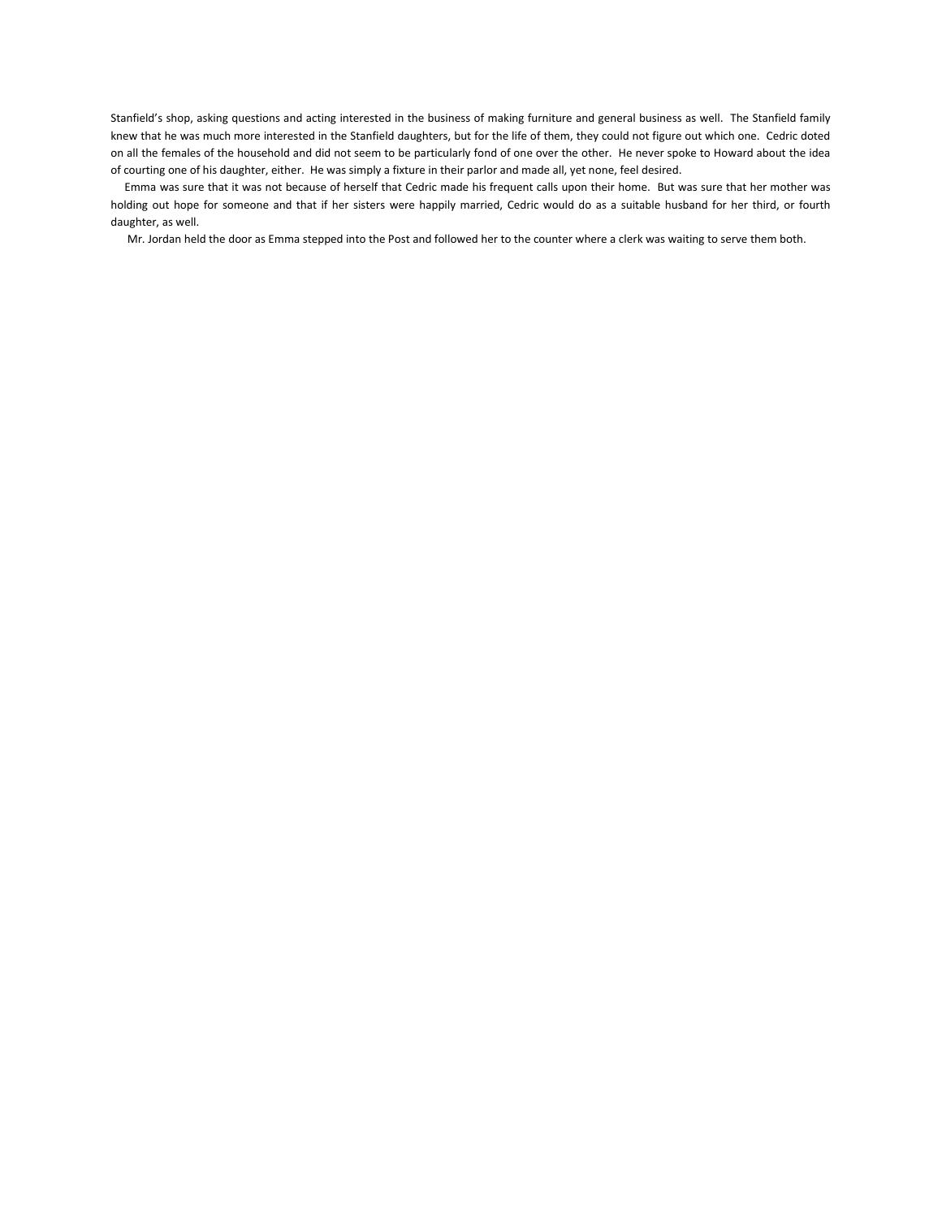Stanfield's shop, asking questions and acting interested in the business of making furniture and general business as well. The Stanfield family knew that he was much more interested in the Stanfield daughters, but for the life of them, they could not figure out which one. Cedric doted on all the females of the household and did not seem to be particularly fond of one over the other. He never spoke to Howard about the idea of courting one of his daughter, either. He was simply a fixture in their parlor and made all, yet none, feel desired.

Emma was sure that it was not because of herself that Cedric made his frequent calls upon their home. But was sure that her mother was holding out hope for someone and that if her sisters were happily married, Cedric would do as a suitable husband for her third, or fourth daughter, as well.

Mr. Jordan held the door as Emma stepped into the Post and followed her to the counter where a clerk was waiting to serve them both.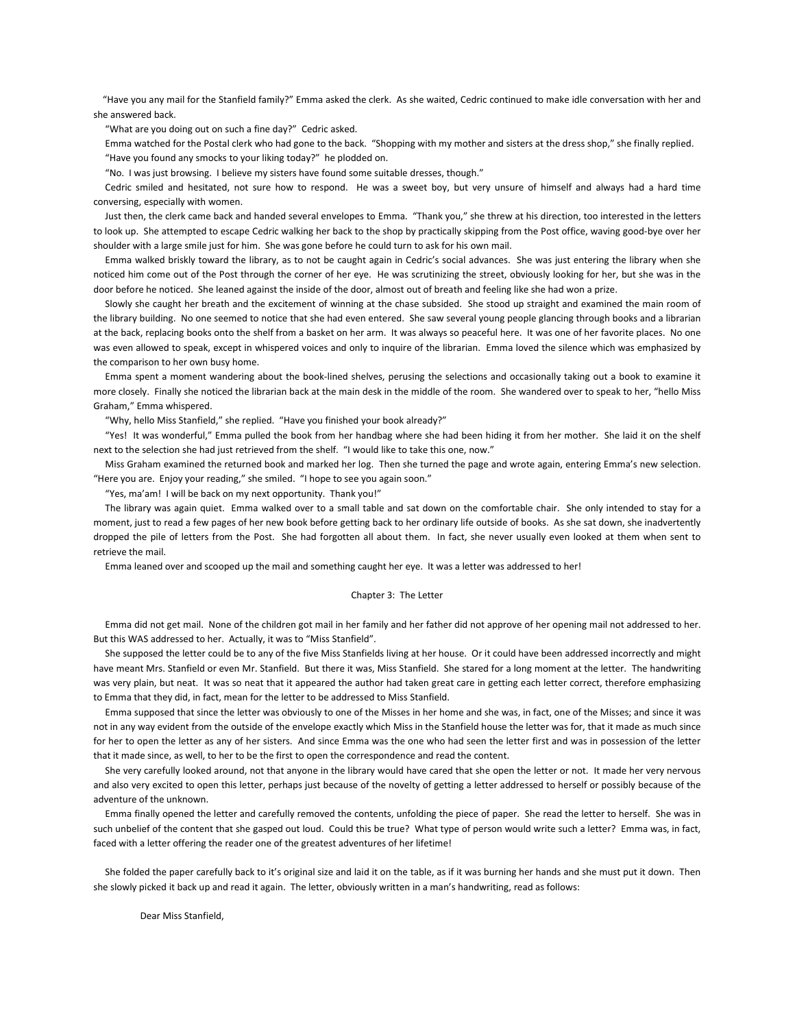"Have you any mail for the Stanfield family?" Emma asked the clerk. As she waited, Cedric continued to make idle conversation with her and she answered back.

"What are you doing out on such a fine day?" Cedric asked.

Emma watched for the Postal clerk who had gone to the back. "Shopping with my mother and sisters at the dress shop," she finally replied.

"Have you found any smocks to your liking today?" he plodded on.

"No. I was just browsing. I believe my sisters have found some suitable dresses, though."

Cedric smiled and hesitated, not sure how to respond. He was a sweet boy, but very unsure of himself and always had a hard time conversing, especially with women.

Just then, the clerk came back and handed several envelopes to Emma. "Thank you," she threw at his direction, too interested in the letters to look up. She attempted to escape Cedric walking her back to the shop by practically skipping from the Post office, waving good-bye over her shoulder with a large smile just for him. She was gone before he could turn to ask for his own mail.

Emma walked briskly toward the library, as to not be caught again in Cedric's social advances. She was just entering the library when she noticed him come out of the Post through the corner of her eye. He was scrutinizing the street, obviously looking for her, but she was in the door before he noticed. She leaned against the inside of the door, almost out of breath and feeling like she had won a prize.

Slowly she caught her breath and the excitement of winning at the chase subsided. She stood up straight and examined the main room of the library building. No one seemed to notice that she had even entered. She saw several young people glancing through books and a librarian at the back, replacing books onto the shelf from a basket on her arm. It was always so peaceful here. It was one of her favorite places. No one was even allowed to speak, except in whispered voices and only to inquire of the librarian. Emma loved the silence which was emphasized by the comparison to her own busy home.

Emma spent a moment wandering about the book-lined shelves, perusing the selections and occasionally taking out a book to examine it more closely. Finally she noticed the librarian back at the main desk in the middle of the room. She wandered over to speak to her, "hello Miss Graham," Emma whispered.

"Why, hello Miss Stanfield," she replied. "Have you finished your book already?"

"Yes! It was wonderful," Emma pulled the book from her handbag where she had been hiding it from her mother. She laid it on the shelf next to the selection she had just retrieved from the shelf. "I would like to take this one, now."

Miss Graham examined the returned book and marked her log. Then she turned the page and wrote again, entering Emma's new selection. "Here you are. Enjoy your reading," she smiled. "I hope to see you again soon."

"Yes, ma'am! I will be back on my next opportunity. Thank you!"

The library was again quiet. Emma walked over to a small table and sat down on the comfortable chair. She only intended to stay for a moment, just to read a few pages of her new book before getting back to her ordinary life outside of books. As she sat down, she inadvertently dropped the pile of letters from the Post. She had forgotten all about them. In fact, she never usually even looked at them when sent to retrieve the mail.

Emma leaned over and scooped up the mail and something caught her eye. It was a letter was addressed to her!

## Chapter 3: The Letter

Emma did not get mail. None of the children got mail in her family and her father did not approve of her opening mail not addressed to her. But this WAS addressed to her. Actually, it was to "Miss Stanfield".

She supposed the letter could be to any of the five Miss Stanfields living at her house. Or it could have been addressed incorrectly and might have meant Mrs. Stanfield or even Mr. Stanfield. But there it was, Miss Stanfield. She stared for a long moment at the letter. The handwriting was very plain, but neat. It was so neat that it appeared the author had taken great care in getting each letter correct, therefore emphasizing to Emma that they did, in fact, mean for the letter to be addressed to Miss Stanfield.

Emma supposed that since the letter was obviously to one of the Misses in her home and she was, in fact, one of the Misses; and since it was not in any way evident from the outside of the envelope exactly which Miss in the Stanfield house the letter was for, that it made as much since for her to open the letter as any of her sisters. And since Emma was the one who had seen the letter first and was in possession of the letter that it made since, as well, to her to be the first to open the correspondence and read the content.

She very carefully looked around, not that anyone in the library would have cared that she open the letter or not. It made her very nervous and also very excited to open this letter, perhaps just because of the novelty of getting a letter addressed to herself or possibly because of the adventure of the unknown.

Emma finally opened the letter and carefully removed the contents, unfolding the piece of paper. She read the letter to herself. She was in such unbelief of the content that she gasped out loud. Could this be true? What type of person would write such a letter? Emma was, in fact, faced with a letter offering the reader one of the greatest adventures of her lifetime!

She folded the paper carefully back to it's original size and laid it on the table, as if it was burning her hands and she must put it down. Then she slowly picked it back up and read it again. The letter, obviously written in a man's handwriting, read as follows:

Dear Miss Stanfield,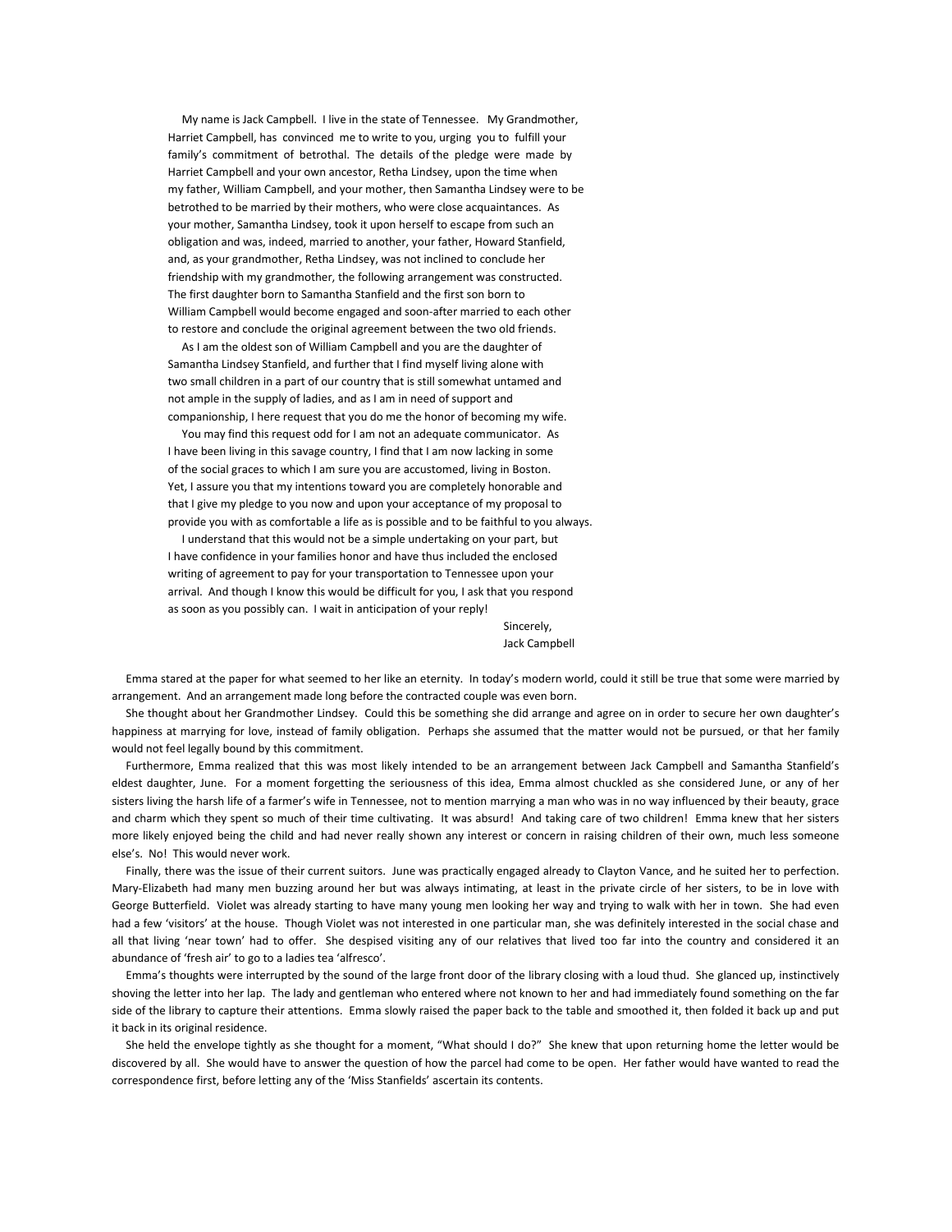My name is Jack Campbell. I live in the state of Tennessee. My Grandmother, Harriet Campbell, has convinced me to write to you, urging you to fulfill your family's commitment of betrothal. The details of the pledge were made by Harriet Campbell and your own ancestor, Retha Lindsey, upon the time when my father, William Campbell, and your mother, then Samantha Lindsey were to be betrothed to be married by their mothers, who were close acquaintances. As your mother, Samantha Lindsey, took it upon herself to escape from such an obligation and was, indeed, married to another, your father, Howard Stanfield, and, as your grandmother, Retha Lindsey, was not inclined to conclude her friendship with my grandmother, the following arrangement was constructed. The first daughter born to Samantha Stanfield and the first son born to William Campbell would become engaged and soon-after married to each other to restore and conclude the original agreement between the two old friends.

As I am the oldest son of William Campbell and you are the daughter of Samantha Lindsey Stanfield, and further that I find myself living alone with two small children in a part of our country that is still somewhat untamed and not ample in the supply of ladies, and as I am in need of support and companionship, I here request that you do me the honor of becoming my wife.

You may find this request odd for I am not an adequate communicator. As I have been living in this savage country, I find that I am now lacking in some of the social graces to which I am sure you are accustomed, living in Boston. Yet, I assure you that my intentions toward you are completely honorable and that I give my pledge to you now and upon your acceptance of my proposal to provide you with as comfortable a life as is possible and to be faithful to you always.

I understand that this would not be a simple undertaking on your part, but I have confidence in your families honor and have thus included the enclosed writing of agreement to pay for your transportation to Tennessee upon your arrival. And though I know this would be difficult for you, I ask that you respond as soon as you possibly can. I wait in anticipation of your reply!

Sincerely,
Jack Campbell

Emma stared at the paper for what seemed to her like an eternity. In today's modern world, could it still be true that some were married by arrangement. And an arrangement made long before the contracted couple was even born.

She thought about her Grandmother Lindsey. Could this be something she did arrange and agree on in order to secure her own daughter's happiness at marrying for love, instead of family obligation. Perhaps she assumed that the matter would not be pursued, or that her family would not feel legally bound by this commitment.

Furthermore, Emma realized that this was most likely intended to be an arrangement between Jack Campbell and Samantha Stanfield's eldest daughter, June. For a moment forgetting the seriousness of this idea, Emma almost chuckled as she considered June, or any of her sisters living the harsh life of a farmer's wife in Tennessee, not to mention marrying a man who was in no way influenced by their beauty, grace and charm which they spent so much of their time cultivating. It was absurd! And taking care of two children! Emma knew that her sisters more likely enjoyed being the child and had never really shown any interest or concern in raising children of their own, much less someone else's. No! This would never work.

Finally, there was the issue of their current suitors. June was practically engaged already to Clayton Vance, and he suited her to perfection. Mary-Elizabeth had many men buzzing around her but was always intimating, at least in the private circle of her sisters, to be in love with George Butterfield. Violet was already starting to have many young men looking her way and trying to walk with her in town. She had even had a few 'visitors' at the house. Though Violet was not interested in one particular man, she was definitely interested in the social chase and all that living 'near town' had to offer. She despised visiting any of our relatives that lived too far into the country and considered it an abundance of 'fresh air' to go to a ladies tea 'alfresco'.

Emma's thoughts were interrupted by the sound of the large front door of the library closing with a loud thud. She glanced up, instinctively shoving the letter into her lap. The lady and gentleman who entered where not known to her and had immediately found something on the far side of the library to capture their attentions. Emma slowly raised the paper back to the table and smoothed it, then folded it back up and put it back in its original residence.

She held the envelope tightly as she thought for a moment, "What should I do?" She knew that upon returning home the letter would be discovered by all. She would have to answer the question of how the parcel had come to be open. Her father would have wanted to read the correspondence first, before letting any of the 'Miss Stanfields' ascertain its contents.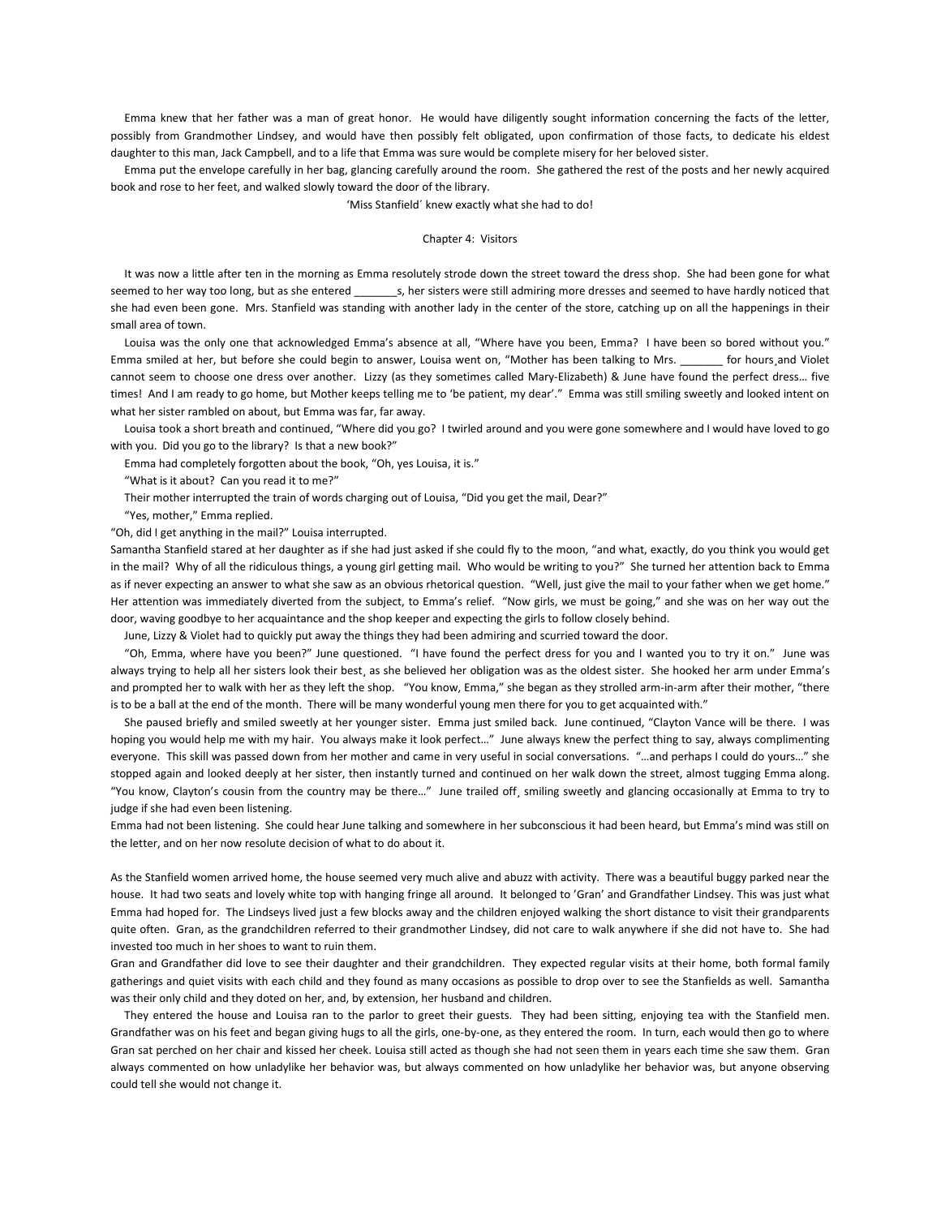Emma knew that her father was a man of great honor. He would have diligently sought information concerning the facts of the letter, possibly from Grandmother Lindsey, and would have then possibly felt obligated, upon confirmation of those facts, to dedicate his eldest daughter to this man, Jack Campbell, and to a life that Emma was sure would be complete misery for her beloved sister.

Emma put the envelope carefully in her bag, glancing carefully around the room. She gathered the rest of the posts and her newly acquired book and rose to her feet, and walked slowly toward the door of the library.

'Miss Stanfield´ knew exactly what she had to do!

## Chapter 4: Visitors

It was now a little after ten in the morning as Emma resolutely strode down the street toward the dress shop. She had been gone for what seemed to her way too long, but as she entered _______s, her sisters were still admiring more dresses and seemed to have hardly noticed that she had even been gone. Mrs. Stanfield was standing with another lady in the center of the store, catching up on all the happenings in their small area of town.

Louisa was the only one that acknowledged Emma's absence at all, "Where have you been, Emma? I have been so bored without you." Emma smiled at her, but before she could begin to answer, Louisa went on, "Mother has been talking to Mrs. _______ for hours, and Violet cannot seem to choose one dress over another. Lizzy (as they sometimes called Mary-Elizabeth) & June have found the perfect dress… five times! And I am ready to go home, but Mother keeps telling me to 'be patient, my dear'." Emma was still smiling sweetly and looked intent on what her sister rambled on about, but Emma was far, far away.

Louisa took a short breath and continued, "Where did you go? I twirled around and you were gone somewhere and I would have loved to go with you. Did you go to the library? Is that a new book?"

Emma had completely forgotten about the book, "Oh, yes Louisa, it is."

"What is it about? Can you read it to me?"

Their mother interrupted the train of words charging out of Louisa, "Did you get the mail, Dear?"

"Yes, mother," Emma replied.

"Oh, did I get anything in the mail?" Louisa interrupted.

Samantha Stanfield stared at her daughter as if she had just asked if she could fly to the moon, "and what, exactly, do you think you would get in the mail? Why of all the ridiculous things, a young girl getting mail. Who would be writing to you?" She turned her attention back to Emma as if never expecting an answer to what she saw as an obvious rhetorical question. "Well, just give the mail to your father when we get home." Her attention was immediately diverted from the subject, to Emma's relief. "Now girls, we must be going," and she was on her way out the door, waving goodbye to her acquaintance and the shop keeper and expecting the girls to follow closely behind.

June, Lizzy & Violet had to quickly put away the things they had been admiring and scurried toward the door.

"Oh, Emma, where have you been?" June questioned. "I have found the perfect dress for you and I wanted you to try it on." June was always trying to help all her sisters look their best, as she believed her obligation was as the oldest sister. She hooked her arm under Emma's and prompted her to walk with her as they left the shop. "You know, Emma," she began as they strolled arm-in-arm after their mother, "there is to be a ball at the end of the month. There will be many wonderful young men there for you to get acquainted with."

She paused briefly and smiled sweetly at her younger sister. Emma just smiled back. June continued, "Clayton Vance will be there. I was hoping you would help me with my hair. You always make it look perfect…" June always knew the perfect thing to say, always complimenting everyone. This skill was passed down from her mother and came in very useful in social conversations. "…and perhaps I could do yours…" she stopped again and looked deeply at her sister, then instantly turned and continued on her walk down the street, almost tugging Emma along. "You know, Clayton's cousin from the country may be there…" June trailed off, smiling sweetly and glancing occasionally at Emma to try to judge if she had even been listening.

Emma had not been listening. She could hear June talking and somewhere in her subconscious it had been heard, but Emma's mind was still on the letter, and on her now resolute decision of what to do about it.

As the Stanfield women arrived home, the house seemed very much alive and abuzz with activity. There was a beautiful buggy parked near the house. It had two seats and lovely white top with hanging fringe all around. It belonged to 'Gran' and Grandfather Lindsey. This was just what Emma had hoped for. The Lindseys lived just a few blocks away and the children enjoyed walking the short distance to visit their grandparents quite often. Gran, as the grandchildren referred to their grandmother Lindsey, did not care to walk anywhere if she did not have to. She had invested too much in her shoes to want to ruin them.

Gran and Grandfather did love to see their daughter and their grandchildren. They expected regular visits at their home, both formal family gatherings and quiet visits with each child and they found as many occasions as possible to drop over to see the Stanfields as well. Samantha was their only child and they doted on her, and, by extension, her husband and children.

They entered the house and Louisa ran to the parlor to greet their guests. They had been sitting, enjoying tea with the Stanfield men. Grandfather was on his feet and began giving hugs to all the girls, one-by-one, as they entered the room. In turn, each would then go to where Gran sat perched on her chair and kissed her cheek. Louisa still acted as though she had not seen them in years each time she saw them. Gran always commented on how unladylike her behavior was, but always commented on how unladylike her behavior was, but anyone observing could tell she would not change it.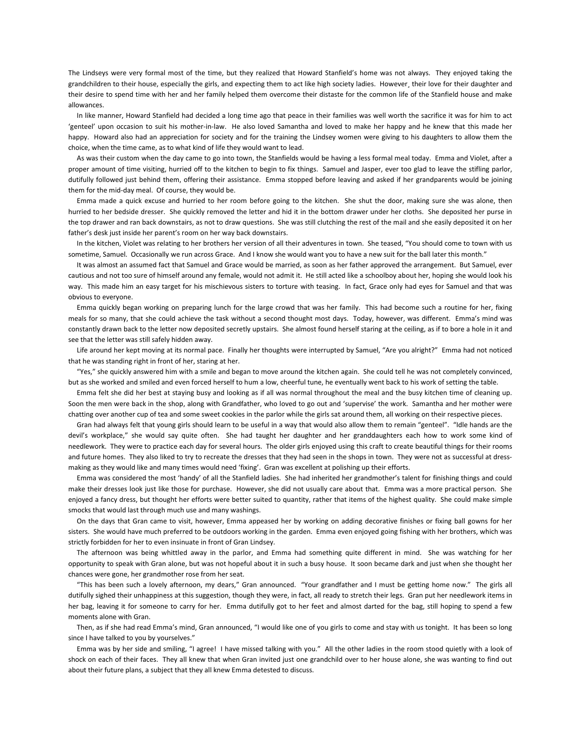The Lindseys were very formal most of the time, but they realized that Howard Stanfield's home was not always. They enjoyed taking the grandchildren to their house, especially the girls, and expecting them to act like high society ladies. However¸ their love for their daughter and their desire to spend time with her and her family helped them overcome their distaste for the common life of the Stanfield house and make allowances.

In like manner, Howard Stanfield had decided a long time ago that peace in their families was well worth the sacrifice it was for him to act 'genteel' upon occasion to suit his mother-in-law. He also loved Samantha and loved to make her happy and he knew that this made her happy. Howard also had an appreciation for society and for the training the Lindsey women were giving to his daughters to allow them the choice, when the time came, as to what kind of life they would want to lead.

As was their custom when the day came to go into town, the Stanfields would be having a less formal meal today. Emma and Violet, after a proper amount of time visiting, hurried off to the kitchen to begin to fix things. Samuel and Jasper, ever too glad to leave the stifling parlor, dutifully followed just behind them, offering their assistance. Emma stopped before leaving and asked if her grandparents would be joining them for the mid-day meal. Of course, they would be.

Emma made a quick excuse and hurried to her room before going to the kitchen. She shut the door, making sure she was alone, then hurried to her bedside dresser. She quickly removed the letter and hid it in the bottom drawer under her cloths. She deposited her purse in the top drawer and ran back downstairs, as not to draw questions. She was still clutching the rest of the mail and she easily deposited it on her father's desk just inside her parent's room on her way back downstairs.

In the kitchen, Violet was relating to her brothers her version of all their adventures in town. She teased, "You should come to town with us sometime, Samuel. Occasionally we run across Grace. And I know she would want you to have a new suit for the ball later this month."

It was almost an assumed fact that Samuel and Grace would be married, as soon as her father approved the arrangement. But Samuel, ever cautious and not too sure of himself around any female, would not admit it. He still acted like a schoolboy about her, hoping she would look his way. This made him an easy target for his mischievous sisters to torture with teasing. In fact, Grace only had eyes for Samuel and that was obvious to everyone.

Emma quickly began working on preparing lunch for the large crowd that was her family. This had become such a routine for her, fixing meals for so many, that she could achieve the task without a second thought most days. Today, however, was different. Emma's mind was constantly drawn back to the letter now deposited secretly upstairs. She almost found herself staring at the ceiling, as if to bore a hole in it and see that the letter was still safely hidden away.

Life around her kept moving at its normal pace. Finally her thoughts were interrupted by Samuel, "Are you alright?" Emma had not noticed that he was standing right in front of her, staring at her.

"Yes," she quickly answered him with a smile and began to move around the kitchen again. She could tell he was not completely convinced, but as she worked and smiled and even forced herself to hum a low, cheerful tune, he eventually went back to his work of setting the table.

Emma felt she did her best at staying busy and looking as if all was normal throughout the meal and the busy kitchen time of cleaning up. Soon the men were back in the shop, along with Grandfather, who loved to go out and 'supervise' the work. Samantha and her mother were chatting over another cup of tea and some sweet cookies in the parlor while the girls sat around them, all working on their respective pieces.

Gran had always felt that young girls should learn to be useful in a way that would also allow them to remain "genteel". "Idle hands are the devil's workplace," she would say quite often. She had taught her daughter and her granddaughters each how to work some kind of needlework. They were to practice each day for several hours. The older girls enjoyed using this craft to create beautiful things for their rooms and future homes. They also liked to try to recreate the dresses that they had seen in the shops in town. They were not as successful at dress-making as they would like and many times would need 'fixing'. Gran was excellent at polishing up their efforts.

Emma was considered the most 'handy' of all the Stanfield ladies. She had inherited her grandmother's talent for finishing things and could make their dresses look just like those for purchase. However, she did not usually care about that. Emma was a more practical person. She enjoyed a fancy dress, but thought her efforts were better suited to quantity, rather that items of the highest quality. She could make simple smocks that would last through much use and many washings.

On the days that Gran came to visit, however, Emma appeased her by working on adding decorative finishes or fixing ball gowns for her sisters. She would have much preferred to be outdoors working in the garden. Emma even enjoyed going fishing with her brothers, which was strictly forbidden for her to even insinuate in front of Gran Lindsey.

The afternoon was being whittled away in the parlor, and Emma had something quite different in mind. She was watching for her opportunity to speak with Gran alone, but was not hopeful about it in such a busy house. It soon became dark and just when she thought her chances were gone, her grandmother rose from her seat.

"This has been such a lovely afternoon, my dears," Gran announced. "Your grandfather and I must be getting home now." The girls all dutifully sighed their unhappiness at this suggestion, though they were, in fact, all ready to stretch their legs. Gran put her needlework items in her bag, leaving it for someone to carry for her. Emma dutifully got to her feet and almost darted for the bag, still hoping to spend a few moments alone with Gran.

Then, as if she had read Emma's mind, Gran announced, "I would like one of you girls to come and stay with us tonight. It has been so long since I have talked to you by yourselves."

Emma was by her side and smiling, "I agree! I have missed talking with you." All the other ladies in the room stood quietly with a look of shock on each of their faces. They all knew that when Gran invited just one grandchild over to her house alone, she was wanting to find out about their future plans, a subject that they all knew Emma detested to discuss.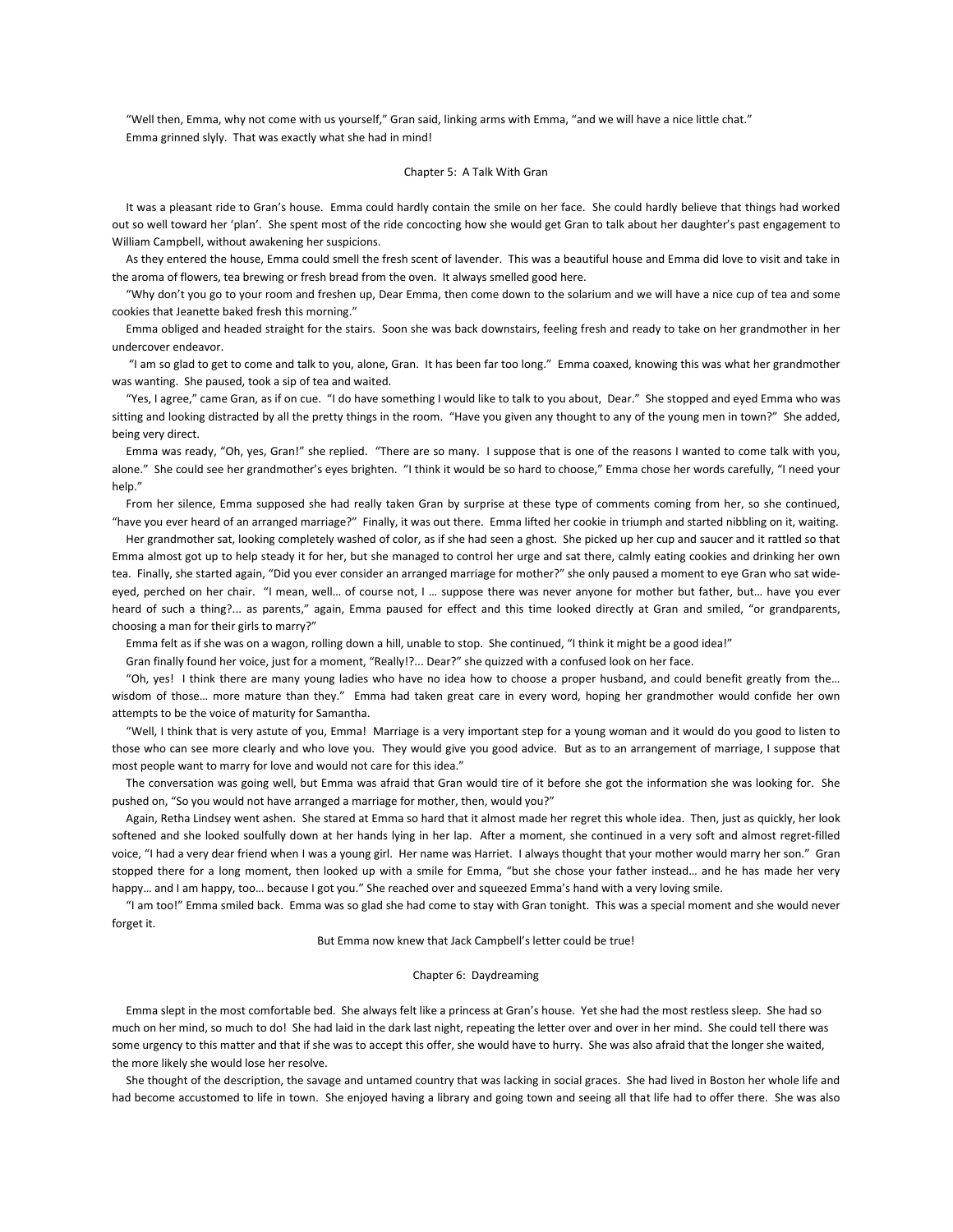"Well then, Emma, why not come with us yourself," Gran said, linking arms with Emma, "and we will have a nice little chat."

Emma grinned slyly. That was exactly what she had in mind!

## Chapter 5: A Talk With Gran

It was a pleasant ride to Gran's house. Emma could hardly contain the smile on her face. She could hardly believe that things had worked out so well toward her 'plan'. She spent most of the ride concocting how she would get Gran to talk about her daughter's past engagement to William Campbell, without awakening her suspicions.

As they entered the house, Emma could smell the fresh scent of lavender. This was a beautiful house and Emma did love to visit and take in the aroma of flowers, tea brewing or fresh bread from the oven. It always smelled good here.

"Why don't you go to your room and freshen up, Dear Emma, then come down to the solarium and we will have a nice cup of tea and some cookies that Jeanette baked fresh this morning."

Emma obliged and headed straight for the stairs. Soon she was back downstairs, feeling fresh and ready to take on her grandmother in her undercover endeavor.

"I am so glad to get to come and talk to you, alone, Gran. It has been far too long." Emma coaxed, knowing this was what her grandmother was wanting. She paused, took a sip of tea and waited.

"Yes, I agree," came Gran, as if on cue. "I do have something I would like to talk to you about, Dear." She stopped and eyed Emma who was sitting and looking distracted by all the pretty things in the room. "Have you given any thought to any of the young men in town?" She added, being very direct.

Emma was ready, "Oh, yes, Gran!" she replied. "There are so many. I suppose that is one of the reasons I wanted to come talk with you, alone." She could see her grandmother's eyes brighten. "I think it would be so hard to choose," Emma chose her words carefully, "I need your help."

From her silence, Emma supposed she had really taken Gran by surprise at these type of comments coming from her, so she continued, "have you ever heard of an arranged marriage?" Finally, it was out there. Emma lifted her cookie in triumph and started nibbling on it, waiting.

Her grandmother sat, looking completely washed of color, as if she had seen a ghost. She picked up her cup and saucer and it rattled so that Emma almost got up to help steady it for her, but she managed to control her urge and sat there, calmly eating cookies and drinking her own tea. Finally, she started again, "Did you ever consider an arranged marriage for mother?" she only paused a moment to eye Gran who sat wide-eyed, perched on her chair. "I mean, well… of course not, I … suppose there was never anyone for mother but father, but… have you ever heard of such a thing?... as parents," again, Emma paused for effect and this time looked directly at Gran and smiled, "or grandparents, choosing a man for their girls to marry?"

Emma felt as if she was on a wagon, rolling down a hill, unable to stop. She continued, "I think it might be a good idea!"

Gran finally found her voice, just for a moment, "Really!?... Dear?" she quizzed with a confused look on her face.

"Oh, yes! I think there are many young ladies who have no idea how to choose a proper husband, and could benefit greatly from the… wisdom of those… more mature than they." Emma had taken great care in every word, hoping her grandmother would confide her own attempts to be the voice of maturity for Samantha.

"Well, I think that is very astute of you, Emma! Marriage is a very important step for a young woman and it would do you good to listen to those who can see more clearly and who love you. They would give you good advice. But as to an arrangement of marriage, I suppose that most people want to marry for love and would not care for this idea."

The conversation was going well, but Emma was afraid that Gran would tire of it before she got the information she was looking for. She pushed on, "So you would not have arranged a marriage for mother, then, would you?"

Again, Retha Lindsey went ashen. She stared at Emma so hard that it almost made her regret this whole idea. Then, just as quickly, her look softened and she looked soulfully down at her hands lying in her lap. After a moment, she continued in a very soft and almost regret-filled voice, "I had a very dear friend when I was a young girl. Her name was Harriet. I always thought that your mother would marry her son." Gran stopped there for a long moment, then looked up with a smile for Emma, "but she chose your father instead… and he has made her very happy… and I am happy, too… because I got you." She reached over and squeezed Emma's hand with a very loving smile.

"I am too!" Emma smiled back. Emma was so glad she had come to stay with Gran tonight. This was a special moment and she would never forget it.

But Emma now knew that Jack Campbell's letter could be true!

## Chapter 6: Daydreaming

Emma slept in the most comfortable bed. She always felt like a princess at Gran's house. Yet she had the most restless sleep. She had so much on her mind, so much to do! She had laid in the dark last night, repeating the letter over and over in her mind. She could tell there was some urgency to this matter and that if she was to accept this offer, she would have to hurry. She was also afraid that the longer she waited, the more likely she would lose her resolve.

She thought of the description, the savage and untamed country that was lacking in social graces. She had lived in Boston her whole life and had become accustomed to life in town. She enjoyed having a library and going town and seeing all that life had to offer there. She was also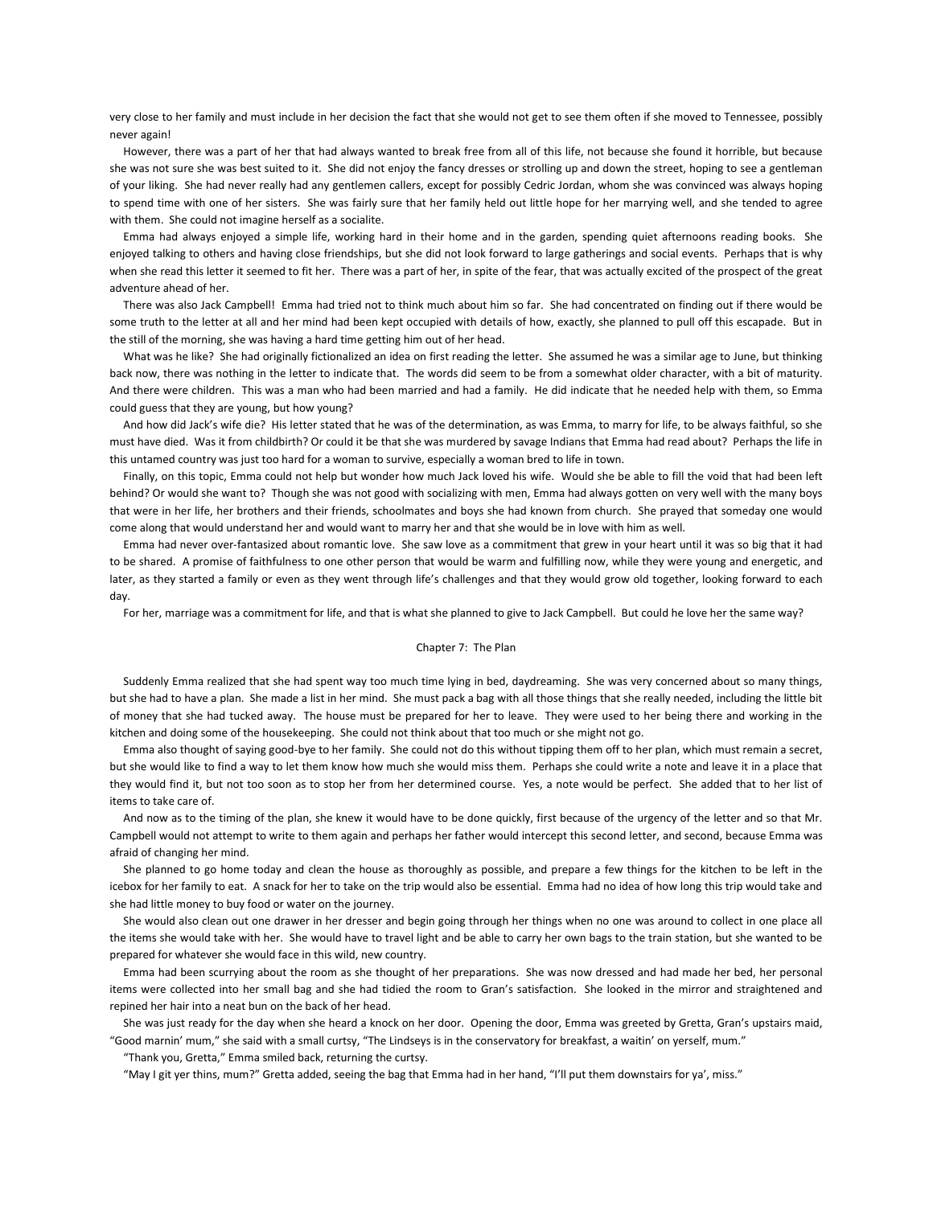very close to her family and must include in her decision the fact that she would not get to see them often if she moved to Tennessee, possibly never again!

However, there was a part of her that had always wanted to break free from all of this life, not because she found it horrible, but because she was not sure she was best suited to it. She did not enjoy the fancy dresses or strolling up and down the street, hoping to see a gentleman of your liking. She had never really had any gentlemen callers, except for possibly Cedric Jordan, whom she was convinced was always hoping to spend time with one of her sisters. She was fairly sure that her family held out little hope for her marrying well, and she tended to agree with them. She could not imagine herself as a socialite.

Emma had always enjoyed a simple life, working hard in their home and in the garden, spending quiet afternoons reading books. She enjoyed talking to others and having close friendships, but she did not look forward to large gatherings and social events. Perhaps that is why when she read this letter it seemed to fit her. There was a part of her, in spite of the fear, that was actually excited of the prospect of the great adventure ahead of her.

There was also Jack Campbell! Emma had tried not to think much about him so far. She had concentrated on finding out if there would be some truth to the letter at all and her mind had been kept occupied with details of how, exactly, she planned to pull off this escapade. But in the still of the morning, she was having a hard time getting him out of her head.

What was he like? She had originally fictionalized an idea on first reading the letter. She assumed he was a similar age to June, but thinking back now, there was nothing in the letter to indicate that. The words did seem to be from a somewhat older character, with a bit of maturity. And there were children. This was a man who had been married and had a family. He did indicate that he needed help with them, so Emma could guess that they are young, but how young?

And how did Jack's wife die? His letter stated that he was of the determination, as was Emma, to marry for life, to be always faithful, so she must have died. Was it from childbirth? Or could it be that she was murdered by savage Indians that Emma had read about? Perhaps the life in this untamed country was just too hard for a woman to survive, especially a woman bred to life in town.

Finally, on this topic, Emma could not help but wonder how much Jack loved his wife. Would she be able to fill the void that had been left behind? Or would she want to? Though she was not good with socializing with men, Emma had always gotten on very well with the many boys that were in her life, her brothers and their friends, schoolmates and boys she had known from church. She prayed that someday one would come along that would understand her and would want to marry her and that she would be in love with him as well.

Emma had never over-fantasized about romantic love. She saw love as a commitment that grew in your heart until it was so big that it had to be shared. A promise of faithfulness to one other person that would be warm and fulfilling now, while they were young and energetic, and later, as they started a family or even as they went through life's challenges and that they would grow old together, looking forward to each day.

For her, marriage was a commitment for life, and that is what she planned to give to Jack Campbell. But could he love her the same way?

## Chapter 7: The Plan

Suddenly Emma realized that she had spent way too much time lying in bed, daydreaming. She was very concerned about so many things, but she had to have a plan. She made a list in her mind. She must pack a bag with all those things that she really needed, including the little bit of money that she had tucked away. The house must be prepared for her to leave. They were used to her being there and working in the kitchen and doing some of the housekeeping. She could not think about that too much or she might not go.

Emma also thought of saying good-bye to her family. She could not do this without tipping them off to her plan, which must remain a secret, but she would like to find a way to let them know how much she would miss them. Perhaps she could write a note and leave it in a place that they would find it, but not too soon as to stop her from her determined course. Yes, a note would be perfect. She added that to her list of items to take care of.

And now as to the timing of the plan, she knew it would have to be done quickly, first because of the urgency of the letter and so that Mr. Campbell would not attempt to write to them again and perhaps her father would intercept this second letter, and second, because Emma was afraid of changing her mind.

She planned to go home today and clean the house as thoroughly as possible, and prepare a few things for the kitchen to be left in the icebox for her family to eat. A snack for her to take on the trip would also be essential. Emma had no idea of how long this trip would take and she had little money to buy food or water on the journey.

She would also clean out one drawer in her dresser and begin going through her things when no one was around to collect in one place all the items she would take with her. She would have to travel light and be able to carry her own bags to the train station, but she wanted to be prepared for whatever she would face in this wild, new country.

Emma had been scurrying about the room as she thought of her preparations. She was now dressed and had made her bed, her personal items were collected into her small bag and she had tidied the room to Gran's satisfaction. She looked in the mirror and straightened and repined her hair into a neat bun on the back of her head.

She was just ready for the day when she heard a knock on her door. Opening the door, Emma was greeted by Gretta, Gran's upstairs maid, "Good marnin' mum," she said with a small curtsy, "The Lindseys is in the conservatory for breakfast, a waitin' on yerself, mum."

"Thank you, Gretta," Emma smiled back, returning the curtsy.

"May I git yer thins, mum?" Gretta added, seeing the bag that Emma had in her hand, "I'll put them downstairs for ya', miss."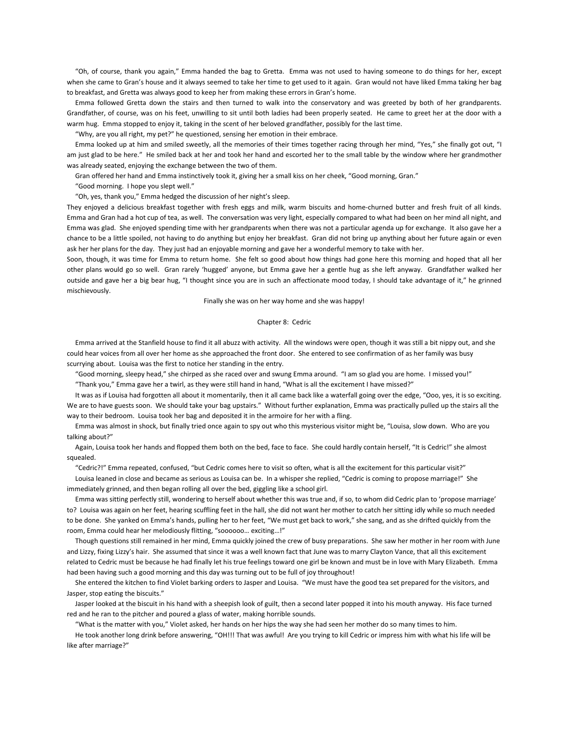"Oh, of course, thank you again," Emma handed the bag to Gretta. Emma was not used to having someone to do things for her, except when she came to Gran's house and it always seemed to take her time to get used to it again. Gran would not have liked Emma taking her bag to breakfast, and Gretta was always good to keep her from making these errors in Gran's home.

Emma followed Gretta down the stairs and then turned to walk into the conservatory and was greeted by both of her grandparents. Grandfather, of course, was on his feet, unwilling to sit until both ladies had been properly seated. He came to greet her at the door with a warm hug. Emma stopped to enjoy it, taking in the scent of her beloved grandfather, possibly for the last time.

"Why, are you all right, my pet?" he questioned, sensing her emotion in their embrace.

Emma looked up at him and smiled sweetly, all the memories of their times together racing through her mind, "Yes," she finally got out, "I am just glad to be here." He smiled back at her and took her hand and escorted her to the small table by the window where her grandmother was already seated, enjoying the exchange between the two of them.

Gran offered her hand and Emma instinctively took it, giving her a small kiss on her cheek, "Good morning, Gran."

"Good morning. I hope you slept well."

"Oh, yes, thank you," Emma hedged the discussion of her night's sleep.

They enjoyed a delicious breakfast together with fresh eggs and milk, warm biscuits and home-churned butter and fresh fruit of all kinds. Emma and Gran had a hot cup of tea, as well. The conversation was very light, especially compared to what had been on her mind all night, and Emma was glad. She enjoyed spending time with her grandparents when there was not a particular agenda up for exchange. It also gave her a chance to be a little spoiled, not having to do anything but enjoy her breakfast. Gran did not bring up anything about her future again or even ask her her plans for the day. They just had an enjoyable morning and gave her a wonderful memory to take with her.

Soon, though, it was time for Emma to return home. She felt so good about how things had gone here this morning and hoped that all her other plans would go so well. Gran rarely 'hugged' anyone, but Emma gave her a gentle hug as she left anyway. Grandfather walked her outside and gave her a big bear hug, "I thought since you are in such an affectionate mood today, I should take advantage of it," he grinned mischievously.

Finally she was on her way home and she was happy!

## Chapter 8: Cedric

Emma arrived at the Stanfield house to find it all abuzz with activity. All the windows were open, though it was still a bit nippy out, and she could hear voices from all over her home as she approached the front door. She entered to see confirmation of as her family was busy scurrying about. Louisa was the first to notice her standing in the entry.

"Good morning, sleepy head," she chirped as she raced over and swung Emma around. "I am so glad you are home. I missed you!"

"Thank you," Emma gave her a twirl, as they were still hand in hand, "What is all the excitement I have missed?"

It was as if Louisa had forgotten all about it momentarily, then it all came back like a waterfall going over the edge, "Ooo, yes, it is so exciting. We are to have guests soon. We should take your bag upstairs." Without further explanation, Emma was practically pulled up the stairs all the way to their bedroom. Louisa took her bag and deposited it in the armoire for her with a fling.

Emma was almost in shock, but finally tried once again to spy out who this mysterious visitor might be, "Louisa, slow down. Who are you talking about?"

Again, Louisa took her hands and flopped them both on the bed, face to face. She could hardly contain herself, "It is Cedric!" she almost squealed.

"Cedric?!" Emma repeated, confused, "but Cedric comes here to visit so often, what is all the excitement for this particular visit?"

Louisa leaned in close and became as serious as Louisa can be. In a whisper she replied, "Cedric is coming to propose marriage!" She immediately grinned, and then began rolling all over the bed, giggling like a school girl.

Emma was sitting perfectly still, wondering to herself about whether this was true and, if so, to whom did Cedric plan to 'propose marriage' to? Louisa was again on her feet, hearing scuffling feet in the hall, she did not want her mother to catch her sitting idly while so much needed to be done. She yanked on Emma's hands, pulling her to her feet, "We must get back to work," she sang, and as she drifted quickly from the room, Emma could hear her melodiously flitting, "soooooo… exciting…!"

Though questions still remained in her mind, Emma quickly joined the crew of busy preparations. She saw her mother in her room with June and Lizzy, fixing Lizzy's hair. She assumed that since it was a well known fact that June was to marry Clayton Vance, that all this excitement related to Cedric must be because he had finally let his true feelings toward one girl be known and must be in love with Mary Elizabeth. Emma had been having such a good morning and this day was turning out to be full of joy throughout!

She entered the kitchen to find Violet barking orders to Jasper and Louisa. "We must have the good tea set prepared for the visitors, and Jasper, stop eating the biscuits."

Jasper looked at the biscuit in his hand with a sheepish look of guilt, then a second later popped it into his mouth anyway. His face turned red and he ran to the pitcher and poured a glass of water, making horrible sounds.

"What is the matter with you," Violet asked, her hands on her hips the way she had seen her mother do so many times to him.

He took another long drink before answering, "OH!!! That was awful! Are you trying to kill Cedric or impress him with what his life will be like after marriage?"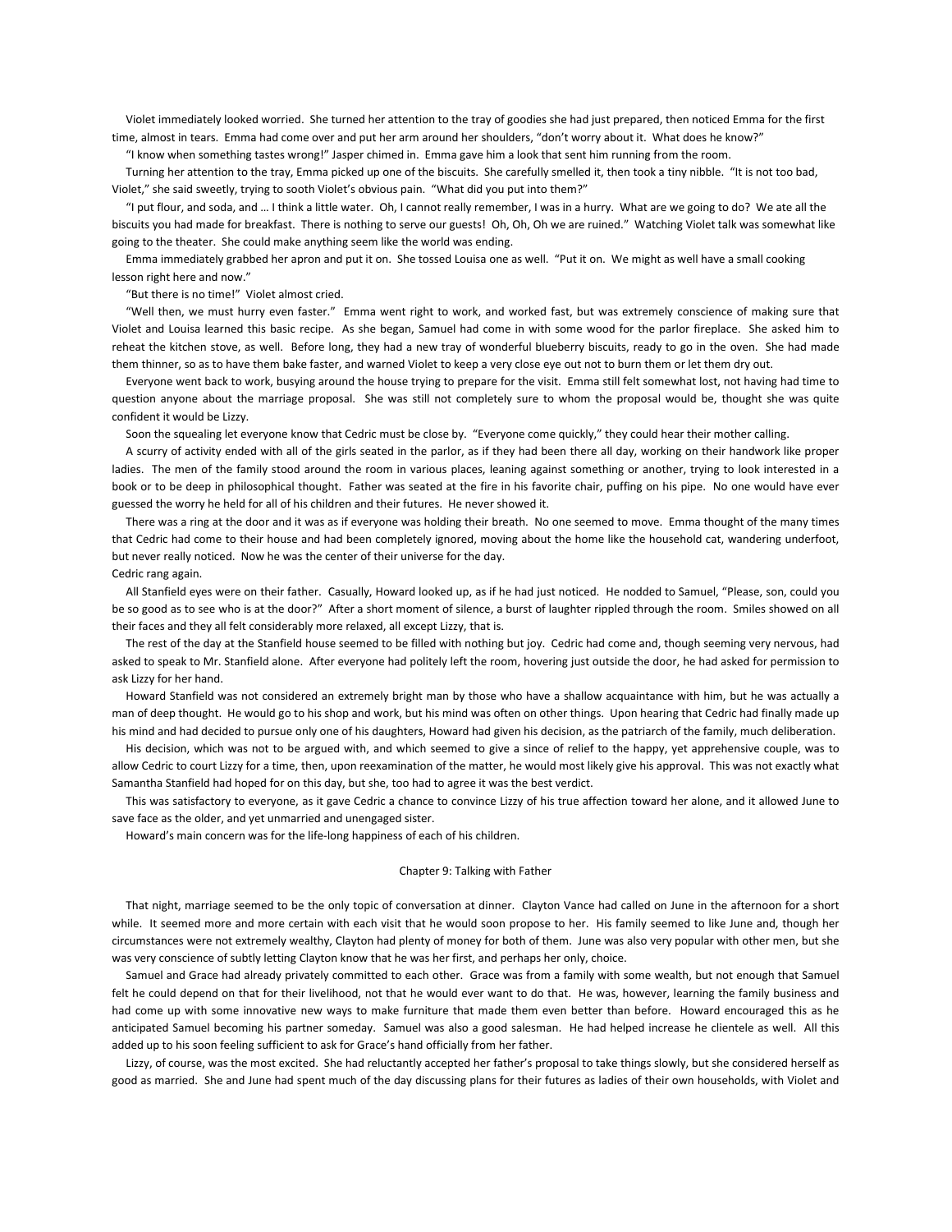Violet immediately looked worried. She turned her attention to the tray of goodies she had just prepared, then noticed Emma for the first time, almost in tears. Emma had come over and put her arm around her shoulders, "don't worry about it. What does he know?"

"I know when something tastes wrong!" Jasper chimed in. Emma gave him a look that sent him running from the room.

Turning her attention to the tray, Emma picked up one of the biscuits. She carefully smelled it, then took a tiny nibble. "It is not too bad, Violet," she said sweetly, trying to sooth Violet's obvious pain. "What did you put into them?"

"I put flour, and soda, and … I think a little water. Oh, I cannot really remember, I was in a hurry. What are we going to do? We ate all the biscuits you had made for breakfast. There is nothing to serve our guests! Oh, Oh, Oh we are ruined." Watching Violet talk was somewhat like going to the theater. She could make anything seem like the world was ending.

Emma immediately grabbed her apron and put it on. She tossed Louisa one as well. "Put it on. We might as well have a small cooking lesson right here and now."

"But there is no time!" Violet almost cried.

"Well then, we must hurry even faster." Emma went right to work, and worked fast, but was extremely conscience of making sure that Violet and Louisa learned this basic recipe. As she began, Samuel had come in with some wood for the parlor fireplace. She asked him to reheat the kitchen stove, as well. Before long, they had a new tray of wonderful blueberry biscuits, ready to go in the oven. She had made them thinner, so as to have them bake faster, and warned Violet to keep a very close eye out not to burn them or let them dry out.

Everyone went back to work, busying around the house trying to prepare for the visit. Emma still felt somewhat lost, not having had time to question anyone about the marriage proposal. She was still not completely sure to whom the proposal would be, thought she was quite confident it would be Lizzy.

Soon the squealing let everyone know that Cedric must be close by. "Everyone come quickly," they could hear their mother calling.

A scurry of activity ended with all of the girls seated in the parlor, as if they had been there all day, working on their handwork like proper ladies. The men of the family stood around the room in various places, leaning against something or another, trying to look interested in a book or to be deep in philosophical thought. Father was seated at the fire in his favorite chair, puffing on his pipe. No one would have ever guessed the worry he held for all of his children and their futures. He never showed it.

There was a ring at the door and it was as if everyone was holding their breath. No one seemed to move. Emma thought of the many times that Cedric had come to their house and had been completely ignored, moving about the home like the household cat, wandering underfoot, but never really noticed. Now he was the center of their universe for the day.

Cedric rang again.

All Stanfield eyes were on their father. Casually, Howard looked up, as if he had just noticed. He nodded to Samuel, "Please, son, could you be so good as to see who is at the door?" After a short moment of silence, a burst of laughter rippled through the room. Smiles showed on all their faces and they all felt considerably more relaxed, all except Lizzy, that is.

The rest of the day at the Stanfield house seemed to be filled with nothing but joy. Cedric had come and, though seeming very nervous, had asked to speak to Mr. Stanfield alone. After everyone had politely left the room, hovering just outside the door, he had asked for permission to ask Lizzy for her hand.

Howard Stanfield was not considered an extremely bright man by those who have a shallow acquaintance with him, but he was actually a man of deep thought. He would go to his shop and work, but his mind was often on other things. Upon hearing that Cedric had finally made up his mind and had decided to pursue only one of his daughters, Howard had given his decision, as the patriarch of the family, much deliberation.

His decision, which was not to be argued with, and which seemed to give a since of relief to the happy, yet apprehensive couple, was to allow Cedric to court Lizzy for a time, then, upon reexamination of the matter, he would most likely give his approval. This was not exactly what Samantha Stanfield had hoped for on this day, but she, too had to agree it was the best verdict.

This was satisfactory to everyone, as it gave Cedric a chance to convince Lizzy of his true affection toward her alone, and it allowed June to save face as the older, and yet unmarried and unengaged sister.

Howard's main concern was for the life-long happiness of each of his children.

## Chapter 9: Talking with Father

That night, marriage seemed to be the only topic of conversation at dinner. Clayton Vance had called on June in the afternoon for a short while. It seemed more and more certain with each visit that he would soon propose to her. His family seemed to like June and, though her circumstances were not extremely wealthy, Clayton had plenty of money for both of them. June was also very popular with other men, but she was very conscience of subtly letting Clayton know that he was her first, and perhaps her only, choice.

Samuel and Grace had already privately committed to each other. Grace was from a family with some wealth, but not enough that Samuel felt he could depend on that for their livelihood, not that he would ever want to do that. He was, however, learning the family business and had come up with some innovative new ways to make furniture that made them even better than before. Howard encouraged this as he anticipated Samuel becoming his partner someday. Samuel was also a good salesman. He had helped increase he clientele as well. All this added up to his soon feeling sufficient to ask for Grace's hand officially from her father.

Lizzy, of course, was the most excited. She had reluctantly accepted her father's proposal to take things slowly, but she considered herself as good as married. She and June had spent much of the day discussing plans for their futures as ladies of their own households, with Violet and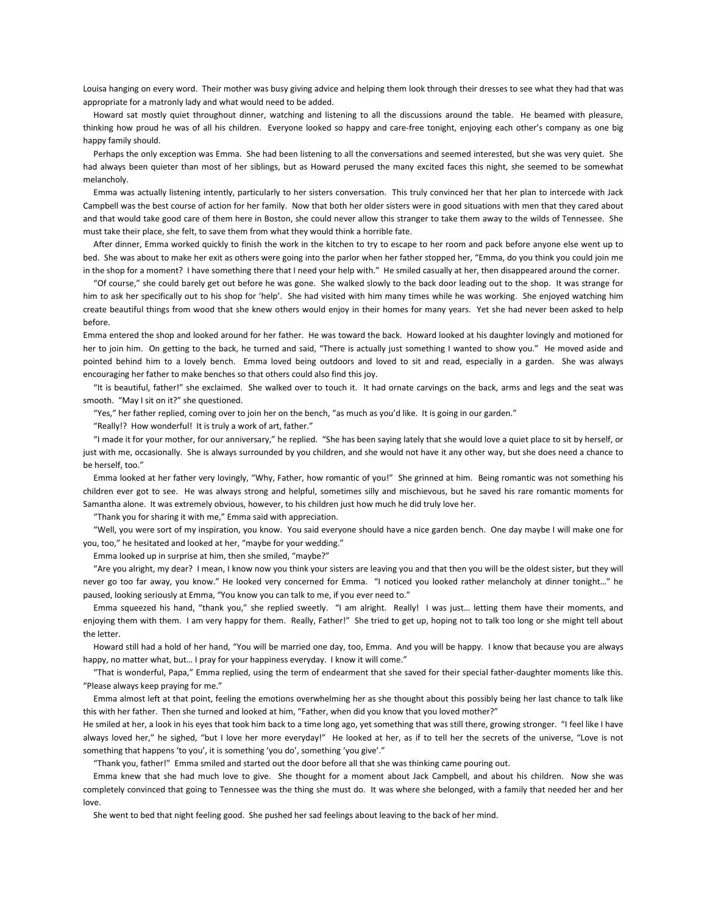Louisa hanging on every word. Their mother was busy giving advice and helping them look through their dresses to see what they had that was appropriate for a matronly lady and what would need to be added.

Howard sat mostly quiet throughout dinner, watching and listening to all the discussions around the table. He beamed with pleasure, thinking how proud he was of all his children. Everyone looked so happy and care-free tonight, enjoying each other's company as one big happy family should.

Perhaps the only exception was Emma. She had been listening to all the conversations and seemed interested, but she was very quiet. She had always been quieter than most of her siblings, but as Howard perused the many excited faces this night, she seemed to be somewhat melancholy.

Emma was actually listening intently, particularly to her sisters conversation. This truly convinced her that her plan to intercede with Jack Campbell was the best course of action for her family. Now that both her older sisters were in good situations with men that they cared about and that would take good care of them here in Boston, she could never allow this stranger to take them away to the wilds of Tennessee. She must take their place, she felt, to save them from what they would think a horrible fate.

After dinner, Emma worked quickly to finish the work in the kitchen to try to escape to her room and pack before anyone else went up to bed. She was about to make her exit as others were going into the parlor when her father stopped her, "Emma, do you think you could join me in the shop for a moment? I have something there that I need your help with." He smiled casually at her, then disappeared around the corner.

"Of course," she could barely get out before he was gone. She walked slowly to the back door leading out to the shop. It was strange for him to ask her specifically out to his shop for 'help'. She had visited with him many times while he was working. She enjoyed watching him create beautiful things from wood that she knew others would enjoy in their homes for many years. Yet she had never been asked to help before.

Emma entered the shop and looked around for her father. He was toward the back. Howard looked at his daughter lovingly and motioned for her to join him. On getting to the back, he turned and said, "There is actually just something I wanted to show you." He moved aside and pointed behind him to a lovely bench. Emma loved being outdoors and loved to sit and read, especially in a garden. She was always encouraging her father to make benches so that others could also find this joy.

"It is beautiful, father!" she exclaimed. She walked over to touch it. It had ornate carvings on the back, arms and legs and the seat was smooth. "May I sit on it?" she questioned.

"Yes," her father replied, coming over to join her on the bench, "as much as you'd like. It is going in our garden."

"Really!? How wonderful! It is truly a work of art, father."

"I made it for your mother, for our anniversary," he replied. "She has been saying lately that she would love a quiet place to sit by herself, or just with me, occasionally. She is always surrounded by you children, and she would not have it any other way, but she does need a chance to be herself, too."

Emma looked at her father very lovingly, "Why, Father, how romantic of you!" She grinned at him. Being romantic was not something his children ever got to see. He was always strong and helpful, sometimes silly and mischievous, but he saved his rare romantic moments for Samantha alone. It was extremely obvious, however, to his children just how much he did truly love her.

"Thank you for sharing it with me," Emma said with appreciation.

"Well, you were sort of my inspiration, you know. You said everyone should have a nice garden bench. One day maybe I will make one for you, too," he hesitated and looked at her, "maybe for your wedding."

Emma looked up in surprise at him, then she smiled, "maybe?"

"Are you alright, my dear? I mean, I know now you think your sisters are leaving you and that then you will be the oldest sister, but they will never go too far away, you know." He looked very concerned for Emma. "I noticed you looked rather melancholy at dinner tonight…" he paused, looking seriously at Emma, "You know you can talk to me, if you ever need to."

Emma squeezed his hand, "thank you," she replied sweetly. "I am alright. Really! I was just… letting them have their moments, and enjoying them with them. I am very happy for them. Really, Father!" She tried to get up, hoping not to talk too long or she might tell about the letter.

Howard still had a hold of her hand, "You will be married one day, too, Emma. And you will be happy. I know that because you are always happy, no matter what, but… I pray for your happiness everyday. I know it will come."

"That is wonderful, Papa," Emma replied, using the term of endearment that she saved for their special father-daughter moments like this. "Please always keep praying for me."

Emma almost left at that point, feeling the emotions overwhelming her as she thought about this possibly being her last chance to talk like this with her father. Then she turned and looked at him, "Father, when did you know that you loved mother?"

He smiled at her, a look in his eyes that took him back to a time long ago, yet something that was still there, growing stronger. "I feel like I have always loved her," he sighed, "but I love her more everyday!" He looked at her, as if to tell her the secrets of the universe, "Love is not something that happens 'to you', it is something 'you do', something 'you give'."

"Thank you, father!" Emma smiled and started out the door before all that she was thinking came pouring out.

Emma knew that she had much love to give. She thought for a moment about Jack Campbell, and about his children. Now she was completely convinced that going to Tennessee was the thing she must do. It was where she belonged, with a family that needed her and her love.

She went to bed that night feeling good. She pushed her sad feelings about leaving to the back of her mind.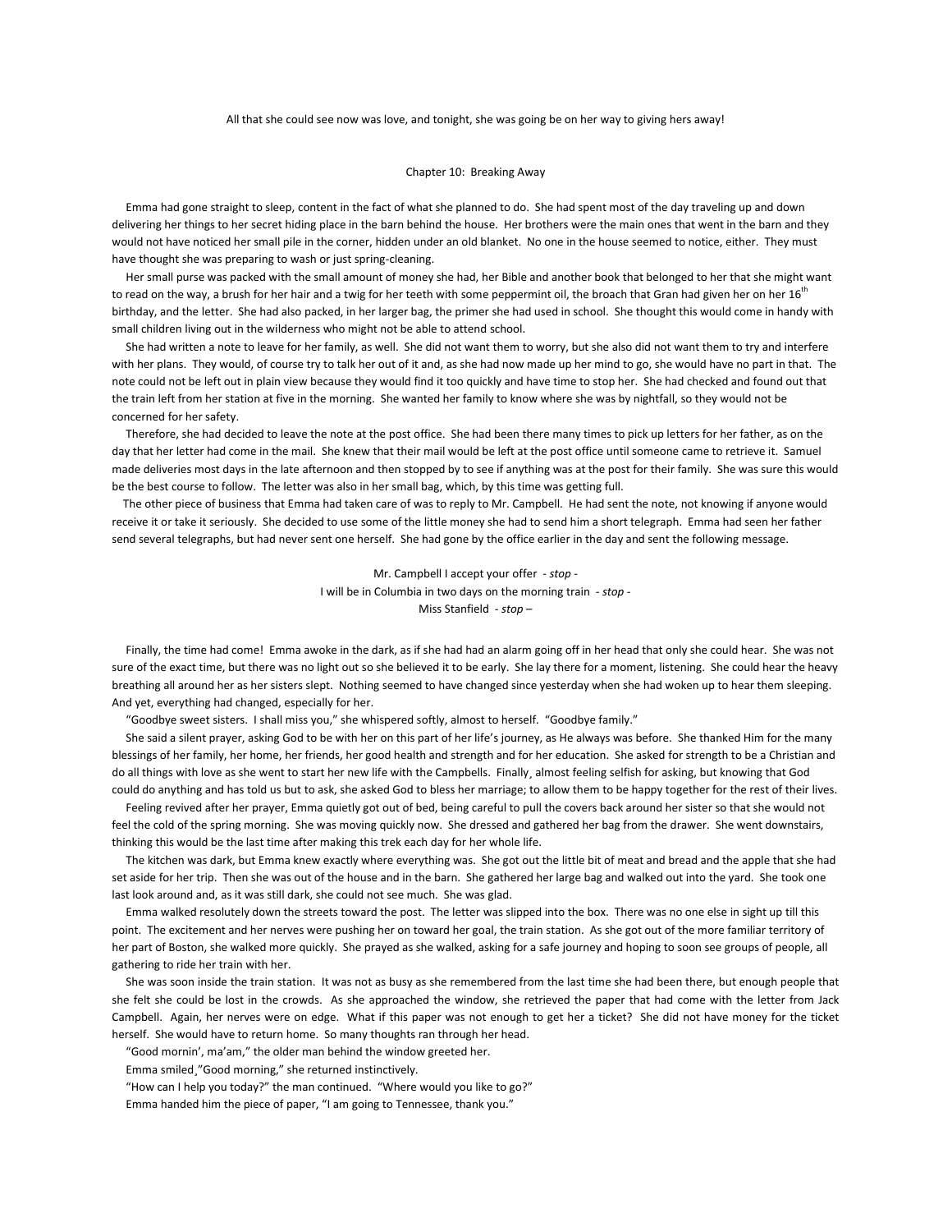All that she could see now was love, and tonight, she was going be on her way to giving hers away!

## Chapter 10: Breaking Away

Emma had gone straight to sleep, content in the fact of what she planned to do. She had spent most of the day traveling up and down delivering her things to her secret hiding place in the barn behind the house. Her brothers were the main ones that went in the barn and they would not have noticed her small pile in the corner, hidden under an old blanket. No one in the house seemed to notice, either. They must have thought she was preparing to wash or just spring-cleaning.

Her small purse was packed with the small amount of money she had, her Bible and another book that belonged to her that she might want to read on the way, a brush for her hair and a twig for her teeth with some peppermint oil, the broach that Gran had given her on her 16th birthday, and the letter. She had also packed, in her larger bag, the primer she had used in school. She thought this would come in handy with small children living out in the wilderness who might not be able to attend school.

She had written a note to leave for her family, as well. She did not want them to worry, but she also did not want them to try and interfere with her plans. They would, of course try to talk her out of it and, as she had now made up her mind to go, she would have no part in that. The note could not be left out in plain view because they would find it too quickly and have time to stop her. She had checked and found out that the train left from her station at five in the morning. She wanted her family to know where she was by nightfall, so they would not be concerned for her safety.

Therefore, she had decided to leave the note at the post office. She had been there many times to pick up letters for her father, as on the day that her letter had come in the mail. She knew that their mail would be left at the post office until someone came to retrieve it. Samuel made deliveries most days in the late afternoon and then stopped by to see if anything was at the post for their family. She was sure this would be the best course to follow. The letter was also in her small bag, which, by this time was getting full.

The other piece of business that Emma had taken care of was to reply to Mr. Campbell. He had sent the note, not knowing if anyone would receive it or take it seriously. She decided to use some of the little money she had to send him a short telegraph. Emma had seen her father send several telegraphs, but had never sent one herself. She had gone by the office earlier in the day and sent the following message.

Mr. Campbell I accept your offer - *stop* -
I will be in Columbia in two days on the morning train - *stop* -
Miss Stanfield - *stop* –

Finally, the time had come! Emma awoke in the dark, as if she had had an alarm going off in her head that only she could hear. She was not sure of the exact time, but there was no light out so she believed it to be early. She lay there for a moment, listening. She could hear the heavy breathing all around her as her sisters slept. Nothing seemed to have changed since yesterday when she had woken up to hear them sleeping. And yet, everything had changed, especially for her.

"Goodbye sweet sisters. I shall miss you," she whispered softly, almost to herself. "Goodbye family."

She said a silent prayer, asking God to be with her on this part of her life's journey, as He always was before. She thanked Him for the many blessings of her family, her home, her friends, her good health and strength and for her education. She asked for strength to be a Christian and do all things with love as she went to start her new life with the Campbells. Finally, almost feeling selfish for asking, but knowing that God could do anything and has told us but to ask, she asked God to bless her marriage; to allow them to be happy together for the rest of their lives.

Feeling revived after her prayer, Emma quietly got out of bed, being careful to pull the covers back around her sister so that she would not feel the cold of the spring morning. She was moving quickly now. She dressed and gathered her bag from the drawer. She went downstairs, thinking this would be the last time after making this trek each day for her whole life.

The kitchen was dark, but Emma knew exactly where everything was. She got out the little bit of meat and bread and the apple that she had set aside for her trip. Then she was out of the house and in the barn. She gathered her large bag and walked out into the yard. She took one last look around and, as it was still dark, she could not see much. She was glad.

Emma walked resolutely down the streets toward the post. The letter was slipped into the box. There was no one else in sight up till this point. The excitement and her nerves were pushing her on toward her goal, the train station. As she got out of the more familiar territory of her part of Boston, she walked more quickly. She prayed as she walked, asking for a safe journey and hoping to soon see groups of people, all gathering to ride her train with her.

She was soon inside the train station. It was not as busy as she remembered from the last time she had been there, but enough people that she felt she could be lost in the crowds. As she approached the window, she retrieved the paper that had come with the letter from Jack Campbell. Again, her nerves were on edge. What if this paper was not enough to get her a ticket? She did not have money for the ticket herself. She would have to return home. So many thoughts ran through her head.

"Good mornin', ma'am," the older man behind the window greeted her.

Emma smiled,"Good morning," she returned instinctively.

"How can I help you today?" the man continued. "Where would you like to go?"

Emma handed him the piece of paper, "I am going to Tennessee, thank you."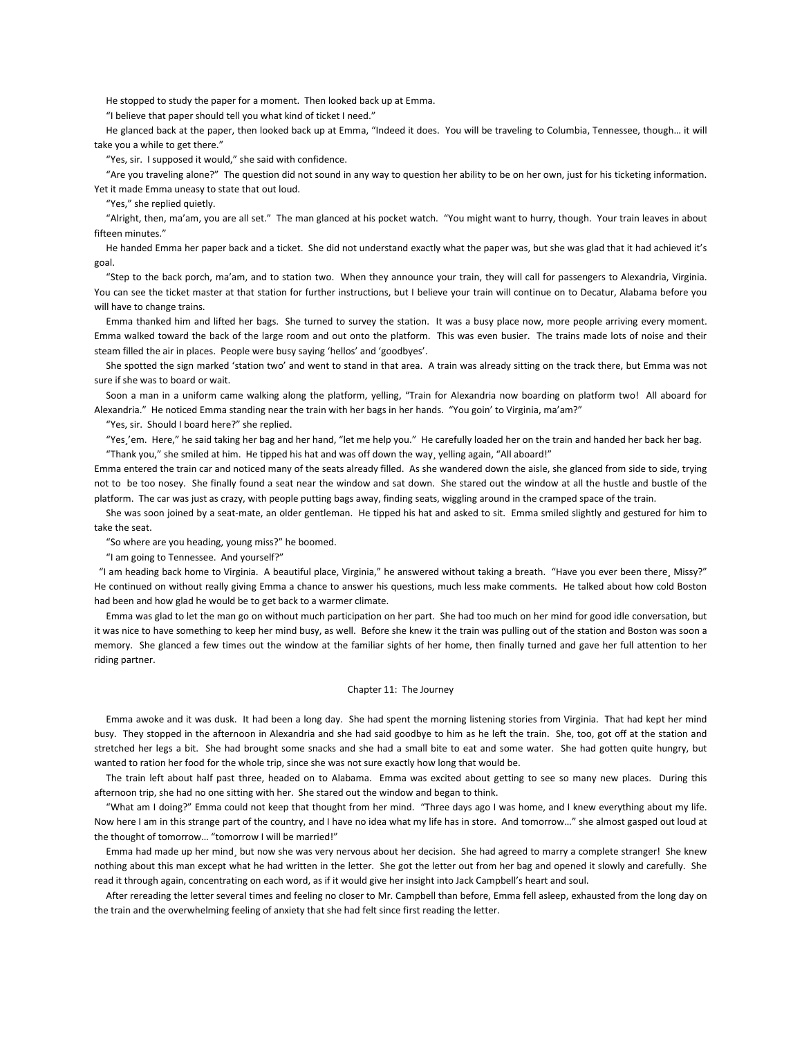He stopped to study the paper for a moment. Then looked back up at Emma.

"I believe that paper should tell you what kind of ticket I need."

He glanced back at the paper, then looked back up at Emma, "Indeed it does. You will be traveling to Columbia, Tennessee, though… it will take you a while to get there."

"Yes, sir. I supposed it would," she said with confidence.

"Are you traveling alone?" The question did not sound in any way to question her ability to be on her own, just for his ticketing information. Yet it made Emma uneasy to state that out loud.

"Yes," she replied quietly.

"Alright, then, ma'am, you are all set." The man glanced at his pocket watch. "You might want to hurry, though. Your train leaves in about fifteen minutes."

He handed Emma her paper back and a ticket. She did not understand exactly what the paper was, but she was glad that it had achieved it's goal.

"Step to the back porch, ma'am, and to station two. When they announce your train, they will call for passengers to Alexandria, Virginia. You can see the ticket master at that station for further instructions, but I believe your train will continue on to Decatur, Alabama before you will have to change trains.

Emma thanked him and lifted her bags. She turned to survey the station. It was a busy place now, more people arriving every moment. Emma walked toward the back of the large room and out onto the platform. This was even busier. The trains made lots of noise and their steam filled the air in places. People were busy saying 'hellos' and 'goodbyes'.

She spotted the sign marked 'station two' and went to stand in that area. A train was already sitting on the track there, but Emma was not sure if she was to board or wait.

Soon a man in a uniform came walking along the platform, yelling, "Train for Alexandria now boarding on platform two! All aboard for Alexandria." He noticed Emma standing near the train with her bags in her hands. "You goin' to Virginia, ma'am?"

"Yes, sir. Should I board here?" she replied.

"Yes¸'em. Here," he said taking her bag and her hand, "let me help you." He carefully loaded her on the train and handed her back her bag.

"Thank you," she smiled at him. He tipped his hat and was off down the way¸ yelling again, "All aboard!"

Emma entered the train car and noticed many of the seats already filled. As she wandered down the aisle, she glanced from side to side, trying not to be too nosey. She finally found a seat near the window and sat down. She stared out the window at all the hustle and bustle of the platform. The car was just as crazy, with people putting bags away, finding seats, wiggling around in the cramped space of the train.

She was soon joined by a seat-mate, an older gentleman. He tipped his hat and asked to sit. Emma smiled slightly and gestured for him to take the seat.

"So where are you heading, young miss?" he boomed.

"I am going to Tennessee. And yourself?"

"I am heading back home to Virginia. A beautiful place, Virginia," he answered without taking a breath. "Have you ever been there¸ Missy?" He continued on without really giving Emma a chance to answer his questions, much less make comments. He talked about how cold Boston had been and how glad he would be to get back to a warmer climate.

Emma was glad to let the man go on without much participation on her part. She had too much on her mind for good idle conversation, but it was nice to have something to keep her mind busy, as well. Before she knew it the train was pulling out of the station and Boston was soon a memory. She glanced a few times out the window at the familiar sights of her home, then finally turned and gave her full attention to her riding partner.

## Chapter 11: The Journey

Emma awoke and it was dusk. It had been a long day. She had spent the morning listening stories from Virginia. That had kept her mind busy. They stopped in the afternoon in Alexandria and she had said goodbye to him as he left the train. She, too, got off at the station and stretched her legs a bit. She had brought some snacks and she had a small bite to eat and some water. She had gotten quite hungry, but wanted to ration her food for the whole trip, since she was not sure exactly how long that would be.

The train left about half past three, headed on to Alabama. Emma was excited about getting to see so many new places. During this afternoon trip, she had no one sitting with her. She stared out the window and began to think.

"What am I doing?" Emma could not keep that thought from her mind. "Three days ago I was home, and I knew everything about my life. Now here I am in this strange part of the country, and I have no idea what my life has in store. And tomorrow…" she almost gasped out loud at the thought of tomorrow… "tomorrow I will be married!"

Emma had made up her mind¸ but now she was very nervous about her decision. She had agreed to marry a complete stranger! She knew nothing about this man except what he had written in the letter. She got the letter out from her bag and opened it slowly and carefully. She read it through again, concentrating on each word, as if it would give her insight into Jack Campbell's heart and soul.

After rereading the letter several times and feeling no closer to Mr. Campbell than before, Emma fell asleep, exhausted from the long day on the train and the overwhelming feeling of anxiety that she had felt since first reading the letter.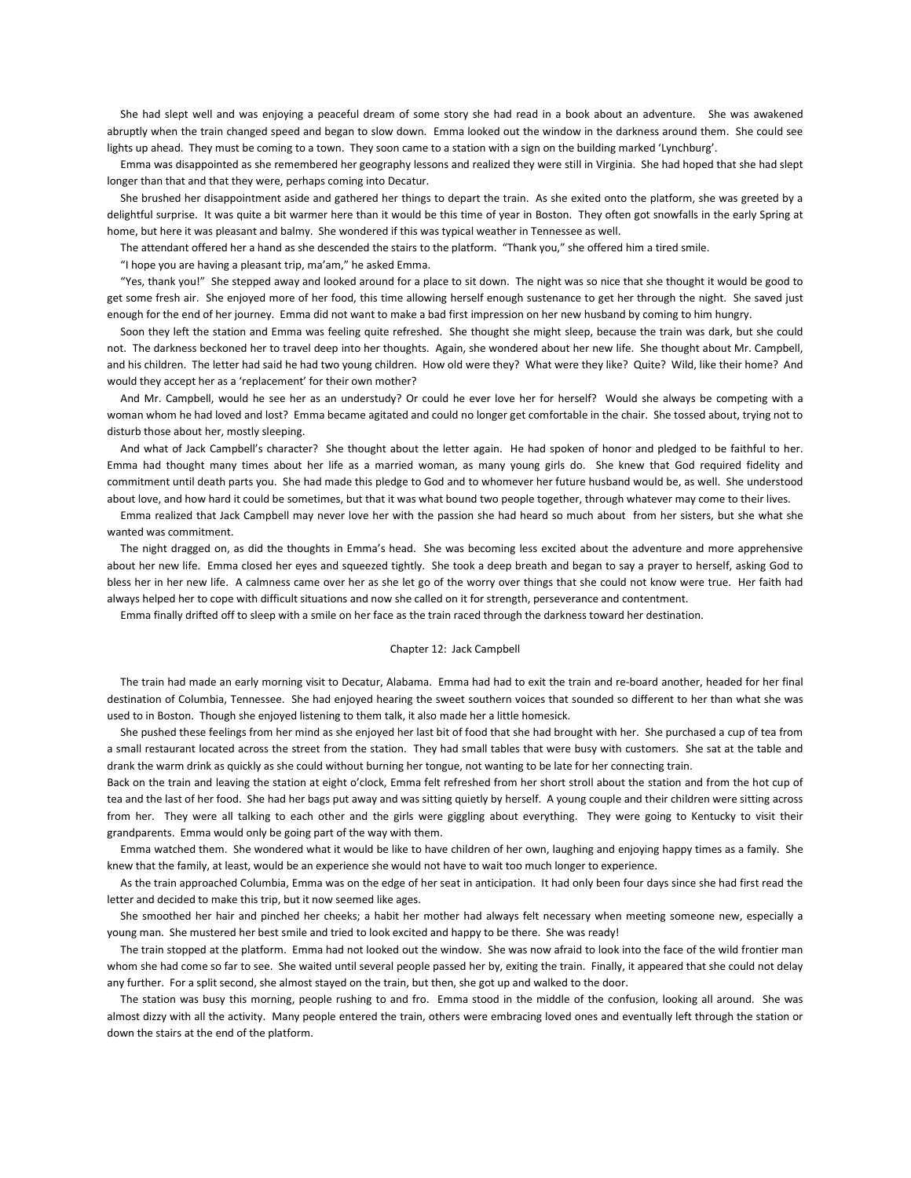She had slept well and was enjoying a peaceful dream of some story she had read in a book about an adventure. She was awakened abruptly when the train changed speed and began to slow down. Emma looked out the window in the darkness around them. She could see lights up ahead. They must be coming to a town. They soon came to a station with a sign on the building marked 'Lynchburg'.

Emma was disappointed as she remembered her geography lessons and realized they were still in Virginia. She had hoped that she had slept longer than that and that they were, perhaps coming into Decatur.

She brushed her disappointment aside and gathered her things to depart the train. As she exited onto the platform, she was greeted by a delightful surprise. It was quite a bit warmer here than it would be this time of year in Boston. They often got snowfalls in the early Spring at home, but here it was pleasant and balmy. She wondered if this was typical weather in Tennessee as well.

The attendant offered her a hand as she descended the stairs to the platform. "Thank you," she offered him a tired smile.

"I hope you are having a pleasant trip, ma'am," he asked Emma.

"Yes, thank you!" She stepped away and looked around for a place to sit down. The night was so nice that she thought it would be good to get some fresh air. She enjoyed more of her food, this time allowing herself enough sustenance to get her through the night. She saved just enough for the end of her journey. Emma did not want to make a bad first impression on her new husband by coming to him hungry.

Soon they left the station and Emma was feeling quite refreshed. She thought she might sleep, because the train was dark, but she could not. The darkness beckoned her to travel deep into her thoughts. Again, she wondered about her new life. She thought about Mr. Campbell, and his children. The letter had said he had two young children. How old were they? What were they like? Quite? Wild, like their home? And would they accept her as a 'replacement' for their own mother?

And Mr. Campbell, would he see her as an understudy? Or could he ever love her for herself? Would she always be competing with a woman whom he had loved and lost? Emma became agitated and could no longer get comfortable in the chair. She tossed about, trying not to disturb those about her, mostly sleeping.

And what of Jack Campbell's character? She thought about the letter again. He had spoken of honor and pledged to be faithful to her. Emma had thought many times about her life as a married woman, as many young girls do. She knew that God required fidelity and commitment until death parts you. She had made this pledge to God and to whomever her future husband would be, as well. She understood about love, and how hard it could be sometimes, but that it was what bound two people together, through whatever may come to their lives.

Emma realized that Jack Campbell may never love her with the passion she had heard so much about from her sisters, but she what she wanted was commitment.

The night dragged on, as did the thoughts in Emma's head. She was becoming less excited about the adventure and more apprehensive about her new life. Emma closed her eyes and squeezed tightly. She took a deep breath and began to say a prayer to herself, asking God to bless her in her new life. A calmness came over her as she let go of the worry over things that she could not know were true. Her faith had always helped her to cope with difficult situations and now she called on it for strength, perseverance and contentment.

Emma finally drifted off to sleep with a smile on her face as the train raced through the darkness toward her destination.

## Chapter 12: Jack Campbell

The train had made an early morning visit to Decatur, Alabama. Emma had had to exit the train and re-board another, headed for her final destination of Columbia, Tennessee. She had enjoyed hearing the sweet southern voices that sounded so different to her than what she was used to in Boston. Though she enjoyed listening to them talk, it also made her a little homesick.

She pushed these feelings from her mind as she enjoyed her last bit of food that she had brought with her. She purchased a cup of tea from a small restaurant located across the street from the station. They had small tables that were busy with customers. She sat at the table and drank the warm drink as quickly as she could without burning her tongue, not wanting to be late for her connecting train.

Back on the train and leaving the station at eight o'clock, Emma felt refreshed from her short stroll about the station and from the hot cup of tea and the last of her food. She had her bags put away and was sitting quietly by herself. A young couple and their children were sitting across from her. They were all talking to each other and the girls were giggling about everything. They were going to Kentucky to visit their grandparents. Emma would only be going part of the way with them.

Emma watched them. She wondered what it would be like to have children of her own, laughing and enjoying happy times as a family. She knew that the family, at least, would be an experience she would not have to wait too much longer to experience.

As the train approached Columbia, Emma was on the edge of her seat in anticipation. It had only been four days since she had first read the letter and decided to make this trip, but it now seemed like ages.

She smoothed her hair and pinched her cheeks; a habit her mother had always felt necessary when meeting someone new, especially a young man. She mustered her best smile and tried to look excited and happy to be there. She was ready!

The train stopped at the platform. Emma had not looked out the window. She was now afraid to look into the face of the wild frontier man whom she had come so far to see. She waited until several people passed her by, exiting the train. Finally, it appeared that she could not delay any further. For a split second, she almost stayed on the train, but then, she got up and walked to the door.

The station was busy this morning, people rushing to and fro. Emma stood in the middle of the confusion, looking all around. She was almost dizzy with all the activity. Many people entered the train, others were embracing loved ones and eventually left through the station or down the stairs at the end of the platform.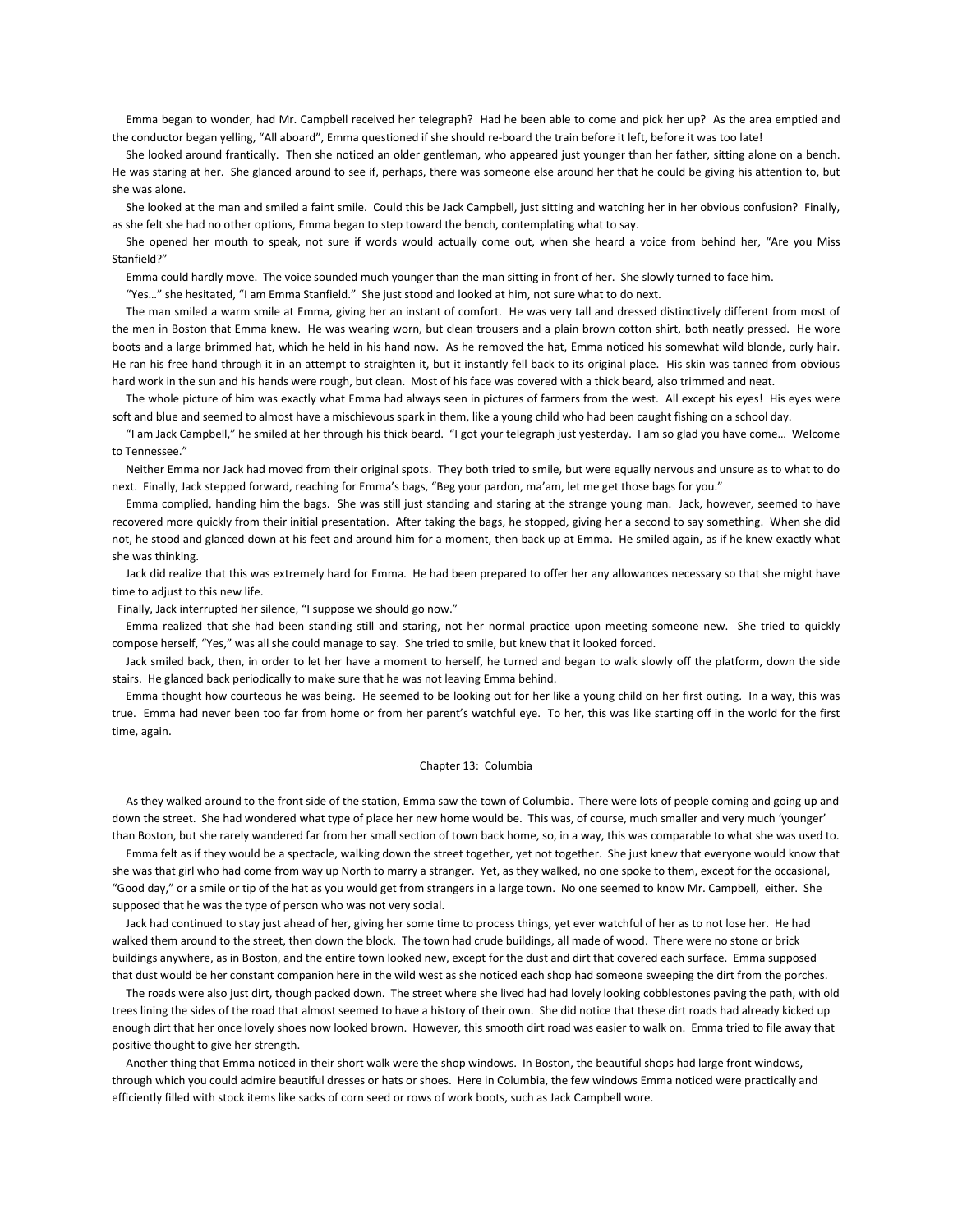Emma began to wonder, had Mr. Campbell received her telegraph? Had he been able to come and pick her up? As the area emptied and the conductor began yelling, "All aboard", Emma questioned if she should re-board the train before it left, before it was too late!

She looked around frantically. Then she noticed an older gentleman, who appeared just younger than her father, sitting alone on a bench. He was staring at her. She glanced around to see if, perhaps, there was someone else around her that he could be giving his attention to, but she was alone.

She looked at the man and smiled a faint smile. Could this be Jack Campbell, just sitting and watching her in her obvious confusion? Finally, as she felt she had no other options, Emma began to step toward the bench, contemplating what to say.

She opened her mouth to speak, not sure if words would actually come out, when she heard a voice from behind her, "Are you Miss Stanfield?"

Emma could hardly move. The voice sounded much younger than the man sitting in front of her. She slowly turned to face him.

"Yes…" she hesitated, "I am Emma Stanfield." She just stood and looked at him, not sure what to do next.

The man smiled a warm smile at Emma, giving her an instant of comfort. He was very tall and dressed distinctively different from most of the men in Boston that Emma knew. He was wearing worn, but clean trousers and a plain brown cotton shirt, both neatly pressed. He wore boots and a large brimmed hat, which he held in his hand now. As he removed the hat, Emma noticed his somewhat wild blonde, curly hair. He ran his free hand through it in an attempt to straighten it, but it instantly fell back to its original place. His skin was tanned from obvious hard work in the sun and his hands were rough, but clean. Most of his face was covered with a thick beard, also trimmed and neat.

The whole picture of him was exactly what Emma had always seen in pictures of farmers from the west. All except his eyes! His eyes were soft and blue and seemed to almost have a mischievous spark in them, like a young child who had been caught fishing on a school day.

"I am Jack Campbell," he smiled at her through his thick beard. "I got your telegraph just yesterday. I am so glad you have come… Welcome to Tennessee."

Neither Emma nor Jack had moved from their original spots. They both tried to smile, but were equally nervous and unsure as to what to do next. Finally, Jack stepped forward, reaching for Emma's bags, "Beg your pardon, ma'am, let me get those bags for you."

Emma complied, handing him the bags. She was still just standing and staring at the strange young man. Jack, however, seemed to have recovered more quickly from their initial presentation. After taking the bags, he stopped, giving her a second to say something. When she did not, he stood and glanced down at his feet and around him for a moment, then back up at Emma. He smiled again, as if he knew exactly what she was thinking.

Jack did realize that this was extremely hard for Emma. He had been prepared to offer her any allowances necessary so that she might have time to adjust to this new life.

Finally, Jack interrupted her silence, "I suppose we should go now."

Emma realized that she had been standing still and staring, not her normal practice upon meeting someone new. She tried to quickly compose herself, "Yes," was all she could manage to say. She tried to smile, but knew that it looked forced.

Jack smiled back, then, in order to let her have a moment to herself, he turned and began to walk slowly off the platform, down the side stairs. He glanced back periodically to make sure that he was not leaving Emma behind.

Emma thought how courteous he was being. He seemed to be looking out for her like a young child on her first outing. In a way, this was true. Emma had never been too far from home or from her parent's watchful eye. To her, this was like starting off in the world for the first time, again.

## Chapter 13: Columbia

As they walked around to the front side of the station, Emma saw the town of Columbia. There were lots of people coming and going up and down the street. She had wondered what type of place her new home would be. This was, of course, much smaller and very much 'younger' than Boston, but she rarely wandered far from her small section of town back home, so, in a way, this was comparable to what she was used to.

Emma felt as if they would be a spectacle, walking down the street together, yet not together. She just knew that everyone would know that she was that girl who had come from way up North to marry a stranger. Yet, as they walked, no one spoke to them, except for the occasional, "Good day," or a smile or tip of the hat as you would get from strangers in a large town. No one seemed to know Mr. Campbell, either. She supposed that he was the type of person who was not very social.

Jack had continued to stay just ahead of her, giving her some time to process things, yet ever watchful of her as to not lose her. He had walked them around to the street, then down the block. The town had crude buildings, all made of wood. There were no stone or brick buildings anywhere, as in Boston, and the entire town looked new, except for the dust and dirt that covered each surface. Emma supposed that dust would be her constant companion here in the wild west as she noticed each shop had someone sweeping the dirt from the porches.

The roads were also just dirt, though packed down. The street where she lived had had lovely looking cobblestones paving the path, with old trees lining the sides of the road that almost seemed to have a history of their own. She did notice that these dirt roads had already kicked up enough dirt that her once lovely shoes now looked brown. However, this smooth dirt road was easier to walk on. Emma tried to file away that positive thought to give her strength.

Another thing that Emma noticed in their short walk were the shop windows. In Boston, the beautiful shops had large front windows, through which you could admire beautiful dresses or hats or shoes. Here in Columbia, the few windows Emma noticed were practically and efficiently filled with stock items like sacks of corn seed or rows of work boots, such as Jack Campbell wore.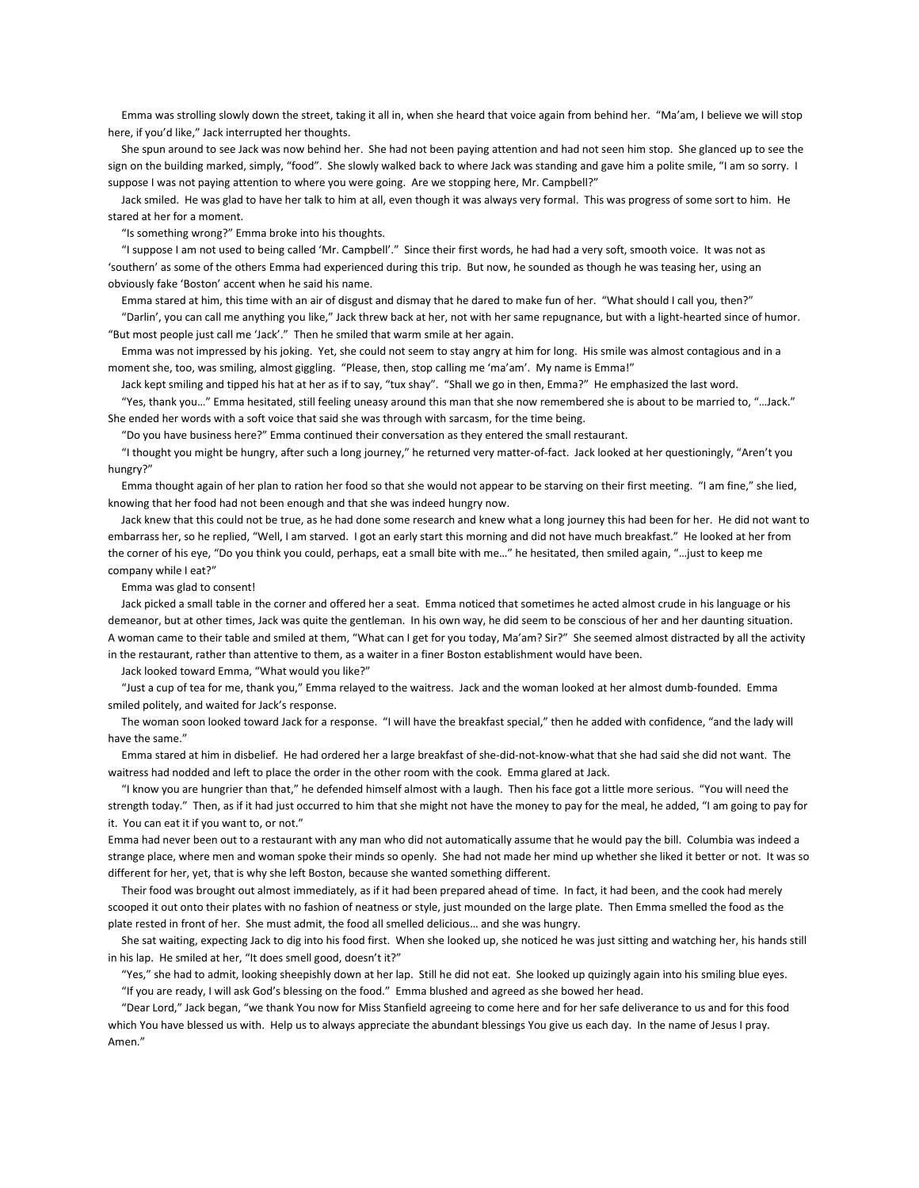Emma was strolling slowly down the street, taking it all in, when she heard that voice again from behind her. "Ma'am, I believe we will stop here, if you'd like," Jack interrupted her thoughts.

She spun around to see Jack was now behind her. She had not been paying attention and had not seen him stop. She glanced up to see the sign on the building marked, simply, "food". She slowly walked back to where Jack was standing and gave him a polite smile, "I am so sorry. I suppose I was not paying attention to where you were going. Are we stopping here, Mr. Campbell?"

Jack smiled. He was glad to have her talk to him at all, even though it was always very formal. This was progress of some sort to him. He stared at her for a moment.

"Is something wrong?" Emma broke into his thoughts.

"I suppose I am not used to being called 'Mr. Campbell'." Since their first words, he had had a very soft, smooth voice. It was not as 'southern' as some of the others Emma had experienced during this trip. But now, he sounded as though he was teasing her, using an obviously fake 'Boston' accent when he said his name.

Emma stared at him, this time with an air of disgust and dismay that he dared to make fun of her. "What should I call you, then?"

"Darlin', you can call me anything you like," Jack threw back at her, not with her same repugnance, but with a light-hearted since of humor. "But most people just call me 'Jack'." Then he smiled that warm smile at her again.

Emma was not impressed by his joking. Yet, she could not seem to stay angry at him for long. His smile was almost contagious and in a moment she, too, was smiling, almost giggling. "Please, then, stop calling me 'ma'am'. My name is Emma!"

Jack kept smiling and tipped his hat at her as if to say, "tux shay". "Shall we go in then, Emma?" He emphasized the last word.

"Yes, thank you…" Emma hesitated, still feeling uneasy around this man that she now remembered she is about to be married to, "…Jack." She ended her words with a soft voice that said she was through with sarcasm, for the time being.

"Do you have business here?" Emma continued their conversation as they entered the small restaurant.

"I thought you might be hungry, after such a long journey," he returned very matter-of-fact. Jack looked at her questioningly, "Aren't you hungry?"

Emma thought again of her plan to ration her food so that she would not appear to be starving on their first meeting. "I am fine," she lied, knowing that her food had not been enough and that she was indeed hungry now.

Jack knew that this could not be true, as he had done some research and knew what a long journey this had been for her. He did not want to embarrass her, so he replied, "Well, I am starved. I got an early start this morning and did not have much breakfast." He looked at her from the corner of his eye, "Do you think you could, perhaps, eat a small bite with me…" he hesitated, then smiled again, "…just to keep me company while I eat?"

Emma was glad to consent!

Jack picked a small table in the corner and offered her a seat. Emma noticed that sometimes he acted almost crude in his language or his demeanor, but at other times, Jack was quite the gentleman. In his own way, he did seem to be conscious of her and her daunting situation. A woman came to their table and smiled at them, "What can I get for you today, Ma'am? Sir?" She seemed almost distracted by all the activity in the restaurant, rather than attentive to them, as a waiter in a finer Boston establishment would have been.

Jack looked toward Emma, "What would you like?"

"Just a cup of tea for me, thank you," Emma relayed to the waitress. Jack and the woman looked at her almost dumb-founded. Emma smiled politely, and waited for Jack's response.

The woman soon looked toward Jack for a response. "I will have the breakfast special," then he added with confidence, "and the lady will have the same."

Emma stared at him in disbelief. He had ordered her a large breakfast of she-did-not-know-what that she had said she did not want. The waitress had nodded and left to place the order in the other room with the cook. Emma glared at Jack.

"I know you are hungrier than that," he defended himself almost with a laugh. Then his face got a little more serious. "You will need the strength today." Then, as if it had just occurred to him that she might not have the money to pay for the meal, he added, "I am going to pay for it. You can eat it if you want to, or not."

Emma had never been out to a restaurant with any man who did not automatically assume that he would pay the bill. Columbia was indeed a strange place, where men and woman spoke their minds so openly. She had not made her mind up whether she liked it better or not. It was so different for her, yet, that is why she left Boston, because she wanted something different.

Their food was brought out almost immediately, as if it had been prepared ahead of time. In fact, it had been, and the cook had merely scooped it out onto their plates with no fashion of neatness or style, just mounded on the large plate. Then Emma smelled the food as the plate rested in front of her. She must admit, the food all smelled delicious… and she was hungry.

She sat waiting, expecting Jack to dig into his food first. When she looked up, she noticed he was just sitting and watching her, his hands still in his lap. He smiled at her, "It does smell good, doesn't it?"

"Yes," she had to admit, looking sheepishly down at her lap. Still he did not eat. She looked up quizingly again into his smiling blue eyes.

"If you are ready, I will ask God's blessing on the food." Emma blushed and agreed as she bowed her head.

"Dear Lord," Jack began, "we thank You now for Miss Stanfield agreeing to come here and for her safe deliverance to us and for this food which You have blessed us with. Help us to always appreciate the abundant blessings You give us each day. In the name of Jesus I pray. Amen."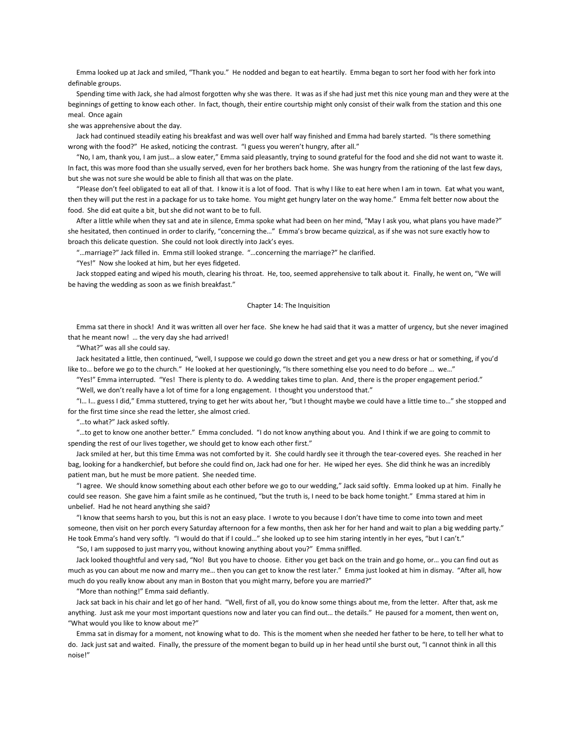Emma looked up at Jack and smiled, "Thank you." He nodded and began to eat heartily. Emma began to sort her food with her fork into definable groups.

Spending time with Jack, she had almost forgotten why she was there. It was as if she had just met this nice young man and they were at the beginnings of getting to know each other. In fact, though, their entire courtship might only consist of their walk from the station and this one meal. Once again she was apprehensive about the day.

Jack had continued steadily eating his breakfast and was well over half way finished and Emma had barely started. "Is there something wrong with the food?" He asked, noticing the contrast. "I guess you weren't hungry, after all."

"No, I am, thank you, I am just… a slow eater," Emma said pleasantly, trying to sound grateful for the food and she did not want to waste it. In fact, this was more food than she usually served, even for her brothers back home. She was hungry from the rationing of the last few days, but she was not sure she would be able to finish all that was on the plate.

"Please don't feel obligated to eat all of that. I know it is a lot of food. That is why I like to eat here when I am in town. Eat what you want, then they will put the rest in a package for us to take home. You might get hungry later on the way home." Emma felt better now about the food. She did eat quite a bit¸ but she did not want to be to full.

After a little while when they sat and ate in silence, Emma spoke what had been on her mind, "May I ask you, what plans you have made?" she hesitated, then continued in order to clarify, "concerning the…" Emma's brow became quizzical, as if she was not sure exactly how to broach this delicate question. She could not look directly into Jack's eyes.

"…marriage?" Jack filled in. Emma still looked strange. "…concerning the marriage?" he clarified.

"Yes!" Now she looked at him, but her eyes fidgeted.

Jack stopped eating and wiped his mouth, clearing his throat. He, too, seemed apprehensive to talk about it. Finally, he went on, "We will be having the wedding as soon as we finish breakfast."

## Chapter 14: The Inquisition

Emma sat there in shock! And it was written all over her face. She knew he had said that it was a matter of urgency, but she never imagined that he meant now! … the very day she had arrived!

"What?" was all she could say.

Jack hesitated a little, then continued, "well, I suppose we could go down the street and get you a new dress or hat or something, if you'd like to… before we go to the church." He looked at her questioningly, "Is there something else you need to do before … we…"

"Yes!" Emma interrupted. "Yes! There is plenty to do. A wedding takes time to plan. And¸ there is the proper engagement period."

"Well, we don't really have a lot of time for a long engagement. I thought you understood that."

"I… I… guess I did," Emma stuttered, trying to get her wits about her, "but I thought maybe we could have a little time to…" she stopped and for the first time since she read the letter, she almost cried.

"…to what?" Jack asked softly.

"…to get to know one another better." Emma concluded. "I do not know anything about you. And I think if we are going to commit to spending the rest of our lives together, we should get to know each other first."

Jack smiled at her, but this time Emma was not comforted by it. She could hardly see it through the tear-covered eyes. She reached in her bag, looking for a handkerchief, but before she could find on, Jack had one for her. He wiped her eyes. She did think he was an incredibly patient man, but he must be more patient. She needed time.

"I agree. We should know something about each other before we go to our wedding," Jack said softly. Emma looked up at him. Finally he could see reason. She gave him a faint smile as he continued, "but the truth is, I need to be back home tonight." Emma stared at him in unbelief. Had he not heard anything she said?

"I know that seems harsh to you, but this is not an easy place. I wrote to you because I don't have time to come into town and meet someone, then visit on her porch every Saturday afternoon for a few months, then ask her for her hand and wait to plan a big wedding party." He took Emma's hand very softly. "I would do that if I could…" she looked up to see him staring intently in her eyes, "but I can't."

"So, I am supposed to just marry you, without knowing anything about you?" Emma sniffled.

Jack looked thoughtful and very sad, "No! But you have to choose. Either you get back on the train and go home, or… you can find out as much as you can about me now and marry me… then you can get to know the rest later." Emma just looked at him in dismay. "After all, how much do you really know about any man in Boston that you might marry, before you are married?"

"More than nothing!" Emma said defiantly.

Jack sat back in his chair and let go of her hand. "Well, first of all, you do know some things about me, from the letter. After that, ask me anything. Just ask me your most important questions now and later you can find out… the details." He paused for a moment, then went on, "What would you like to know about me?"

Emma sat in dismay for a moment, not knowing what to do. This is the moment when she needed her father to be here, to tell her what to do. Jack just sat and waited. Finally, the pressure of the moment began to build up in her head until she burst out, "I cannot think in all this noise!"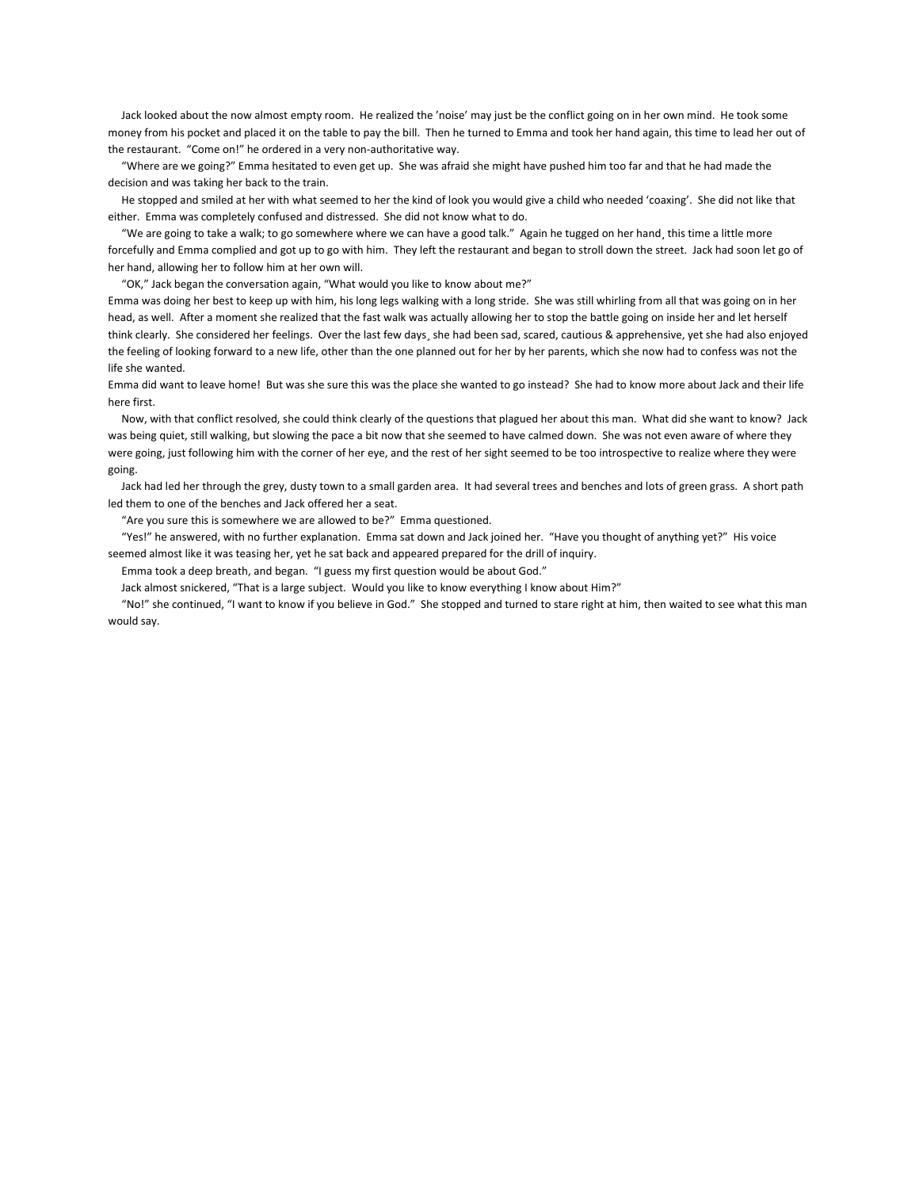Jack looked about the now almost empty room. He realized the 'noise' may just be the conflict going on in her own mind. He took some money from his pocket and placed it on the table to pay the bill. Then he turned to Emma and took her hand again, this time to lead her out of the restaurant. "Come on!" he ordered in a very non-authoritative way.

"Where are we going?" Emma hesitated to even get up. She was afraid she might have pushed him too far and that he had made the decision and was taking her back to the train.

He stopped and smiled at her with what seemed to her the kind of look you would give a child who needed 'coaxing'. She did not like that either. Emma was completely confused and distressed. She did not know what to do.

"We are going to take a walk; to go somewhere where we can have a good talk." Again he tugged on her hand¸ this time a little more forcefully and Emma complied and got up to go with him. They left the restaurant and began to stroll down the street. Jack had soon let go of her hand, allowing her to follow him at her own will.

"OK," Jack began the conversation again, "What would you like to know about me?"

Emma was doing her best to keep up with him, his long legs walking with a long stride. She was still whirling from all that was going on in her head, as well. After a moment she realized that the fast walk was actually allowing her to stop the battle going on inside her and let herself think clearly. She considered her feelings. Over the last few days¸ she had been sad, scared, cautious & apprehensive, yet she had also enjoyed the feeling of looking forward to a new life, other than the one planned out for her by her parents, which she now had to confess was not the life she wanted.

Emma did want to leave home! But was she sure this was the place she wanted to go instead? She had to know more about Jack and their life here first.

Now, with that conflict resolved, she could think clearly of the questions that plagued her about this man. What did she want to know? Jack was being quiet, still walking, but slowing the pace a bit now that she seemed to have calmed down. She was not even aware of where they were going, just following him with the corner of her eye, and the rest of her sight seemed to be too introspective to realize where they were going.

Jack had led her through the grey, dusty town to a small garden area. It had several trees and benches and lots of green grass. A short path led them to one of the benches and Jack offered her a seat.

"Are you sure this is somewhere we are allowed to be?" Emma questioned.

"Yes!" he answered, with no further explanation. Emma sat down and Jack joined her. "Have you thought of anything yet?" His voice seemed almost like it was teasing her, yet he sat back and appeared prepared for the drill of inquiry.

Emma took a deep breath, and began. "I guess my first question would be about God."

Jack almost snickered, "That is a large subject. Would you like to know everything I know about Him?"

"No!" she continued, "I want to know if you believe in God." She stopped and turned to stare right at him, then waited to see what this man would say.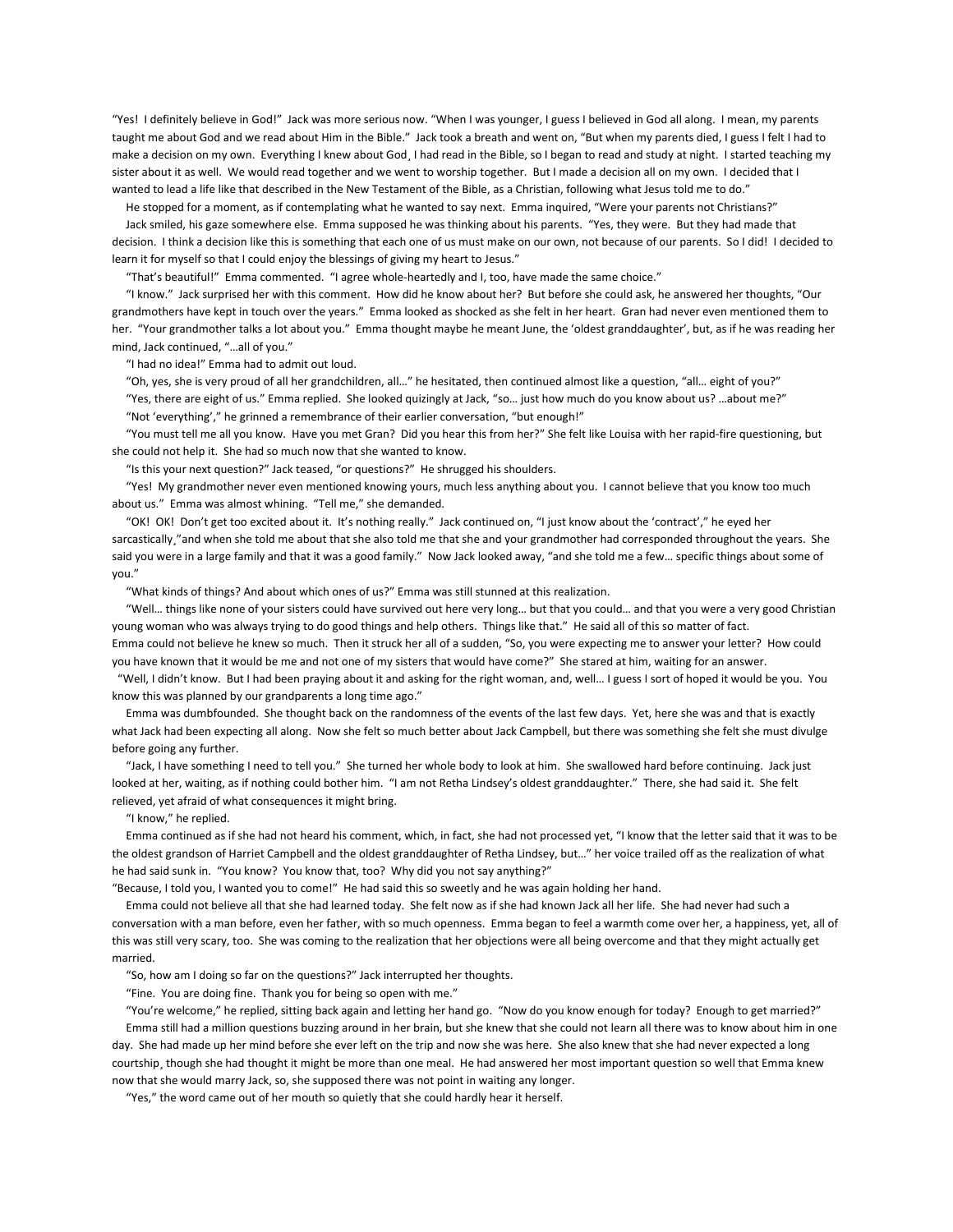"Yes! I definitely believe in God!" Jack was more serious now. "When I was younger, I guess I believed in God all along. I mean, my parents taught me about God and we read about Him in the Bible." Jack took a breath and went on, "But when my parents died, I guess I felt I had to make a decision on my own. Everything I knew about God, I had read in the Bible, so I began to read and study at night. I started teaching my sister about it as well. We would read together and we went to worship together. But I made a decision all on my own. I decided that I wanted to lead a life like that described in the New Testament of the Bible, as a Christian, following what Jesus told me to do."

He stopped for a moment, as if contemplating what he wanted to say next. Emma inquired, "Were your parents not Christians?"

Jack smiled, his gaze somewhere else. Emma supposed he was thinking about his parents. "Yes, they were. But they had made that decision. I think a decision like this is something that each one of us must make on our own, not because of our parents. So I did! I decided to learn it for myself so that I could enjoy the blessings of giving my heart to Jesus."

"That's beautiful!" Emma commented. "I agree whole-heartedly and I, too, have made the same choice."

"I know." Jack surprised her with this comment. How did he know about her? But before she could ask, he answered her thoughts, "Our grandmothers have kept in touch over the years." Emma looked as shocked as she felt in her heart. Gran had never even mentioned them to her. "Your grandmother talks a lot about you." Emma thought maybe he meant June, the 'oldest granddaughter', but, as if he was reading her mind, Jack continued, "…all of you."

"I had no idea!" Emma had to admit out loud.

"Oh, yes, she is very proud of all her grandchildren, all…" he hesitated, then continued almost like a question, "all… eight of you?"

"Yes, there are eight of us." Emma replied. She looked quizingly at Jack, "so… just how much do you know about us? …about me?"

"Not 'everything'," he grinned a remembrance of their earlier conversation, "but enough!"

"You must tell me all you know. Have you met Gran? Did you hear this from her?" She felt like Louisa with her rapid-fire questioning, but she could not help it. She had so much now that she wanted to know.

"Is this your next question?" Jack teased, "or questions?" He shrugged his shoulders.

"Yes! My grandmother never even mentioned knowing yours, much less anything about you. I cannot believe that you know too much about us." Emma was almost whining. "Tell me," she demanded.

"OK! OK! Don't get too excited about it. It's nothing really." Jack continued on, "I just know about the 'contract'," he eyed her sarcastically,"and when she told me about that she also told me that she and your grandmother had corresponded throughout the years. She said you were in a large family and that it was a good family." Now Jack looked away, "and she told me a few… specific things about some of you."

"What kinds of things? And about which ones of us?" Emma was still stunned at this realization.

"Well… things like none of your sisters could have survived out here very long… but that you could… and that you were a very good Christian young woman who was always trying to do good things and help others. Things like that." He said all of this so matter of fact.

Emma could not believe he knew so much. Then it struck her all of a sudden, "So, you were expecting me to answer your letter? How could you have known that it would be me and not one of my sisters that would have come?" She stared at him, waiting for an answer.

"Well, I didn't know. But I had been praying about it and asking for the right woman, and, well… I guess I sort of hoped it would be you. You know this was planned by our grandparents a long time ago."

Emma was dumbfounded. She thought back on the randomness of the events of the last few days. Yet, here she was and that is exactly what Jack had been expecting all along. Now she felt so much better about Jack Campbell, but there was something she felt she must divulge before going any further.

"Jack, I have something I need to tell you." She turned her whole body to look at him. She swallowed hard before continuing. Jack just looked at her, waiting, as if nothing could bother him. "I am not Retha Lindsey's oldest granddaughter." There, she had said it. She felt relieved, yet afraid of what consequences it might bring.

"I know," he replied.

Emma continued as if she had not heard his comment, which, in fact, she had not processed yet, "I know that the letter said that it was to be the oldest grandson of Harriet Campbell and the oldest granddaughter of Retha Lindsey, but…" her voice trailed off as the realization of what he had said sunk in. "You know? You know that, too? Why did you not say anything?"

"Because, I told you, I wanted you to come!" He had said this so sweetly and he was again holding her hand.

Emma could not believe all that she had learned today. She felt now as if she had known Jack all her life. She had never had such a conversation with a man before, even her father, with so much openness. Emma began to feel a warmth come over her, a happiness, yet, all of this was still very scary, too. She was coming to the realization that her objections were all being overcome and that they might actually get married.

"So, how am I doing so far on the questions?" Jack interrupted her thoughts.

"Fine. You are doing fine. Thank you for being so open with me."

"You're welcome," he replied, sitting back again and letting her hand go. "Now do you know enough for today? Enough to get married?"

Emma still had a million questions buzzing around in her brain, but she knew that she could not learn all there was to know about him in one day. She had made up her mind before she ever left on the trip and now she was here. She also knew that she had never expected a long courtship, though she had thought it might be more than one meal. He had answered her most important question so well that Emma knew now that she would marry Jack, so, she supposed there was not point in waiting any longer.

"Yes," the word came out of her mouth so quietly that she could hardly hear it herself.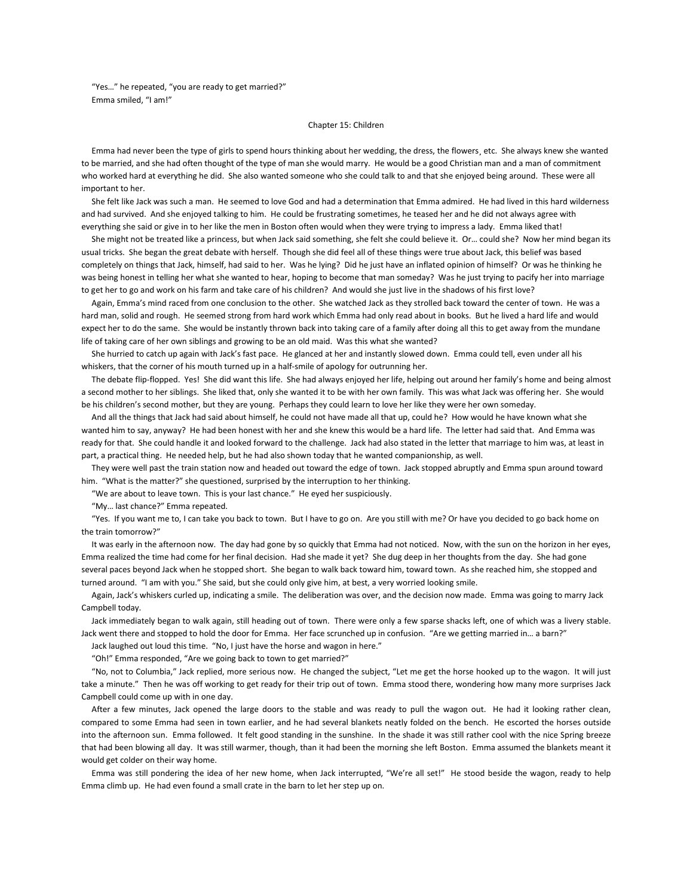"Yes…" he repeated, "you are ready to get married?"

Emma smiled, "I am!"

## Chapter 15: Children

Emma had never been the type of girls to spend hours thinking about her wedding, the dress, the flowers, etc. She always knew she wanted to be married, and she had often thought of the type of man she would marry. He would be a good Christian man and a man of commitment who worked hard at everything he did. She also wanted someone who she could talk to and that she enjoyed being around. These were all important to her.

She felt like Jack was such a man. He seemed to love God and had a determination that Emma admired. He had lived in this hard wilderness and had survived. And she enjoyed talking to him. He could be frustrating sometimes, he teased her and he did not always agree with everything she said or give in to her like the men in Boston often would when they were trying to impress a lady. Emma liked that!

She might not be treated like a princess, but when Jack said something, she felt she could believe it. Or… could she? Now her mind began its usual tricks. She began the great debate with herself. Though she did feel all of these things were true about Jack, this belief was based completely on things that Jack, himself, had said to her. Was he lying? Did he just have an inflated opinion of himself? Or was he thinking he was being honest in telling her what she wanted to hear, hoping to become that man someday? Was he just trying to pacify her into marriage to get her to go and work on his farm and take care of his children? And would she just live in the shadows of his first love?

Again, Emma's mind raced from one conclusion to the other. She watched Jack as they strolled back toward the center of town. He was a hard man, solid and rough. He seemed strong from hard work which Emma had only read about in books. But he lived a hard life and would expect her to do the same. She would be instantly thrown back into taking care of a family after doing all this to get away from the mundane life of taking care of her own siblings and growing to be an old maid. Was this what she wanted?

She hurried to catch up again with Jack's fast pace. He glanced at her and instantly slowed down. Emma could tell, even under all his whiskers, that the corner of his mouth turned up in a half-smile of apology for outrunning her.

The debate flip-flopped. Yes! She did want this life. She had always enjoyed her life, helping out around her family's home and being almost a second mother to her siblings. She liked that, only she wanted it to be with her own family. This was what Jack was offering her. She would be his children's second mother, but they are young. Perhaps they could learn to love her like they were her own someday.

And all the things that Jack had said about himself, he could not have made all that up, could he? How would he have known what she wanted him to say, anyway? He had been honest with her and she knew this would be a hard life. The letter had said that. And Emma was ready for that. She could handle it and looked forward to the challenge. Jack had also stated in the letter that marriage to him was, at least in part, a practical thing. He needed help, but he had also shown today that he wanted companionship, as well.

They were well past the train station now and headed out toward the edge of town. Jack stopped abruptly and Emma spun around toward him. "What is the matter?" she questioned, surprised by the interruption to her thinking.

"We are about to leave town. This is your last chance." He eyed her suspiciously.

"My… last chance?" Emma repeated.

"Yes. If you want me to, I can take you back to town. But I have to go on. Are you still with me? Or have you decided to go back home on the train tomorrow?"

It was early in the afternoon now. The day had gone by so quickly that Emma had not noticed. Now, with the sun on the horizon in her eyes, Emma realized the time had come for her final decision. Had she made it yet? She dug deep in her thoughts from the day. She had gone several paces beyond Jack when he stopped short. She began to walk back toward him, toward town. As she reached him, she stopped and turned around. "I am with you." She said, but she could only give him, at best, a very worried looking smile.

Again, Jack's whiskers curled up, indicating a smile. The deliberation was over, and the decision now made. Emma was going to marry Jack Campbell today.

Jack immediately began to walk again, still heading out of town. There were only a few sparse shacks left, one of which was a livery stable. Jack went there and stopped to hold the door for Emma. Her face scrunched up in confusion. "Are we getting married in… a barn?"

Jack laughed out loud this time. "No, I just have the horse and wagon in here."

"Oh!" Emma responded, "Are we going back to town to get married?"

"No, not to Columbia," Jack replied, more serious now. He changed the subject, "Let me get the horse hooked up to the wagon. It will just take a minute." Then he was off working to get ready for their trip out of town. Emma stood there, wondering how many more surprises Jack Campbell could come up with in one day.

After a few minutes, Jack opened the large doors to the stable and was ready to pull the wagon out. He had it looking rather clean, compared to some Emma had seen in town earlier, and he had several blankets neatly folded on the bench. He escorted the horses outside into the afternoon sun. Emma followed. It felt good standing in the sunshine. In the shade it was still rather cool with the nice Spring breeze that had been blowing all day. It was still warmer, though, than it had been the morning she left Boston. Emma assumed the blankets meant it would get colder on their way home.

Emma was still pondering the idea of her new home, when Jack interrupted, "We're all set!" He stood beside the wagon, ready to help Emma climb up. He had even found a small crate in the barn to let her step up on.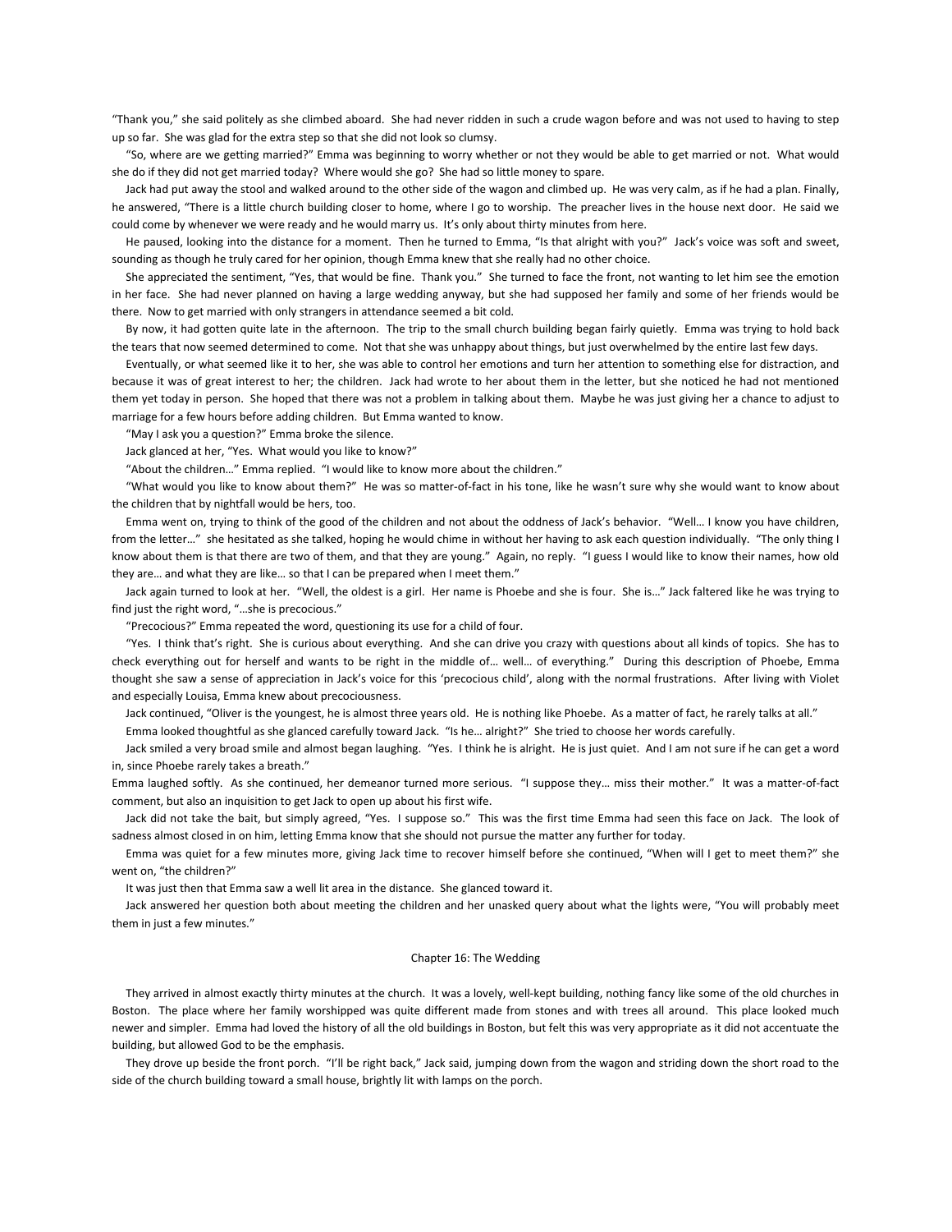"Thank you," she said politely as she climbed aboard. She had never ridden in such a crude wagon before and was not used to having to step up so far. She was glad for the extra step so that she did not look so clumsy.

"So, where are we getting married?" Emma was beginning to worry whether or not they would be able to get married or not. What would she do if they did not get married today? Where would she go? She had so little money to spare.

Jack had put away the stool and walked around to the other side of the wagon and climbed up. He was very calm, as if he had a plan. Finally, he answered, "There is a little church building closer to home, where I go to worship. The preacher lives in the house next door. He said we could come by whenever we were ready and he would marry us. It's only about thirty minutes from here.

He paused, looking into the distance for a moment. Then he turned to Emma, "Is that alright with you?" Jack's voice was soft and sweet, sounding as though he truly cared for her opinion, though Emma knew that she really had no other choice.

She appreciated the sentiment, "Yes, that would be fine. Thank you." She turned to face the front, not wanting to let him see the emotion in her face. She had never planned on having a large wedding anyway, but she had supposed her family and some of her friends would be there. Now to get married with only strangers in attendance seemed a bit cold.

By now, it had gotten quite late in the afternoon. The trip to the small church building began fairly quietly. Emma was trying to hold back the tears that now seemed determined to come. Not that she was unhappy about things, but just overwhelmed by the entire last few days.

Eventually, or what seemed like it to her, she was able to control her emotions and turn her attention to something else for distraction, and because it was of great interest to her; the children. Jack had wrote to her about them in the letter, but she noticed he had not mentioned them yet today in person. She hoped that there was not a problem in talking about them. Maybe he was just giving her a chance to adjust to marriage for a few hours before adding children. But Emma wanted to know.

"May I ask you a question?" Emma broke the silence.

Jack glanced at her, "Yes. What would you like to know?"

"About the children…" Emma replied. "I would like to know more about the children."

"What would you like to know about them?" He was so matter-of-fact in his tone, like he wasn't sure why she would want to know about the children that by nightfall would be hers, too.

Emma went on, trying to think of the good of the children and not about the oddness of Jack's behavior. "Well… I know you have children, from the letter…" she hesitated as she talked, hoping he would chime in without her having to ask each question individually. "The only thing I know about them is that there are two of them, and that they are young." Again, no reply. "I guess I would like to know their names, how old they are… and what they are like… so that I can be prepared when I meet them."

Jack again turned to look at her. "Well, the oldest is a girl. Her name is Phoebe and she is four. She is…" Jack faltered like he was trying to find just the right word, "…she is precocious."

"Precocious?" Emma repeated the word, questioning its use for a child of four.

"Yes. I think that's right. She is curious about everything. And she can drive you crazy with questions about all kinds of topics. She has to check everything out for herself and wants to be right in the middle of… well… of everything." During this description of Phoebe, Emma thought she saw a sense of appreciation in Jack's voice for this 'precocious child', along with the normal frustrations. After living with Violet and especially Louisa, Emma knew about precociousness.

Jack continued, "Oliver is the youngest, he is almost three years old. He is nothing like Phoebe. As a matter of fact, he rarely talks at all."

Emma looked thoughtful as she glanced carefully toward Jack. "Is he… alright?" She tried to choose her words carefully.

Jack smiled a very broad smile and almost began laughing. "Yes. I think he is alright. He is just quiet. And I am not sure if he can get a word in, since Phoebe rarely takes a breath."

Emma laughed softly. As she continued, her demeanor turned more serious. "I suppose they… miss their mother." It was a matter-of-fact comment, but also an inquisition to get Jack to open up about his first wife.

Jack did not take the bait, but simply agreed, "Yes. I suppose so." This was the first time Emma had seen this face on Jack. The look of sadness almost closed in on him, letting Emma know that she should not pursue the matter any further for today.

Emma was quiet for a few minutes more, giving Jack time to recover himself before she continued, "When will I get to meet them?" she went on, "the children?"

It was just then that Emma saw a well lit area in the distance. She glanced toward it.

Jack answered her question both about meeting the children and her unasked query about what the lights were, "You will probably meet them in just a few minutes."

## Chapter 16: The Wedding

They arrived in almost exactly thirty minutes at the church. It was a lovely, well-kept building, nothing fancy like some of the old churches in Boston. The place where her family worshipped was quite different made from stones and with trees all around. This place looked much newer and simpler. Emma had loved the history of all the old buildings in Boston, but felt this was very appropriate as it did not accentuate the building, but allowed God to be the emphasis.

They drove up beside the front porch. "I'll be right back," Jack said, jumping down from the wagon and striding down the short road to the side of the church building toward a small house, brightly lit with lamps on the porch.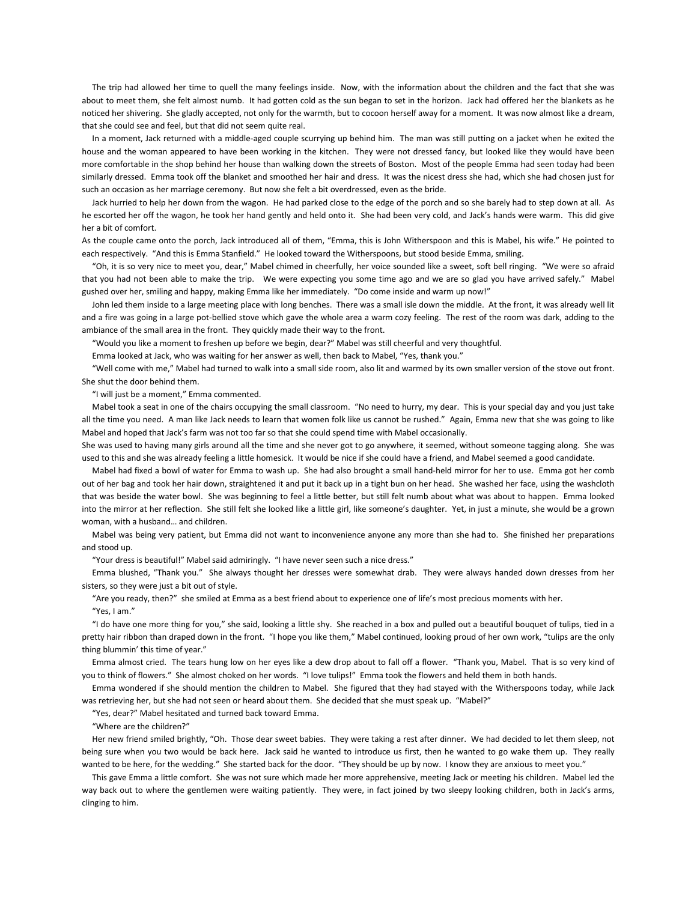The trip had allowed her time to quell the many feelings inside. Now, with the information about the children and the fact that she was about to meet them, she felt almost numb. It had gotten cold as the sun began to set in the horizon. Jack had offered her the blankets as he noticed her shivering. She gladly accepted, not only for the warmth, but to cocoon herself away for a moment. It was now almost like a dream, that she could see and feel, but that did not seem quite real.

In a moment, Jack returned with a middle-aged couple scurrying up behind him. The man was still putting on a jacket when he exited the house and the woman appeared to have been working in the kitchen. They were not dressed fancy, but looked like they would have been more comfortable in the shop behind her house than walking down the streets of Boston. Most of the people Emma had seen today had been similarly dressed. Emma took off the blanket and smoothed her hair and dress. It was the nicest dress she had, which she had chosen just for such an occasion as her marriage ceremony. But now she felt a bit overdressed, even as the bride.

Jack hurried to help her down from the wagon. He had parked close to the edge of the porch and so she barely had to step down at all. As he escorted her off the wagon, he took her hand gently and held onto it. She had been very cold, and Jack's hands were warm. This did give her a bit of comfort.

As the couple came onto the porch, Jack introduced all of them, "Emma, this is John Witherspoon and this is Mabel, his wife." He pointed to each respectively. "And this is Emma Stanfield." He looked toward the Witherspoons, but stood beside Emma, smiling.

"Oh, it is so very nice to meet you, dear," Mabel chimed in cheerfully, her voice sounded like a sweet, soft bell ringing. "We were so afraid that you had not been able to make the trip. We were expecting you some time ago and we are so glad you have arrived safely." Mabel gushed over her, smiling and happy, making Emma like her immediately. "Do come inside and warm up now!"

John led them inside to a large meeting place with long benches. There was a small isle down the middle. At the front, it was already well lit and a fire was going in a large pot-bellied stove which gave the whole area a warm cozy feeling. The rest of the room was dark, adding to the ambiance of the small area in the front. They quickly made their way to the front.

"Would you like a moment to freshen up before we begin, dear?" Mabel was still cheerful and very thoughtful.

Emma looked at Jack, who was waiting for her answer as well, then back to Mabel, "Yes, thank you."

"Well come with me," Mabel had turned to walk into a small side room, also lit and warmed by its own smaller version of the stove out front. She shut the door behind them.

"I will just be a moment," Emma commented.

Mabel took a seat in one of the chairs occupying the small classroom. "No need to hurry, my dear. This is your special day and you just take all the time you need. A man like Jack needs to learn that women folk like us cannot be rushed." Again, Emma new that she was going to like Mabel and hoped that Jack's farm was not too far so that she could spend time with Mabel occasionally.

She was used to having many girls around all the time and she never got to go anywhere, it seemed, without someone tagging along. She was used to this and she was already feeling a little homesick. It would be nice if she could have a friend, and Mabel seemed a good candidate.

Mabel had fixed a bowl of water for Emma to wash up. She had also brought a small hand-held mirror for her to use. Emma got her comb out of her bag and took her hair down, straightened it and put it back up in a tight bun on her head. She washed her face, using the washcloth that was beside the water bowl. She was beginning to feel a little better, but still felt numb about what was about to happen. Emma looked into the mirror at her reflection. She still felt she looked like a little girl, like someone's daughter. Yet, in just a minute, she would be a grown woman, with a husband… and children.

Mabel was being very patient, but Emma did not want to inconvenience anyone any more than she had to. She finished her preparations and stood up.

"Your dress is beautiful!" Mabel said admiringly. "I have never seen such a nice dress."

Emma blushed, "Thank you." She always thought her dresses were somewhat drab. They were always handed down dresses from her sisters, so they were just a bit out of style.

"Are you ready, then?" she smiled at Emma as a best friend about to experience one of life's most precious moments with her.

"Yes, I am."

"I do have one more thing for you," she said, looking a little shy. She reached in a box and pulled out a beautiful bouquet of tulips, tied in a pretty hair ribbon than draped down in the front. "I hope you like them," Mabel continued, looking proud of her own work, "tulips are the only thing blummin' this time of year."

Emma almost cried. The tears hung low on her eyes like a dew drop about to fall off a flower. "Thank you, Mabel. That is so very kind of you to think of flowers." She almost choked on her words. "I love tulips!" Emma took the flowers and held them in both hands.

Emma wondered if she should mention the children to Mabel. She figured that they had stayed with the Witherspoons today, while Jack was retrieving her, but she had not seen or heard about them. She decided that she must speak up. "Mabel?"

"Yes, dear?" Mabel hesitated and turned back toward Emma.

"Where are the children?"

Her new friend smiled brightly, "Oh. Those dear sweet babies. They were taking a rest after dinner. We had decided to let them sleep, not being sure when you two would be back here. Jack said he wanted to introduce us first, then he wanted to go wake them up. They really wanted to be here, for the wedding." She started back for the door. "They should be up by now. I know they are anxious to meet you."

This gave Emma a little comfort. She was not sure which made her more apprehensive, meeting Jack or meeting his children. Mabel led the way back out to where the gentlemen were waiting patiently. They were, in fact joined by two sleepy looking children, both in Jack's arms, clinging to him.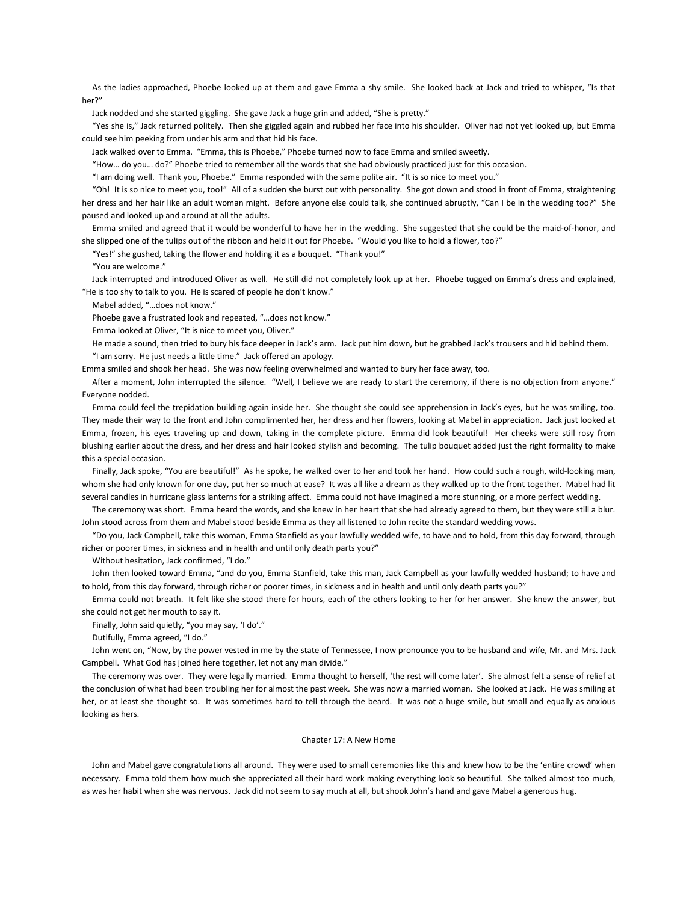As the ladies approached, Phoebe looked up at them and gave Emma a shy smile. She looked back at Jack and tried to whisper, "Is that her?"

Jack nodded and she started giggling. She gave Jack a huge grin and added, "She is pretty."

"Yes she is," Jack returned politely. Then she giggled again and rubbed her face into his shoulder. Oliver had not yet looked up, but Emma could see him peeking from under his arm and that hid his face.

Jack walked over to Emma. "Emma, this is Phoebe," Phoebe turned now to face Emma and smiled sweetly.

"How… do you… do?" Phoebe tried to remember all the words that she had obviously practiced just for this occasion.

"I am doing well. Thank you, Phoebe." Emma responded with the same polite air. "It is so nice to meet you."

"Oh! It is so nice to meet you, too!" All of a sudden she burst out with personality. She got down and stood in front of Emma, straightening her dress and her hair like an adult woman might. Before anyone else could talk, she continued abruptly, "Can I be in the wedding too?" She paused and looked up and around at all the adults.

Emma smiled and agreed that it would be wonderful to have her in the wedding. She suggested that she could be the maid-of-honor, and she slipped one of the tulips out of the ribbon and held it out for Phoebe. "Would you like to hold a flower, too?"

"Yes!" she gushed, taking the flower and holding it as a bouquet. "Thank you!"

"You are welcome."

Jack interrupted and introduced Oliver as well. He still did not completely look up at her. Phoebe tugged on Emma's dress and explained, "He is too shy to talk to you. He is scared of people he don't know."

Mabel added, "…does not know."

Phoebe gave a frustrated look and repeated, "…does not know."

Emma looked at Oliver, "It is nice to meet you, Oliver."

He made a sound, then tried to bury his face deeper in Jack's arm. Jack put him down, but he grabbed Jack's trousers and hid behind them.

"I am sorry. He just needs a little time." Jack offered an apology.

Emma smiled and shook her head. She was now feeling overwhelmed and wanted to bury her face away, too.

After a moment, John interrupted the silence. "Well, I believe we are ready to start the ceremony, if there is no objection from anyone." Everyone nodded.

Emma could feel the trepidation building again inside her. She thought she could see apprehension in Jack's eyes, but he was smiling, too. They made their way to the front and John complimented her, her dress and her flowers, looking at Mabel in appreciation. Jack just looked at Emma, frozen, his eyes traveling up and down, taking in the complete picture. Emma did look beautiful! Her cheeks were still rosy from blushing earlier about the dress, and her dress and hair looked stylish and becoming. The tulip bouquet added just the right formality to make this a special occasion.

Finally, Jack spoke, "You are beautiful!" As he spoke, he walked over to her and took her hand. How could such a rough, wild-looking man, whom she had only known for one day, put her so much at ease? It was all like a dream as they walked up to the front together. Mabel had lit several candles in hurricane glass lanterns for a striking affect. Emma could not have imagined a more stunning, or a more perfect wedding.

The ceremony was short. Emma heard the words, and she knew in her heart that she had already agreed to them, but they were still a blur. John stood across from them and Mabel stood beside Emma as they all listened to John recite the standard wedding vows.

"Do you, Jack Campbell, take this woman, Emma Stanfield as your lawfully wedded wife, to have and to hold, from this day forward, through richer or poorer times, in sickness and in health and until only death parts you?"

Without hesitation, Jack confirmed, "I do."

John then looked toward Emma, "and do you, Emma Stanfield, take this man, Jack Campbell as your lawfully wedded husband; to have and to hold, from this day forward, through richer or poorer times, in sickness and in health and until only death parts you?"

Emma could not breath. It felt like she stood there for hours, each of the others looking to her for her answer. She knew the answer, but she could not get her mouth to say it.

Finally, John said quietly, "you may say, 'I do'."

Dutifully, Emma agreed, "I do."

John went on, "Now, by the power vested in me by the state of Tennessee, I now pronounce you to be husband and wife, Mr. and Mrs. Jack Campbell. What God has joined here together, let not any man divide."

The ceremony was over. They were legally married. Emma thought to herself, 'the rest will come later'. She almost felt a sense of relief at the conclusion of what had been troubling her for almost the past week. She was now a married woman. She looked at Jack. He was smiling at her, or at least she thought so. It was sometimes hard to tell through the beard. It was not a huge smile, but small and equally as anxious looking as hers.

## Chapter 17: A New Home

John and Mabel gave congratulations all around. They were used to small ceremonies like this and knew how to be the 'entire crowd' when necessary. Emma told them how much she appreciated all their hard work making everything look so beautiful. She talked almost too much, as was her habit when she was nervous. Jack did not seem to say much at all, but shook John's hand and gave Mabel a generous hug.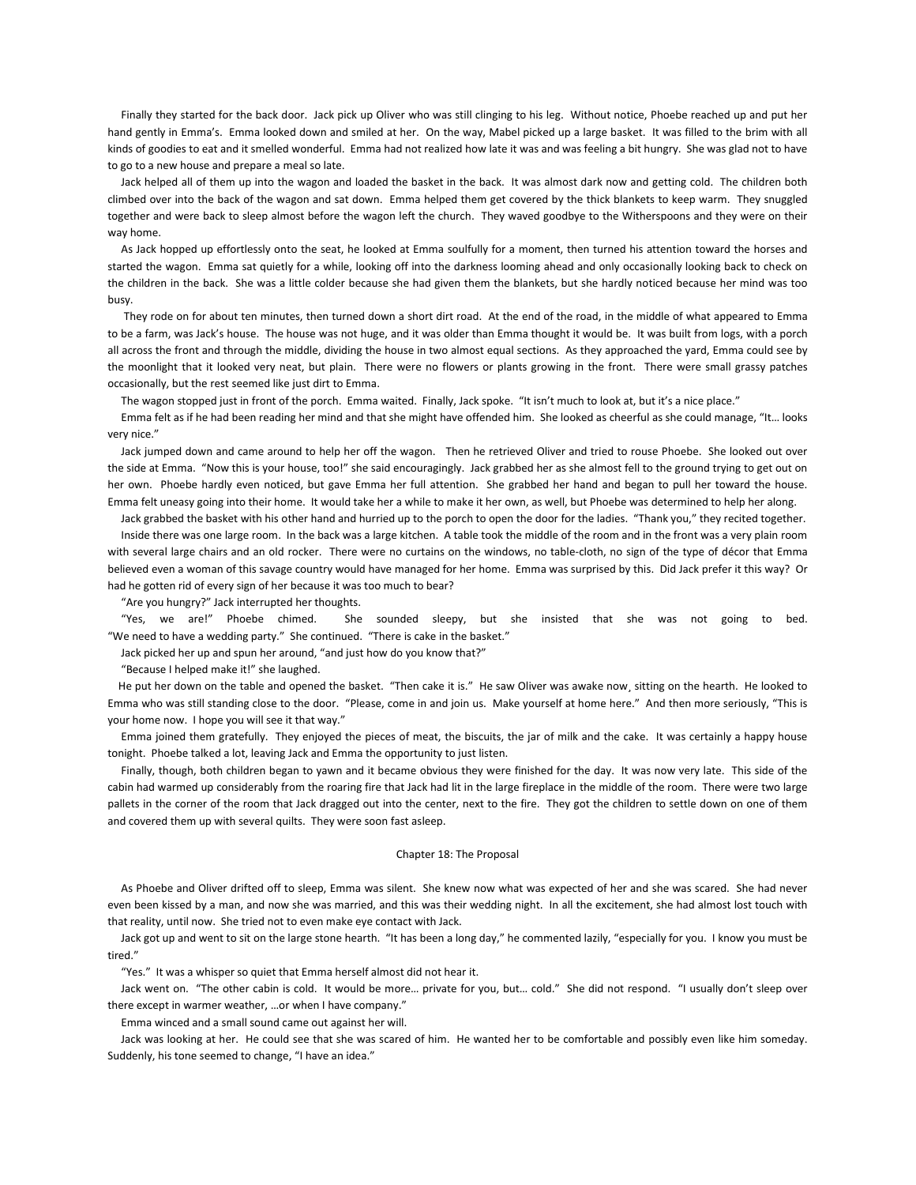Finally they started for the back door. Jack pick up Oliver who was still clinging to his leg. Without notice, Phoebe reached up and put her hand gently in Emma's. Emma looked down and smiled at her. On the way, Mabel picked up a large basket. It was filled to the brim with all kinds of goodies to eat and it smelled wonderful. Emma had not realized how late it was and was feeling a bit hungry. She was glad not to have to go to a new house and prepare a meal so late.

Jack helped all of them up into the wagon and loaded the basket in the back. It was almost dark now and getting cold. The children both climbed over into the back of the wagon and sat down. Emma helped them get covered by the thick blankets to keep warm. They snuggled together and were back to sleep almost before the wagon left the church. They waved goodbye to the Witherspoons and they were on their way home.

As Jack hopped up effortlessly onto the seat, he looked at Emma soulfully for a moment, then turned his attention toward the horses and started the wagon. Emma sat quietly for a while, looking off into the darkness looming ahead and only occasionally looking back to check on the children in the back. She was a little colder because she had given them the blankets, but she hardly noticed because her mind was too busy.

They rode on for about ten minutes, then turned down a short dirt road. At the end of the road, in the middle of what appeared to Emma to be a farm, was Jack's house. The house was not huge, and it was older than Emma thought it would be. It was built from logs, with a porch all across the front and through the middle, dividing the house in two almost equal sections. As they approached the yard, Emma could see by the moonlight that it looked very neat, but plain. There were no flowers or plants growing in the front. There were small grassy patches occasionally, but the rest seemed like just dirt to Emma.

The wagon stopped just in front of the porch. Emma waited. Finally, Jack spoke. "It isn't much to look at, but it's a nice place."

Emma felt as if he had been reading her mind and that she might have offended him. She looked as cheerful as she could manage, "It… looks very nice."

Jack jumped down and came around to help her off the wagon. Then he retrieved Oliver and tried to rouse Phoebe. She looked out over the side at Emma. "Now this is your house, too!" she said encouragingly. Jack grabbed her as she almost fell to the ground trying to get out on her own. Phoebe hardly even noticed, but gave Emma her full attention. She grabbed her hand and began to pull her toward the house. Emma felt uneasy going into their home. It would take her a while to make it her own, as well, but Phoebe was determined to help her along.

Jack grabbed the basket with his other hand and hurried up to the porch to open the door for the ladies. "Thank you," they recited together.

Inside there was one large room. In the back was a large kitchen. A table took the middle of the room and in the front was a very plain room with several large chairs and an old rocker. There were no curtains on the windows, no table-cloth, no sign of the type of décor that Emma believed even a woman of this savage country would have managed for her home. Emma was surprised by this. Did Jack prefer it this way? Or had he gotten rid of every sign of her because it was too much to bear?

"Are you hungry?" Jack interrupted her thoughts.

"Yes, we are!" Phoebe chimed. She sounded sleepy, but she insisted that she was not going to bed. "We need to have a wedding party." She continued. "There is cake in the basket."

Jack picked her up and spun her around, "and just how do you know that?"

"Because I helped make it!" she laughed.

He put her down on the table and opened the basket. "Then cake it is." He saw Oliver was awake now¸ sitting on the hearth. He looked to Emma who was still standing close to the door. "Please, come in and join us. Make yourself at home here." And then more seriously, "This is your home now. I hope you will see it that way."

Emma joined them gratefully. They enjoyed the pieces of meat, the biscuits, the jar of milk and the cake. It was certainly a happy house tonight. Phoebe talked a lot, leaving Jack and Emma the opportunity to just listen.

Finally, though, both children began to yawn and it became obvious they were finished for the day. It was now very late. This side of the cabin had warmed up considerably from the roaring fire that Jack had lit in the large fireplace in the middle of the room. There were two large pallets in the corner of the room that Jack dragged out into the center, next to the fire. They got the children to settle down on one of them and covered them up with several quilts. They were soon fast asleep.

## Chapter 18: The Proposal

As Phoebe and Oliver drifted off to sleep, Emma was silent. She knew now what was expected of her and she was scared. She had never even been kissed by a man, and now she was married, and this was their wedding night. In all the excitement, she had almost lost touch with that reality, until now. She tried not to even make eye contact with Jack.

Jack got up and went to sit on the large stone hearth. "It has been a long day," he commented lazily, "especially for you. I know you must be tired."

"Yes." It was a whisper so quiet that Emma herself almost did not hear it.

Jack went on. "The other cabin is cold. It would be more… private for you, but… cold." She did not respond. "I usually don't sleep over there except in warmer weather, …or when I have company."

Emma winced and a small sound came out against her will.

Jack was looking at her. He could see that she was scared of him. He wanted her to be comfortable and possibly even like him someday. Suddenly, his tone seemed to change, "I have an idea."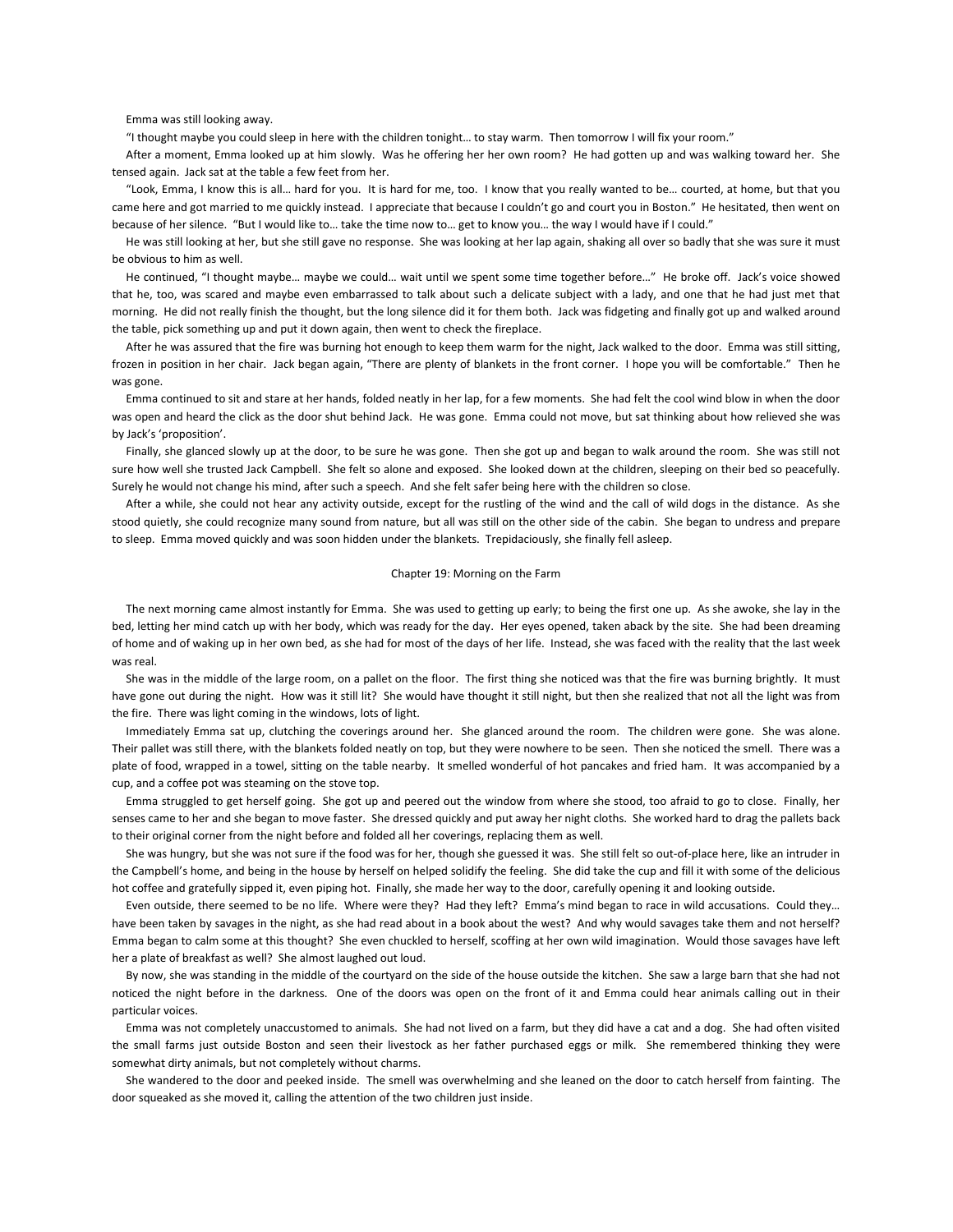Emma was still looking away.

"I thought maybe you could sleep in here with the children tonight… to stay warm. Then tomorrow I will fix your room."

After a moment, Emma looked up at him slowly. Was he offering her her own room? He had gotten up and was walking toward her. She tensed again. Jack sat at the table a few feet from her.

"Look, Emma, I know this is all… hard for you. It is hard for me, too. I know that you really wanted to be… courted, at home, but that you came here and got married to me quickly instead. I appreciate that because I couldn't go and court you in Boston." He hesitated, then went on because of her silence. "But I would like to… take the time now to… get to know you… the way I would have if I could."

He was still looking at her, but she still gave no response. She was looking at her lap again, shaking all over so badly that she was sure it must be obvious to him as well.

He continued, "I thought maybe… maybe we could… wait until we spent some time together before…" He broke off. Jack's voice showed that he, too, was scared and maybe even embarrassed to talk about such a delicate subject with a lady, and one that he had just met that morning. He did not really finish the thought, but the long silence did it for them both. Jack was fidgeting and finally got up and walked around the table, pick something up and put it down again, then went to check the fireplace.

After he was assured that the fire was burning hot enough to keep them warm for the night, Jack walked to the door. Emma was still sitting, frozen in position in her chair. Jack began again, "There are plenty of blankets in the front corner. I hope you will be comfortable." Then he was gone.

Emma continued to sit and stare at her hands, folded neatly in her lap, for a few moments. She had felt the cool wind blow in when the door was open and heard the click as the door shut behind Jack. He was gone. Emma could not move, but sat thinking about how relieved she was by Jack's 'proposition'.

Finally, she glanced slowly up at the door, to be sure he was gone. Then she got up and began to walk around the room. She was still not sure how well she trusted Jack Campbell. She felt so alone and exposed. She looked down at the children, sleeping on their bed so peacefully. Surely he would not change his mind, after such a speech. And she felt safer being here with the children so close.

After a while, she could not hear any activity outside, except for the rustling of the wind and the call of wild dogs in the distance. As she stood quietly, she could recognize many sound from nature, but all was still on the other side of the cabin. She began to undress and prepare to sleep. Emma moved quickly and was soon hidden under the blankets. Trepidaciously, she finally fell asleep.

## Chapter 19: Morning on the Farm

The next morning came almost instantly for Emma. She was used to getting up early; to being the first one up. As she awoke, she lay in the bed, letting her mind catch up with her body, which was ready for the day. Her eyes opened, taken aback by the site. She had been dreaming of home and of waking up in her own bed, as she had for most of the days of her life. Instead, she was faced with the reality that the last week was real.

She was in the middle of the large room, on a pallet on the floor. The first thing she noticed was that the fire was burning brightly. It must have gone out during the night. How was it still lit? She would have thought it still night, but then she realized that not all the light was from the fire. There was light coming in the windows, lots of light.

Immediately Emma sat up, clutching the coverings around her. She glanced around the room. The children were gone. She was alone. Their pallet was still there, with the blankets folded neatly on top, but they were nowhere to be seen. Then she noticed the smell. There was a plate of food, wrapped in a towel, sitting on the table nearby. It smelled wonderful of hot pancakes and fried ham. It was accompanied by a cup, and a coffee pot was steaming on the stove top.

Emma struggled to get herself going. She got up and peered out the window from where she stood, too afraid to go to close. Finally, her senses came to her and she began to move faster. She dressed quickly and put away her night cloths. She worked hard to drag the pallets back to their original corner from the night before and folded all her coverings, replacing them as well.

She was hungry, but she was not sure if the food was for her, though she guessed it was. She still felt so out-of-place here, like an intruder in the Campbell's home, and being in the house by herself on helped solidify the feeling. She did take the cup and fill it with some of the delicious hot coffee and gratefully sipped it, even piping hot. Finally, she made her way to the door, carefully opening it and looking outside.

Even outside, there seemed to be no life. Where were they? Had they left? Emma's mind began to race in wild accusations. Could they… have been taken by savages in the night, as she had read about in a book about the west? And why would savages take them and not herself? Emma began to calm some at this thought? She even chuckled to herself, scoffing at her own wild imagination. Would those savages have left her a plate of breakfast as well? She almost laughed out loud.

By now, she was standing in the middle of the courtyard on the side of the house outside the kitchen. She saw a large barn that she had not noticed the night before in the darkness. One of the doors was open on the front of it and Emma could hear animals calling out in their particular voices.

Emma was not completely unaccustomed to animals. She had not lived on a farm, but they did have a cat and a dog. She had often visited the small farms just outside Boston and seen their livestock as her father purchased eggs or milk. She remembered thinking they were somewhat dirty animals, but not completely without charms.

She wandered to the door and peeked inside. The smell was overwhelming and she leaned on the door to catch herself from fainting. The door squeaked as she moved it, calling the attention of the two children just inside.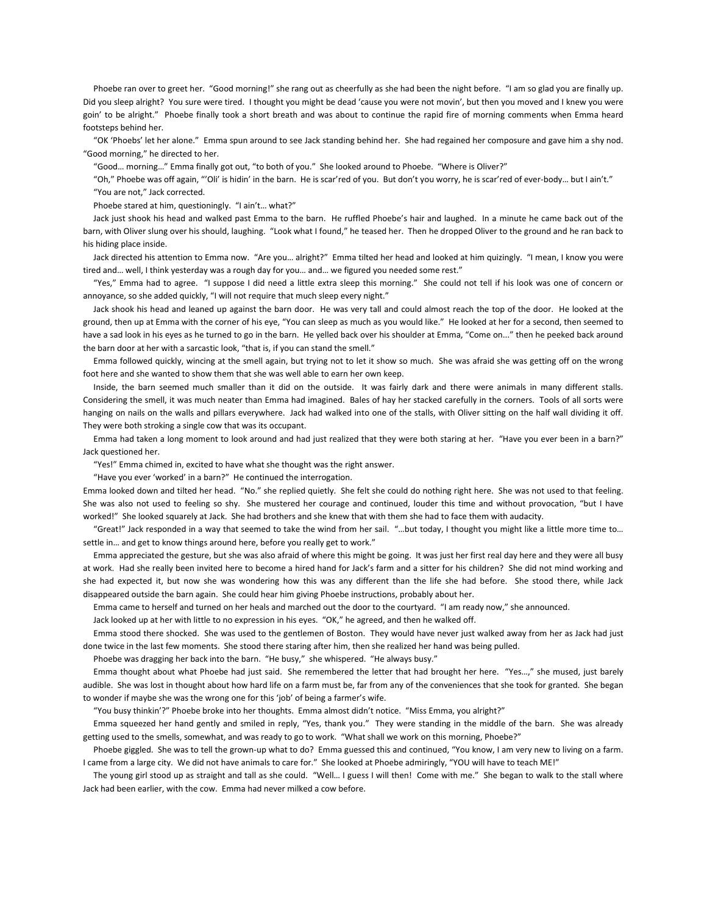Phoebe ran over to greet her. "Good morning!" she rang out as cheerfully as she had been the night before. "I am so glad you are finally up. Did you sleep alright? You sure were tired. I thought you might be dead 'cause you were not movin', but then you moved and I knew you were goin' to be alright." Phoebe finally took a short breath and was about to continue the rapid fire of morning comments when Emma heard footsteps behind her.

"OK 'Phoebs' let her alone." Emma spun around to see Jack standing behind her. She had regained her composure and gave him a shy nod. "Good morning," he directed to her.

"Good… morning…" Emma finally got out, "to both of you." She looked around to Phoebe. "Where is Oliver?"

"Oh," Phoebe was off again, "'Oli' is hidin' in the barn. He is scar'red of you. But don't you worry, he is scar'red of ever-body… but I ain't."

"You are not," Jack corrected.

Phoebe stared at him, questioningly. "I ain't… what?"

Jack just shook his head and walked past Emma to the barn. He ruffled Phoebe's hair and laughed. In a minute he came back out of the barn, with Oliver slung over his should, laughing. "Look what I found," he teased her. Then he dropped Oliver to the ground and he ran back to his hiding place inside.

Jack directed his attention to Emma now. "Are you… alright?" Emma tilted her head and looked at him quizingly. "I mean, I know you were tired and… well, I think yesterday was a rough day for you… and… we figured you needed some rest."

"Yes," Emma had to agree. "I suppose I did need a little extra sleep this morning." She could not tell if his look was one of concern or annoyance, so she added quickly, "I will not require that much sleep every night."

Jack shook his head and leaned up against the barn door. He was very tall and could almost reach the top of the door. He looked at the ground, then up at Emma with the corner of his eye, "You can sleep as much as you would like." He looked at her for a second, then seemed to have a sad look in his eyes as he turned to go in the barn. He yelled back over his shoulder at Emma, "Come on..." then he peeked back around the barn door at her with a sarcastic look, "that is, if you can stand the smell."

Emma followed quickly, wincing at the smell again, but trying not to let it show so much. She was afraid she was getting off on the wrong foot here and she wanted to show them that she was well able to earn her own keep.

Inside, the barn seemed much smaller than it did on the outside. It was fairly dark and there were animals in many different stalls. Considering the smell, it was much neater than Emma had imagined. Bales of hay her stacked carefully in the corners. Tools of all sorts were hanging on nails on the walls and pillars everywhere. Jack had walked into one of the stalls, with Oliver sitting on the half wall dividing it off. They were both stroking a single cow that was its occupant.

Emma had taken a long moment to look around and had just realized that they were both staring at her. "Have you ever been in a barn?" Jack questioned her.

"Yes!" Emma chimed in, excited to have what she thought was the right answer.

"Have you ever 'worked' in a barn?" He continued the interrogation.

Emma looked down and tilted her head. "No." she replied quietly. She felt she could do nothing right here. She was not used to that feeling. She was also not used to feeling so shy. She mustered her courage and continued, louder this time and without provocation, "but I have worked!" She looked squarely at Jack. She had brothers and she knew that with them she had to face them with audacity.

"Great!" Jack responded in a way that seemed to take the wind from her sail. "…but today, I thought you might like a little more time to… settle in… and get to know things around here, before you really get to work."

Emma appreciated the gesture, but she was also afraid of where this might be going. It was just her first real day here and they were all busy at work. Had she really been invited here to become a hired hand for Jack's farm and a sitter for his children? She did not mind working and she had expected it, but now she was wondering how this was any different than the life she had before. She stood there, while Jack disappeared outside the barn again. She could hear him giving Phoebe instructions, probably about her.

Emma came to herself and turned on her heals and marched out the door to the courtyard. "I am ready now," she announced.

Jack looked up at her with little to no expression in his eyes. "OK," he agreed, and then he walked off.

Emma stood there shocked. She was used to the gentlemen of Boston. They would have never just walked away from her as Jack had just done twice in the last few moments. She stood there staring after him, then she realized her hand was being pulled.

Phoebe was dragging her back into the barn. "He busy," she whispered. "He always busy."

Emma thought about what Phoebe had just said. She remembered the letter that had brought her here. "Yes…," she mused, just barely audible. She was lost in thought about how hard life on a farm must be, far from any of the conveniences that she took for granted. She began to wonder if maybe she was the wrong one for this 'job' of being a farmer's wife.

"You busy thinkin'?" Phoebe broke into her thoughts. Emma almost didn't notice. "Miss Emma, you alright?"

Emma squeezed her hand gently and smiled in reply, "Yes, thank you." They were standing in the middle of the barn. She was already getting used to the smells, somewhat, and was ready to go to work. "What shall we work on this morning, Phoebe?"

Phoebe giggled. She was to tell the grown-up what to do? Emma guessed this and continued, "You know, I am very new to living on a farm. I came from a large city. We did not have animals to care for." She looked at Phoebe admiringly, "YOU will have to teach ME!"

The young girl stood up as straight and tall as she could. "Well… I guess I will then! Come with me." She began to walk to the stall where Jack had been earlier, with the cow. Emma had never milked a cow before.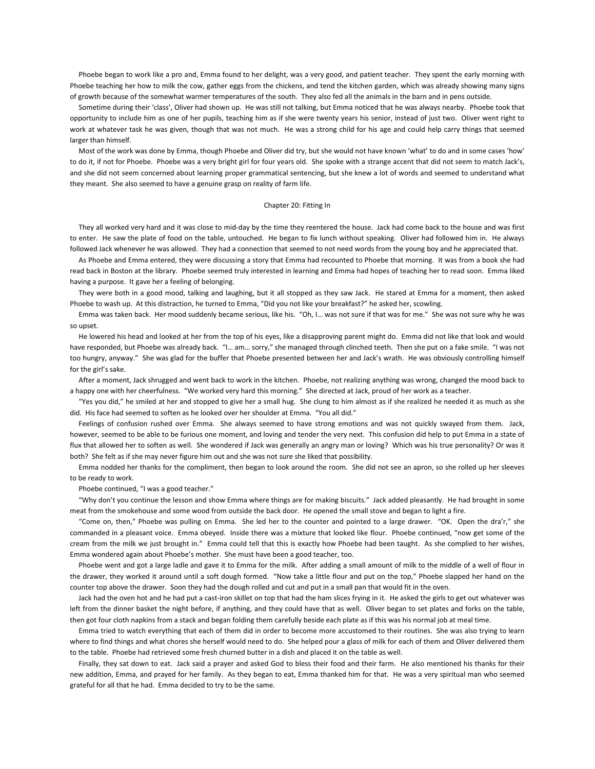Phoebe began to work like a pro and, Emma found to her delight, was a very good, and patient teacher. They spent the early morning with Phoebe teaching her how to milk the cow, gather eggs from the chickens, and tend the kitchen garden, which was already showing many signs of growth because of the somewhat warmer temperatures of the south. They also fed all the animals in the barn and in pens outside.

Sometime during their 'class', Oliver had shown up. He was still not talking, but Emma noticed that he was always nearby. Phoebe took that opportunity to include him as one of her pupils, teaching him as if she were twenty years his senior, instead of just two. Oliver went right to work at whatever task he was given, though that was not much. He was a strong child for his age and could help carry things that seemed larger than himself.

Most of the work was done by Emma, though Phoebe and Oliver did try, but she would not have known 'what' to do and in some cases 'how' to do it, if not for Phoebe. Phoebe was a very bright girl for four years old. She spoke with a strange accent that did not seem to match Jack's, and she did not seem concerned about learning proper grammatical sentencing, but she knew a lot of words and seemed to understand what they meant. She also seemed to have a genuine grasp on reality of farm life.

## Chapter 20: Fitting In

They all worked very hard and it was close to mid-day by the time they reentered the house. Jack had come back to the house and was first to enter. He saw the plate of food on the table, untouched. He began to fix lunch without speaking. Oliver had followed him in. He always followed Jack whenever he was allowed. They had a connection that seemed to not need words from the young boy and he appreciated that.

As Phoebe and Emma entered, they were discussing a story that Emma had recounted to Phoebe that morning. It was from a book she had read back in Boston at the library. Phoebe seemed truly interested in learning and Emma had hopes of teaching her to read soon. Emma liked having a purpose. It gave her a feeling of belonging.

They were both in a good mood, talking and laughing, but it all stopped as they saw Jack. He stared at Emma for a moment, then asked Phoebe to wash up. At this distraction, he turned to Emma, "Did you not like your breakfast?" he asked her, scowling.

Emma was taken back. Her mood suddenly became serious, like his. "Oh, I… was not sure if that was for me." She was not sure why he was so upset.

He lowered his head and looked at her from the top of his eyes, like a disapproving parent might do. Emma did not like that look and would have responded, but Phoebe was already back. "I… am… sorry," she managed through clinched teeth. Then she put on a fake smile. "I was not too hungry, anyway." She was glad for the buffer that Phoebe presented between her and Jack's wrath. He was obviously controlling himself for the girl's sake.

After a moment, Jack shrugged and went back to work in the kitchen. Phoebe, not realizing anything was wrong, changed the mood back to a happy one with her cheerfulness. "We worked very hard this morning." She directed at Jack, proud of her work as a teacher.

"Yes you did," he smiled at her and stopped to give her a small hug. She clung to him almost as if she realized he needed it as much as she did. His face had seemed to soften as he looked over her shoulder at Emma. "You all did."

Feelings of confusion rushed over Emma. She always seemed to have strong emotions and was not quickly swayed from them. Jack, however, seemed to be able to be furious one moment, and loving and tender the very next. This confusion did help to put Emma in a state of flux that allowed her to soften as well. She wondered if Jack was generally an angry man or loving? Which was his true personality? Or was it both? She felt as if she may never figure him out and she was not sure she liked that possibility.

Emma nodded her thanks for the compliment, then began to look around the room. She did not see an apron, so she rolled up her sleeves to be ready to work.

Phoebe continued, "I was a good teacher."

"Why don't you continue the lesson and show Emma where things are for making biscuits." Jack added pleasantly. He had brought in some meat from the smokehouse and some wood from outside the back door. He opened the small stove and began to light a fire.

"Come on, then," Phoebe was pulling on Emma. She led her to the counter and pointed to a large drawer. "OK. Open the dra'r," she commanded in a pleasant voice. Emma obeyed. Inside there was a mixture that looked like flour. Phoebe continued, "now get some of the cream from the milk we just brought in." Emma could tell that this is exactly how Phoebe had been taught. As she complied to her wishes, Emma wondered again about Phoebe's mother. She must have been a good teacher, too.

Phoebe went and got a large ladle and gave it to Emma for the milk. After adding a small amount of milk to the middle of a well of flour in the drawer, they worked it around until a soft dough formed. "Now take a little flour and put on the top," Phoebe slapped her hand on the counter top above the drawer. Soon they had the dough rolled and cut and put in a small pan that would fit in the oven.

Jack had the oven hot and he had put a cast-iron skillet on top that had the ham slices frying in it. He asked the girls to get out whatever was left from the dinner basket the night before, if anything, and they could have that as well. Oliver began to set plates and forks on the table, then got four cloth napkins from a stack and began folding them carefully beside each plate as if this was his normal job at meal time.

Emma tried to watch everything that each of them did in order to become more accustomed to their routines. She was also trying to learn where to find things and what chores she herself would need to do. She helped pour a glass of milk for each of them and Oliver delivered them to the table. Phoebe had retrieved some fresh churned butter in a dish and placed it on the table as well.

Finally, they sat down to eat. Jack said a prayer and asked God to bless their food and their farm. He also mentioned his thanks for their new addition, Emma, and prayed for her family. As they began to eat, Emma thanked him for that. He was a very spiritual man who seemed grateful for all that he had. Emma decided to try to be the same.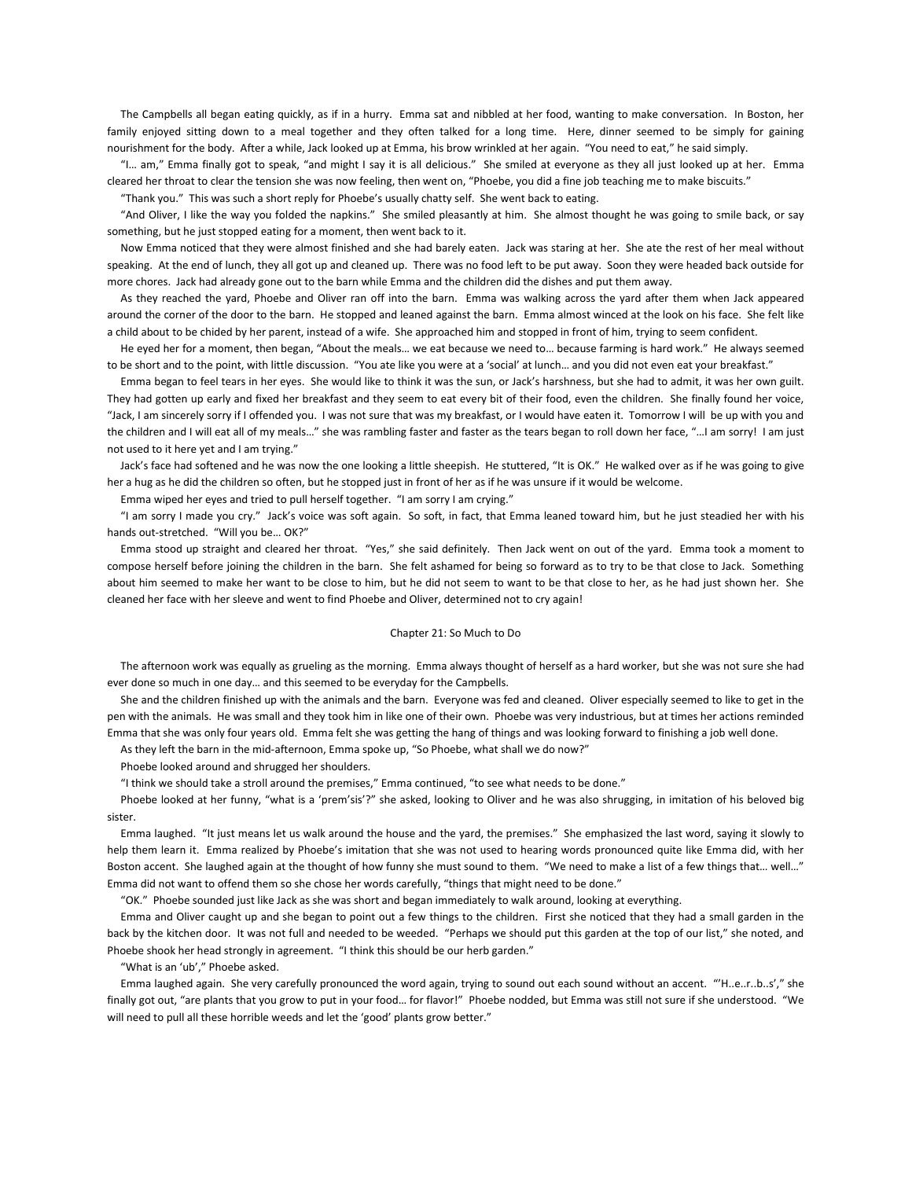The Campbells all began eating quickly, as if in a hurry. Emma sat and nibbled at her food, wanting to make conversation. In Boston, her family enjoyed sitting down to a meal together and they often talked for a long time. Here, dinner seemed to be simply for gaining nourishment for the body. After a while, Jack looked up at Emma, his brow wrinkled at her again. "You need to eat," he said simply.

"I… am," Emma finally got to speak, "and might I say it is all delicious." She smiled at everyone as they all just looked up at her. Emma cleared her throat to clear the tension she was now feeling, then went on, "Phoebe, you did a fine job teaching me to make biscuits."

"Thank you." This was such a short reply for Phoebe's usually chatty self. She went back to eating.

"And Oliver, I like the way you folded the napkins." She smiled pleasantly at him. She almost thought he was going to smile back, or say something, but he just stopped eating for a moment, then went back to it.

Now Emma noticed that they were almost finished and she had barely eaten. Jack was staring at her. She ate the rest of her meal without speaking. At the end of lunch, they all got up and cleaned up. There was no food left to be put away. Soon they were headed back outside for more chores. Jack had already gone out to the barn while Emma and the children did the dishes and put them away.

As they reached the yard, Phoebe and Oliver ran off into the barn. Emma was walking across the yard after them when Jack appeared around the corner of the door to the barn. He stopped and leaned against the barn. Emma almost winced at the look on his face. She felt like a child about to be chided by her parent, instead of a wife. She approached him and stopped in front of him, trying to seem confident.

He eyed her for a moment, then began, "About the meals… we eat because we need to… because farming is hard work." He always seemed to be short and to the point, with little discussion. "You ate like you were at a 'social' at lunch… and you did not even eat your breakfast."

Emma began to feel tears in her eyes. She would like to think it was the sun, or Jack's harshness, but she had to admit, it was her own guilt. They had gotten up early and fixed her breakfast and they seem to eat every bit of their food, even the children. She finally found her voice, "Jack, I am sincerely sorry if I offended you. I was not sure that was my breakfast, or I would have eaten it. Tomorrow I will be up with you and the children and I will eat all of my meals…" she was rambling faster and faster as the tears began to roll down her face, "…I am sorry! I am just not used to it here yet and I am trying."

Jack's face had softened and he was now the one looking a little sheepish. He stuttered, "It is OK." He walked over as if he was going to give her a hug as he did the children so often, but he stopped just in front of her as if he was unsure if it would be welcome.

Emma wiped her eyes and tried to pull herself together. "I am sorry I am crying."

"I am sorry I made you cry." Jack's voice was soft again. So soft, in fact, that Emma leaned toward him, but he just steadied her with his hands out-stretched. "Will you be… OK?"

Emma stood up straight and cleared her throat. "Yes," she said definitely. Then Jack went on out of the yard. Emma took a moment to compose herself before joining the children in the barn. She felt ashamed for being so forward as to try to be that close to Jack. Something about him seemed to make her want to be close to him, but he did not seem to want to be that close to her, as he had just shown her. She cleaned her face with her sleeve and went to find Phoebe and Oliver, determined not to cry again!

## Chapter 21: So Much to Do

The afternoon work was equally as grueling as the morning. Emma always thought of herself as a hard worker, but she was not sure she had ever done so much in one day… and this seemed to be everyday for the Campbells.

She and the children finished up with the animals and the barn. Everyone was fed and cleaned. Oliver especially seemed to like to get in the pen with the animals. He was small and they took him in like one of their own. Phoebe was very industrious, but at times her actions reminded Emma that she was only four years old. Emma felt she was getting the hang of things and was looking forward to finishing a job well done.

As they left the barn in the mid-afternoon, Emma spoke up, "So Phoebe, what shall we do now?"

Phoebe looked around and shrugged her shoulders.

"I think we should take a stroll around the premises," Emma continued, "to see what needs to be done."

Phoebe looked at her funny, "what is a 'prem'sis'?" she asked, looking to Oliver and he was also shrugging, in imitation of his beloved big sister.

Emma laughed. "It just means let us walk around the house and the yard, the premises." She emphasized the last word, saying it slowly to help them learn it. Emma realized by Phoebe's imitation that she was not used to hearing words pronounced quite like Emma did, with her Boston accent. She laughed again at the thought of how funny she must sound to them. "We need to make a list of a few things that… well…" Emma did not want to offend them so she chose her words carefully, "things that might need to be done."

"OK." Phoebe sounded just like Jack as she was short and began immediately to walk around, looking at everything.

Emma and Oliver caught up and she began to point out a few things to the children. First she noticed that they had a small garden in the back by the kitchen door. It was not full and needed to be weeded. "Perhaps we should put this garden at the top of our list," she noted, and Phoebe shook her head strongly in agreement. "I think this should be our herb garden."

"What is an 'ub'," Phoebe asked.

Emma laughed again. She very carefully pronounced the word again, trying to sound out each sound without an accent. "'H..e..r..b..s'," she finally got out, "are plants that you grow to put in your food… for flavor!" Phoebe nodded, but Emma was still not sure if she understood. "We will need to pull all these horrible weeds and let the 'good' plants grow better."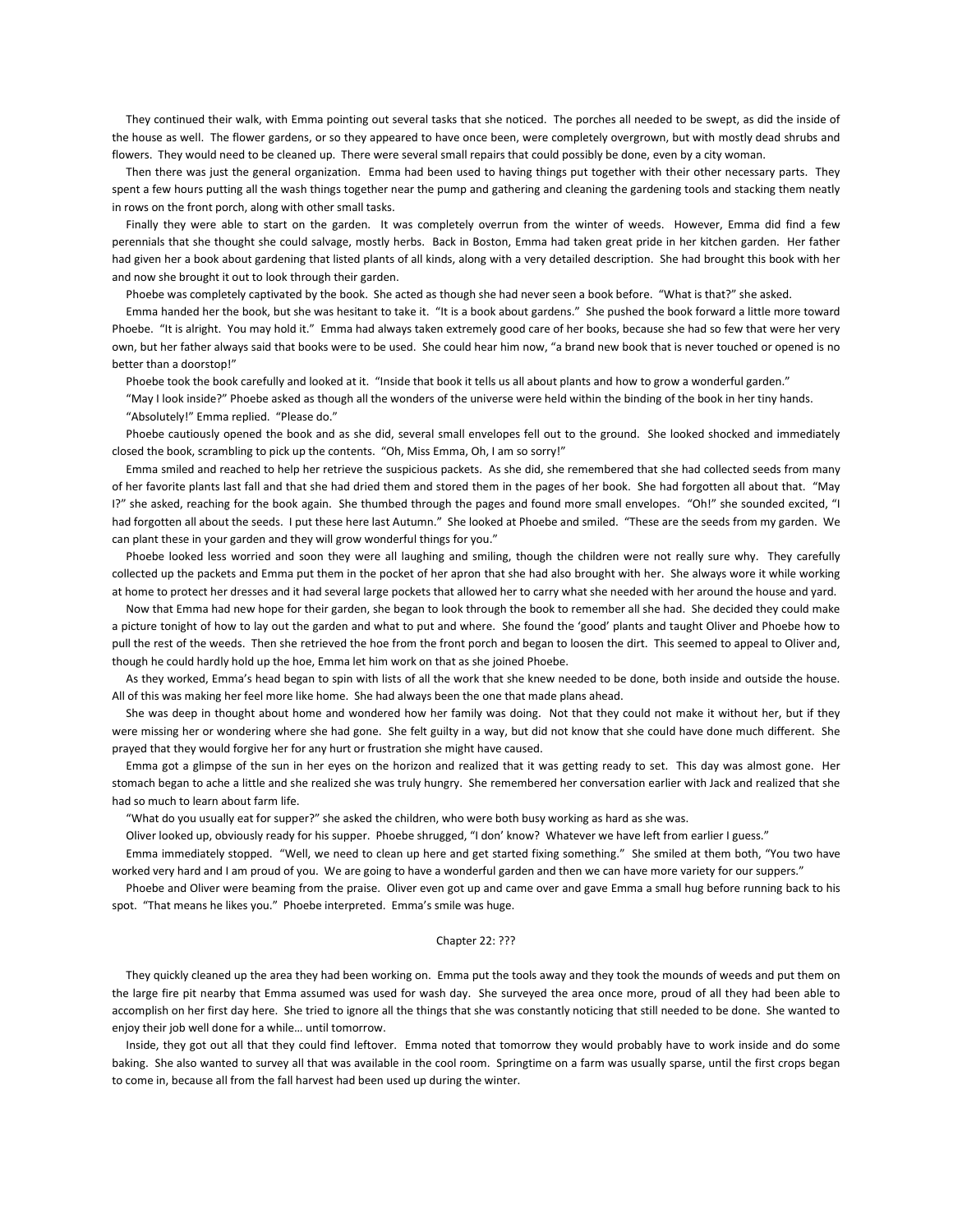They continued their walk, with Emma pointing out several tasks that she noticed. The porches all needed to be swept, as did the inside of the house as well. The flower gardens, or so they appeared to have once been, were completely overgrown, but with mostly dead shrubs and flowers. They would need to be cleaned up. There were several small repairs that could possibly be done, even by a city woman.

Then there was just the general organization. Emma had been used to having things put together with their other necessary parts. They spent a few hours putting all the wash things together near the pump and gathering and cleaning the gardening tools and stacking them neatly in rows on the front porch, along with other small tasks.

Finally they were able to start on the garden. It was completely overrun from the winter of weeds. However, Emma did find a few perennials that she thought she could salvage, mostly herbs. Back in Boston, Emma had taken great pride in her kitchen garden. Her father had given her a book about gardening that listed plants of all kinds, along with a very detailed description. She had brought this book with her and now she brought it out to look through their garden.

Phoebe was completely captivated by the book. She acted as though she had never seen a book before. "What is that?" she asked.

Emma handed her the book, but she was hesitant to take it. "It is a book about gardens." She pushed the book forward a little more toward Phoebe. "It is alright. You may hold it." Emma had always taken extremely good care of her books, because she had so few that were her very own, but her father always said that books were to be used. She could hear him now, "a brand new book that is never touched or opened is no better than a doorstop!"

Phoebe took the book carefully and looked at it. "Inside that book it tells us all about plants and how to grow a wonderful garden."

"May I look inside?" Phoebe asked as though all the wonders of the universe were held within the binding of the book in her tiny hands.

"Absolutely!" Emma replied. "Please do."

Phoebe cautiously opened the book and as she did, several small envelopes fell out to the ground. She looked shocked and immediately closed the book, scrambling to pick up the contents. "Oh, Miss Emma, Oh, I am so sorry!"

Emma smiled and reached to help her retrieve the suspicious packets. As she did, she remembered that she had collected seeds from many of her favorite plants last fall and that she had dried them and stored them in the pages of her book. She had forgotten all about that. "May I?" she asked, reaching for the book again. She thumbed through the pages and found more small envelopes. "Oh!" she sounded excited, "I had forgotten all about the seeds. I put these here last Autumn." She looked at Phoebe and smiled. "These are the seeds from my garden. We can plant these in your garden and they will grow wonderful things for you."

Phoebe looked less worried and soon they were all laughing and smiling, though the children were not really sure why. They carefully collected up the packets and Emma put them in the pocket of her apron that she had also brought with her. She always wore it while working at home to protect her dresses and it had several large pockets that allowed her to carry what she needed with her around the house and yard.

Now that Emma had new hope for their garden, she began to look through the book to remember all she had. She decided they could make a picture tonight of how to lay out the garden and what to put and where. She found the 'good' plants and taught Oliver and Phoebe how to pull the rest of the weeds. Then she retrieved the hoe from the front porch and began to loosen the dirt. This seemed to appeal to Oliver and, though he could hardly hold up the hoe, Emma let him work on that as she joined Phoebe.

As they worked, Emma's head began to spin with lists of all the work that she knew needed to be done, both inside and outside the house. All of this was making her feel more like home. She had always been the one that made plans ahead.

She was deep in thought about home and wondered how her family was doing. Not that they could not make it without her, but if they were missing her or wondering where she had gone. She felt guilty in a way, but did not know that she could have done much different. She prayed that they would forgive her for any hurt or frustration she might have caused.

Emma got a glimpse of the sun in her eyes on the horizon and realized that it was getting ready to set. This day was almost gone. Her stomach began to ache a little and she realized she was truly hungry. She remembered her conversation earlier with Jack and realized that she had so much to learn about farm life.

"What do you usually eat for supper?" she asked the children, who were both busy working as hard as she was.

Oliver looked up, obviously ready for his supper. Phoebe shrugged, "I don' know? Whatever we have left from earlier I guess."

Emma immediately stopped. "Well, we need to clean up here and get started fixing something." She smiled at them both, "You two have worked very hard and I am proud of you. We are going to have a wonderful garden and then we can have more variety for our suppers."

Phoebe and Oliver were beaming from the praise. Oliver even got up and came over and gave Emma a small hug before running back to his spot. "That means he likes you." Phoebe interpreted. Emma's smile was huge.

## Chapter 22: ???

They quickly cleaned up the area they had been working on. Emma put the tools away and they took the mounds of weeds and put them on the large fire pit nearby that Emma assumed was used for wash day. She surveyed the area once more, proud of all they had been able to accomplish on her first day here. She tried to ignore all the things that she was constantly noticing that still needed to be done. She wanted to enjoy their job well done for a while… until tomorrow.

Inside, they got out all that they could find leftover. Emma noted that tomorrow they would probably have to work inside and do some baking. She also wanted to survey all that was available in the cool room. Springtime on a farm was usually sparse, until the first crops began to come in, because all from the fall harvest had been used up during the winter.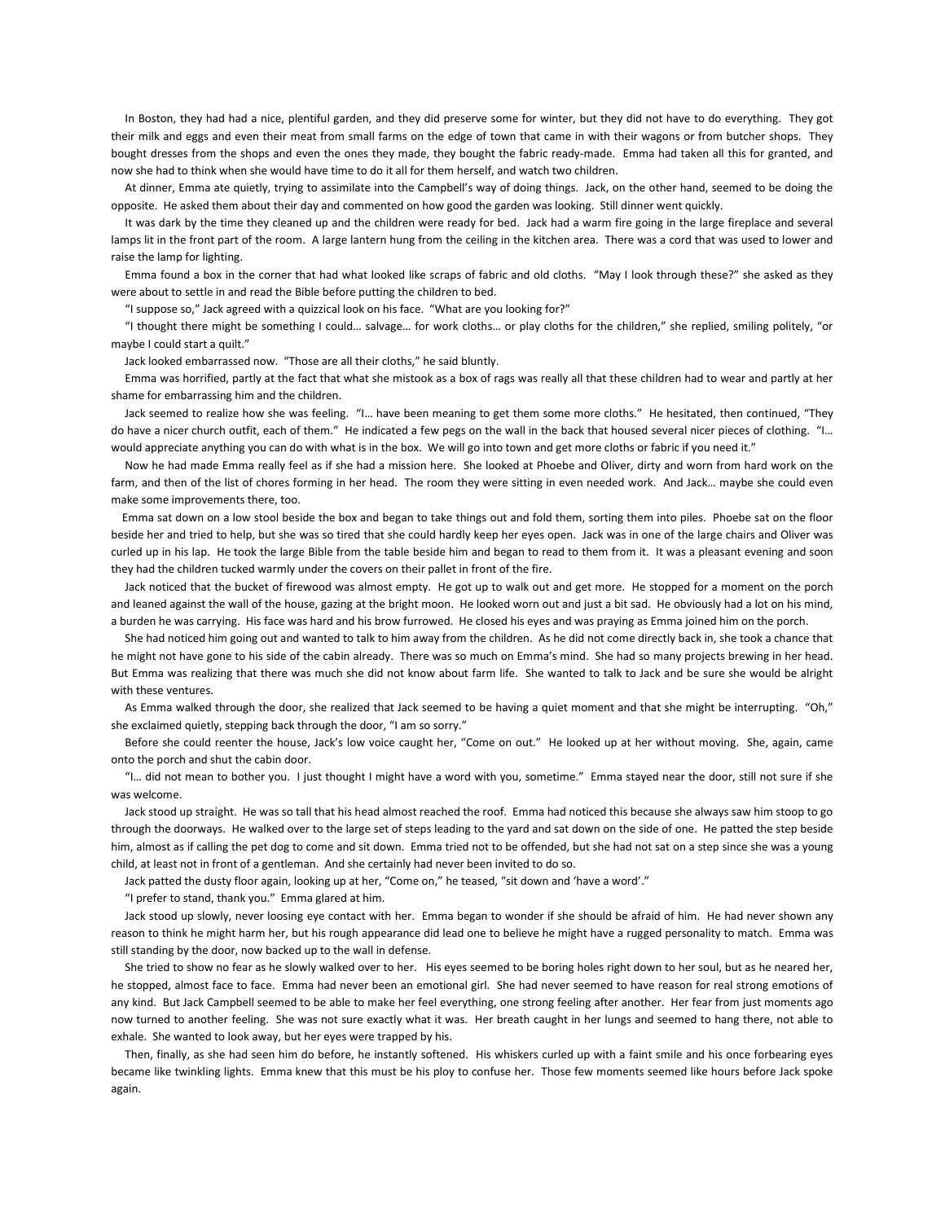In Boston, they had had a nice, plentiful garden, and they did preserve some for winter, but they did not have to do everything. They got their milk and eggs and even their meat from small farms on the edge of town that came in with their wagons or from butcher shops. They bought dresses from the shops and even the ones they made, they bought the fabric ready-made. Emma had taken all this for granted, and now she had to think when she would have time to do it all for them herself, and watch two children.

At dinner, Emma ate quietly, trying to assimilate into the Campbell's way of doing things. Jack, on the other hand, seemed to be doing the opposite. He asked them about their day and commented on how good the garden was looking. Still dinner went quickly.

It was dark by the time they cleaned up and the children were ready for bed. Jack had a warm fire going in the large fireplace and several lamps lit in the front part of the room. A large lantern hung from the ceiling in the kitchen area. There was a cord that was used to lower and raise the lamp for lighting.

Emma found a box in the corner that had what looked like scraps of fabric and old cloths. "May I look through these?" she asked as they were about to settle in and read the Bible before putting the children to bed.

"I suppose so," Jack agreed with a quizzical look on his face. "What are you looking for?"

"I thought there might be something I could… salvage… for work cloths… or play cloths for the children," she replied, smiling politely, "or maybe I could start a quilt."

Jack looked embarrassed now. "Those are all their cloths," he said bluntly.

Emma was horrified, partly at the fact that what she mistook as a box of rags was really all that these children had to wear and partly at her shame for embarrassing him and the children.

Jack seemed to realize how she was feeling. "I… have been meaning to get them some more cloths." He hesitated, then continued, "They do have a nicer church outfit, each of them." He indicated a few pegs on the wall in the back that housed several nicer pieces of clothing. "I… would appreciate anything you can do with what is in the box. We will go into town and get more cloths or fabric if you need it."

Now he had made Emma really feel as if she had a mission here. She looked at Phoebe and Oliver, dirty and worn from hard work on the farm, and then of the list of chores forming in her head. The room they were sitting in even needed work. And Jack… maybe she could even make some improvements there, too.

Emma sat down on a low stool beside the box and began to take things out and fold them, sorting them into piles. Phoebe sat on the floor beside her and tried to help, but she was so tired that she could hardly keep her eyes open. Jack was in one of the large chairs and Oliver was curled up in his lap. He took the large Bible from the table beside him and began to read to them from it. It was a pleasant evening and soon they had the children tucked warmly under the covers on their pallet in front of the fire.

Jack noticed that the bucket of firewood was almost empty. He got up to walk out and get more. He stopped for a moment on the porch and leaned against the wall of the house, gazing at the bright moon. He looked worn out and just a bit sad. He obviously had a lot on his mind, a burden he was carrying. His face was hard and his brow furrowed. He closed his eyes and was praying as Emma joined him on the porch.

She had noticed him going out and wanted to talk to him away from the children. As he did not come directly back in, she took a chance that he might not have gone to his side of the cabin already. There was so much on Emma's mind. She had so many projects brewing in her head. But Emma was realizing that there was much she did not know about farm life. She wanted to talk to Jack and be sure she would be alright with these ventures.

As Emma walked through the door, she realized that Jack seemed to be having a quiet moment and that she might be interrupting. "Oh," she exclaimed quietly, stepping back through the door, "I am so sorry."

Before she could reenter the house, Jack's low voice caught her, "Come on out." He looked up at her without moving. She, again, came onto the porch and shut the cabin door.

"I… did not mean to bother you. I just thought I might have a word with you, sometime." Emma stayed near the door, still not sure if she was welcome.

Jack stood up straight. He was so tall that his head almost reached the roof. Emma had noticed this because she always saw him stoop to go through the doorways. He walked over to the large set of steps leading to the yard and sat down on the side of one. He patted the step beside him, almost as if calling the pet dog to come and sit down. Emma tried not to be offended, but she had not sat on a step since she was a young child, at least not in front of a gentleman. And she certainly had never been invited to do so.

Jack patted the dusty floor again, looking up at her, "Come on," he teased, "sit down and 'have a word'."

"I prefer to stand, thank you." Emma glared at him.

Jack stood up slowly, never loosing eye contact with her. Emma began to wonder if she should be afraid of him. He had never shown any reason to think he might harm her, but his rough appearance did lead one to believe he might have a rugged personality to match. Emma was still standing by the door, now backed up to the wall in defense.

She tried to show no fear as he slowly walked over to her. His eyes seemed to be boring holes right down to her soul, but as he neared her, he stopped, almost face to face. Emma had never been an emotional girl. She had never seemed to have reason for real strong emotions of any kind. But Jack Campbell seemed to be able to make her feel everything, one strong feeling after another. Her fear from just moments ago now turned to another feeling. She was not sure exactly what it was. Her breath caught in her lungs and seemed to hang there, not able to exhale. She wanted to look away, but her eyes were trapped by his.

Then, finally, as she had seen him do before, he instantly softened. His whiskers curled up with a faint smile and his once forbearing eyes became like twinkling lights. Emma knew that this must be his ploy to confuse her. Those few moments seemed like hours before Jack spoke again.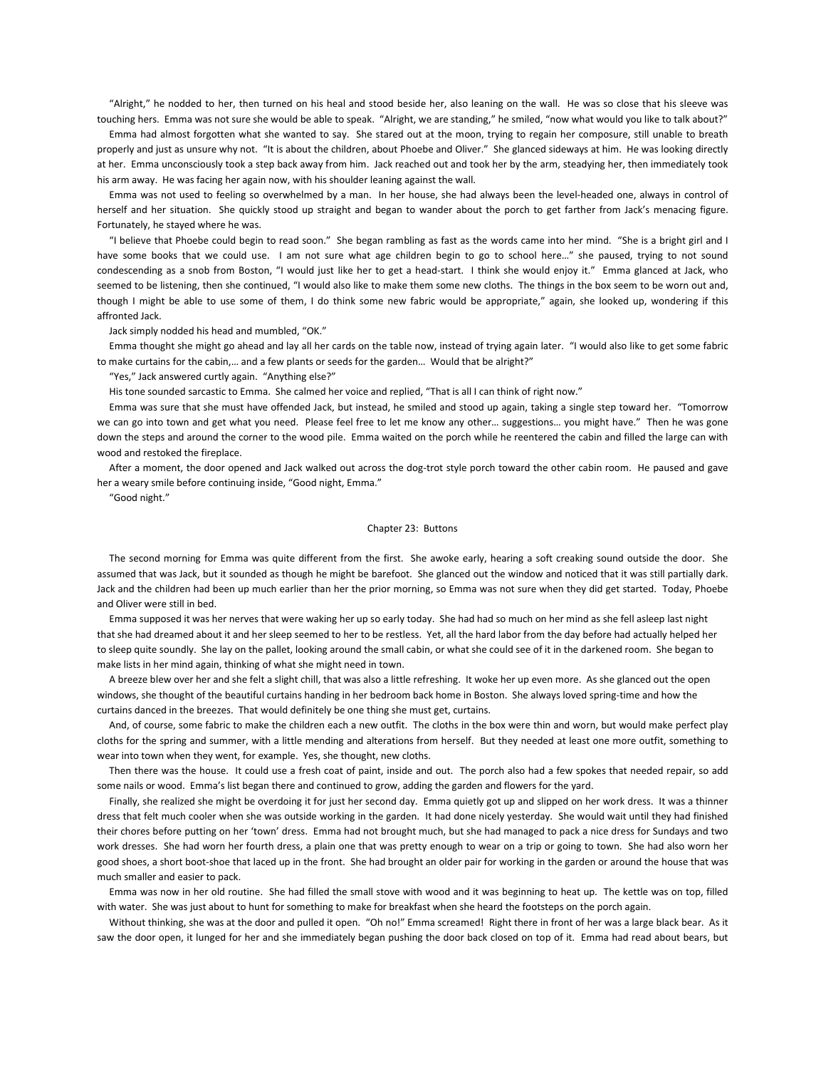"Alright," he nodded to her, then turned on his heal and stood beside her, also leaning on the wall. He was so close that his sleeve was touching hers. Emma was not sure she would be able to speak. "Alright, we are standing," he smiled, "now what would you like to talk about?"

Emma had almost forgotten what she wanted to say. She stared out at the moon, trying to regain her composure, still unable to breath properly and just as unsure why not. "It is about the children, about Phoebe and Oliver." She glanced sideways at him. He was looking directly at her. Emma unconsciously took a step back away from him. Jack reached out and took her by the arm, steadying her, then immediately took his arm away. He was facing her again now, with his shoulder leaning against the wall.

Emma was not used to feeling so overwhelmed by a man. In her house, she had always been the level-headed one, always in control of herself and her situation. She quickly stood up straight and began to wander about the porch to get farther from Jack's menacing figure. Fortunately, he stayed where he was.

"I believe that Phoebe could begin to read soon." She began rambling as fast as the words came into her mind. "She is a bright girl and I have some books that we could use. I am not sure what age children begin to go to school here…" she paused, trying to not sound condescending as a snob from Boston, "I would just like her to get a head-start. I think she would enjoy it." Emma glanced at Jack, who seemed to be listening, then she continued, "I would also like to make them some new cloths. The things in the box seem to be worn out and, though I might be able to use some of them, I do think some new fabric would be appropriate," again, she looked up, wondering if this affronted Jack.

Jack simply nodded his head and mumbled, "OK."

Emma thought she might go ahead and lay all her cards on the table now, instead of trying again later. "I would also like to get some fabric to make curtains for the cabin,… and a few plants or seeds for the garden… Would that be alright?"

"Yes," Jack answered curtly again. "Anything else?"

His tone sounded sarcastic to Emma. She calmed her voice and replied, "That is all I can think of right now."

Emma was sure that she must have offended Jack, but instead, he smiled and stood up again, taking a single step toward her. "Tomorrow we can go into town and get what you need. Please feel free to let me know any other… suggestions… you might have." Then he was gone down the steps and around the corner to the wood pile. Emma waited on the porch while he reentered the cabin and filled the large can with wood and restoked the fireplace.

After a moment, the door opened and Jack walked out across the dog-trot style porch toward the other cabin room. He paused and gave her a weary smile before continuing inside, "Good night, Emma."

"Good night."

## Chapter 23: Buttons

The second morning for Emma was quite different from the first. She awoke early, hearing a soft creaking sound outside the door. She assumed that was Jack, but it sounded as though he might be barefoot. She glanced out the window and noticed that it was still partially dark. Jack and the children had been up much earlier than her the prior morning, so Emma was not sure when they did get started. Today, Phoebe and Oliver were still in bed.

Emma supposed it was her nerves that were waking her up so early today. She had had so much on her mind as she fell asleep last night that she had dreamed about it and her sleep seemed to her to be restless. Yet, all the hard labor from the day before had actually helped her to sleep quite soundly. She lay on the pallet, looking around the small cabin, or what she could see of it in the darkened room. She began to make lists in her mind again, thinking of what she might need in town.

A breeze blew over her and she felt a slight chill, that was also a little refreshing. It woke her up even more. As she glanced out the open windows, she thought of the beautiful curtains handing in her bedroom back home in Boston. She always loved spring-time and how the curtains danced in the breezes. That would definitely be one thing she must get, curtains.

And, of course, some fabric to make the children each a new outfit. The cloths in the box were thin and worn, but would make perfect play cloths for the spring and summer, with a little mending and alterations from herself. But they needed at least one more outfit, something to wear into town when they went, for example. Yes, she thought, new cloths.

Then there was the house. It could use a fresh coat of paint, inside and out. The porch also had a few spokes that needed repair, so add some nails or wood. Emma's list began there and continued to grow, adding the garden and flowers for the yard.

Finally, she realized she might be overdoing it for just her second day. Emma quietly got up and slipped on her work dress. It was a thinner dress that felt much cooler when she was outside working in the garden. It had done nicely yesterday. She would wait until they had finished their chores before putting on her 'town' dress. Emma had not brought much, but she had managed to pack a nice dress for Sundays and two work dresses. She had worn her fourth dress, a plain one that was pretty enough to wear on a trip or going to town. She had also worn her good shoes, a short boot-shoe that laced up in the front. She had brought an older pair for working in the garden or around the house that was much smaller and easier to pack.

Emma was now in her old routine. She had filled the small stove with wood and it was beginning to heat up. The kettle was on top, filled with water. She was just about to hunt for something to make for breakfast when she heard the footsteps on the porch again.

Without thinking, she was at the door and pulled it open. "Oh no!" Emma screamed! Right there in front of her was a large black bear. As it saw the door open, it lunged for her and she immediately began pushing the door back closed on top of it. Emma had read about bears, but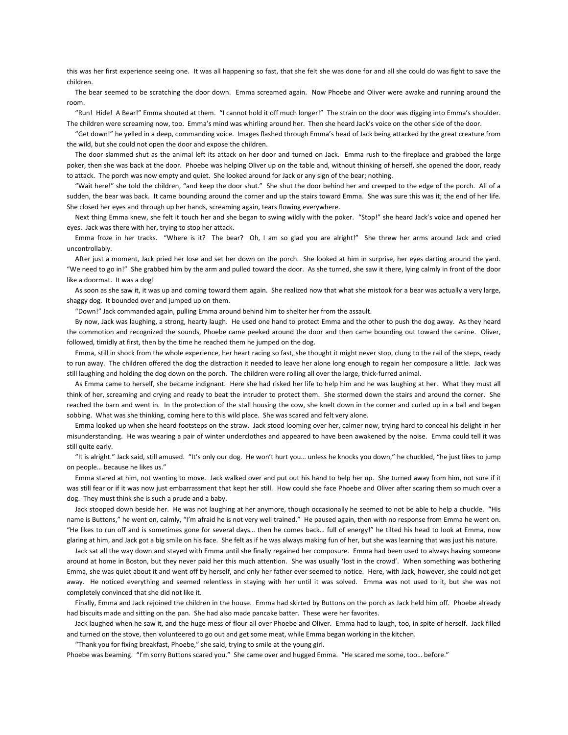this was her first experience seeing one. It was all happening so fast, that she felt she was done for and all she could do was fight to save the children.

The bear seemed to be scratching the door down. Emma screamed again. Now Phoebe and Oliver were awake and running around the room.

"Run! Hide! A Bear!" Emma shouted at them. "I cannot hold it off much longer!" The strain on the door was digging into Emma's shoulder. The children were screaming now, too. Emma's mind was whirling around her. Then she heard Jack's voice on the other side of the door.

"Get down!" he yelled in a deep, commanding voice. Images flashed through Emma's head of Jack being attacked by the great creature from the wild, but she could not open the door and expose the children.

The door slammed shut as the animal left its attack on her door and turned on Jack. Emma rush to the fireplace and grabbed the large poker, then she was back at the door. Phoebe was helping Oliver up on the table and, without thinking of herself, she opened the door, ready to attack. The porch was now empty and quiet. She looked around for Jack or any sign of the bear; nothing.

"Wait here!" she told the children, "and keep the door shut." She shut the door behind her and creeped to the edge of the porch. All of a sudden, the bear was back. It came bounding around the corner and up the stairs toward Emma. She was sure this was it; the end of her life. She closed her eyes and through up her hands, screaming again, tears flowing everywhere.

Next thing Emma knew, she felt it touch her and she began to swing wildly with the poker. "Stop!" she heard Jack's voice and opened her eyes. Jack was there with her, trying to stop her attack.

Emma froze in her tracks. "Where is it? The bear? Oh, I am so glad you are alright!" She threw her arms around Jack and cried uncontrollably.

After just a moment, Jack pried her lose and set her down on the porch. She looked at him in surprise, her eyes darting around the yard. "We need to go in!" She grabbed him by the arm and pulled toward the door. As she turned, she saw it there, lying calmly in front of the door like a doormat. It was a dog!

As soon as she saw it, it was up and coming toward them again. She realized now that what she mistook for a bear was actually a very large, shaggy dog. It bounded over and jumped up on them.

"Down!" Jack commanded again, pulling Emma around behind him to shelter her from the assault.

By now, Jack was laughing, a strong, hearty laugh. He used one hand to protect Emma and the other to push the dog away. As they heard the commotion and recognized the sounds, Phoebe came peeked around the door and then came bounding out toward the canine. Oliver, followed, timidly at first, then by the time he reached them he jumped on the dog.

Emma, still in shock from the whole experience, her heart racing so fast, she thought it might never stop, clung to the rail of the steps, ready to run away. The children offered the dog the distraction it needed to leave her alone long enough to regain her composure a little. Jack was still laughing and holding the dog down on the porch. The children were rolling all over the large, thick-furred animal.

As Emma came to herself, she became indignant. Here she had risked her life to help him and he was laughing at her. What they must all think of her, screaming and crying and ready to beat the intruder to protect them. She stormed down the stairs and around the corner. She reached the barn and went in. In the protection of the stall housing the cow, she knelt down in the corner and curled up in a ball and began sobbing. What was she thinking, coming here to this wild place. She was scared and felt very alone.

Emma looked up when she heard footsteps on the straw. Jack stood looming over her, calmer now, trying hard to conceal his delight in her misunderstanding. He was wearing a pair of winter underclothes and appeared to have been awakened by the noise. Emma could tell it was still quite early.

"It is alright." Jack said, still amused. "It's only our dog. He won't hurt you… unless he knocks you down," he chuckled, "he just likes to jump on people… because he likes us."

Emma stared at him, not wanting to move. Jack walked over and put out his hand to help her up. She turned away from him, not sure if it was still fear or if it was now just embarrassment that kept her still. How could she face Phoebe and Oliver after scaring them so much over a dog. They must think she is such a prude and a baby.

Jack stooped down beside her. He was not laughing at her anymore, though occasionally he seemed to not be able to help a chuckle. "His name is Buttons," he went on, calmly, "I'm afraid he is not very well trained." He paused again, then with no response from Emma he went on. "He likes to run off and is sometimes gone for several days… then he comes back… full of energy!" he tilted his head to look at Emma, now glaring at him, and Jack got a big smile on his face. She felt as if he was always making fun of her, but she was learning that was just his nature.

Jack sat all the way down and stayed with Emma until she finally regained her composure. Emma had been used to always having someone around at home in Boston, but they never paid her this much attention. She was usually 'lost in the crowd'. When something was bothering Emma, she was quiet about it and went off by herself, and only her father ever seemed to notice. Here, with Jack, however, she could not get away. He noticed everything and seemed relentless in staying with her until it was solved. Emma was not used to it, but she was not completely convinced that she did not like it.

Finally, Emma and Jack rejoined the children in the house. Emma had skirted by Buttons on the porch as Jack held him off. Phoebe already had biscuits made and sitting on the pan. She had also made pancake batter. These were her favorites.

Jack laughed when he saw it, and the huge mess of flour all over Phoebe and Oliver. Emma had to laugh, too, in spite of herself. Jack filled and turned on the stove, then volunteered to go out and get some meat, while Emma began working in the kitchen.

"Thank you for fixing breakfast, Phoebe," she said, trying to smile at the young girl.

Phoebe was beaming. "I'm sorry Buttons scared you." She came over and hugged Emma. "He scared me some, too… before."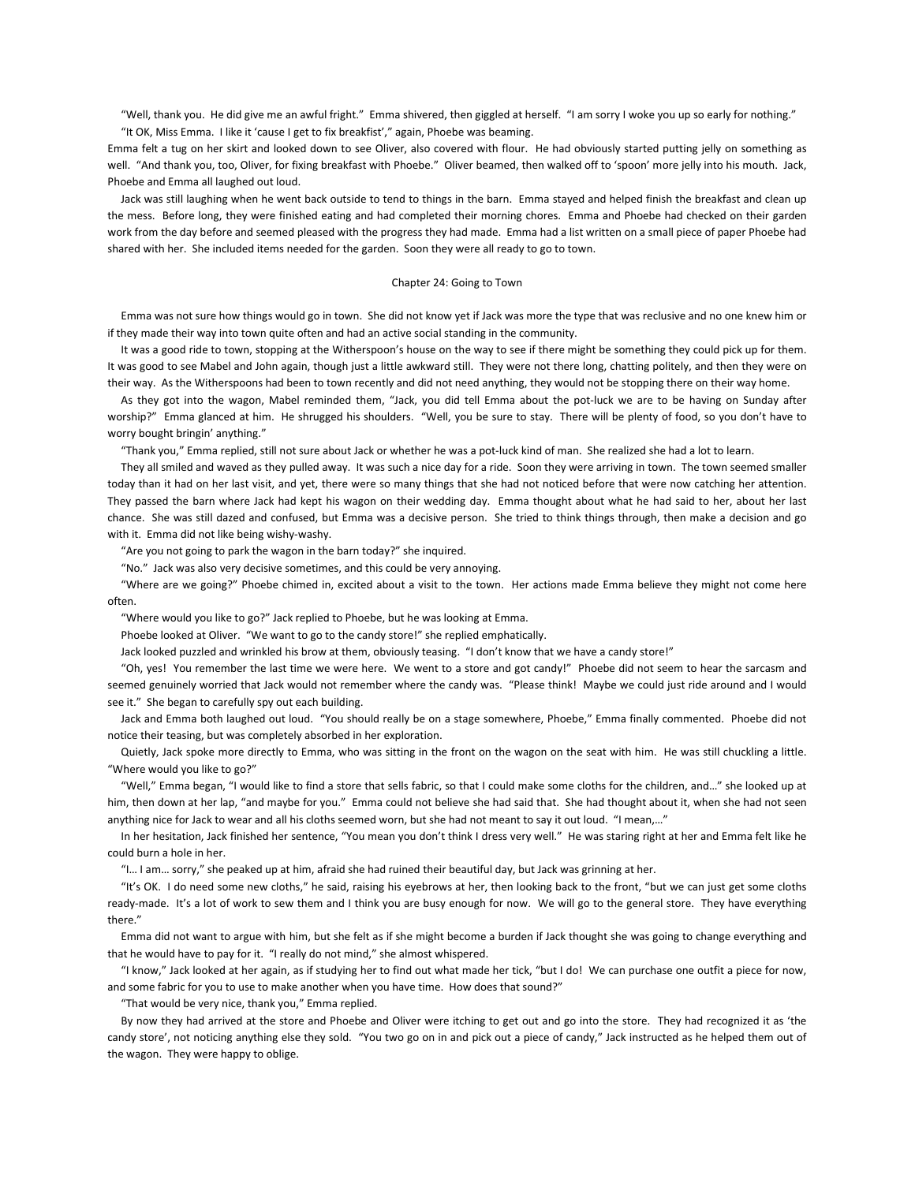"Well, thank you. He did give me an awful fright." Emma shivered, then giggled at herself. "I am sorry I woke you up so early for nothing."

"It OK, Miss Emma. I like it 'cause I get to fix breakfist'," again, Phoebe was beaming.

Emma felt a tug on her skirt and looked down to see Oliver, also covered with flour. He had obviously started putting jelly on something as well. "And thank you, too, Oliver, for fixing breakfast with Phoebe." Oliver beamed, then walked off to 'spoon' more jelly into his mouth. Jack, Phoebe and Emma all laughed out loud.

Jack was still laughing when he went back outside to tend to things in the barn. Emma stayed and helped finish the breakfast and clean up the mess. Before long, they were finished eating and had completed their morning chores. Emma and Phoebe had checked on their garden work from the day before and seemed pleased with the progress they had made. Emma had a list written on a small piece of paper Phoebe had shared with her. She included items needed for the garden. Soon they were all ready to go to town.

## Chapter 24: Going to Town

Emma was not sure how things would go in town. She did not know yet if Jack was more the type that was reclusive and no one knew him or if they made their way into town quite often and had an active social standing in the community.

It was a good ride to town, stopping at the Witherspoon's house on the way to see if there might be something they could pick up for them. It was good to see Mabel and John again, though just a little awkward still. They were not there long, chatting politely, and then they were on their way. As the Witherspoons had been to town recently and did not need anything, they would not be stopping there on their way home.

As they got into the wagon, Mabel reminded them, "Jack, you did tell Emma about the pot-luck we are to be having on Sunday after worship?" Emma glanced at him. He shrugged his shoulders. "Well, you be sure to stay. There will be plenty of food, so you don't have to worry bought bringin' anything."

"Thank you," Emma replied, still not sure about Jack or whether he was a pot-luck kind of man. She realized she had a lot to learn.

They all smiled and waved as they pulled away. It was such a nice day for a ride. Soon they were arriving in town. The town seemed smaller today than it had on her last visit, and yet, there were so many things that she had not noticed before that were now catching her attention. They passed the barn where Jack had kept his wagon on their wedding day. Emma thought about what he had said to her, about her last chance. She was still dazed and confused, but Emma was a decisive person. She tried to think things through, then make a decision and go with it. Emma did not like being wishy-washy.

"Are you not going to park the wagon in the barn today?" she inquired.

"No." Jack was also very decisive sometimes, and this could be very annoying.

"Where are we going?" Phoebe chimed in, excited about a visit to the town. Her actions made Emma believe they might not come here often.

"Where would you like to go?" Jack replied to Phoebe, but he was looking at Emma.

Phoebe looked at Oliver. "We want to go to the candy store!" she replied emphatically.

Jack looked puzzled and wrinkled his brow at them, obviously teasing. "I don't know that we have a candy store!"

"Oh, yes! You remember the last time we were here. We went to a store and got candy!" Phoebe did not seem to hear the sarcasm and seemed genuinely worried that Jack would not remember where the candy was. "Please think! Maybe we could just ride around and I would see it." She began to carefully spy out each building.

Jack and Emma both laughed out loud. "You should really be on a stage somewhere, Phoebe," Emma finally commented. Phoebe did not notice their teasing, but was completely absorbed in her exploration.

Quietly, Jack spoke more directly to Emma, who was sitting in the front on the wagon on the seat with him. He was still chuckling a little. "Where would you like to go?"

"Well," Emma began, "I would like to find a store that sells fabric, so that I could make some cloths for the children, and…" she looked up at him, then down at her lap, "and maybe for you." Emma could not believe she had said that. She had thought about it, when she had not seen anything nice for Jack to wear and all his cloths seemed worn, but she had not meant to say it out loud. "I mean,…"

In her hesitation, Jack finished her sentence, "You mean you don't think I dress very well." He was staring right at her and Emma felt like he could burn a hole in her.

"I… I am… sorry," she peaked up at him, afraid she had ruined their beautiful day, but Jack was grinning at her.

"It's OK. I do need some new cloths," he said, raising his eyebrows at her, then looking back to the front, "but we can just get some cloths ready-made. It's a lot of work to sew them and I think you are busy enough for now. We will go to the general store. They have everything there."

Emma did not want to argue with him, but she felt as if she might become a burden if Jack thought she was going to change everything and that he would have to pay for it. "I really do not mind," she almost whispered.

"I know," Jack looked at her again, as if studying her to find out what made her tick, "but I do! We can purchase one outfit a piece for now, and some fabric for you to use to make another when you have time. How does that sound?"

"That would be very nice, thank you," Emma replied.

By now they had arrived at the store and Phoebe and Oliver were itching to get out and go into the store. They had recognized it as 'the candy store', not noticing anything else they sold. "You two go on in and pick out a piece of candy," Jack instructed as he helped them out of the wagon. They were happy to oblige.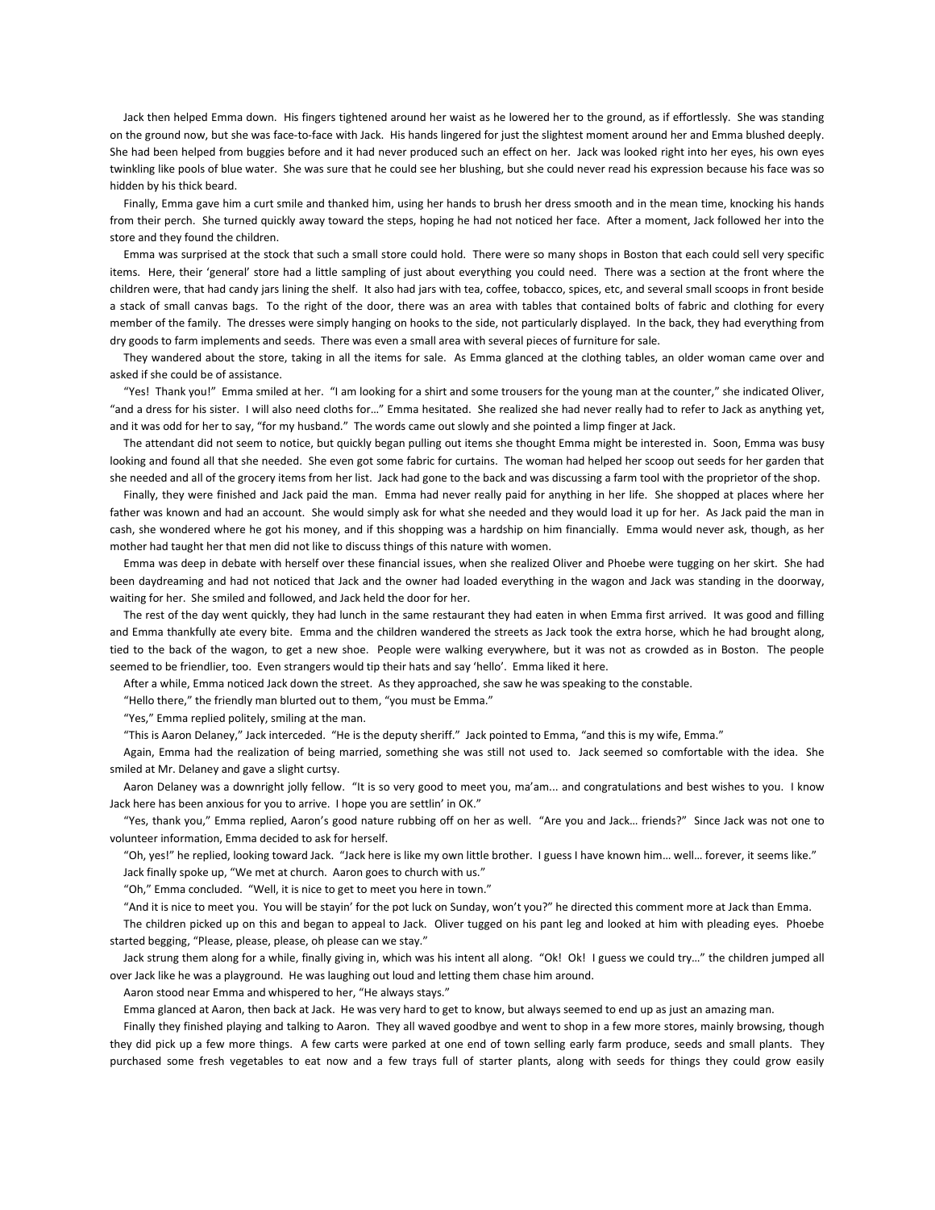Jack then helped Emma down. His fingers tightened around her waist as he lowered her to the ground, as if effortlessly. She was standing on the ground now, but she was face-to-face with Jack. His hands lingered for just the slightest moment around her and Emma blushed deeply. She had been helped from buggies before and it had never produced such an effect on her. Jack was looked right into her eyes, his own eyes twinkling like pools of blue water. She was sure that he could see her blushing, but she could never read his expression because his face was so hidden by his thick beard.

Finally, Emma gave him a curt smile and thanked him, using her hands to brush her dress smooth and in the mean time, knocking his hands from their perch. She turned quickly away toward the steps, hoping he had not noticed her face. After a moment, Jack followed her into the store and they found the children.

Emma was surprised at the stock that such a small store could hold. There were so many shops in Boston that each could sell very specific items. Here, their 'general' store had a little sampling of just about everything you could need. There was a section at the front where the children were, that had candy jars lining the shelf. It also had jars with tea, coffee, tobacco, spices, etc, and several small scoops in front beside a stack of small canvas bags. To the right of the door, there was an area with tables that contained bolts of fabric and clothing for every member of the family. The dresses were simply hanging on hooks to the side, not particularly displayed. In the back, they had everything from dry goods to farm implements and seeds. There was even a small area with several pieces of furniture for sale.

They wandered about the store, taking in all the items for sale. As Emma glanced at the clothing tables, an older woman came over and asked if she could be of assistance.

"Yes! Thank you!" Emma smiled at her. "I am looking for a shirt and some trousers for the young man at the counter," she indicated Oliver, "and a dress for his sister. I will also need cloths for…" Emma hesitated. She realized she had never really had to refer to Jack as anything yet, and it was odd for her to say, "for my husband." The words came out slowly and she pointed a limp finger at Jack.

The attendant did not seem to notice, but quickly began pulling out items she thought Emma might be interested in. Soon, Emma was busy looking and found all that she needed. She even got some fabric for curtains. The woman had helped her scoop out seeds for her garden that she needed and all of the grocery items from her list. Jack had gone to the back and was discussing a farm tool with the proprietor of the shop.

Finally, they were finished and Jack paid the man. Emma had never really paid for anything in her life. She shopped at places where her father was known and had an account. She would simply ask for what she needed and they would load it up for her. As Jack paid the man in cash, she wondered where he got his money, and if this shopping was a hardship on him financially. Emma would never ask, though, as her mother had taught her that men did not like to discuss things of this nature with women.

Emma was deep in debate with herself over these financial issues, when she realized Oliver and Phoebe were tugging on her skirt. She had been daydreaming and had not noticed that Jack and the owner had loaded everything in the wagon and Jack was standing in the doorway, waiting for her. She smiled and followed, and Jack held the door for her.

The rest of the day went quickly, they had lunch in the same restaurant they had eaten in when Emma first arrived. It was good and filling and Emma thankfully ate every bite. Emma and the children wandered the streets as Jack took the extra horse, which he had brought along, tied to the back of the wagon, to get a new shoe. People were walking everywhere, but it was not as crowded as in Boston. The people seemed to be friendlier, too. Even strangers would tip their hats and say 'hello'. Emma liked it here.

After a while, Emma noticed Jack down the street. As they approached, she saw he was speaking to the constable.

"Hello there," the friendly man blurted out to them, "you must be Emma."

"Yes," Emma replied politely, smiling at the man.

"This is Aaron Delaney," Jack interceded. "He is the deputy sheriff." Jack pointed to Emma, "and this is my wife, Emma."

Again, Emma had the realization of being married, something she was still not used to. Jack seemed so comfortable with the idea. She smiled at Mr. Delaney and gave a slight curtsy.

Aaron Delaney was a downright jolly fellow. "It is so very good to meet you, ma'am... and congratulations and best wishes to you. I know Jack here has been anxious for you to arrive. I hope you are settlin' in OK."

"Yes, thank you," Emma replied, Aaron's good nature rubbing off on her as well. "Are you and Jack… friends?" Since Jack was not one to volunteer information, Emma decided to ask for herself.

"Oh, yes!" he replied, looking toward Jack. "Jack here is like my own little brother. I guess I have known him… well… forever, it seems like."

Jack finally spoke up, "We met at church. Aaron goes to church with us."

"Oh," Emma concluded. "Well, it is nice to get to meet you here in town."

"And it is nice to meet you. You will be stayin' for the pot luck on Sunday, won't you?" he directed this comment more at Jack than Emma.

The children picked up on this and began to appeal to Jack. Oliver tugged on his pant leg and looked at him with pleading eyes. Phoebe started begging, "Please, please, please, oh please can we stay."

Jack strung them along for a while, finally giving in, which was his intent all along. "Ok! Ok! I guess we could try…" the children jumped all over Jack like he was a playground. He was laughing out loud and letting them chase him around.

Aaron stood near Emma and whispered to her, "He always stays."

Emma glanced at Aaron, then back at Jack. He was very hard to get to know, but always seemed to end up as just an amazing man.

Finally they finished playing and talking to Aaron. They all waved goodbye and went to shop in a few more stores, mainly browsing, though they did pick up a few more things. A few carts were parked at one end of town selling early farm produce, seeds and small plants. They purchased some fresh vegetables to eat now and a few trays full of starter plants, along with seeds for things they could grow easily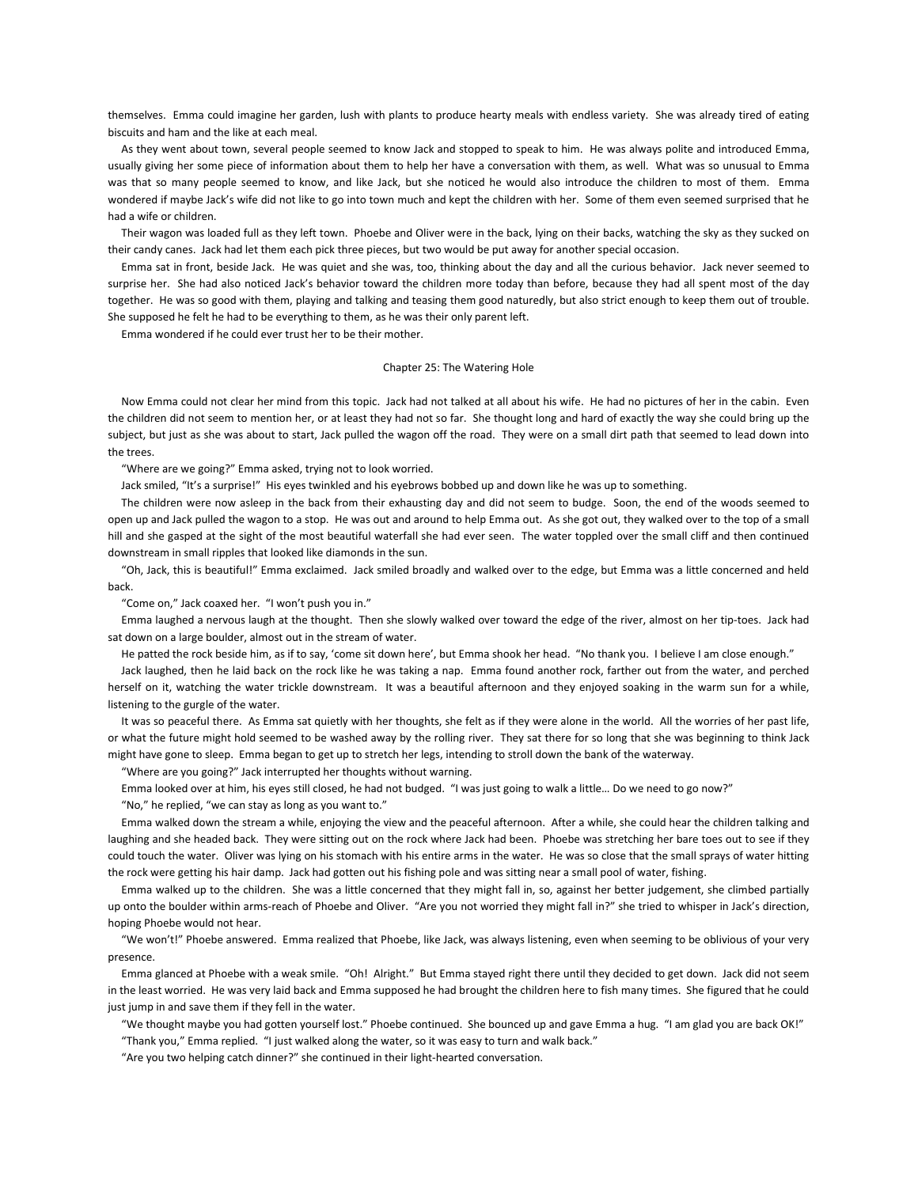themselves. Emma could imagine her garden, lush with plants to produce hearty meals with endless variety. She was already tired of eating biscuits and ham and the like at each meal.

As they went about town, several people seemed to know Jack and stopped to speak to him. He was always polite and introduced Emma, usually giving her some piece of information about them to help her have a conversation with them, as well. What was so unusual to Emma was that so many people seemed to know, and like Jack, but she noticed he would also introduce the children to most of them. Emma wondered if maybe Jack's wife did not like to go into town much and kept the children with her. Some of them even seemed surprised that he had a wife or children.

Their wagon was loaded full as they left town. Phoebe and Oliver were in the back, lying on their backs, watching the sky as they sucked on their candy canes. Jack had let them each pick three pieces, but two would be put away for another special occasion.

Emma sat in front, beside Jack. He was quiet and she was, too, thinking about the day and all the curious behavior. Jack never seemed to surprise her. She had also noticed Jack's behavior toward the children more today than before, because they had all spent most of the day together. He was so good with them, playing and talking and teasing them good naturedly, but also strict enough to keep them out of trouble. She supposed he felt he had to be everything to them, as he was their only parent left.

Emma wondered if he could ever trust her to be their mother.

## Chapter 25: The Watering Hole

Now Emma could not clear her mind from this topic. Jack had not talked at all about his wife. He had no pictures of her in the cabin. Even the children did not seem to mention her, or at least they had not so far. She thought long and hard of exactly the way she could bring up the subject, but just as she was about to start, Jack pulled the wagon off the road. They were on a small dirt path that seemed to lead down into the trees.

"Where are we going?" Emma asked, trying not to look worried.

Jack smiled, "It's a surprise!" His eyes twinkled and his eyebrows bobbed up and down like he was up to something.

The children were now asleep in the back from their exhausting day and did not seem to budge. Soon, the end of the woods seemed to open up and Jack pulled the wagon to a stop. He was out and around to help Emma out. As she got out, they walked over to the top of a small hill and she gasped at the sight of the most beautiful waterfall she had ever seen. The water toppled over the small cliff and then continued downstream in small ripples that looked like diamonds in the sun.

"Oh, Jack, this is beautiful!" Emma exclaimed. Jack smiled broadly and walked over to the edge, but Emma was a little concerned and held back.

"Come on," Jack coaxed her. "I won't push you in."

Emma laughed a nervous laugh at the thought. Then she slowly walked over toward the edge of the river, almost on her tip-toes. Jack had sat down on a large boulder, almost out in the stream of water.

He patted the rock beside him, as if to say, 'come sit down here', but Emma shook her head. "No thank you. I believe I am close enough."

Jack laughed, then he laid back on the rock like he was taking a nap. Emma found another rock, farther out from the water, and perched herself on it, watching the water trickle downstream. It was a beautiful afternoon and they enjoyed soaking in the warm sun for a while, listening to the gurgle of the water.

It was so peaceful there. As Emma sat quietly with her thoughts, she felt as if they were alone in the world. All the worries of her past life, or what the future might hold seemed to be washed away by the rolling river. They sat there for so long that she was beginning to think Jack might have gone to sleep. Emma began to get up to stretch her legs, intending to stroll down the bank of the waterway.

"Where are you going?" Jack interrupted her thoughts without warning.

Emma looked over at him, his eyes still closed, he had not budged. "I was just going to walk a little… Do we need to go now?"

"No," he replied, "we can stay as long as you want to."

Emma walked down the stream a while, enjoying the view and the peaceful afternoon. After a while, she could hear the children talking and laughing and she headed back. They were sitting out on the rock where Jack had been. Phoebe was stretching her bare toes out to see if they could touch the water. Oliver was lying on his stomach with his entire arms in the water. He was so close that the small sprays of water hitting the rock were getting his hair damp. Jack had gotten out his fishing pole and was sitting near a small pool of water, fishing.

Emma walked up to the children. She was a little concerned that they might fall in, so, against her better judgement, she climbed partially up onto the boulder within arms-reach of Phoebe and Oliver. "Are you not worried they might fall in?" she tried to whisper in Jack's direction, hoping Phoebe would not hear.

"We won't!" Phoebe answered. Emma realized that Phoebe, like Jack, was always listening, even when seeming to be oblivious of your very presence.

Emma glanced at Phoebe with a weak smile. "Oh! Alright." But Emma stayed right there until they decided to get down. Jack did not seem in the least worried. He was very laid back and Emma supposed he had brought the children here to fish many times. She figured that he could just jump in and save them if they fell in the water.

"We thought maybe you had gotten yourself lost." Phoebe continued. She bounced up and gave Emma a hug. "I am glad you are back OK!"

"Thank you," Emma replied. "I just walked along the water, so it was easy to turn and walk back."

"Are you two helping catch dinner?" she continued in their light-hearted conversation.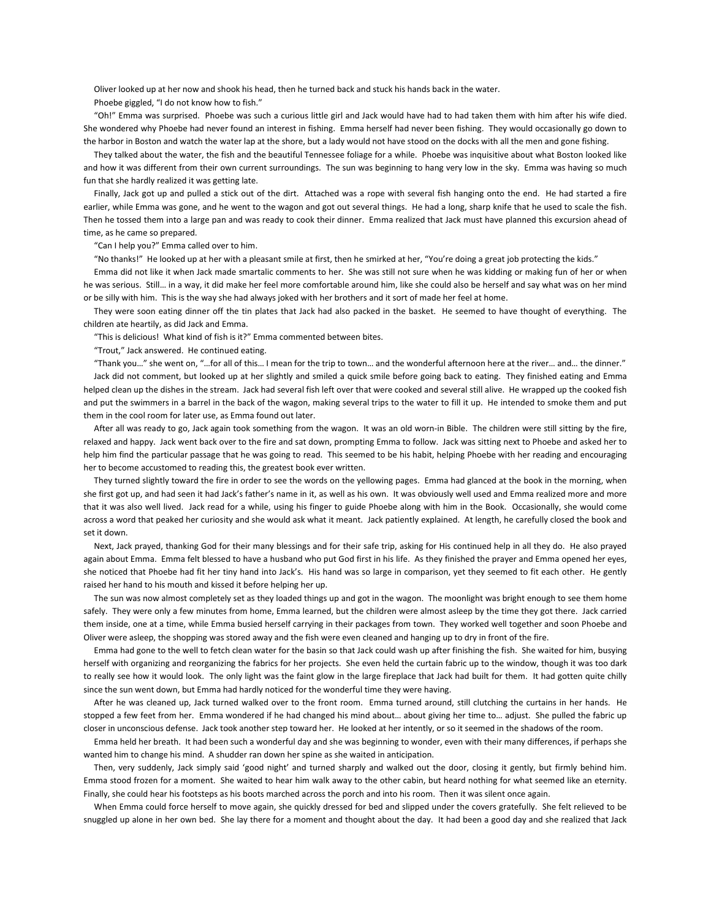Oliver looked up at her now and shook his head, then he turned back and stuck his hands back in the water.

Phoebe giggled, "I do not know how to fish."

"Oh!" Emma was surprised. Phoebe was such a curious little girl and Jack would have had to had taken them with him after his wife died. She wondered why Phoebe had never found an interest in fishing. Emma herself had never been fishing. They would occasionally go down to the harbor in Boston and watch the water lap at the shore, but a lady would not have stood on the docks with all the men and gone fishing.

They talked about the water, the fish and the beautiful Tennessee foliage for a while. Phoebe was inquisitive about what Boston looked like and how it was different from their own current surroundings. The sun was beginning to hang very low in the sky. Emma was having so much fun that she hardly realized it was getting late.

Finally, Jack got up and pulled a stick out of the dirt. Attached was a rope with several fish hanging onto the end. He had started a fire earlier, while Emma was gone, and he went to the wagon and got out several things. He had a long, sharp knife that he used to scale the fish. Then he tossed them into a large pan and was ready to cook their dinner. Emma realized that Jack must have planned this excursion ahead of time, as he came so prepared.

"Can I help you?" Emma called over to him.

"No thanks!" He looked up at her with a pleasant smile at first, then he smirked at her, "You're doing a great job protecting the kids."

Emma did not like it when Jack made smartalic comments to her. She was still not sure when he was kidding or making fun of her or when he was serious. Still… in a way, it did make her feel more comfortable around him, like she could also be herself and say what was on her mind or be silly with him. This is the way she had always joked with her brothers and it sort of made her feel at home.

They were soon eating dinner off the tin plates that Jack had also packed in the basket. He seemed to have thought of everything. The children ate heartily, as did Jack and Emma.

"This is delicious! What kind of fish is it?" Emma commented between bites.

"Trout," Jack answered. He continued eating.

"Thank you…" she went on, "…for all of this… I mean for the trip to town… and the wonderful afternoon here at the river… and… the dinner."

Jack did not comment, but looked up at her slightly and smiled a quick smile before going back to eating. They finished eating and Emma helped clean up the dishes in the stream. Jack had several fish left over that were cooked and several still alive. He wrapped up the cooked fish and put the swimmers in a barrel in the back of the wagon, making several trips to the water to fill it up. He intended to smoke them and put them in the cool room for later use, as Emma found out later.

After all was ready to go, Jack again took something from the wagon. It was an old worn-in Bible. The children were still sitting by the fire, relaxed and happy. Jack went back over to the fire and sat down, prompting Emma to follow. Jack was sitting next to Phoebe and asked her to help him find the particular passage that he was going to read. This seemed to be his habit, helping Phoebe with her reading and encouraging her to become accustomed to reading this, the greatest book ever written.

They turned slightly toward the fire in order to see the words on the yellowing pages. Emma had glanced at the book in the morning, when she first got up, and had seen it had Jack's father's name in it, as well as his own. It was obviously well used and Emma realized more and more that it was also well lived. Jack read for a while, using his finger to guide Phoebe along with him in the Book. Occasionally, she would come across a word that peaked her curiosity and she would ask what it meant. Jack patiently explained. At length, he carefully closed the book and set it down.

Next, Jack prayed, thanking God for their many blessings and for their safe trip, asking for His continued help in all they do. He also prayed again about Emma. Emma felt blessed to have a husband who put God first in his life. As they finished the prayer and Emma opened her eyes, she noticed that Phoebe had fit her tiny hand into Jack's. His hand was so large in comparison, yet they seemed to fit each other. He gently raised her hand to his mouth and kissed it before helping her up.

The sun was now almost completely set as they loaded things up and got in the wagon. The moonlight was bright enough to see them home safely. They were only a few minutes from home, Emma learned, but the children were almost asleep by the time they got there. Jack carried them inside, one at a time, while Emma busied herself carrying in their packages from town. They worked well together and soon Phoebe and Oliver were asleep, the shopping was stored away and the fish were even cleaned and hanging up to dry in front of the fire.

Emma had gone to the well to fetch clean water for the basin so that Jack could wash up after finishing the fish. She waited for him, busying herself with organizing and reorganizing the fabrics for her projects. She even held the curtain fabric up to the window, though it was too dark to really see how it would look. The only light was the faint glow in the large fireplace that Jack had built for them. It had gotten quite chilly since the sun went down, but Emma had hardly noticed for the wonderful time they were having.

After he was cleaned up, Jack turned walked over to the front room. Emma turned around, still clutching the curtains in her hands. He stopped a few feet from her. Emma wondered if he had changed his mind about… about giving her time to… adjust. She pulled the fabric up closer in unconscious defense. Jack took another step toward her. He looked at her intently, or so it seemed in the shadows of the room.

Emma held her breath. It had been such a wonderful day and she was beginning to wonder, even with their many differences, if perhaps she wanted him to change his mind. A shudder ran down her spine as she waited in anticipation.

Then, very suddenly, Jack simply said 'good night' and turned sharply and walked out the door, closing it gently, but firmly behind him. Emma stood frozen for a moment. She waited to hear him walk away to the other cabin, but heard nothing for what seemed like an eternity. Finally, she could hear his footsteps as his boots marched across the porch and into his room. Then it was silent once again.

When Emma could force herself to move again, she quickly dressed for bed and slipped under the covers gratefully. She felt relieved to be snuggled up alone in her own bed. She lay there for a moment and thought about the day. It had been a good day and she realized that Jack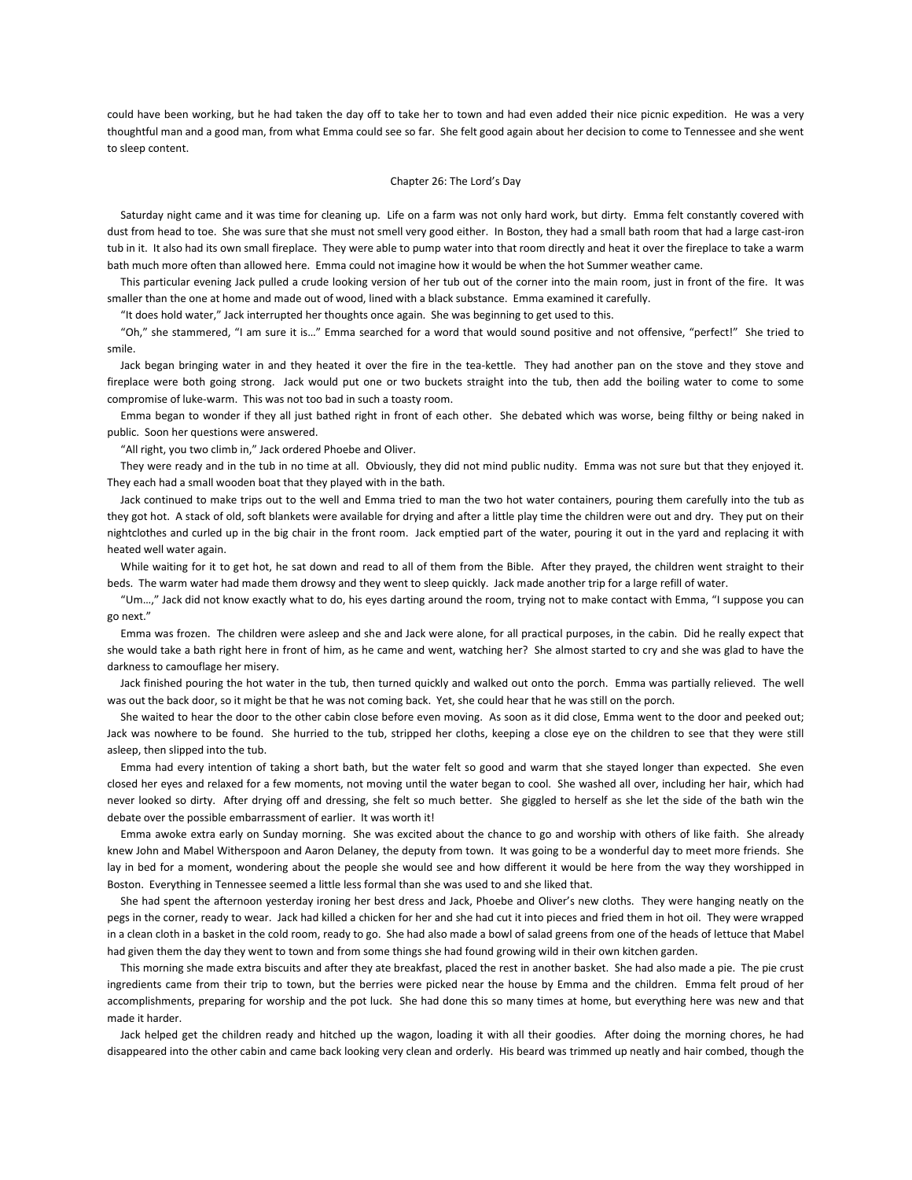could have been working, but he had taken the day off to take her to town and had even added their nice picnic expedition. He was a very thoughtful man and a good man, from what Emma could see so far. She felt good again about her decision to come to Tennessee and she went to sleep content.

## Chapter 26: The Lord's Day

Saturday night came and it was time for cleaning up. Life on a farm was not only hard work, but dirty. Emma felt constantly covered with dust from head to toe. She was sure that she must not smell very good either. In Boston, they had a small bath room that had a large cast-iron tub in it. It also had its own small fireplace. They were able to pump water into that room directly and heat it over the fireplace to take a warm bath much more often than allowed here. Emma could not imagine how it would be when the hot Summer weather came.

This particular evening Jack pulled a crude looking version of her tub out of the corner into the main room, just in front of the fire. It was smaller than the one at home and made out of wood, lined with a black substance. Emma examined it carefully.

"It does hold water," Jack interrupted her thoughts once again. She was beginning to get used to this.

"Oh," she stammered, "I am sure it is…" Emma searched for a word that would sound positive and not offensive, "perfect!" She tried to smile.

Jack began bringing water in and they heated it over the fire in the tea-kettle. They had another pan on the stove and they stove and fireplace were both going strong. Jack would put one or two buckets straight into the tub, then add the boiling water to come to some compromise of luke-warm. This was not too bad in such a toasty room.

Emma began to wonder if they all just bathed right in front of each other. She debated which was worse, being filthy or being naked in public. Soon her questions were answered.

"All right, you two climb in," Jack ordered Phoebe and Oliver.

They were ready and in the tub in no time at all. Obviously, they did not mind public nudity. Emma was not sure but that they enjoyed it. They each had a small wooden boat that they played with in the bath.

Jack continued to make trips out to the well and Emma tried to man the two hot water containers, pouring them carefully into the tub as they got hot. A stack of old, soft blankets were available for drying and after a little play time the children were out and dry. They put on their nightclothes and curled up in the big chair in the front room. Jack emptied part of the water, pouring it out in the yard and replacing it with heated well water again.

While waiting for it to get hot, he sat down and read to all of them from the Bible. After they prayed, the children went straight to their beds. The warm water had made them drowsy and they went to sleep quickly. Jack made another trip for a large refill of water.

"Um…," Jack did not know exactly what to do, his eyes darting around the room, trying not to make contact with Emma, "I suppose you can go next."

Emma was frozen. The children were asleep and she and Jack were alone, for all practical purposes, in the cabin. Did he really expect that she would take a bath right here in front of him, as he came and went, watching her? She almost started to cry and she was glad to have the darkness to camouflage her misery.

Jack finished pouring the hot water in the tub, then turned quickly and walked out onto the porch. Emma was partially relieved. The well was out the back door, so it might be that he was not coming back. Yet, she could hear that he was still on the porch.

She waited to hear the door to the other cabin close before even moving. As soon as it did close, Emma went to the door and peeked out; Jack was nowhere to be found. She hurried to the tub, stripped her cloths, keeping a close eye on the children to see that they were still asleep, then slipped into the tub.

Emma had every intention of taking a short bath, but the water felt so good and warm that she stayed longer than expected. She even closed her eyes and relaxed for a few moments, not moving until the water began to cool. She washed all over, including her hair, which had never looked so dirty. After drying off and dressing, she felt so much better. She giggled to herself as she let the side of the bath win the debate over the possible embarrassment of earlier. It was worth it!

Emma awoke extra early on Sunday morning. She was excited about the chance to go and worship with others of like faith. She already knew John and Mabel Witherspoon and Aaron Delaney, the deputy from town. It was going to be a wonderful day to meet more friends. She lay in bed for a moment, wondering about the people she would see and how different it would be here from the way they worshipped in Boston. Everything in Tennessee seemed a little less formal than she was used to and she liked that.

She had spent the afternoon yesterday ironing her best dress and Jack, Phoebe and Oliver's new cloths. They were hanging neatly on the pegs in the corner, ready to wear. Jack had killed a chicken for her and she had cut it into pieces and fried them in hot oil. They were wrapped in a clean cloth in a basket in the cold room, ready to go. She had also made a bowl of salad greens from one of the heads of lettuce that Mabel had given them the day they went to town and from some things she had found growing wild in their own kitchen garden.

This morning she made extra biscuits and after they ate breakfast, placed the rest in another basket. She had also made a pie. The pie crust ingredients came from their trip to town, but the berries were picked near the house by Emma and the children. Emma felt proud of her accomplishments, preparing for worship and the pot luck. She had done this so many times at home, but everything here was new and that made it harder.

Jack helped get the children ready and hitched up the wagon, loading it with all their goodies. After doing the morning chores, he had disappeared into the other cabin and came back looking very clean and orderly. His beard was trimmed up neatly and hair combed, though the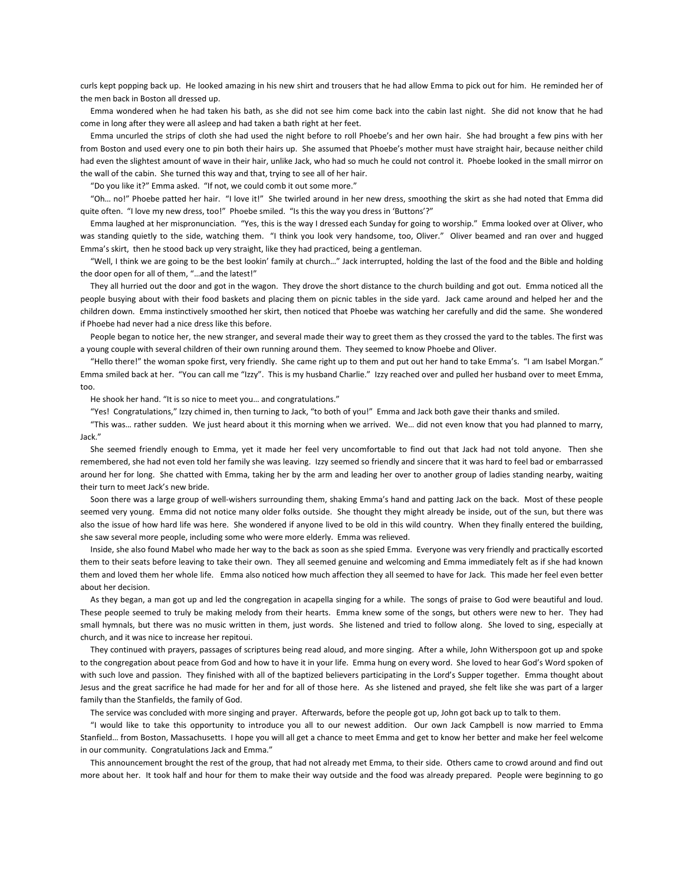curls kept popping back up. He looked amazing in his new shirt and trousers that he had allow Emma to pick out for him. He reminded her of the men back in Boston all dressed up.

Emma wondered when he had taken his bath, as she did not see him come back into the cabin last night. She did not know that he had come in long after they were all asleep and had taken a bath right at her feet.

Emma uncurled the strips of cloth she had used the night before to roll Phoebe's and her own hair. She had brought a few pins with her from Boston and used every one to pin both their hairs up. She assumed that Phoebe's mother must have straight hair, because neither child had even the slightest amount of wave in their hair, unlike Jack, who had so much he could not control it. Phoebe looked in the small mirror on the wall of the cabin. She turned this way and that, trying to see all of her hair.

"Do you like it?" Emma asked. "If not, we could comb it out some more."

"Oh… no!" Phoebe patted her hair. "I love it!" She twirled around in her new dress, smoothing the skirt as she had noted that Emma did quite often. "I love my new dress, too!" Phoebe smiled. "Is this the way you dress in 'Buttons'?"

Emma laughed at her mispronunciation. "Yes, this is the way I dressed each Sunday for going to worship." Emma looked over at Oliver, who was standing quietly to the side, watching them. "I think you look very handsome, too, Oliver." Oliver beamed and ran over and hugged Emma's skirt, then he stood back up very straight, like they had practiced, being a gentleman.

"Well, I think we are going to be the best lookin' family at church…" Jack interrupted, holding the last of the food and the Bible and holding the door open for all of them, "…and the latest!"

They all hurried out the door and got in the wagon. They drove the short distance to the church building and got out. Emma noticed all the people busying about with their food baskets and placing them on picnic tables in the side yard. Jack came around and helped her and the children down. Emma instinctively smoothed her skirt, then noticed that Phoebe was watching her carefully and did the same. She wondered if Phoebe had never had a nice dress like this before.

People began to notice her, the new stranger, and several made their way to greet them as they crossed the yard to the tables. The first was a young couple with several children of their own running around them. They seemed to know Phoebe and Oliver.

"Hello there!" the woman spoke first, very friendly. She came right up to them and put out her hand to take Emma's. "I am Isabel Morgan." Emma smiled back at her. "You can call me "Izzy". This is my husband Charlie." Izzy reached over and pulled her husband over to meet Emma, too.

He shook her hand. "It is so nice to meet you… and congratulations."

"Yes! Congratulations," Izzy chimed in, then turning to Jack, "to both of you!" Emma and Jack both gave their thanks and smiled.

"This was… rather sudden. We just heard about it this morning when we arrived. We… did not even know that you had planned to marry, Jack."

She seemed friendly enough to Emma, yet it made her feel very uncomfortable to find out that Jack had not told anyone. Then she remembered, she had not even told her family she was leaving. Izzy seemed so friendly and sincere that it was hard to feel bad or embarrassed around her for long. She chatted with Emma, taking her by the arm and leading her over to another group of ladies standing nearby, waiting their turn to meet Jack's new bride.

Soon there was a large group of well-wishers surrounding them, shaking Emma's hand and patting Jack on the back. Most of these people seemed very young. Emma did not notice many older folks outside. She thought they might already be inside, out of the sun, but there was also the issue of how hard life was here. She wondered if anyone lived to be old in this wild country. When they finally entered the building, she saw several more people, including some who were more elderly. Emma was relieved.

Inside, she also found Mabel who made her way to the back as soon as she spied Emma. Everyone was very friendly and practically escorted them to their seats before leaving to take their own. They all seemed genuine and welcoming and Emma immediately felt as if she had known them and loved them her whole life. Emma also noticed how much affection they all seemed to have for Jack. This made her feel even better about her decision.

As they began, a man got up and led the congregation in acapella singing for a while. The songs of praise to God were beautiful and loud. These people seemed to truly be making melody from their hearts. Emma knew some of the songs, but others were new to her. They had small hymnals, but there was no music written in them, just words. She listened and tried to follow along. She loved to sing, especially at church, and it was nice to increase her repitoui.

They continued with prayers, passages of scriptures being read aloud, and more singing. After a while, John Witherspoon got up and spoke to the congregation about peace from God and how to have it in your life. Emma hung on every word. She loved to hear God's Word spoken of with such love and passion. They finished with all of the baptized believers participating in the Lord's Supper together. Emma thought about Jesus and the great sacrifice he had made for her and for all of those here. As she listened and prayed, she felt like she was part of a larger family than the Stanfields, the family of God.

The service was concluded with more singing and prayer. Afterwards, before the people got up, John got back up to talk to them.

"I would like to take this opportunity to introduce you all to our newest addition. Our own Jack Campbell is now married to Emma Stanfield… from Boston, Massachusetts. I hope you will all get a chance to meet Emma and get to know her better and make her feel welcome in our community. Congratulations Jack and Emma."

This announcement brought the rest of the group, that had not already met Emma, to their side. Others came to crowd around and find out more about her. It took half and hour for them to make their way outside and the food was already prepared. People were beginning to go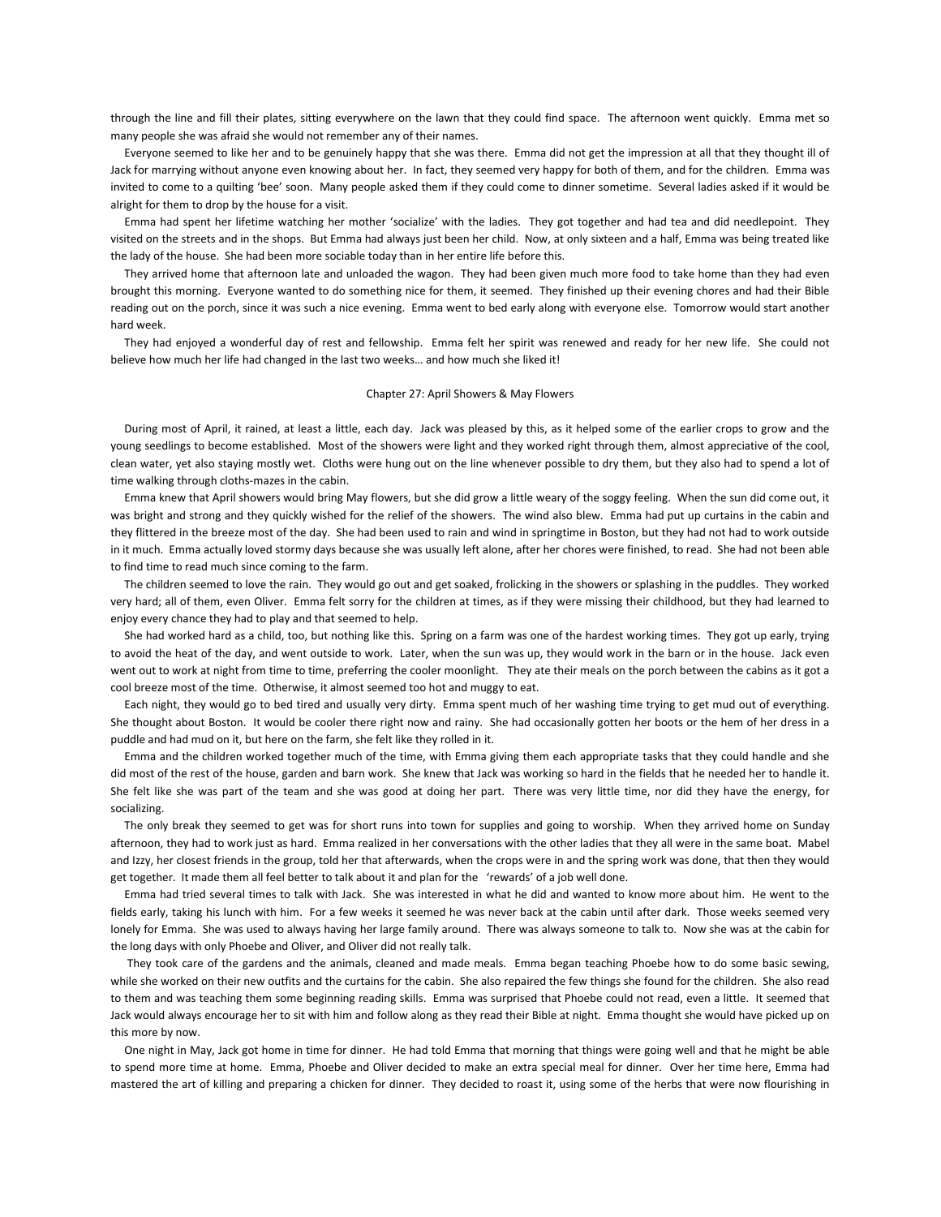through the line and fill their plates, sitting everywhere on the lawn that they could find space. The afternoon went quickly. Emma met so many people she was afraid she would not remember any of their names.

Everyone seemed to like her and to be genuinely happy that she was there. Emma did not get the impression at all that they thought ill of Jack for marrying without anyone even knowing about her. In fact, they seemed very happy for both of them, and for the children. Emma was invited to come to a quilting 'bee' soon. Many people asked them if they could come to dinner sometime. Several ladies asked if it would be alright for them to drop by the house for a visit.

Emma had spent her lifetime watching her mother 'socialize' with the ladies. They got together and had tea and did needlepoint. They visited on the streets and in the shops. But Emma had always just been her child. Now, at only sixteen and a half, Emma was being treated like the lady of the house. She had been more sociable today than in her entire life before this.

They arrived home that afternoon late and unloaded the wagon. They had been given much more food to take home than they had even brought this morning. Everyone wanted to do something nice for them, it seemed. They finished up their evening chores and had their Bible reading out on the porch, since it was such a nice evening. Emma went to bed early along with everyone else. Tomorrow would start another hard week.

They had enjoyed a wonderful day of rest and fellowship. Emma felt her spirit was renewed and ready for her new life. She could not believe how much her life had changed in the last two weeks… and how much she liked it!

## Chapter 27: April Showers & May Flowers

During most of April, it rained, at least a little, each day. Jack was pleased by this, as it helped some of the earlier crops to grow and the young seedlings to become established. Most of the showers were light and they worked right through them, almost appreciative of the cool, clean water, yet also staying mostly wet. Cloths were hung out on the line whenever possible to dry them, but they also had to spend a lot of time walking through cloths-mazes in the cabin.

Emma knew that April showers would bring May flowers, but she did grow a little weary of the soggy feeling. When the sun did come out, it was bright and strong and they quickly wished for the relief of the showers. The wind also blew. Emma had put up curtains in the cabin and they flittered in the breeze most of the day. She had been used to rain and wind in springtime in Boston, but they had not had to work outside in it much. Emma actually loved stormy days because she was usually left alone, after her chores were finished, to read. She had not been able to find time to read much since coming to the farm.

The children seemed to love the rain. They would go out and get soaked, frolicking in the showers or splashing in the puddles. They worked very hard; all of them, even Oliver. Emma felt sorry for the children at times, as if they were missing their childhood, but they had learned to enjoy every chance they had to play and that seemed to help.

She had worked hard as a child, too, but nothing like this. Spring on a farm was one of the hardest working times. They got up early, trying to avoid the heat of the day, and went outside to work. Later, when the sun was up, they would work in the barn or in the house. Jack even went out to work at night from time to time, preferring the cooler moonlight. They ate their meals on the porch between the cabins as it got a cool breeze most of the time. Otherwise, it almost seemed too hot and muggy to eat.

Each night, they would go to bed tired and usually very dirty. Emma spent much of her washing time trying to get mud out of everything. She thought about Boston. It would be cooler there right now and rainy. She had occasionally gotten her boots or the hem of her dress in a puddle and had mud on it, but here on the farm, she felt like they rolled in it.

Emma and the children worked together much of the time, with Emma giving them each appropriate tasks that they could handle and she did most of the rest of the house, garden and barn work. She knew that Jack was working so hard in the fields that he needed her to handle it. She felt like she was part of the team and she was good at doing her part. There was very little time, nor did they have the energy, for socializing.

The only break they seemed to get was for short runs into town for supplies and going to worship. When they arrived home on Sunday afternoon, they had to work just as hard. Emma realized in her conversations with the other ladies that they all were in the same boat. Mabel and Izzy, her closest friends in the group, told her that afterwards, when the crops were in and the spring work was done, that then they would get together. It made them all feel better to talk about it and plan for the 'rewards' of a job well done.

Emma had tried several times to talk with Jack. She was interested in what he did and wanted to know more about him. He went to the fields early, taking his lunch with him. For a few weeks it seemed he was never back at the cabin until after dark. Those weeks seemed very lonely for Emma. She was used to always having her large family around. There was always someone to talk to. Now she was at the cabin for the long days with only Phoebe and Oliver, and Oliver did not really talk.

They took care of the gardens and the animals, cleaned and made meals. Emma began teaching Phoebe how to do some basic sewing, while she worked on their new outfits and the curtains for the cabin. She also repaired the few things she found for the children. She also read to them and was teaching them some beginning reading skills. Emma was surprised that Phoebe could not read, even a little. It seemed that Jack would always encourage her to sit with him and follow along as they read their Bible at night. Emma thought she would have picked up on this more by now.

One night in May, Jack got home in time for dinner. He had told Emma that morning that things were going well and that he might be able to spend more time at home. Emma, Phoebe and Oliver decided to make an extra special meal for dinner. Over her time here, Emma had mastered the art of killing and preparing a chicken for dinner. They decided to roast it, using some of the herbs that were now flourishing in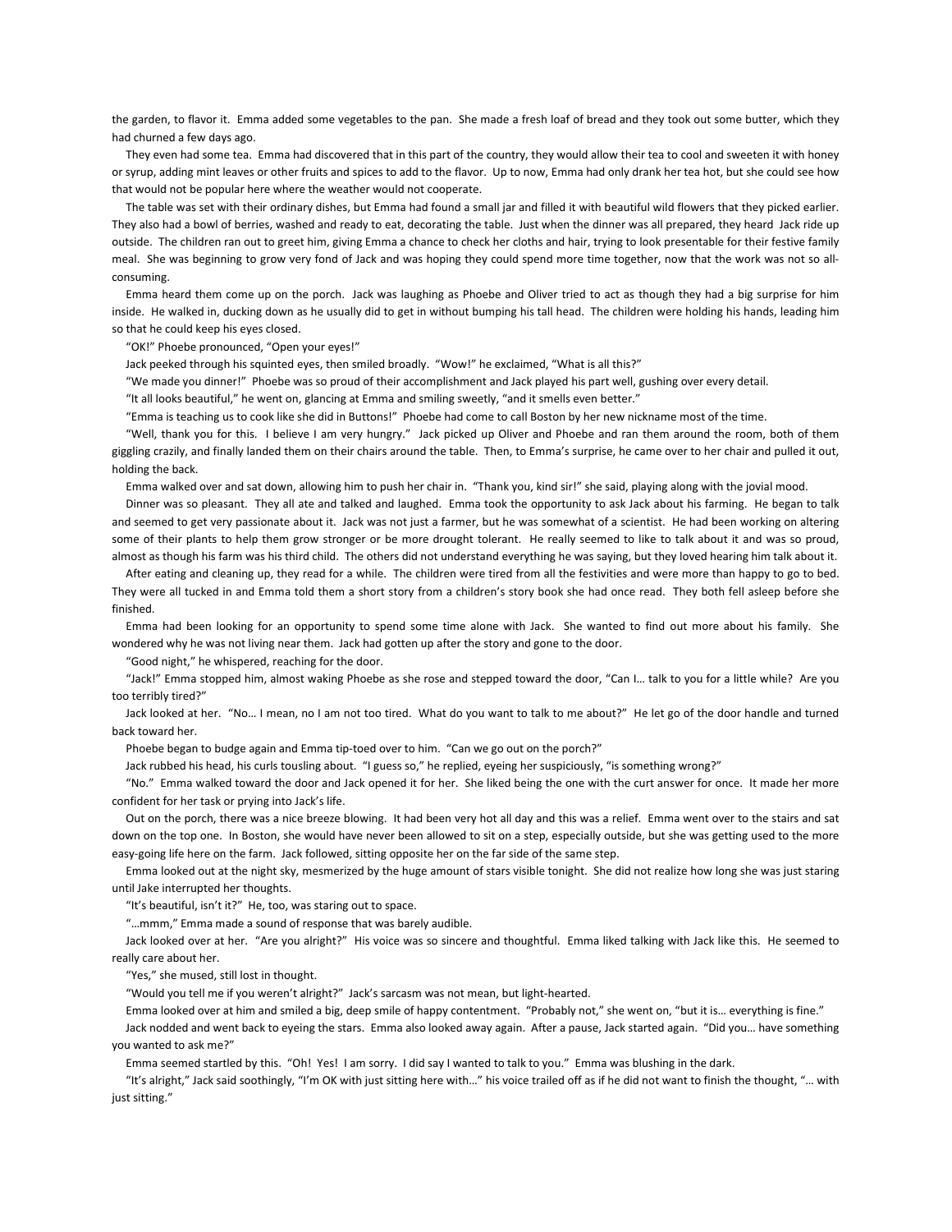the garden, to flavor it. Emma added some vegetables to the pan. She made a fresh loaf of bread and they took out some butter, which they had churned a few days ago.

They even had some tea. Emma had discovered that in this part of the country, they would allow their tea to cool and sweeten it with honey or syrup, adding mint leaves or other fruits and spices to add to the flavor. Up to now, Emma had only drank her tea hot, but she could see how that would not be popular here where the weather would not cooperate.

The table was set with their ordinary dishes, but Emma had found a small jar and filled it with beautiful wild flowers that they picked earlier. They also had a bowl of berries, washed and ready to eat, decorating the table. Just when the dinner was all prepared, they heard Jack ride up outside. The children ran out to greet him, giving Emma a chance to check her cloths and hair, trying to look presentable for their festive family meal. She was beginning to grow very fond of Jack and was hoping they could spend more time together, now that the work was not so all-consuming.

Emma heard them come up on the porch. Jack was laughing as Phoebe and Oliver tried to act as though they had a big surprise for him inside. He walked in, ducking down as he usually did to get in without bumping his tall head. The children were holding his hands, leading him so that he could keep his eyes closed.

"OK!" Phoebe pronounced, "Open your eyes!"

Jack peeked through his squinted eyes, then smiled broadly. "Wow!" he exclaimed, "What is all this?"

"We made you dinner!" Phoebe was so proud of their accomplishment and Jack played his part well, gushing over every detail.

"It all looks beautiful," he went on, glancing at Emma and smiling sweetly, "and it smells even better."

"Emma is teaching us to cook like she did in Buttons!" Phoebe had come to call Boston by her new nickname most of the time.

"Well, thank you for this. I believe I am very hungry." Jack picked up Oliver and Phoebe and ran them around the room, both of them giggling crazily, and finally landed them on their chairs around the table. Then, to Emma's surprise, he came over to her chair and pulled it out, holding the back.

Emma walked over and sat down, allowing him to push her chair in. "Thank you, kind sir!" she said, playing along with the jovial mood.

Dinner was so pleasant. They all ate and talked and laughed. Emma took the opportunity to ask Jack about his farming. He began to talk and seemed to get very passionate about it. Jack was not just a farmer, but he was somewhat of a scientist. He had been working on altering some of their plants to help them grow stronger or be more drought tolerant. He really seemed to like to talk about it and was so proud, almost as though his farm was his third child. The others did not understand everything he was saying, but they loved hearing him talk about it.

After eating and cleaning up, they read for a while. The children were tired from all the festivities and were more than happy to go to bed. They were all tucked in and Emma told them a short story from a children's story book she had once read. They both fell asleep before she finished.

Emma had been looking for an opportunity to spend some time alone with Jack. She wanted to find out more about his family. She wondered why he was not living near them. Jack had gotten up after the story and gone to the door.

"Good night," he whispered, reaching for the door.

"Jack!" Emma stopped him, almost waking Phoebe as she rose and stepped toward the door, "Can I… talk to you for a little while? Are you too terribly tired?"

Jack looked at her. "No… I mean, no I am not too tired. What do you want to talk to me about?" He let go of the door handle and turned back toward her.

Phoebe began to budge again and Emma tip-toed over to him. "Can we go out on the porch?"

Jack rubbed his head, his curls tousling about. "I guess so," he replied, eyeing her suspiciously, "is something wrong?"

"No." Emma walked toward the door and Jack opened it for her. She liked being the one with the curt answer for once. It made her more confident for her task or prying into Jack's life.

Out on the porch, there was a nice breeze blowing. It had been very hot all day and this was a relief. Emma went over to the stairs and sat down on the top one. In Boston, she would have never been allowed to sit on a step, especially outside, but she was getting used to the more easy-going life here on the farm. Jack followed, sitting opposite her on the far side of the same step.

Emma looked out at the night sky, mesmerized by the huge amount of stars visible tonight. She did not realize how long she was just staring until Jake interrupted her thoughts.

"It's beautiful, isn't it?" He, too, was staring out to space.

"…mmm," Emma made a sound of response that was barely audible.

Jack looked over at her. "Are you alright?" His voice was so sincere and thoughtful. Emma liked talking with Jack like this. He seemed to really care about her.

"Yes," she mused, still lost in thought.

"Would you tell me if you weren't alright?" Jack's sarcasm was not mean, but light-hearted.

Emma looked over at him and smiled a big, deep smile of happy contentment. "Probably not," she went on, "but it is… everything is fine."

Jack nodded and went back to eyeing the stars. Emma also looked away again. After a pause, Jack started again. "Did you… have something you wanted to ask me?"

Emma seemed startled by this. "Oh! Yes! I am sorry. I did say I wanted to talk to you." Emma was blushing in the dark.

"It's alright," Jack said soothingly, "I'm OK with just sitting here with…" his voice trailed off as if he did not want to finish the thought, "… with just sitting."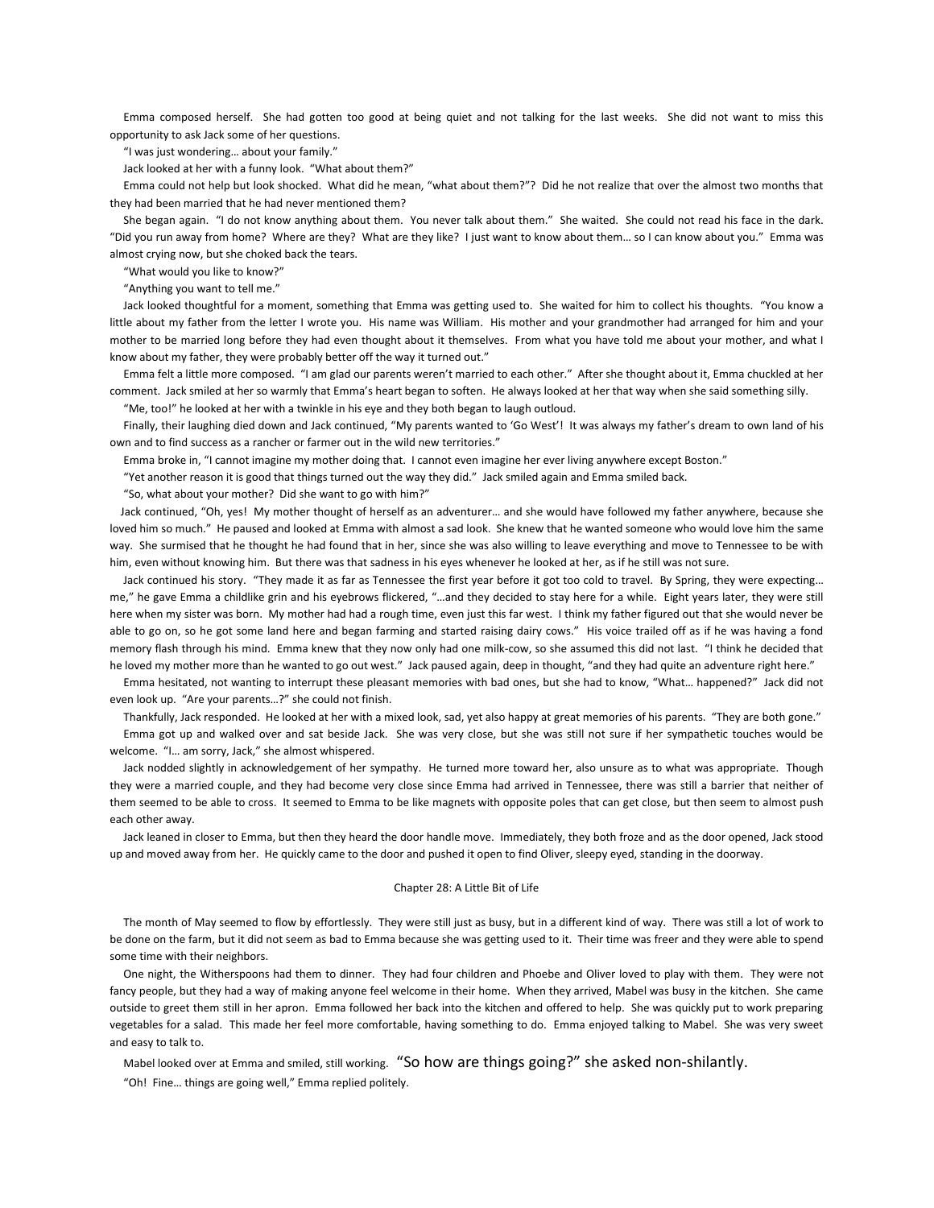Emma composed herself. She had gotten too good at being quiet and not talking for the last weeks. She did not want to miss this opportunity to ask Jack some of her questions.

"I was just wondering… about your family."

Jack looked at her with a funny look. "What about them?"

Emma could not help but look shocked. What did he mean, "what about them?"? Did he not realize that over the almost two months that they had been married that he had never mentioned them?

She began again. "I do not know anything about them. You never talk about them." She waited. She could not read his face in the dark. "Did you run away from home? Where are they? What are they like? I just want to know about them… so I can know about you." Emma was almost crying now, but she choked back the tears.

"What would you like to know?"

"Anything you want to tell me."

Jack looked thoughtful for a moment, something that Emma was getting used to. She waited for him to collect his thoughts. "You know a little about my father from the letter I wrote you. His name was William. His mother and your grandmother had arranged for him and your mother to be married long before they had even thought about it themselves. From what you have told me about your mother, and what I know about my father, they were probably better off the way it turned out."

Emma felt a little more composed. "I am glad our parents weren't married to each other." After she thought about it, Emma chuckled at her comment. Jack smiled at her so warmly that Emma's heart began to soften. He always looked at her that way when she said something silly.

"Me, too!" he looked at her with a twinkle in his eye and they both began to laugh outloud.

Finally, their laughing died down and Jack continued, "My parents wanted to 'Go West'! It was always my father's dream to own land of his own and to find success as a rancher or farmer out in the wild new territories."

Emma broke in, "I cannot imagine my mother doing that. I cannot even imagine her ever living anywhere except Boston."

"Yet another reason it is good that things turned out the way they did." Jack smiled again and Emma smiled back.

"So, what about your mother? Did she want to go with him?"

Jack continued, "Oh, yes! My mother thought of herself as an adventurer… and she would have followed my father anywhere, because she loved him so much." He paused and looked at Emma with almost a sad look. She knew that he wanted someone who would love him the same way. She surmised that he thought he had found that in her, since she was also willing to leave everything and move to Tennessee to be with him, even without knowing him. But there was that sadness in his eyes whenever he looked at her, as if he still was not sure.

Jack continued his story. "They made it as far as Tennessee the first year before it got too cold to travel. By Spring, they were expecting… me," he gave Emma a childlike grin and his eyebrows flickered, "…and they decided to stay here for a while. Eight years later, they were still here when my sister was born. My mother had had a rough time, even just this far west. I think my father figured out that she would never be able to go on, so he got some land here and began farming and started raising dairy cows." His voice trailed off as if he was having a fond memory flash through his mind. Emma knew that they now only had one milk-cow, so she assumed this did not last. "I think he decided that he loved my mother more than he wanted to go out west." Jack paused again, deep in thought, "and they had quite an adventure right here."

Emma hesitated, not wanting to interrupt these pleasant memories with bad ones, but she had to know, "What… happened?" Jack did not even look up. "Are your parents…?" she could not finish.

Thankfully, Jack responded. He looked at her with a mixed look, sad, yet also happy at great memories of his parents. "They are both gone."

Emma got up and walked over and sat beside Jack. She was very close, but she was still not sure if her sympathetic touches would be welcome. "I… am sorry, Jack," she almost whispered.

Jack nodded slightly in acknowledgement of her sympathy. He turned more toward her, also unsure as to what was appropriate. Though they were a married couple, and they had become very close since Emma had arrived in Tennessee, there was still a barrier that neither of them seemed to be able to cross. It seemed to Emma to be like magnets with opposite poles that can get close, but then seem to almost push each other away.

Jack leaned in closer to Emma, but then they heard the door handle move. Immediately, they both froze and as the door opened, Jack stood up and moved away from her. He quickly came to the door and pushed it open to find Oliver, sleepy eyed, standing in the doorway.

## Chapter 28: A Little Bit of Life

The month of May seemed to flow by effortlessly. They were still just as busy, but in a different kind of way. There was still a lot of work to be done on the farm, but it did not seem as bad to Emma because she was getting used to it. Their time was freer and they were able to spend some time with their neighbors.

One night, the Witherspoons had them to dinner. They had four children and Phoebe and Oliver loved to play with them. They were not fancy people, but they had a way of making anyone feel welcome in their home. When they arrived, Mabel was busy in the kitchen. She came outside to greet them still in her apron. Emma followed her back into the kitchen and offered to help. She was quickly put to work preparing vegetables for a salad. This made her feel more comfortable, having something to do. Emma enjoyed talking to Mabel. She was very sweet and easy to talk to.

Mabel looked over at Emma and smiled, still working. "So how are things going?" she asked non-shilantly.

"Oh! Fine… things are going well," Emma replied politely.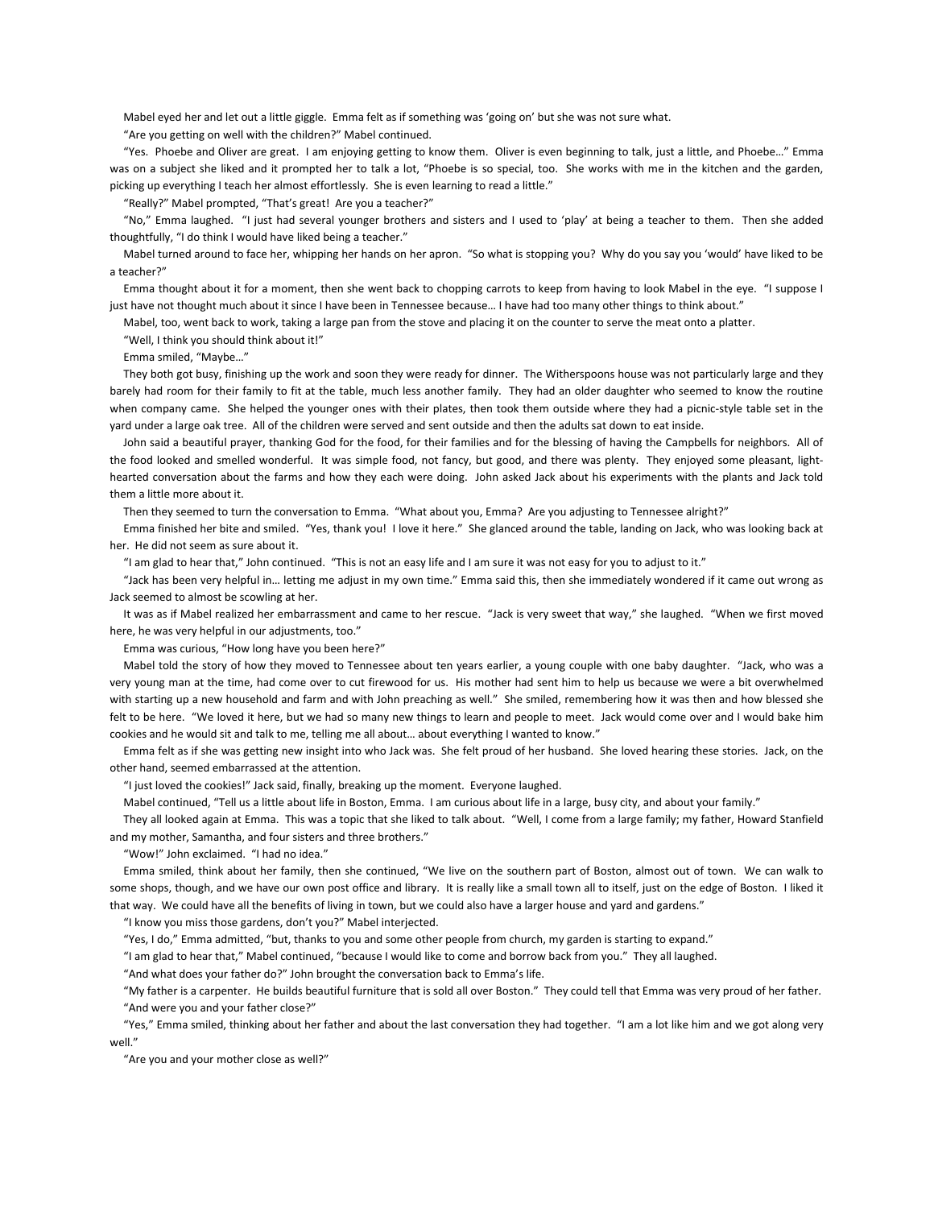Mabel eyed her and let out a little giggle. Emma felt as if something was 'going on' but she was not sure what.

"Are you getting on well with the children?" Mabel continued.

"Yes. Phoebe and Oliver are great. I am enjoying getting to know them. Oliver is even beginning to talk, just a little, and Phoebe…" Emma was on a subject she liked and it prompted her to talk a lot, "Phoebe is so special, too. She works with me in the kitchen and the garden, picking up everything I teach her almost effortlessly. She is even learning to read a little."

"Really?" Mabel prompted, "That's great! Are you a teacher?"

"No," Emma laughed. "I just had several younger brothers and sisters and I used to 'play' at being a teacher to them. Then she added thoughtfully, "I do think I would have liked being a teacher."

Mabel turned around to face her, whipping her hands on her apron. "So what is stopping you? Why do you say you 'would' have liked to be a teacher?"

Emma thought about it for a moment, then she went back to chopping carrots to keep from having to look Mabel in the eye. "I suppose I just have not thought much about it since I have been in Tennessee because… I have had too many other things to think about."

Mabel, too, went back to work, taking a large pan from the stove and placing it on the counter to serve the meat onto a platter.

"Well, I think you should think about it!"

Emma smiled, "Maybe…"

They both got busy, finishing up the work and soon they were ready for dinner. The Witherspoons house was not particularly large and they barely had room for their family to fit at the table, much less another family. They had an older daughter who seemed to know the routine when company came. She helped the younger ones with their plates, then took them outside where they had a picnic-style table set in the yard under a large oak tree. All of the children were served and sent outside and then the adults sat down to eat inside.

John said a beautiful prayer, thanking God for the food, for their families and for the blessing of having the Campbells for neighbors. All of the food looked and smelled wonderful. It was simple food, not fancy, but good, and there was plenty. They enjoyed some pleasant, light-hearted conversation about the farms and how they each were doing. John asked Jack about his experiments with the plants and Jack told them a little more about it.

Then they seemed to turn the conversation to Emma. "What about you, Emma? Are you adjusting to Tennessee alright?"

Emma finished her bite and smiled. "Yes, thank you! I love it here." She glanced around the table, landing on Jack, who was looking back at her. He did not seem as sure about it.

"I am glad to hear that," John continued. "This is not an easy life and I am sure it was not easy for you to adjust to it."

"Jack has been very helpful in… letting me adjust in my own time." Emma said this, then she immediately wondered if it came out wrong as Jack seemed to almost be scowling at her.

It was as if Mabel realized her embarrassment and came to her rescue. "Jack is very sweet that way," she laughed. "When we first moved here, he was very helpful in our adjustments, too."

Emma was curious, "How long have you been here?"

Mabel told the story of how they moved to Tennessee about ten years earlier, a young couple with one baby daughter. "Jack, who was a very young man at the time, had come over to cut firewood for us. His mother had sent him to help us because we were a bit overwhelmed with starting up a new household and farm and with John preaching as well." She smiled, remembering how it was then and how blessed she felt to be here. "We loved it here, but we had so many new things to learn and people to meet. Jack would come over and I would bake him cookies and he would sit and talk to me, telling me all about… about everything I wanted to know."

Emma felt as if she was getting new insight into who Jack was. She felt proud of her husband. She loved hearing these stories. Jack, on the other hand, seemed embarrassed at the attention.

"I just loved the cookies!" Jack said, finally, breaking up the moment. Everyone laughed.

Mabel continued, "Tell us a little about life in Boston, Emma. I am curious about life in a large, busy city, and about your family."

They all looked again at Emma. This was a topic that she liked to talk about. "Well, I come from a large family; my father, Howard Stanfield and my mother, Samantha, and four sisters and three brothers."

"Wow!" John exclaimed. "I had no idea."

Emma smiled, think about her family, then she continued, "We live on the southern part of Boston, almost out of town. We can walk to some shops, though, and we have our own post office and library. It is really like a small town all to itself, just on the edge of Boston. I liked it that way. We could have all the benefits of living in town, but we could also have a larger house and yard and gardens."

"I know you miss those gardens, don't you?" Mabel interjected.

"Yes, I do," Emma admitted, "but, thanks to you and some other people from church, my garden is starting to expand."

"I am glad to hear that," Mabel continued, "because I would like to come and borrow back from you." They all laughed.

"And what does your father do?" John brought the conversation back to Emma's life.

"My father is a carpenter. He builds beautiful furniture that is sold all over Boston." They could tell that Emma was very proud of her father.

"And were you and your father close?"

"Yes," Emma smiled, thinking about her father and about the last conversation they had together. "I am a lot like him and we got along very well."

"Are you and your mother close as well?"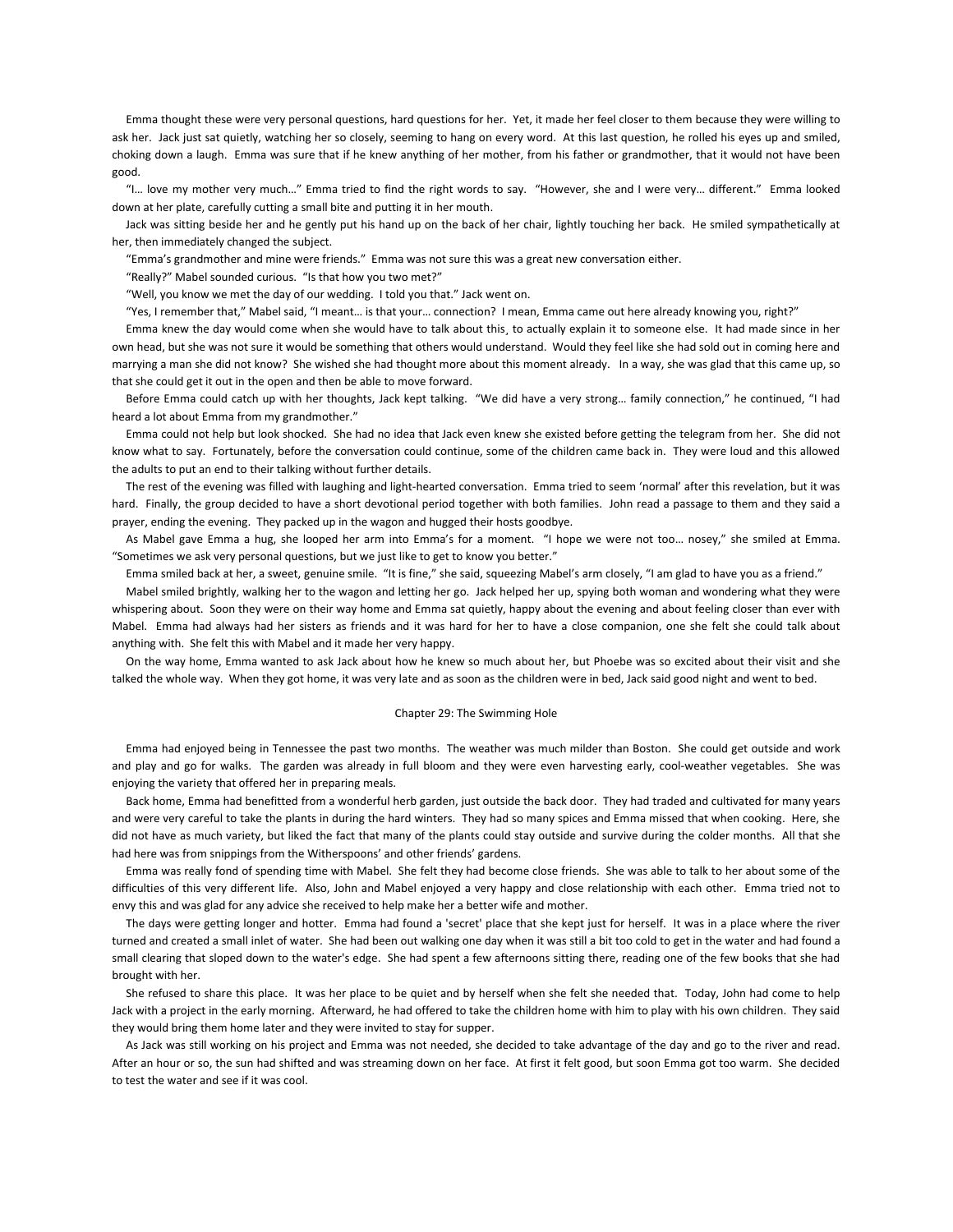Emma thought these were very personal questions, hard questions for her. Yet, it made her feel closer to them because they were willing to ask her. Jack just sat quietly, watching her so closely, seeming to hang on every word. At this last question, he rolled his eyes up and smiled, choking down a laugh. Emma was sure that if he knew anything of her mother, from his father or grandmother, that it would not have been good.

"I… love my mother very much…" Emma tried to find the right words to say. "However, she and I were very… different." Emma looked down at her plate, carefully cutting a small bite and putting it in her mouth.

Jack was sitting beside her and he gently put his hand up on the back of her chair, lightly touching her back. He smiled sympathetically at her, then immediately changed the subject.

"Emma's grandmother and mine were friends." Emma was not sure this was a great new conversation either.

"Really?" Mabel sounded curious. "Is that how you two met?"

"Well, you know we met the day of our wedding. I told you that." Jack went on.

"Yes, I remember that," Mabel said, "I meant… is that your… connection? I mean, Emma came out here already knowing you, right?"

Emma knew the day would come when she would have to talk about this, to actually explain it to someone else. It had made since in her own head, but she was not sure it would be something that others would understand. Would they feel like she had sold out in coming here and marrying a man she did not know? She wished she had thought more about this moment already. In a way, she was glad that this came up, so that she could get it out in the open and then be able to move forward.

Before Emma could catch up with her thoughts, Jack kept talking. "We did have a very strong… family connection," he continued, "I had heard a lot about Emma from my grandmother."

Emma could not help but look shocked. She had no idea that Jack even knew she existed before getting the telegram from her. She did not know what to say. Fortunately, before the conversation could continue, some of the children came back in. They were loud and this allowed the adults to put an end to their talking without further details.

The rest of the evening was filled with laughing and light-hearted conversation. Emma tried to seem 'normal' after this revelation, but it was hard. Finally, the group decided to have a short devotional period together with both families. John read a passage to them and they said a prayer, ending the evening. They packed up in the wagon and hugged their hosts goodbye.

As Mabel gave Emma a hug, she looped her arm into Emma's for a moment. "I hope we were not too… nosey," she smiled at Emma. "Sometimes we ask very personal questions, but we just like to get to know you better."

Emma smiled back at her, a sweet, genuine smile. "It is fine," she said, squeezing Mabel's arm closely, "I am glad to have you as a friend."

Mabel smiled brightly, walking her to the wagon and letting her go. Jack helped her up, spying both woman and wondering what they were whispering about. Soon they were on their way home and Emma sat quietly, happy about the evening and about feeling closer than ever with Mabel. Emma had always had her sisters as friends and it was hard for her to have a close companion, one she felt she could talk about anything with. She felt this with Mabel and it made her very happy.

On the way home, Emma wanted to ask Jack about how he knew so much about her, but Phoebe was so excited about their visit and she talked the whole way. When they got home, it was very late and as soon as the children were in bed, Jack said good night and went to bed.

## Chapter 29: The Swimming Hole

Emma had enjoyed being in Tennessee the past two months. The weather was much milder than Boston. She could get outside and work and play and go for walks. The garden was already in full bloom and they were even harvesting early, cool-weather vegetables. She was enjoying the variety that offered her in preparing meals.

Back home, Emma had benefitted from a wonderful herb garden, just outside the back door. They had traded and cultivated for many years and were very careful to take the plants in during the hard winters. They had so many spices and Emma missed that when cooking. Here, she did not have as much variety, but liked the fact that many of the plants could stay outside and survive during the colder months. All that she had here was from snippings from the Witherspoons' and other friends' gardens.

Emma was really fond of spending time with Mabel. She felt they had become close friends. She was able to talk to her about some of the difficulties of this very different life. Also, John and Mabel enjoyed a very happy and close relationship with each other. Emma tried not to envy this and was glad for any advice she received to help make her a better wife and mother.

The days were getting longer and hotter. Emma had found a 'secret' place that she kept just for herself. It was in a place where the river turned and created a small inlet of water. She had been out walking one day when it was still a bit too cold to get in the water and had found a small clearing that sloped down to the water's edge. She had spent a few afternoons sitting there, reading one of the few books that she had brought with her.

She refused to share this place. It was her place to be quiet and by herself when she felt she needed that. Today, John had come to help Jack with a project in the early morning. Afterward, he had offered to take the children home with him to play with his own children. They said they would bring them home later and they were invited to stay for supper.

As Jack was still working on his project and Emma was not needed, she decided to take advantage of the day and go to the river and read. After an hour or so, the sun had shifted and was streaming down on her face. At first it felt good, but soon Emma got too warm. She decided to test the water and see if it was cool.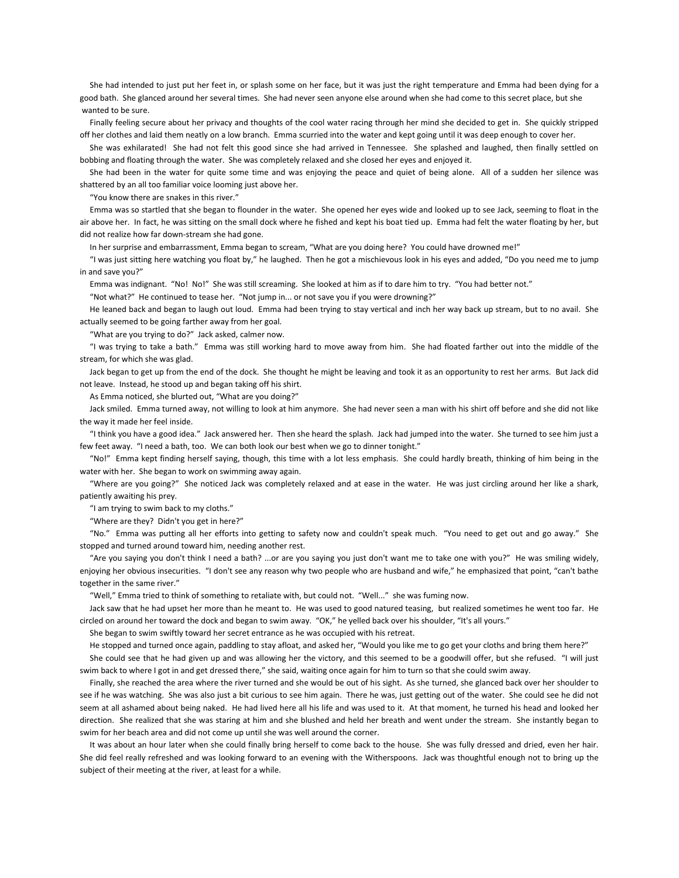She had intended to just put her feet in, or splash some on her face, but it was just the right temperature and Emma had been dying for a good bath. She glanced around her several times. She had never seen anyone else around when she had come to this secret place, but she wanted to be sure.

Finally feeling secure about her privacy and thoughts of the cool water racing through her mind she decided to get in. She quickly stripped off her clothes and laid them neatly on a low branch. Emma scurried into the water and kept going until it was deep enough to cover her.

She was exhilarated! She had not felt this good since she had arrived in Tennessee. She splashed and laughed, then finally settled on bobbing and floating through the water. She was completely relaxed and she closed her eyes and enjoyed it.

She had been in the water for quite some time and was enjoying the peace and quiet of being alone. All of a sudden her silence was shattered by an all too familiar voice looming just above her.

"You know there are snakes in this river."

Emma was so startled that she began to flounder in the water. She opened her eyes wide and looked up to see Jack, seeming to float in the air above her. In fact, he was sitting on the small dock where he fished and kept his boat tied up. Emma had felt the water floating by her, but did not realize how far down-stream she had gone.

In her surprise and embarrassment, Emma began to scream, "What are you doing here? You could have drowned me!"

"I was just sitting here watching you float by," he laughed. Then he got a mischievous look in his eyes and added, "Do you need me to jump in and save you?"

Emma was indignant. "No! No!" She was still screaming. She looked at him as if to dare him to try. "You had better not."

"Not what?" He continued to tease her. "Not jump in... or not save you if you were drowning?"

He leaned back and began to laugh out loud. Emma had been trying to stay vertical and inch her way back up stream, but to no avail. She actually seemed to be going farther away from her goal.

"What are you trying to do?" Jack asked, calmer now.

"I was trying to take a bath." Emma was still working hard to move away from him. She had floated farther out into the middle of the stream, for which she was glad.

Jack began to get up from the end of the dock. She thought he might be leaving and took it as an opportunity to rest her arms. But Jack did not leave. Instead, he stood up and began taking off his shirt.

As Emma noticed, she blurted out, "What are you doing?"

Jack smiled. Emma turned away, not willing to look at him anymore. She had never seen a man with his shirt off before and she did not like the way it made her feel inside.

"I think you have a good idea." Jack answered her. Then she heard the splash. Jack had jumped into the water. She turned to see him just a few feet away. "I need a bath, too. We can both look our best when we go to dinner tonight."

"No!" Emma kept finding herself saying, though, this time with a lot less emphasis. She could hardly breath, thinking of him being in the water with her. She began to work on swimming away again.

"Where are you going?" She noticed Jack was completely relaxed and at ease in the water. He was just circling around her like a shark, patiently awaiting his prey.

"I am trying to swim back to my cloths."

"Where are they? Didn't you get in here?"

"No." Emma was putting all her efforts into getting to safety now and couldn't speak much. "You need to get out and go away." She stopped and turned around toward him, needing another rest.

"Are you saying you don't think I need a bath? ...or are you saying you just don't want me to take one with you?" He was smiling widely, enjoying her obvious insecurities. "I don't see any reason why two people who are husband and wife," he emphasized that point, "can't bathe together in the same river."

"Well," Emma tried to think of something to retaliate with, but could not. "Well..." she was fuming now.

Jack saw that he had upset her more than he meant to. He was used to good natured teasing, but realized sometimes he went too far. He circled on around her toward the dock and began to swim away. "OK," he yelled back over his shoulder, "It's all yours."

She began to swim swiftly toward her secret entrance as he was occupied with his retreat.

He stopped and turned once again, paddling to stay afloat, and asked her, "Would you like me to go get your cloths and bring them here?"

She could see that he had given up and was allowing her the victory, and this seemed to be a goodwill offer, but she refused. "I will just swim back to where I got in and get dressed there," she said, waiting once again for him to turn so that she could swim away.

Finally, she reached the area where the river turned and she would be out of his sight. As she turned, she glanced back over her shoulder to see if he was watching. She was also just a bit curious to see him again. There he was, just getting out of the water. She could see he did not seem at all ashamed about being naked. He had lived here all his life and was used to it. At that moment, he turned his head and looked her direction. She realized that she was staring at him and she blushed and held her breath and went under the stream. She instantly began to swim for her beach area and did not come up until she was well around the corner.

It was about an hour later when she could finally bring herself to come back to the house. She was fully dressed and dried, even her hair. She did feel really refreshed and was looking forward to an evening with the Witherspoons. Jack was thoughtful enough not to bring up the subject of their meeting at the river, at least for a while.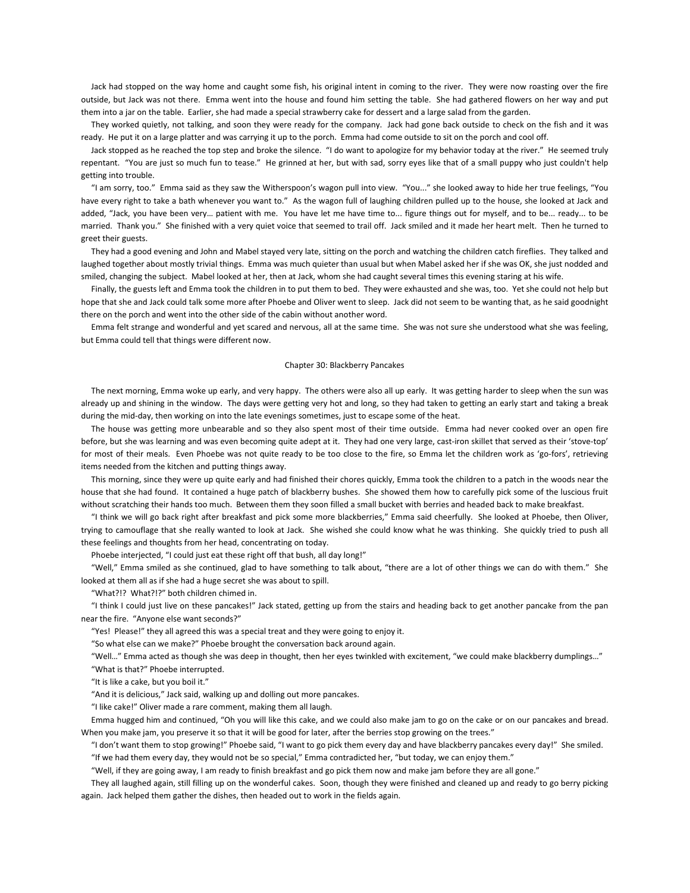Jack had stopped on the way home and caught some fish, his original intent in coming to the river. They were now roasting over the fire outside, but Jack was not there. Emma went into the house and found him setting the table. She had gathered flowers on her way and put them into a jar on the table. Earlier, she had made a special strawberry cake for dessert and a large salad from the garden.

They worked quietly, not talking, and soon they were ready for the company. Jack had gone back outside to check on the fish and it was ready. He put it on a large platter and was carrying it up to the porch. Emma had come outside to sit on the porch and cool off.

Jack stopped as he reached the top step and broke the silence. "I do want to apologize for my behavior today at the river." He seemed truly repentant. "You are just so much fun to tease." He grinned at her, but with sad, sorry eyes like that of a small puppy who just couldn't help getting into trouble.

"I am sorry, too." Emma said as they saw the Witherspoon's wagon pull into view. "You..." she looked away to hide her true feelings, "You have every right to take a bath whenever you want to." As the wagon full of laughing children pulled up to the house, she looked at Jack and added, "Jack, you have been very… patient with me. You have let me have time to... figure things out for myself, and to be... ready... to be married. Thank you." She finished with a very quiet voice that seemed to trail off. Jack smiled and it made her heart melt. Then he turned to greet their guests.

They had a good evening and John and Mabel stayed very late, sitting on the porch and watching the children catch fireflies. They talked and laughed together about mostly trivial things. Emma was much quieter than usual but when Mabel asked her if she was OK, she just nodded and smiled, changing the subject. Mabel looked at her, then at Jack, whom she had caught several times this evening staring at his wife.

Finally, the guests left and Emma took the children in to put them to bed. They were exhausted and she was, too. Yet she could not help but hope that she and Jack could talk some more after Phoebe and Oliver went to sleep. Jack did not seem to be wanting that, as he said goodnight there on the porch and went into the other side of the cabin without another word.

Emma felt strange and wonderful and yet scared and nervous, all at the same time. She was not sure she understood what she was feeling, but Emma could tell that things were different now.

## Chapter 30: Blackberry Pancakes

The next morning, Emma woke up early, and very happy. The others were also all up early. It was getting harder to sleep when the sun was already up and shining in the window. The days were getting very hot and long, so they had taken to getting an early start and taking a break during the mid-day, then working on into the late evenings sometimes, just to escape some of the heat.

The house was getting more unbearable and so they also spent most of their time outside. Emma had never cooked over an open fire before, but she was learning and was even becoming quite adept at it. They had one very large, cast-iron skillet that served as their 'stove-top' for most of their meals. Even Phoebe was not quite ready to be too close to the fire, so Emma let the children work as 'go-fors', retrieving items needed from the kitchen and putting things away.

This morning, since they were up quite early and had finished their chores quickly, Emma took the children to a patch in the woods near the house that she had found. It contained a huge patch of blackberry bushes. She showed them how to carefully pick some of the luscious fruit without scratching their hands too much. Between them they soon filled a small bucket with berries and headed back to make breakfast.

"I think we will go back right after breakfast and pick some more blackberries," Emma said cheerfully. She looked at Phoebe, then Oliver, trying to camouflage that she really wanted to look at Jack. She wished she could know what he was thinking. She quickly tried to push all these feelings and thoughts from her head, concentrating on today.

Phoebe interjected, "I could just eat these right off that bush, all day long!"

"Well," Emma smiled as she continued, glad to have something to talk about, "there are a lot of other things we can do with them." She looked at them all as if she had a huge secret she was about to spill.

"What?!? What?!?" both children chimed in.

"I think I could just live on these pancakes!" Jack stated, getting up from the stairs and heading back to get another pancake from the pan near the fire. "Anyone else want seconds?"

"Yes! Please!" they all agreed this was a special treat and they were going to enjoy it.

"So what else can we make?" Phoebe brought the conversation back around again.

"Well…" Emma acted as though she was deep in thought, then her eyes twinkled with excitement, "we could make blackberry dumplings…"

"What is that?" Phoebe interrupted.

"It is like a cake, but you boil it."

"And it is delicious," Jack said, walking up and dolling out more pancakes.

"I like cake!" Oliver made a rare comment, making them all laugh.

Emma hugged him and continued, "Oh you will like this cake, and we could also make jam to go on the cake or on our pancakes and bread. When you make jam, you preserve it so that it will be good for later, after the berries stop growing on the trees."

"I don't want them to stop growing!" Phoebe said, "I want to go pick them every day and have blackberry pancakes every day!" She smiled.

"If we had them every day, they would not be so special," Emma contradicted her, "but today, we can enjoy them."

"Well, if they are going away, I am ready to finish breakfast and go pick them now and make jam before they are all gone."

They all laughed again, still filling up on the wonderful cakes. Soon, though they were finished and cleaned up and ready to go berry picking again. Jack helped them gather the dishes, then headed out to work in the fields again.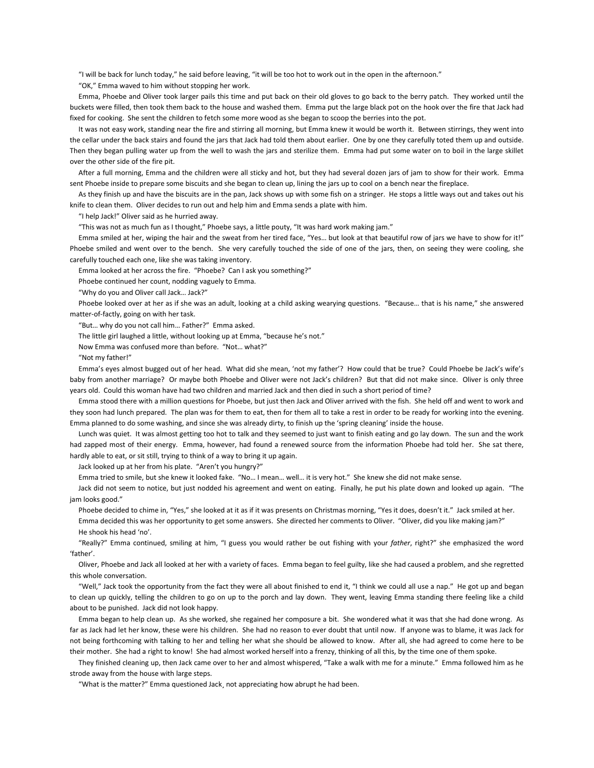"I will be back for lunch today," he said before leaving, "it will be too hot to work out in the open in the afternoon."

"OK," Emma waved to him without stopping her work.

Emma, Phoebe and Oliver took larger pails this time and put back on their old gloves to go back to the berry patch. They worked until the buckets were filled, then took them back to the house and washed them. Emma put the large black pot on the hook over the fire that Jack had fixed for cooking. She sent the children to fetch some more wood as she began to scoop the berries into the pot.

It was not easy work, standing near the fire and stirring all morning, but Emma knew it would be worth it. Between stirrings, they went into the cellar under the back stairs and found the jars that Jack had told them about earlier. One by one they carefully toted them up and outside. Then they began pulling water up from the well to wash the jars and sterilize them. Emma had put some water on to boil in the large skillet over the other side of the fire pit.

After a full morning, Emma and the children were all sticky and hot, but they had several dozen jars of jam to show for their work. Emma sent Phoebe inside to prepare some biscuits and she began to clean up, lining the jars up to cool on a bench near the fireplace.

As they finish up and have the biscuits are in the pan, Jack shows up with some fish on a stringer. He stops a little ways out and takes out his knife to clean them. Oliver decides to run out and help him and Emma sends a plate with him.

"I help Jack!" Oliver said as he hurried away.

"This was not as much fun as I thought," Phoebe says, a little pouty, "It was hard work making jam."

Emma smiled at her, wiping the hair and the sweat from her tired face, "Yes… but look at that beautiful row of jars we have to show for it!" Phoebe smiled and went over to the bench. She very carefully touched the side of one of the jars, then, on seeing they were cooling, she carefully touched each one, like she was taking inventory.

Emma looked at her across the fire. "Phoebe? Can I ask you something?"

Phoebe continued her count, nodding vaguely to Emma.

"Why do you and Oliver call Jack… Jack?"

Phoebe looked over at her as if she was an adult, looking at a child asking wearying questions. "Because… that is his name," she answered matter-of-factly, going on with her task.

"But… why do you not call him… Father?" Emma asked.

The little girl laughed a little, without looking up at Emma, "because he's not."

Now Emma was confused more than before. "Not… what?"

"Not my father!"

Emma's eyes almost bugged out of her head. What did she mean, 'not my father'? How could that be true? Could Phoebe be Jack's wife's baby from another marriage? Or maybe both Phoebe and Oliver were not Jack's children? But that did not make since. Oliver is only three years old. Could this woman have had two children and married Jack and then died in such a short period of time?

Emma stood there with a million questions for Phoebe, but just then Jack and Oliver arrived with the fish. She held off and went to work and they soon had lunch prepared. The plan was for them to eat, then for them all to take a rest in order to be ready for working into the evening. Emma planned to do some washing, and since she was already dirty, to finish up the 'spring cleaning' inside the house.

Lunch was quiet. It was almost getting too hot to talk and they seemed to just want to finish eating and go lay down. The sun and the work had zapped most of their energy. Emma, however, had found a renewed source from the information Phoebe had told her. She sat there, hardly able to eat, or sit still, trying to think of a way to bring it up again.

Jack looked up at her from his plate. "Aren't you hungry?"

Emma tried to smile, but she knew it looked fake. "No… I mean… well… it is very hot." She knew she did not make sense.

Jack did not seem to notice, but just nodded his agreement and went on eating. Finally, he put his plate down and looked up again. "The jam looks good."

Phoebe decided to chime in, "Yes," she looked at it as if it was presents on Christmas morning, "Yes it does, doesn't it." Jack smiled at her.

Emma decided this was her opportunity to get some answers. She directed her comments to Oliver. "Oliver, did you like making jam?"

He shook his head 'no'.

"Really?" Emma continued, smiling at him, "I guess you would rather be out fishing with your *father*, right?" she emphasized the word 'father'.

Oliver, Phoebe and Jack all looked at her with a variety of faces. Emma began to feel guilty, like she had caused a problem, and she regretted this whole conversation.

"Well," Jack took the opportunity from the fact they were all about finished to end it, "I think we could all use a nap." He got up and began to clean up quickly, telling the children to go on up to the porch and lay down. They went, leaving Emma standing there feeling like a child about to be punished. Jack did not look happy.

Emma began to help clean up. As she worked, she regained her composure a bit. She wondered what it was that she had done wrong. As far as Jack had let her know, these were his children. She had no reason to ever doubt that until now. If anyone was to blame, it was Jack for not being forthcoming with talking to her and telling her what she should be allowed to know. After all, she had agreed to come here to be their mother. She had a right to know! She had almost worked herself into a frenzy, thinking of all this, by the time one of them spoke.

They finished cleaning up, then Jack came over to her and almost whispered, "Take a walk with me for a minute." Emma followed him as he strode away from the house with large steps.

"What is the matter?" Emma questioned Jack, not appreciating how abrupt he had been.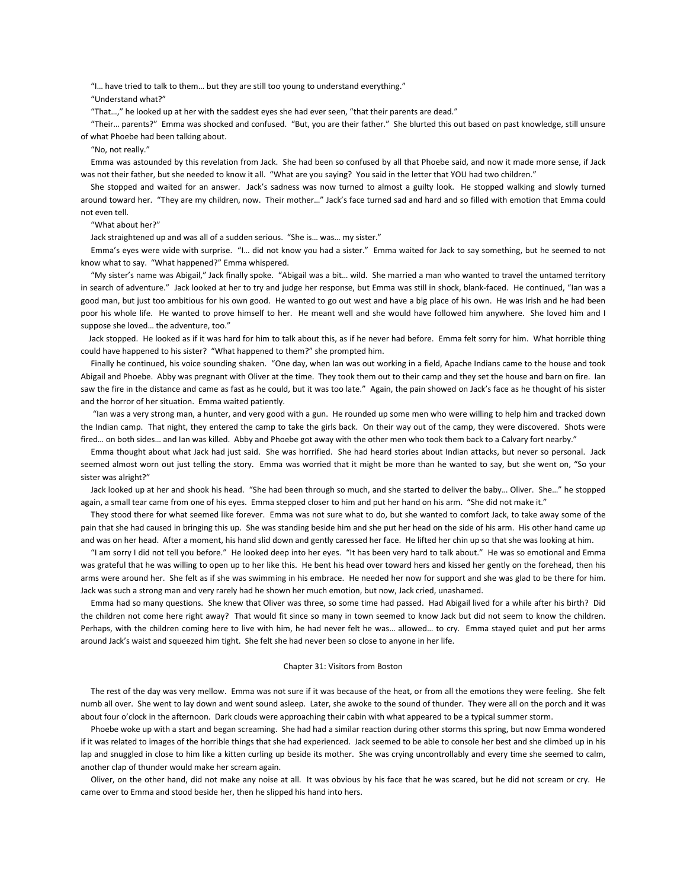"I… have tried to talk to them… but they are still too young to understand everything."

"Understand what?"

"That…," he looked up at her with the saddest eyes she had ever seen, "that their parents are dead."

"Their… parents?" Emma was shocked and confused. "But, you are their father." She blurted this out based on past knowledge, still unsure of what Phoebe had been talking about.

"No, not really."

Emma was astounded by this revelation from Jack. She had been so confused by all that Phoebe said, and now it made more sense, if Jack was not their father, but she needed to know it all. "What are you saying? You said in the letter that YOU had two children."

She stopped and waited for an answer. Jack's sadness was now turned to almost a guilty look. He stopped walking and slowly turned around toward her. "They are my children, now. Their mother…" Jack's face turned sad and hard and so filled with emotion that Emma could not even tell.

"What about her?"

Jack straightened up and was all of a sudden serious. "She is… was… my sister."

Emma's eyes were wide with surprise. "I… did not know you had a sister." Emma waited for Jack to say something, but he seemed to not know what to say. "What happened?" Emma whispered.

"My sister's name was Abigail," Jack finally spoke. "Abigail was a bit… wild. She married a man who wanted to travel the untamed territory in search of adventure." Jack looked at her to try and judge her response, but Emma was still in shock, blank-faced. He continued, "Ian was a good man, but just too ambitious for his own good. He wanted to go out west and have a big place of his own. He was Irish and he had been poor his whole life. He wanted to prove himself to her. He meant well and she would have followed him anywhere. She loved him and I suppose she loved… the adventure, too."

Jack stopped. He looked as if it was hard for him to talk about this, as if he never had before. Emma felt sorry for him. What horrible thing could have happened to his sister? "What happened to them?" she prompted him.

Finally he continued, his voice sounding shaken. "One day, when Ian was out working in a field, Apache Indians came to the house and took Abigail and Phoebe. Abby was pregnant with Oliver at the time. They took them out to their camp and they set the house and barn on fire. Ian saw the fire in the distance and came as fast as he could, but it was too late." Again, the pain showed on Jack's face as he thought of his sister and the horror of her situation. Emma waited patiently.

"Ian was a very strong man, a hunter, and very good with a gun. He rounded up some men who were willing to help him and tracked down the Indian camp. That night, they entered the camp to take the girls back. On their way out of the camp, they were discovered. Shots were fired… on both sides… and Ian was killed. Abby and Phoebe got away with the other men who took them back to a Calvary fort nearby."

Emma thought about what Jack had just said. She was horrified. She had heard stories about Indian attacks, but never so personal. Jack seemed almost worn out just telling the story. Emma was worried that it might be more than he wanted to say, but she went on, "So your sister was alright?"

Jack looked up at her and shook his head. "She had been through so much, and she started to deliver the baby… Oliver. She…" he stopped again, a small tear came from one of his eyes. Emma stepped closer to him and put her hand on his arm. "She did not make it."

They stood there for what seemed like forever. Emma was not sure what to do, but she wanted to comfort Jack, to take away some of the pain that she had caused in bringing this up. She was standing beside him and she put her head on the side of his arm. His other hand came up and was on her head. After a moment, his hand slid down and gently caressed her face. He lifted her chin up so that she was looking at him.

"I am sorry I did not tell you before." He looked deep into her eyes. "It has been very hard to talk about." He was so emotional and Emma was grateful that he was willing to open up to her like this. He bent his head over toward hers and kissed her gently on the forehead, then his arms were around her. She felt as if she was swimming in his embrace. He needed her now for support and she was glad to be there for him. Jack was such a strong man and very rarely had he shown her much emotion, but now, Jack cried, unashamed.

Emma had so many questions. She knew that Oliver was three, so some time had passed. Had Abigail lived for a while after his birth? Did the children not come here right away? That would fit since so many in town seemed to know Jack but did not seem to know the children. Perhaps, with the children coming here to live with him, he had never felt he was… allowed… to cry. Emma stayed quiet and put her arms around Jack's waist and squeezed him tight. She felt she had never been so close to anyone in her life.

## Chapter 31: Visitors from Boston

The rest of the day was very mellow. Emma was not sure if it was because of the heat, or from all the emotions they were feeling. She felt numb all over. She went to lay down and went sound asleep. Later, she awoke to the sound of thunder. They were all on the porch and it was about four o'clock in the afternoon. Dark clouds were approaching their cabin with what appeared to be a typical summer storm.

Phoebe woke up with a start and began screaming. She had had a similar reaction during other storms this spring, but now Emma wondered if it was related to images of the horrible things that she had experienced. Jack seemed to be able to console her best and she climbed up in his lap and snuggled in close to him like a kitten curling up beside its mother. She was crying uncontrollably and every time she seemed to calm, another clap of thunder would make her scream again.

Oliver, on the other hand, did not make any noise at all. It was obvious by his face that he was scared, but he did not scream or cry. He came over to Emma and stood beside her, then he slipped his hand into hers.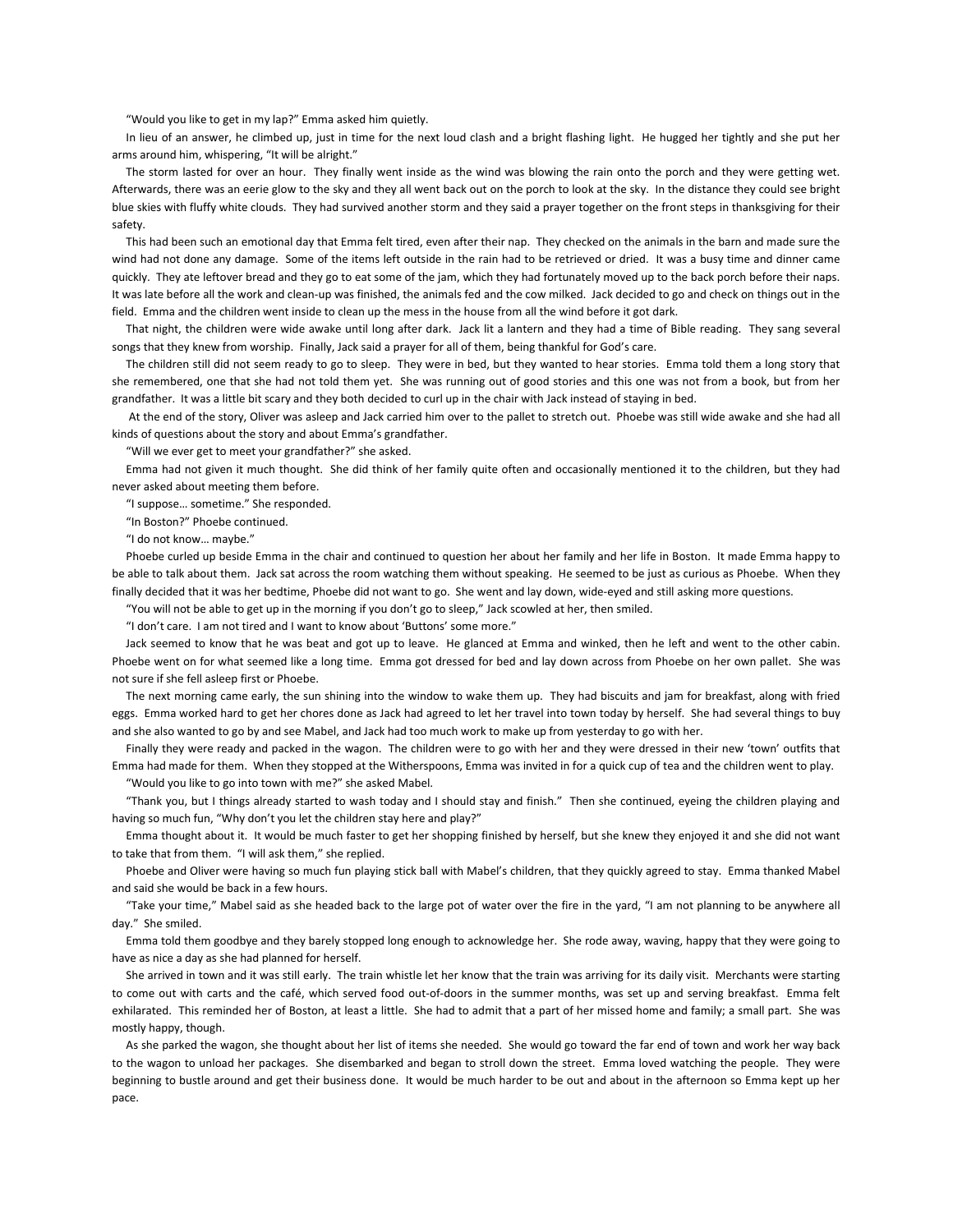"Would you like to get in my lap?" Emma asked him quietly.

In lieu of an answer, he climbed up, just in time for the next loud clash and a bright flashing light. He hugged her tightly and she put her arms around him, whispering, "It will be alright."

The storm lasted for over an hour. They finally went inside as the wind was blowing the rain onto the porch and they were getting wet. Afterwards, there was an eerie glow to the sky and they all went back out on the porch to look at the sky. In the distance they could see bright blue skies with fluffy white clouds. They had survived another storm and they said a prayer together on the front steps in thanksgiving for their safety.

This had been such an emotional day that Emma felt tired, even after their nap. They checked on the animals in the barn and made sure the wind had not done any damage. Some of the items left outside in the rain had to be retrieved or dried. It was a busy time and dinner came quickly. They ate leftover bread and they go to eat some of the jam, which they had fortunately moved up to the back porch before their naps. It was late before all the work and clean-up was finished, the animals fed and the cow milked. Jack decided to go and check on things out in the field. Emma and the children went inside to clean up the mess in the house from all the wind before it got dark.

That night, the children were wide awake until long after dark. Jack lit a lantern and they had a time of Bible reading. They sang several songs that they knew from worship. Finally, Jack said a prayer for all of them, being thankful for God's care.

The children still did not seem ready to go to sleep. They were in bed, but they wanted to hear stories. Emma told them a long story that she remembered, one that she had not told them yet. She was running out of good stories and this one was not from a book, but from her grandfather. It was a little bit scary and they both decided to curl up in the chair with Jack instead of staying in bed.

At the end of the story, Oliver was asleep and Jack carried him over to the pallet to stretch out. Phoebe was still wide awake and she had all kinds of questions about the story and about Emma's grandfather.

"Will we ever get to meet your grandfather?" she asked.

Emma had not given it much thought. She did think of her family quite often and occasionally mentioned it to the children, but they had never asked about meeting them before.

"I suppose… sometime." She responded.

"In Boston?" Phoebe continued.

"I do not know… maybe."

Phoebe curled up beside Emma in the chair and continued to question her about her family and her life in Boston. It made Emma happy to be able to talk about them. Jack sat across the room watching them without speaking. He seemed to be just as curious as Phoebe. When they finally decided that it was her bedtime, Phoebe did not want to go. She went and lay down, wide-eyed and still asking more questions.

"You will not be able to get up in the morning if you don't go to sleep," Jack scowled at her, then smiled.

"I don't care. I am not tired and I want to know about 'Buttons' some more."

Jack seemed to know that he was beat and got up to leave. He glanced at Emma and winked, then he left and went to the other cabin. Phoebe went on for what seemed like a long time. Emma got dressed for bed and lay down across from Phoebe on her own pallet. She was not sure if she fell asleep first or Phoebe.

The next morning came early, the sun shining into the window to wake them up. They had biscuits and jam for breakfast, along with fried eggs. Emma worked hard to get her chores done as Jack had agreed to let her travel into town today by herself. She had several things to buy and she also wanted to go by and see Mabel, and Jack had too much work to make up from yesterday to go with her.

Finally they were ready and packed in the wagon. The children were to go with her and they were dressed in their new 'town' outfits that Emma had made for them. When they stopped at the Witherspoons, Emma was invited in for a quick cup of tea and the children went to play.

"Would you like to go into town with me?" she asked Mabel.

"Thank you, but I things already started to wash today and I should stay and finish." Then she continued, eyeing the children playing and having so much fun, "Why don't you let the children stay here and play?"

Emma thought about it. It would be much faster to get her shopping finished by herself, but she knew they enjoyed it and she did not want to take that from them. "I will ask them," she replied.

Phoebe and Oliver were having so much fun playing stick ball with Mabel's children, that they quickly agreed to stay. Emma thanked Mabel and said she would be back in a few hours.

"Take your time," Mabel said as she headed back to the large pot of water over the fire in the yard, "I am not planning to be anywhere all day." She smiled.

Emma told them goodbye and they barely stopped long enough to acknowledge her. She rode away, waving, happy that they were going to have as nice a day as she had planned for herself.

She arrived in town and it was still early. The train whistle let her know that the train was arriving for its daily visit. Merchants were starting to come out with carts and the café, which served food out-of-doors in the summer months, was set up and serving breakfast. Emma felt exhilarated. This reminded her of Boston, at least a little. She had to admit that a part of her missed home and family; a small part. She was mostly happy, though.

As she parked the wagon, she thought about her list of items she needed. She would go toward the far end of town and work her way back to the wagon to unload her packages. She disembarked and began to stroll down the street. Emma loved watching the people. They were beginning to bustle around and get their business done. It would be much harder to be out and about in the afternoon so Emma kept up her pace.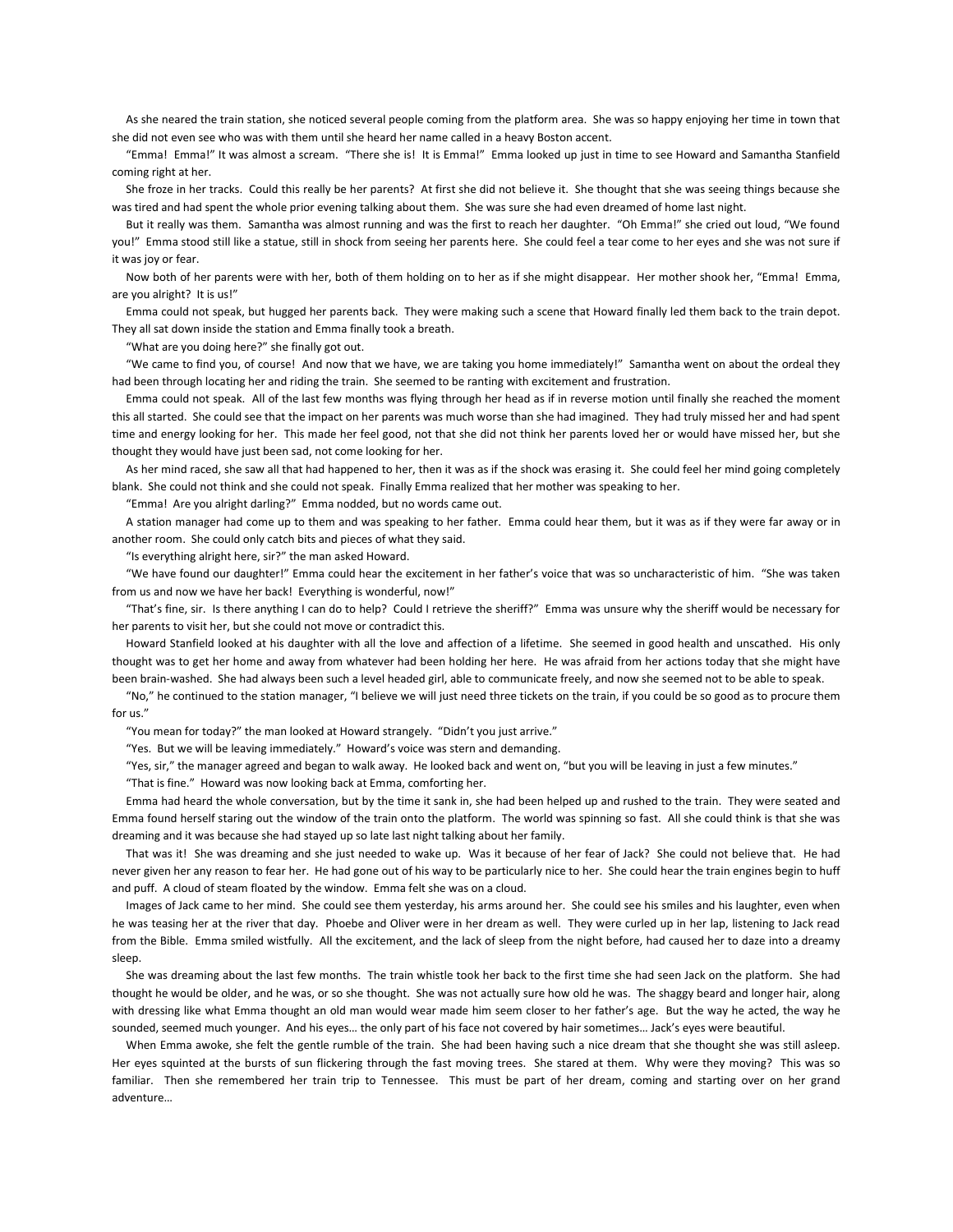As she neared the train station, she noticed several people coming from the platform area. She was so happy enjoying her time in town that she did not even see who was with them until she heard her name called in a heavy Boston accent.

"Emma! Emma!" It was almost a scream. "There she is! It is Emma!" Emma looked up just in time to see Howard and Samantha Stanfield coming right at her.

She froze in her tracks. Could this really be her parents? At first she did not believe it. She thought that she was seeing things because she was tired and had spent the whole prior evening talking about them. She was sure she had even dreamed of home last night.

But it really was them. Samantha was almost running and was the first to reach her daughter. "Oh Emma!" she cried out loud, "We found you!" Emma stood still like a statue, still in shock from seeing her parents here. She could feel a tear come to her eyes and she was not sure if it was joy or fear.

Now both of her parents were with her, both of them holding on to her as if she might disappear. Her mother shook her, "Emma! Emma, are you alright? It is us!"

Emma could not speak, but hugged her parents back. They were making such a scene that Howard finally led them back to the train depot. They all sat down inside the station and Emma finally took a breath.

"What are you doing here?" she finally got out.

"We came to find you, of course! And now that we have, we are taking you home immediately!" Samantha went on about the ordeal they had been through locating her and riding the train. She seemed to be ranting with excitement and frustration.

Emma could not speak. All of the last few months was flying through her head as if in reverse motion until finally she reached the moment this all started. She could see that the impact on her parents was much worse than she had imagined. They had truly missed her and had spent time and energy looking for her. This made her feel good, not that she did not think her parents loved her or would have missed her, but she thought they would have just been sad, not come looking for her.

As her mind raced, she saw all that had happened to her, then it was as if the shock was erasing it. She could feel her mind going completely blank. She could not think and she could not speak. Finally Emma realized that her mother was speaking to her.

"Emma! Are you alright darling?" Emma nodded, but no words came out.

A station manager had come up to them and was speaking to her father. Emma could hear them, but it was as if they were far away or in another room. She could only catch bits and pieces of what they said.

"Is everything alright here, sir?" the man asked Howard.

"We have found our daughter!" Emma could hear the excitement in her father's voice that was so uncharacteristic of him. "She was taken from us and now we have her back! Everything is wonderful, now!"

"That's fine, sir. Is there anything I can do to help? Could I retrieve the sheriff?" Emma was unsure why the sheriff would be necessary for her parents to visit her, but she could not move or contradict this.

Howard Stanfield looked at his daughter with all the love and affection of a lifetime. She seemed in good health and unscathed. His only thought was to get her home and away from whatever had been holding her here. He was afraid from her actions today that she might have been brain-washed. She had always been such a level headed girl, able to communicate freely, and now she seemed not to be able to speak.

"No," he continued to the station manager, "I believe we will just need three tickets on the train, if you could be so good as to procure them for us."

"You mean for today?" the man looked at Howard strangely. "Didn't you just arrive."

"Yes. But we will be leaving immediately." Howard's voice was stern and demanding.

"Yes, sir," the manager agreed and began to walk away. He looked back and went on, "but you will be leaving in just a few minutes."

"That is fine." Howard was now looking back at Emma, comforting her.

Emma had heard the whole conversation, but by the time it sank in, she had been helped up and rushed to the train. They were seated and Emma found herself staring out the window of the train onto the platform. The world was spinning so fast. All she could think is that she was dreaming and it was because she had stayed up so late last night talking about her family.

That was it! She was dreaming and she just needed to wake up. Was it because of her fear of Jack? She could not believe that. He had never given her any reason to fear her. He had gone out of his way to be particularly nice to her. She could hear the train engines begin to huff and puff. A cloud of steam floated by the window. Emma felt she was on a cloud.

Images of Jack came to her mind. She could see them yesterday, his arms around her. She could see his smiles and his laughter, even when he was teasing her at the river that day. Phoebe and Oliver were in her dream as well. They were curled up in her lap, listening to Jack read from the Bible. Emma smiled wistfully. All the excitement, and the lack of sleep from the night before, had caused her to daze into a dreamy sleep.

She was dreaming about the last few months. The train whistle took her back to the first time she had seen Jack on the platform. She had thought he would be older, and he was, or so she thought. She was not actually sure how old he was. The shaggy beard and longer hair, along with dressing like what Emma thought an old man would wear made him seem closer to her father's age. But the way he acted, the way he sounded, seemed much younger. And his eyes… the only part of his face not covered by hair sometimes… Jack's eyes were beautiful.

When Emma awoke, she felt the gentle rumble of the train. She had been having such a nice dream that she thought she was still asleep. Her eyes squinted at the bursts of sun flickering through the fast moving trees. She stared at them. Why were they moving? This was so familiar. Then she remembered her train trip to Tennessee. This must be part of her dream, coming and starting over on her grand adventure…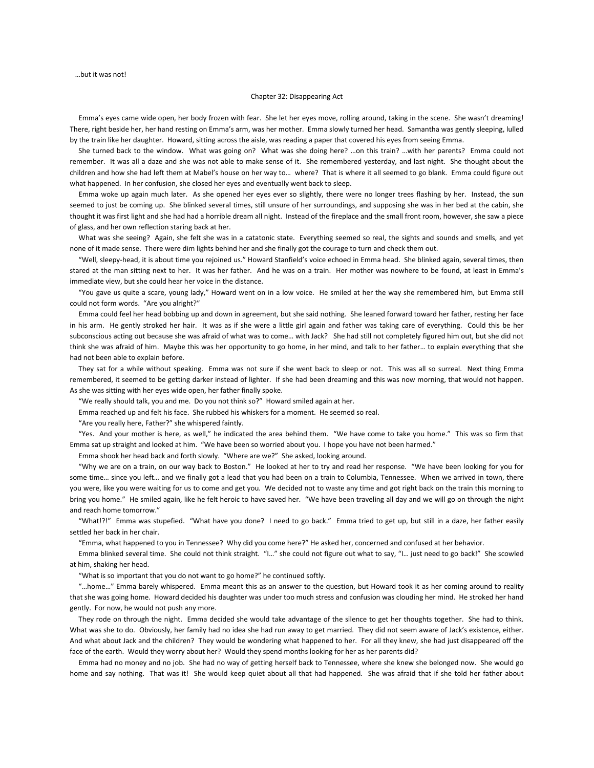…but it was not!

## Chapter 32: Disappearing Act

Emma's eyes came wide open, her body frozen with fear. She let her eyes move, rolling around, taking in the scene. She wasn't dreaming! There, right beside her, her hand resting on Emma's arm, was her mother. Emma slowly turned her head. Samantha was gently sleeping, lulled by the train like her daughter. Howard, sitting across the aisle, was reading a paper that covered his eyes from seeing Emma.

She turned back to the window. What was going on? What was she doing here? …on this train? …with her parents? Emma could not remember. It was all a daze and she was not able to make sense of it. She remembered yesterday, and last night. She thought about the children and how she had left them at Mabel's house on her way to… where? That is where it all seemed to go blank. Emma could figure out what happened. In her confusion, she closed her eyes and eventually went back to sleep.

Emma woke up again much later. As she opened her eyes ever so slightly, there were no longer trees flashing by her. Instead, the sun seemed to just be coming up. She blinked several times, still unsure of her surroundings, and supposing she was in her bed at the cabin, she thought it was first light and she had had a horrible dream all night. Instead of the fireplace and the small front room, however, she saw a piece of glass, and her own reflection staring back at her.

What was she seeing? Again, she felt she was in a catatonic state. Everything seemed so real, the sights and sounds and smells, and yet none of it made sense. There were dim lights behind her and she finally got the courage to turn and check them out.

"Well, sleepy-head, it is about time you rejoined us." Howard Stanfield's voice echoed in Emma head. She blinked again, several times, then stared at the man sitting next to her. It was her father. And he was on a train. Her mother was nowhere to be found, at least in Emma's immediate view, but she could hear her voice in the distance.

"You gave us quite a scare, young lady," Howard went on in a low voice. He smiled at her the way she remembered him, but Emma still could not form words. "Are you alright?"

Emma could feel her head bobbing up and down in agreement, but she said nothing. She leaned forward toward her father, resting her face in his arm. He gently stroked her hair. It was as if she were a little girl again and father was taking care of everything. Could this be her subconscious acting out because she was afraid of what was to come… with Jack? She had still not completely figured him out, but she did not think she was afraid of him. Maybe this was her opportunity to go home, in her mind, and talk to her father… to explain everything that she had not been able to explain before.

They sat for a while without speaking. Emma was not sure if she went back to sleep or not. This was all so surreal. Next thing Emma remembered, it seemed to be getting darker instead of lighter. If she had been dreaming and this was now morning, that would not happen. As she was sitting with her eyes wide open, her father finally spoke.

"We really should talk, you and me. Do you not think so?" Howard smiled again at her.

Emma reached up and felt his face. She rubbed his whiskers for a moment. He seemed so real.

"Are you really here, Father?" she whispered faintly.

"Yes. And your mother is here, as well," he indicated the area behind them. "We have come to take you home." This was so firm that Emma sat up straight and looked at him. "We have been so worried about you. I hope you have not been harmed."

Emma shook her head back and forth slowly. "Where are we?" She asked, looking around.

"Why we are on a train, on our way back to Boston." He looked at her to try and read her response. "We have been looking for you for some time… since you left… and we finally got a lead that you had been on a train to Columbia, Tennessee. When we arrived in town, there you were, like you were waiting for us to come and get you. We decided not to waste any time and got right back on the train this morning to bring you home." He smiled again, like he felt heroic to have saved her. "We have been traveling all day and we will go on through the night and reach home tomorrow."

"What!?!" Emma was stupefied. "What have you done? I need to go back." Emma tried to get up, but still in a daze, her father easily settled her back in her chair.

"Emma, what happened to you in Tennessee? Why did you come here?" He asked her, concerned and confused at her behavior.

Emma blinked several time. She could not think straight. "I…" she could not figure out what to say, "I… just need to go back!" She scowled at him, shaking her head.

"What is so important that you do not want to go home?" he continued softly.

"…home…" Emma barely whispered. Emma meant this as an answer to the question, but Howard took it as her coming around to reality that she was going home. Howard decided his daughter was under too much stress and confusion was clouding her mind. He stroked her hand gently. For now, he would not push any more.

They rode on through the night. Emma decided she would take advantage of the silence to get her thoughts together. She had to think. What was she to do. Obviously, her family had no idea she had run away to get married. They did not seem aware of Jack's existence, either. And what about Jack and the children? They would be wondering what happened to her. For all they knew, she had just disappeared off the face of the earth. Would they worry about her? Would they spend months looking for her as her parents did?

Emma had no money and no job. She had no way of getting herself back to Tennessee, where she knew she belonged now. She would go home and say nothing. That was it! She would keep quiet about all that had happened. She was afraid that if she told her father about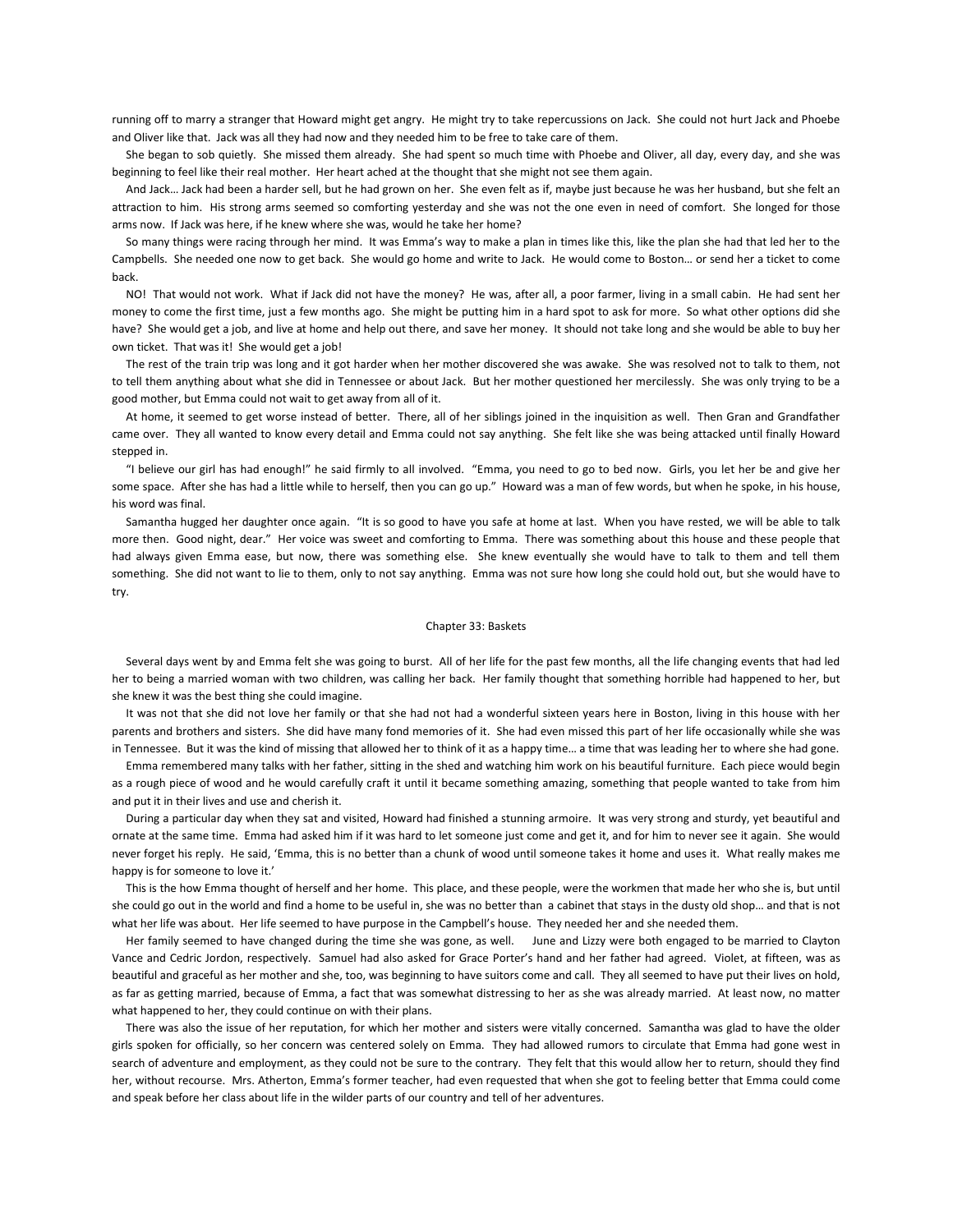running off to marry a stranger that Howard might get angry. He might try to take repercussions on Jack. She could not hurt Jack and Phoebe and Oliver like that. Jack was all they had now and they needed him to be free to take care of them.

She began to sob quietly. She missed them already. She had spent so much time with Phoebe and Oliver, all day, every day, and she was beginning to feel like their real mother. Her heart ached at the thought that she might not see them again.

And Jack… Jack had been a harder sell, but he had grown on her. She even felt as if, maybe just because he was her husband, but she felt an attraction to him. His strong arms seemed so comforting yesterday and she was not the one even in need of comfort. She longed for those arms now. If Jack was here, if he knew where she was, would he take her home?

So many things were racing through her mind. It was Emma's way to make a plan in times like this, like the plan she had that led her to the Campbells. She needed one now to get back. She would go home and write to Jack. He would come to Boston… or send her a ticket to come back.

NO! That would not work. What if Jack did not have the money? He was, after all, a poor farmer, living in a small cabin. He had sent her money to come the first time, just a few months ago. She might be putting him in a hard spot to ask for more. So what other options did she have? She would get a job, and live at home and help out there, and save her money. It should not take long and she would be able to buy her own ticket. That was it! She would get a job!

The rest of the train trip was long and it got harder when her mother discovered she was awake. She was resolved not to talk to them, not to tell them anything about what she did in Tennessee or about Jack. But her mother questioned her mercilessly. She was only trying to be a good mother, but Emma could not wait to get away from all of it.

At home, it seemed to get worse instead of better. There, all of her siblings joined in the inquisition as well. Then Gran and Grandfather came over. They all wanted to know every detail and Emma could not say anything. She felt like she was being attacked until finally Howard stepped in.

"I believe our girl has had enough!" he said firmly to all involved. "Emma, you need to go to bed now. Girls, you let her be and give her some space. After she has had a little while to herself, then you can go up." Howard was a man of few words, but when he spoke, in his house, his word was final.

Samantha hugged her daughter once again. "It is so good to have you safe at home at last. When you have rested, we will be able to talk more then. Good night, dear." Her voice was sweet and comforting to Emma. There was something about this house and these people that had always given Emma ease, but now, there was something else. She knew eventually she would have to talk to them and tell them something. She did not want to lie to them, only to not say anything. Emma was not sure how long she could hold out, but she would have to try.

## Chapter 33: Baskets

Several days went by and Emma felt she was going to burst. All of her life for the past few months, all the life changing events that had led her to being a married woman with two children, was calling her back. Her family thought that something horrible had happened to her, but she knew it was the best thing she could imagine.

It was not that she did not love her family or that she had not had a wonderful sixteen years here in Boston, living in this house with her parents and brothers and sisters. She did have many fond memories of it. She had even missed this part of her life occasionally while she was in Tennessee. But it was the kind of missing that allowed her to think of it as a happy time… a time that was leading her to where she had gone.

Emma remembered many talks with her father, sitting in the shed and watching him work on his beautiful furniture. Each piece would begin as a rough piece of wood and he would carefully craft it until it became something amazing, something that people wanted to take from him and put it in their lives and use and cherish it.

During a particular day when they sat and visited, Howard had finished a stunning armoire. It was very strong and sturdy, yet beautiful and ornate at the same time. Emma had asked him if it was hard to let someone just come and get it, and for him to never see it again. She would never forget his reply. He said, 'Emma, this is no better than a chunk of wood until someone takes it home and uses it. What really makes me happy is for someone to love it.'

This is the how Emma thought of herself and her home. This place, and these people, were the workmen that made her who she is, but until she could go out in the world and find a home to be useful in, she was no better than a cabinet that stays in the dusty old shop… and that is not what her life was about. Her life seemed to have purpose in the Campbell's house. They needed her and she needed them.

Her family seemed to have changed during the time she was gone, as well. June and Lizzy were both engaged to be married to Clayton Vance and Cedric Jordon, respectively. Samuel had also asked for Grace Porter's hand and her father had agreed. Violet, at fifteen, was as beautiful and graceful as her mother and she, too, was beginning to have suitors come and call. They all seemed to have put their lives on hold, as far as getting married, because of Emma, a fact that was somewhat distressing to her as she was already married. At least now, no matter what happened to her, they could continue on with their plans.

There was also the issue of her reputation, for which her mother and sisters were vitally concerned. Samantha was glad to have the older girls spoken for officially, so her concern was centered solely on Emma. They had allowed rumors to circulate that Emma had gone west in search of adventure and employment, as they could not be sure to the contrary. They felt that this would allow her to return, should they find her, without recourse. Mrs. Atherton, Emma's former teacher, had even requested that when she got to feeling better that Emma could come and speak before her class about life in the wilder parts of our country and tell of her adventures.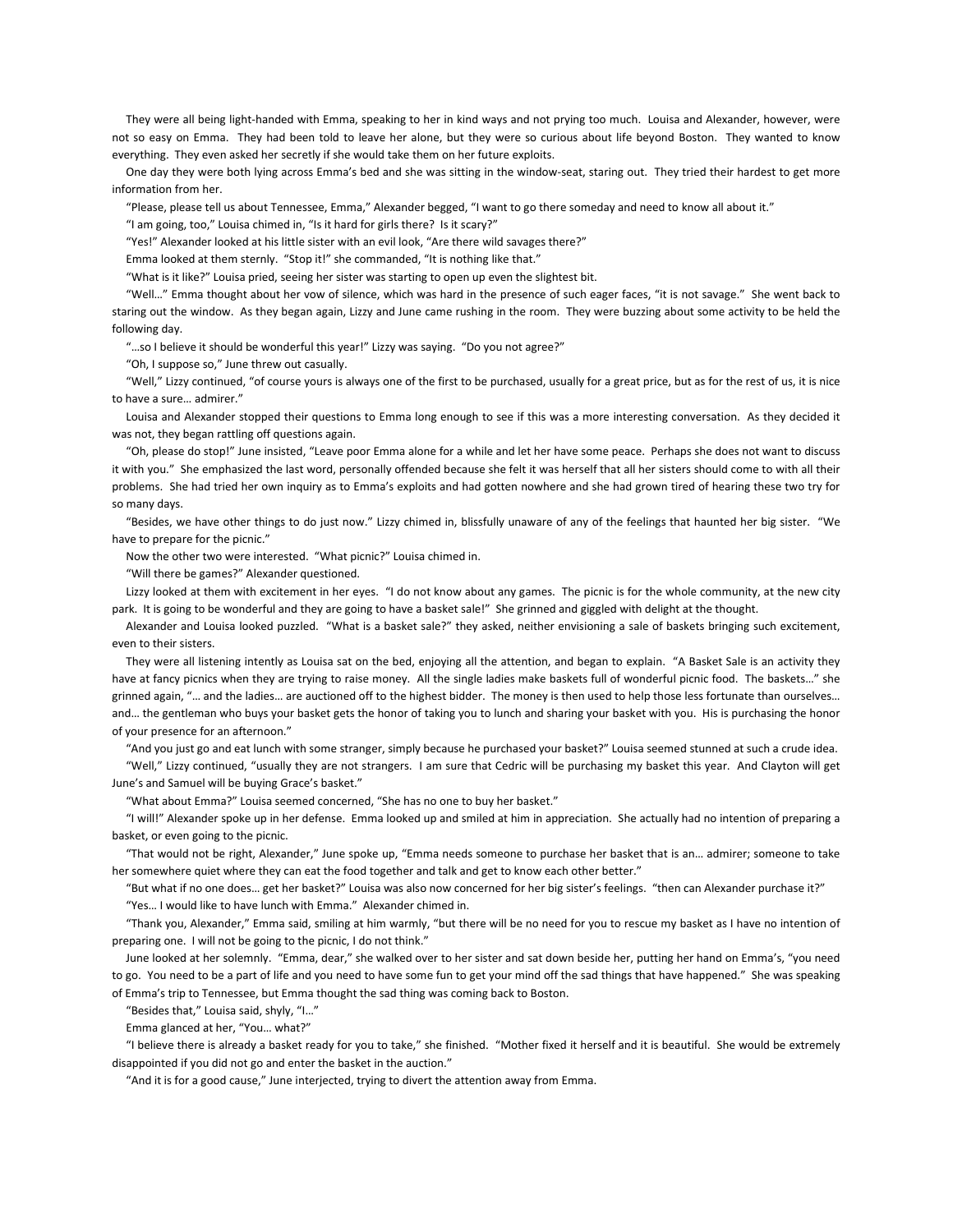They were all being light-handed with Emma, speaking to her in kind ways and not prying too much. Louisa and Alexander, however, were not so easy on Emma. They had been told to leave her alone, but they were so curious about life beyond Boston. They wanted to know everything. They even asked her secretly if she would take them on her future exploits.

One day they were both lying across Emma's bed and she was sitting in the window-seat, staring out. They tried their hardest to get more information from her.

"Please, please tell us about Tennessee, Emma," Alexander begged, "I want to go there someday and need to know all about it."

"I am going, too," Louisa chimed in, "Is it hard for girls there? Is it scary?"

"Yes!" Alexander looked at his little sister with an evil look, "Are there wild savages there?"

Emma looked at them sternly. "Stop it!" she commanded, "It is nothing like that."

"What is it like?" Louisa pried, seeing her sister was starting to open up even the slightest bit.

"Well…" Emma thought about her vow of silence, which was hard in the presence of such eager faces, "it is not savage." She went back to staring out the window. As they began again, Lizzy and June came rushing in the room. They were buzzing about some activity to be held the following day.

"…so I believe it should be wonderful this year!" Lizzy was saying. "Do you not agree?"

"Oh, I suppose so," June threw out casually.

"Well," Lizzy continued, "of course yours is always one of the first to be purchased, usually for a great price, but as for the rest of us, it is nice to have a sure… admirer."

Louisa and Alexander stopped their questions to Emma long enough to see if this was a more interesting conversation. As they decided it was not, they began rattling off questions again.

"Oh, please do stop!" June insisted, "Leave poor Emma alone for a while and let her have some peace. Perhaps she does not want to discuss it with you." She emphasized the last word, personally offended because she felt it was herself that all her sisters should come to with all their problems. She had tried her own inquiry as to Emma's exploits and had gotten nowhere and she had grown tired of hearing these two try for so many days.

"Besides, we have other things to do just now." Lizzy chimed in, blissfully unaware of any of the feelings that haunted her big sister. "We have to prepare for the picnic."

Now the other two were interested. "What picnic?" Louisa chimed in.

"Will there be games?" Alexander questioned.

Lizzy looked at them with excitement in her eyes. "I do not know about any games. The picnic is for the whole community, at the new city park. It is going to be wonderful and they are going to have a basket sale!" She grinned and giggled with delight at the thought.

Alexander and Louisa looked puzzled. "What is a basket sale?" they asked, neither envisioning a sale of baskets bringing such excitement, even to their sisters.

They were all listening intently as Louisa sat on the bed, enjoying all the attention, and began to explain. "A Basket Sale is an activity they have at fancy picnics when they are trying to raise money. All the single ladies make baskets full of wonderful picnic food. The baskets…" she grinned again, "… and the ladies… are auctioned off to the highest bidder. The money is then used to help those less fortunate than ourselves… and… the gentleman who buys your basket gets the honor of taking you to lunch and sharing your basket with you. His is purchasing the honor of your presence for an afternoon."

"And you just go and eat lunch with some stranger, simply because he purchased your basket?" Louisa seemed stunned at such a crude idea.

"Well," Lizzy continued, "usually they are not strangers. I am sure that Cedric will be purchasing my basket this year. And Clayton will get June's and Samuel will be buying Grace's basket."

"What about Emma?" Louisa seemed concerned, "She has no one to buy her basket."

"I will!" Alexander spoke up in her defense. Emma looked up and smiled at him in appreciation. She actually had no intention of preparing a basket, or even going to the picnic.

"That would not be right, Alexander," June spoke up, "Emma needs someone to purchase her basket that is an… admirer; someone to take her somewhere quiet where they can eat the food together and talk and get to know each other better."

"But what if no one does… get her basket?" Louisa was also now concerned for her big sister's feelings. "then can Alexander purchase it?"

"Yes… I would like to have lunch with Emma." Alexander chimed in.

"Thank you, Alexander," Emma said, smiling at him warmly, "but there will be no need for you to rescue my basket as I have no intention of preparing one. I will not be going to the picnic, I do not think."

June looked at her solemnly. "Emma, dear," she walked over to her sister and sat down beside her, putting her hand on Emma's, "you need to go. You need to be a part of life and you need to have some fun to get your mind off the sad things that have happened." She was speaking of Emma's trip to Tennessee, but Emma thought the sad thing was coming back to Boston.

"Besides that," Louisa said, shyly, "I…"

Emma glanced at her, "You… what?"

"I believe there is already a basket ready for you to take," she finished. "Mother fixed it herself and it is beautiful. She would be extremely disappointed if you did not go and enter the basket in the auction."

"And it is for a good cause," June interjected, trying to divert the attention away from Emma.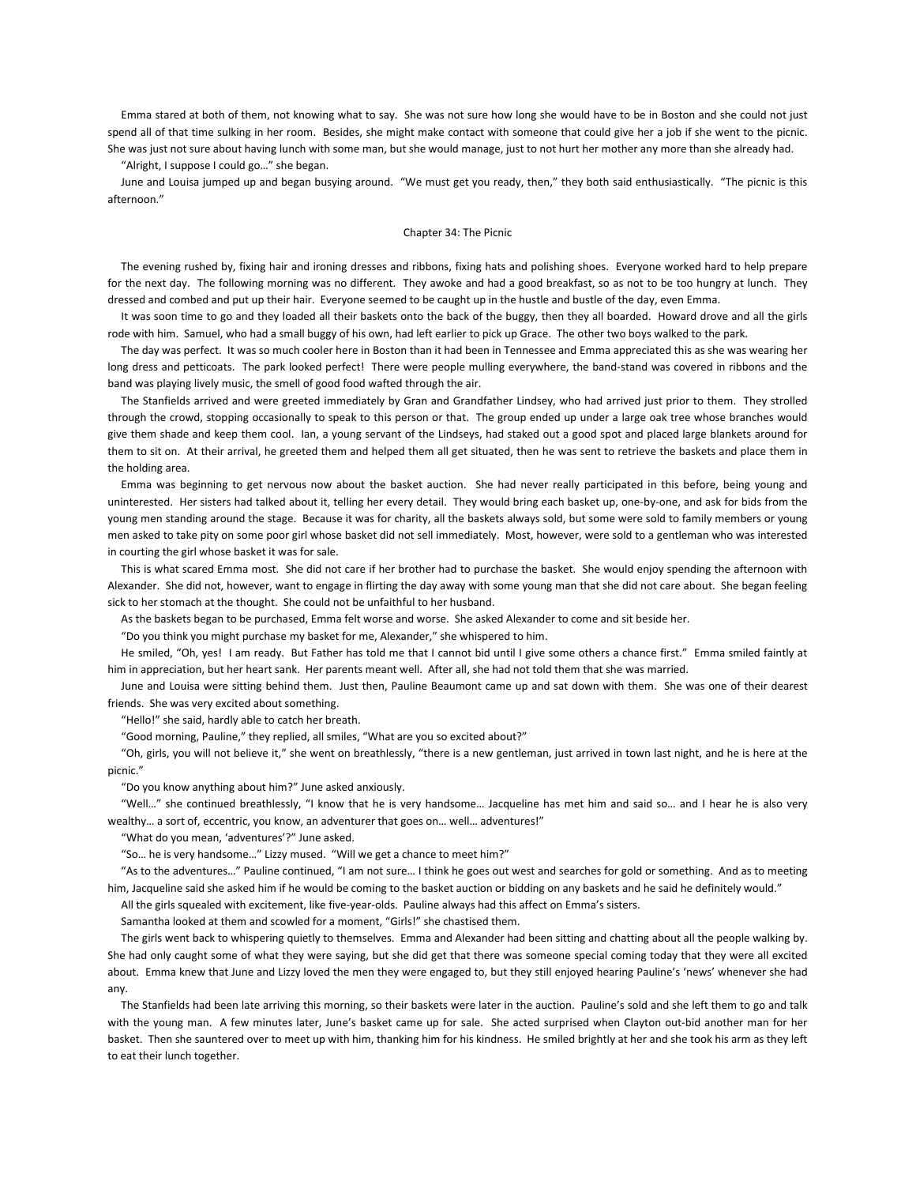Emma stared at both of them, not knowing what to say. She was not sure how long she would have to be in Boston and she could not just spend all of that time sulking in her room. Besides, she might make contact with someone that could give her a job if she went to the picnic. She was just not sure about having lunch with some man, but she would manage, just to not hurt her mother any more than she already had.

"Alright, I suppose I could go…" she began.

June and Louisa jumped up and began busying around. "We must get you ready, then," they both said enthusiastically. "The picnic is this afternoon."

## Chapter 34: The Picnic

The evening rushed by, fixing hair and ironing dresses and ribbons, fixing hats and polishing shoes. Everyone worked hard to help prepare for the next day. The following morning was no different. They awoke and had a good breakfast, so as not to be too hungry at lunch. They dressed and combed and put up their hair. Everyone seemed to be caught up in the hustle and bustle of the day, even Emma.

It was soon time to go and they loaded all their baskets onto the back of the buggy, then they all boarded. Howard drove and all the girls rode with him. Samuel, who had a small buggy of his own, had left earlier to pick up Grace. The other two boys walked to the park.

The day was perfect. It was so much cooler here in Boston than it had been in Tennessee and Emma appreciated this as she was wearing her long dress and petticoats. The park looked perfect! There were people mulling everywhere, the band-stand was covered in ribbons and the band was playing lively music, the smell of good food wafted through the air.

The Stanfields arrived and were greeted immediately by Gran and Grandfather Lindsey, who had arrived just prior to them. They strolled through the crowd, stopping occasionally to speak to this person or that. The group ended up under a large oak tree whose branches would give them shade and keep them cool. Ian, a young servant of the Lindseys, had staked out a good spot and placed large blankets around for them to sit on. At their arrival, he greeted them and helped them all get situated, then he was sent to retrieve the baskets and place them in the holding area.

Emma was beginning to get nervous now about the basket auction. She had never really participated in this before, being young and uninterested. Her sisters had talked about it, telling her every detail. They would bring each basket up, one-by-one, and ask for bids from the young men standing around the stage. Because it was for charity, all the baskets always sold, but some were sold to family members or young men asked to take pity on some poor girl whose basket did not sell immediately. Most, however, were sold to a gentleman who was interested in courting the girl whose basket it was for sale.

This is what scared Emma most. She did not care if her brother had to purchase the basket. She would enjoy spending the afternoon with Alexander. She did not, however, want to engage in flirting the day away with some young man that she did not care about. She began feeling sick to her stomach at the thought. She could not be unfaithful to her husband.

As the baskets began to be purchased, Emma felt worse and worse. She asked Alexander to come and sit beside her.

"Do you think you might purchase my basket for me, Alexander," she whispered to him.

He smiled, "Oh, yes! I am ready. But Father has told me that I cannot bid until I give some others a chance first." Emma smiled faintly at him in appreciation, but her heart sank. Her parents meant well. After all, she had not told them that she was married.

June and Louisa were sitting behind them. Just then, Pauline Beaumont came up and sat down with them. She was one of their dearest friends. She was very excited about something.

"Hello!" she said, hardly able to catch her breath.

"Good morning, Pauline," they replied, all smiles, "What are you so excited about?"

"Oh, girls, you will not believe it," she went on breathlessly, "there is a new gentleman, just arrived in town last night, and he is here at the picnic."

"Do you know anything about him?" June asked anxiously.

"Well…" she continued breathlessly, "I know that he is very handsome… Jacqueline has met him and said so… and I hear he is also very wealthy… a sort of, eccentric, you know, an adventurer that goes on… well… adventures!"

"What do you mean, 'adventures'?" June asked.

"So… he is very handsome…" Lizzy mused. "Will we get a chance to meet him?"

"As to the adventures…" Pauline continued, "I am not sure… I think he goes out west and searches for gold or something. And as to meeting him, Jacqueline said she asked him if he would be coming to the basket auction or bidding on any baskets and he said he definitely would."

All the girls squealed with excitement, like five-year-olds. Pauline always had this affect on Emma's sisters.

Samantha looked at them and scowled for a moment, "Girls!" she chastised them.

The girls went back to whispering quietly to themselves. Emma and Alexander had been sitting and chatting about all the people walking by. She had only caught some of what they were saying, but she did get that there was someone special coming today that they were all excited about. Emma knew that June and Lizzy loved the men they were engaged to, but they still enjoyed hearing Pauline's 'news' whenever she had any.

The Stanfields had been late arriving this morning, so their baskets were later in the auction. Pauline's sold and she left them to go and talk with the young man. A few minutes later, June's basket came up for sale. She acted surprised when Clayton out-bid another man for her basket. Then she sauntered over to meet up with him, thanking him for his kindness. He smiled brightly at her and she took his arm as they left to eat their lunch together.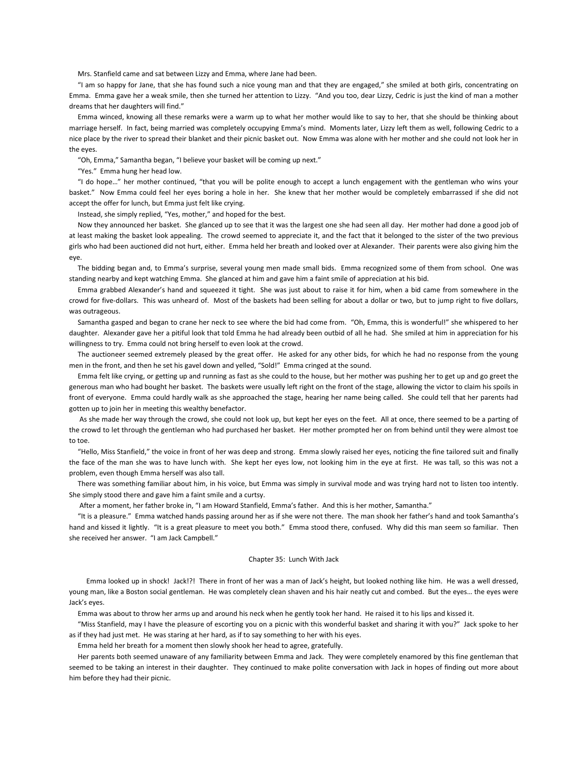Mrs. Stanfield came and sat between Lizzy and Emma, where Jane had been.

"I am so happy for Jane, that she has found such a nice young man and that they are engaged," she smiled at both girls, concentrating on Emma. Emma gave her a weak smile, then she turned her attention to Lizzy. "And you too, dear Lizzy, Cedric is just the kind of man a mother dreams that her daughters will find."

Emma winced, knowing all these remarks were a warm up to what her mother would like to say to her, that she should be thinking about marriage herself. In fact, being married was completely occupying Emma's mind. Moments later, Lizzy left them as well, following Cedric to a nice place by the river to spread their blanket and their picnic basket out. Now Emma was alone with her mother and she could not look her in the eyes.

"Oh, Emma," Samantha began, "I believe your basket will be coming up next."

"Yes." Emma hung her head low.

"I do hope…" her mother continued, "that you will be polite enough to accept a lunch engagement with the gentleman who wins your basket." Now Emma could feel her eyes boring a hole in her. She knew that her mother would be completely embarrassed if she did not accept the offer for lunch, but Emma just felt like crying.

Instead, she simply replied, "Yes, mother," and hoped for the best.

Now they announced her basket. She glanced up to see that it was the largest one she had seen all day. Her mother had done a good job of at least making the basket look appealing. The crowd seemed to appreciate it, and the fact that it belonged to the sister of the two previous girls who had been auctioned did not hurt, either. Emma held her breath and looked over at Alexander. Their parents were also giving him the eye.

The bidding began and, to Emma's surprise, several young men made small bids. Emma recognized some of them from school. One was standing nearby and kept watching Emma. She glanced at him and gave him a faint smile of appreciation at his bid.

Emma grabbed Alexander's hand and squeezed it tight. She was just about to raise it for him, when a bid came from somewhere in the crowd for five-dollars. This was unheard of. Most of the baskets had been selling for about a dollar or two, but to jump right to five dollars, was outrageous.

Samantha gasped and began to crane her neck to see where the bid had come from. "Oh, Emma, this is wonderful!" she whispered to her daughter. Alexander gave her a pitiful look that told Emma he had already been outbid of all he had. She smiled at him in appreciation for his willingness to try. Emma could not bring herself to even look at the crowd.

The auctioneer seemed extremely pleased by the great offer. He asked for any other bids, for which he had no response from the young men in the front, and then he set his gavel down and yelled, "Sold!" Emma cringed at the sound.

Emma felt like crying, or getting up and running as fast as she could to the house, but her mother was pushing her to get up and go greet the generous man who had bought her basket. The baskets were usually left right on the front of the stage, allowing the victor to claim his spoils in front of everyone. Emma could hardly walk as she approached the stage, hearing her name being called. She could tell that her parents had gotten up to join her in meeting this wealthy benefactor.

As she made her way through the crowd, she could not look up, but kept her eyes on the feet. All at once, there seemed to be a parting of the crowd to let through the gentleman who had purchased her basket. Her mother prompted her on from behind until they were almost toe to toe.

"Hello, Miss Stanfield," the voice in front of her was deep and strong. Emma slowly raised her eyes, noticing the fine tailored suit and finally the face of the man she was to have lunch with. She kept her eyes low, not looking him in the eye at first. He was tall, so this was not a problem, even though Emma herself was also tall.

There was something familiar about him, in his voice, but Emma was simply in survival mode and was trying hard not to listen too intently. She simply stood there and gave him a faint smile and a curtsy.

After a moment, her father broke in, "I am Howard Stanfield, Emma's father. And this is her mother, Samantha."

"It is a pleasure." Emma watched hands passing around her as if she were not there. The man shook her father's hand and took Samantha's hand and kissed it lightly. "It is a great pleasure to meet you both." Emma stood there, confused. Why did this man seem so familiar. Then she received her answer. "I am Jack Campbell."

## Chapter 35: Lunch With Jack

Emma looked up in shock! Jack!?! There in front of her was a man of Jack's height, but looked nothing like him. He was a well dressed, young man, like a Boston social gentleman. He was completely clean shaven and his hair neatly cut and combed. But the eyes… the eyes were Jack's eyes.

Emma was about to throw her arms up and around his neck when he gently took her hand. He raised it to his lips and kissed it.

"Miss Stanfield, may I have the pleasure of escorting you on a picnic with this wonderful basket and sharing it with you?" Jack spoke to her as if they had just met. He was staring at her hard, as if to say something to her with his eyes.

Emma held her breath for a moment then slowly shook her head to agree, gratefully.

Her parents both seemed unaware of any familiarity between Emma and Jack. They were completely enamored by this fine gentleman that seemed to be taking an interest in their daughter. They continued to make polite conversation with Jack in hopes of finding out more about him before they had their picnic.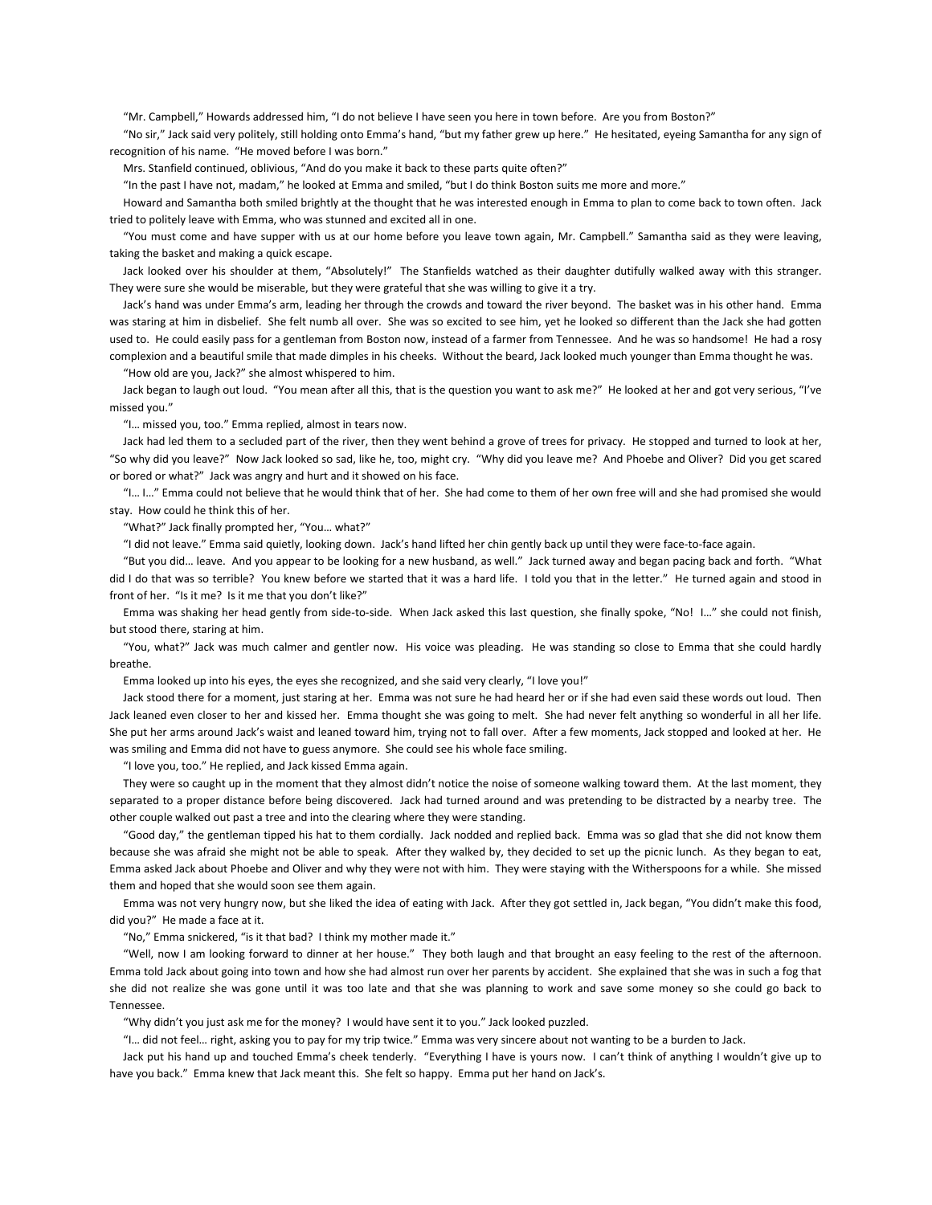"Mr. Campbell," Howards addressed him, "I do not believe I have seen you here in town before. Are you from Boston?"

"No sir," Jack said very politely, still holding onto Emma's hand, "but my father grew up here." He hesitated, eyeing Samantha for any sign of recognition of his name. "He moved before I was born."

Mrs. Stanfield continued, oblivious, "And do you make it back to these parts quite often?"

"In the past I have not, madam," he looked at Emma and smiled, "but I do think Boston suits me more and more."

Howard and Samantha both smiled brightly at the thought that he was interested enough in Emma to plan to come back to town often. Jack tried to politely leave with Emma, who was stunned and excited all in one.

"You must come and have supper with us at our home before you leave town again, Mr. Campbell." Samantha said as they were leaving, taking the basket and making a quick escape.

Jack looked over his shoulder at them, "Absolutely!" The Stanfields watched as their daughter dutifully walked away with this stranger. They were sure she would be miserable, but they were grateful that she was willing to give it a try.

Jack's hand was under Emma's arm, leading her through the crowds and toward the river beyond. The basket was in his other hand. Emma was staring at him in disbelief. She felt numb all over. She was so excited to see him, yet he looked so different than the Jack she had gotten used to. He could easily pass for a gentleman from Boston now, instead of a farmer from Tennessee. And he was so handsome! He had a rosy complexion and a beautiful smile that made dimples in his cheeks. Without the beard, Jack looked much younger than Emma thought he was.

"How old are you, Jack?" she almost whispered to him.

Jack began to laugh out loud. "You mean after all this, that is the question you want to ask me?" He looked at her and got very serious, "I've missed you."

"I… missed you, too." Emma replied, almost in tears now.

Jack had led them to a secluded part of the river, then they went behind a grove of trees for privacy. He stopped and turned to look at her, "So why did you leave?" Now Jack looked so sad, like he, too, might cry. "Why did you leave me? And Phoebe and Oliver? Did you get scared or bored or what?" Jack was angry and hurt and it showed on his face.

"I… I…" Emma could not believe that he would think that of her. She had come to them of her own free will and she had promised she would stay. How could he think this of her.

"What?" Jack finally prompted her, "You… what?"

"I did not leave." Emma said quietly, looking down. Jack's hand lifted her chin gently back up until they were face-to-face again.

"But you did… leave. And you appear to be looking for a new husband, as well." Jack turned away and began pacing back and forth. "What did I do that was so terrible? You knew before we started that it was a hard life. I told you that in the letter." He turned again and stood in front of her. "Is it me? Is it me that you don't like?"

Emma was shaking her head gently from side-to-side. When Jack asked this last question, she finally spoke, "No! I…" she could not finish, but stood there, staring at him.

"You, what?" Jack was much calmer and gentler now. His voice was pleading. He was standing so close to Emma that she could hardly breathe.

Emma looked up into his eyes, the eyes she recognized, and she said very clearly, "I love you!"

Jack stood there for a moment, just staring at her. Emma was not sure he had heard her or if she had even said these words out loud. Then Jack leaned even closer to her and kissed her. Emma thought she was going to melt. She had never felt anything so wonderful in all her life. She put her arms around Jack's waist and leaned toward him, trying not to fall over. After a few moments, Jack stopped and looked at her. He was smiling and Emma did not have to guess anymore. She could see his whole face smiling.

"I love you, too." He replied, and Jack kissed Emma again.

They were so caught up in the moment that they almost didn't notice the noise of someone walking toward them. At the last moment, they separated to a proper distance before being discovered. Jack had turned around and was pretending to be distracted by a nearby tree. The other couple walked out past a tree and into the clearing where they were standing.

"Good day," the gentleman tipped his hat to them cordially. Jack nodded and replied back. Emma was so glad that she did not know them because she was afraid she might not be able to speak. After they walked by, they decided to set up the picnic lunch. As they began to eat, Emma asked Jack about Phoebe and Oliver and why they were not with him. They were staying with the Witherspoons for a while. She missed them and hoped that she would soon see them again.

Emma was not very hungry now, but she liked the idea of eating with Jack. After they got settled in, Jack began, "You didn't make this food, did you?" He made a face at it.

"No," Emma snickered, "is it that bad? I think my mother made it."

"Well, now I am looking forward to dinner at her house." They both laugh and that brought an easy feeling to the rest of the afternoon. Emma told Jack about going into town and how she had almost run over her parents by accident. She explained that she was in such a fog that she did not realize she was gone until it was too late and that she was planning to work and save some money so she could go back to Tennessee.

"Why didn't you just ask me for the money? I would have sent it to you." Jack looked puzzled.

"I… did not feel… right, asking you to pay for my trip twice." Emma was very sincere about not wanting to be a burden to Jack.

Jack put his hand up and touched Emma's cheek tenderly. "Everything I have is yours now. I can't think of anything I wouldn't give up to have you back." Emma knew that Jack meant this. She felt so happy. Emma put her hand on Jack's.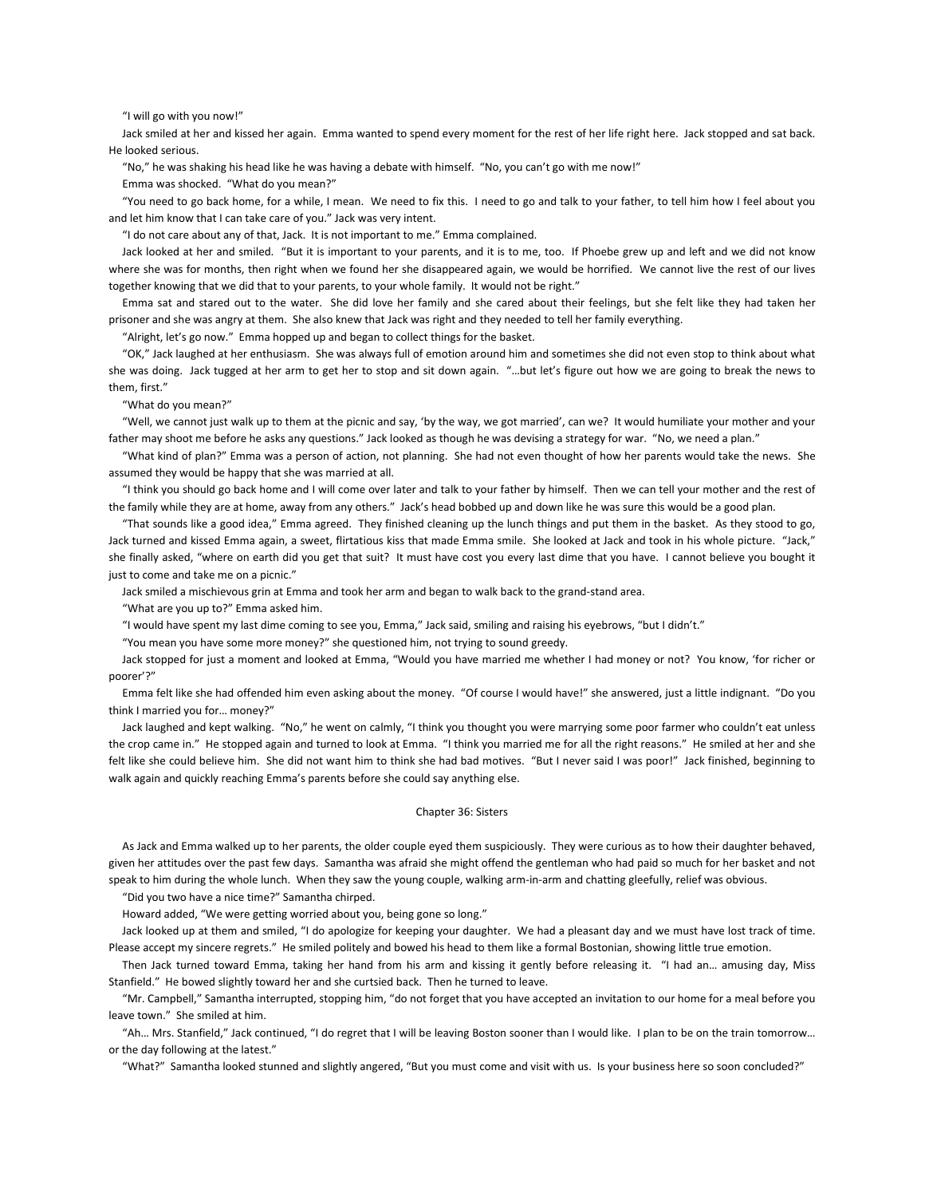"I will go with you now!"

Jack smiled at her and kissed her again. Emma wanted to spend every moment for the rest of her life right here. Jack stopped and sat back. He looked serious.

"No," he was shaking his head like he was having a debate with himself. "No, you can't go with me now!"

Emma was shocked. "What do you mean?"

"You need to go back home, for a while, I mean. We need to fix this. I need to go and talk to your father, to tell him how I feel about you and let him know that I can take care of you." Jack was very intent.

"I do not care about any of that, Jack. It is not important to me." Emma complained.

Jack looked at her and smiled. "But it is important to your parents, and it is to me, too. If Phoebe grew up and left and we did not know where she was for months, then right when we found her she disappeared again, we would be horrified. We cannot live the rest of our lives together knowing that we did that to your parents, to your whole family. It would not be right."

Emma sat and stared out to the water. She did love her family and she cared about their feelings, but she felt like they had taken her prisoner and she was angry at them. She also knew that Jack was right and they needed to tell her family everything.

"Alright, let's go now." Emma hopped up and began to collect things for the basket.

"OK," Jack laughed at her enthusiasm. She was always full of emotion around him and sometimes she did not even stop to think about what she was doing. Jack tugged at her arm to get her to stop and sit down again. "…but let's figure out how we are going to break the news to them, first."

"What do you mean?"

"Well, we cannot just walk up to them at the picnic and say, 'by the way, we got married', can we? It would humiliate your mother and your father may shoot me before he asks any questions." Jack looked as though he was devising a strategy for war. "No, we need a plan."

"What kind of plan?" Emma was a person of action, not planning. She had not even thought of how her parents would take the news. She assumed they would be happy that she was married at all.

"I think you should go back home and I will come over later and talk to your father by himself. Then we can tell your mother and the rest of the family while they are at home, away from any others." Jack's head bobbed up and down like he was sure this would be a good plan.

"That sounds like a good idea," Emma agreed. They finished cleaning up the lunch things and put them in the basket. As they stood to go, Jack turned and kissed Emma again, a sweet, flirtatious kiss that made Emma smile. She looked at Jack and took in his whole picture. "Jack," she finally asked, "where on earth did you get that suit? It must have cost you every last dime that you have. I cannot believe you bought it just to come and take me on a picnic."

Jack smiled a mischievous grin at Emma and took her arm and began to walk back to the grand-stand area.

"What are you up to?" Emma asked him.

"I would have spent my last dime coming to see you, Emma," Jack said, smiling and raising his eyebrows, "but I didn't."

"You mean you have some more money?" she questioned him, not trying to sound greedy.

Jack stopped for just a moment and looked at Emma, "Would you have married me whether I had money or not? You know, 'for richer or poorer'?"

Emma felt like she had offended him even asking about the money. "Of course I would have!" she answered, just a little indignant. "Do you think I married you for… money?"

Jack laughed and kept walking. "No," he went on calmly, "I think you thought you were marrying some poor farmer who couldn't eat unless the crop came in." He stopped again and turned to look at Emma. "I think you married me for all the right reasons." He smiled at her and she felt like she could believe him. She did not want him to think she had bad motives. "But I never said I was poor!" Jack finished, beginning to walk again and quickly reaching Emma's parents before she could say anything else.

## Chapter 36: Sisters

As Jack and Emma walked up to her parents, the older couple eyed them suspiciously. They were curious as to how their daughter behaved, given her attitudes over the past few days. Samantha was afraid she might offend the gentleman who had paid so much for her basket and not speak to him during the whole lunch. When they saw the young couple, walking arm-in-arm and chatting gleefully, relief was obvious.

"Did you two have a nice time?" Samantha chirped.

Howard added, "We were getting worried about you, being gone so long."

Jack looked up at them and smiled, "I do apologize for keeping your daughter. We had a pleasant day and we must have lost track of time. Please accept my sincere regrets." He smiled politely and bowed his head to them like a formal Bostonian, showing little true emotion.

Then Jack turned toward Emma, taking her hand from his arm and kissing it gently before releasing it. "I had an… amusing day, Miss Stanfield." He bowed slightly toward her and she curtsied back. Then he turned to leave.

"Mr. Campbell," Samantha interrupted, stopping him, "do not forget that you have accepted an invitation to our home for a meal before you leave town." She smiled at him.

"Ah… Mrs. Stanfield," Jack continued, "I do regret that I will be leaving Boston sooner than I would like. I plan to be on the train tomorrow… or the day following at the latest."

"What?" Samantha looked stunned and slightly angered, "But you must come and visit with us. Is your business here so soon concluded?"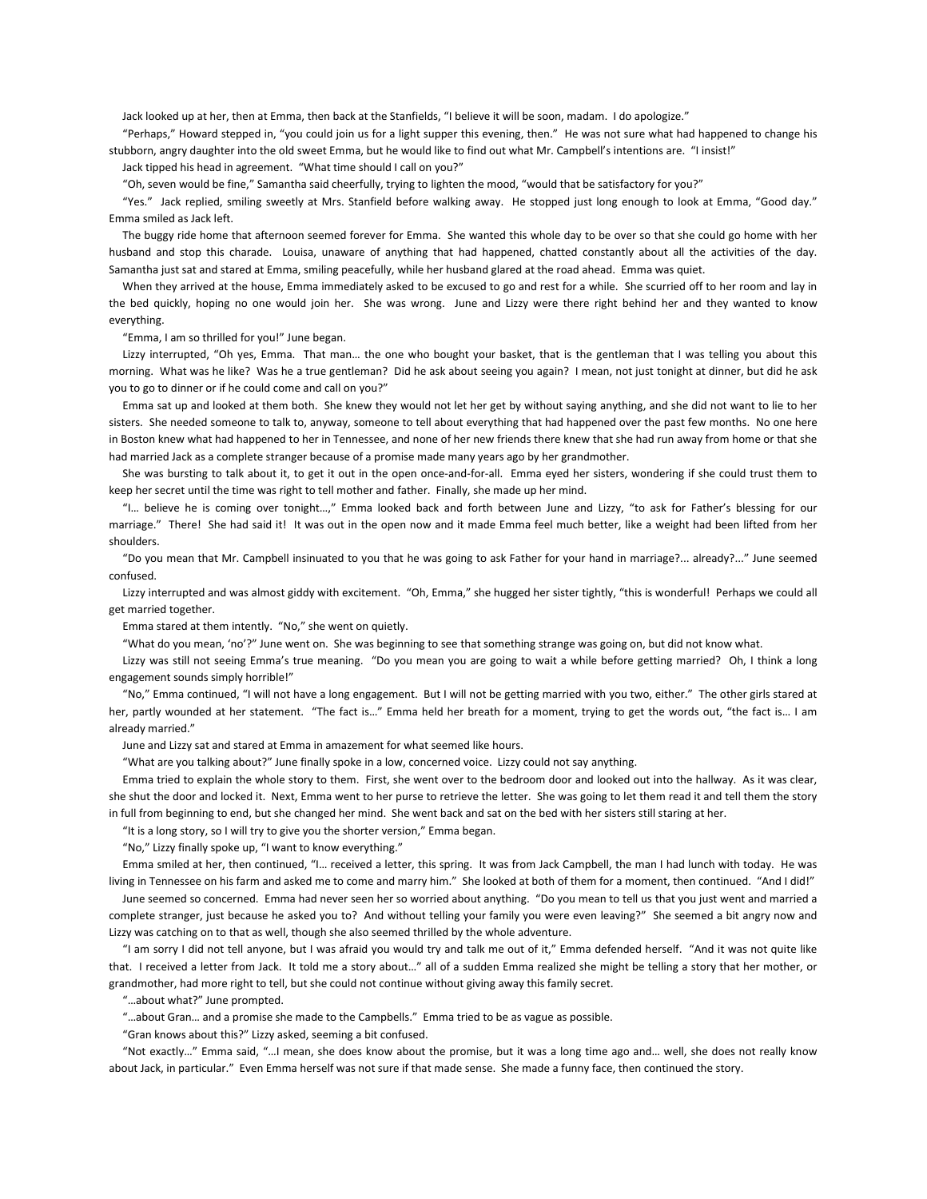Jack looked up at her, then at Emma, then back at the Stanfields, "I believe it will be soon, madam. I do apologize."

"Perhaps," Howard stepped in, "you could join us for a light supper this evening, then." He was not sure what had happened to change his stubborn, angry daughter into the old sweet Emma, but he would like to find out what Mr. Campbell's intentions are. "I insist!"

Jack tipped his head in agreement. "What time should I call on you?"

"Oh, seven would be fine," Samantha said cheerfully, trying to lighten the mood, "would that be satisfactory for you?"

"Yes." Jack replied, smiling sweetly at Mrs. Stanfield before walking away. He stopped just long enough to look at Emma, "Good day." Emma smiled as Jack left.

The buggy ride home that afternoon seemed forever for Emma. She wanted this whole day to be over so that she could go home with her husband and stop this charade. Louisa, unaware of anything that had happened, chatted constantly about all the activities of the day. Samantha just sat and stared at Emma, smiling peacefully, while her husband glared at the road ahead. Emma was quiet.

When they arrived at the house, Emma immediately asked to be excused to go and rest for a while. She scurried off to her room and lay in the bed quickly, hoping no one would join her. She was wrong. June and Lizzy were there right behind her and they wanted to know everything.

"Emma, I am so thrilled for you!" June began.

Lizzy interrupted, "Oh yes, Emma. That man… the one who bought your basket, that is the gentleman that I was telling you about this morning. What was he like? Was he a true gentleman? Did he ask about seeing you again? I mean, not just tonight at dinner, but did he ask you to go to dinner or if he could come and call on you?"

Emma sat up and looked at them both. She knew they would not let her get by without saying anything, and she did not want to lie to her sisters. She needed someone to talk to, anyway, someone to tell about everything that had happened over the past few months. No one here in Boston knew what had happened to her in Tennessee, and none of her new friends there knew that she had run away from home or that she had married Jack as a complete stranger because of a promise made many years ago by her grandmother.

She was bursting to talk about it, to get it out in the open once-and-for-all. Emma eyed her sisters, wondering if she could trust them to keep her secret until the time was right to tell mother and father. Finally, she made up her mind.

"I… believe he is coming over tonight…," Emma looked back and forth between June and Lizzy, "to ask for Father's blessing for our marriage." There! She had said it! It was out in the open now and it made Emma feel much better, like a weight had been lifted from her shoulders.

"Do you mean that Mr. Campbell insinuated to you that he was going to ask Father for your hand in marriage?... already?..." June seemed confused.

Lizzy interrupted and was almost giddy with excitement. "Oh, Emma," she hugged her sister tightly, "this is wonderful! Perhaps we could all get married together.

Emma stared at them intently. "No," she went on quietly.

"What do you mean, 'no'?" June went on. She was beginning to see that something strange was going on, but did not know what.

Lizzy was still not seeing Emma's true meaning. "Do you mean you are going to wait a while before getting married? Oh, I think a long engagement sounds simply horrible!"

"No," Emma continued, "I will not have a long engagement. But I will not be getting married with you two, either." The other girls stared at her, partly wounded at her statement. "The fact is…" Emma held her breath for a moment, trying to get the words out, "the fact is… I am already married."

June and Lizzy sat and stared at Emma in amazement for what seemed like hours.

"What are you talking about?" June finally spoke in a low, concerned voice. Lizzy could not say anything.

Emma tried to explain the whole story to them. First, she went over to the bedroom door and looked out into the hallway. As it was clear, she shut the door and locked it. Next, Emma went to her purse to retrieve the letter. She was going to let them read it and tell them the story in full from beginning to end, but she changed her mind. She went back and sat on the bed with her sisters still staring at her.

"It is a long story, so I will try to give you the shorter version," Emma began.

"No," Lizzy finally spoke up, "I want to know everything."

Emma smiled at her, then continued, "I… received a letter, this spring. It was from Jack Campbell, the man I had lunch with today. He was living in Tennessee on his farm and asked me to come and marry him." She looked at both of them for a moment, then continued. "And I did!"

June seemed so concerned. Emma had never seen her so worried about anything. "Do you mean to tell us that you just went and married a complete stranger, just because he asked you to? And without telling your family you were even leaving?" She seemed a bit angry now and Lizzy was catching on to that as well, though she also seemed thrilled by the whole adventure.

"I am sorry I did not tell anyone, but I was afraid you would try and talk me out of it," Emma defended herself. "And it was not quite like that. I received a letter from Jack. It told me a story about…" all of a sudden Emma realized she might be telling a story that her mother, or grandmother, had more right to tell, but she could not continue without giving away this family secret.

"…about what?" June prompted.

"…about Gran… and a promise she made to the Campbells." Emma tried to be as vague as possible.

"Gran knows about this?" Lizzy asked, seeming a bit confused.

"Not exactly…" Emma said, "…I mean, she does know about the promise, but it was a long time ago and… well, she does not really know about Jack, in particular." Even Emma herself was not sure if that made sense. She made a funny face, then continued the story.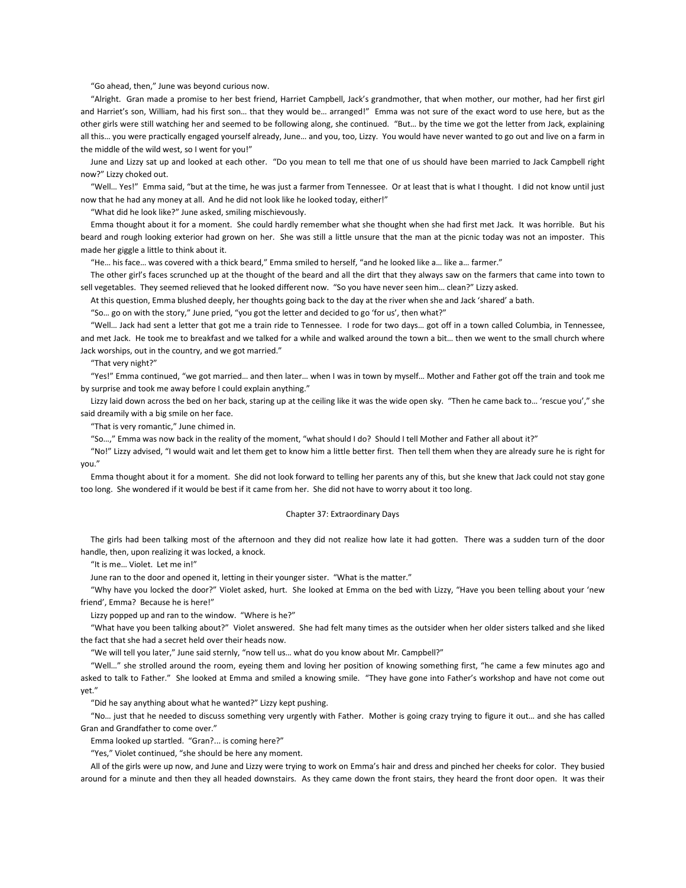"Go ahead, then," June was beyond curious now.

"Alright. Gran made a promise to her best friend, Harriet Campbell, Jack's grandmother, that when mother, our mother, had her first girl and Harriet's son, William, had his first son… that they would be… arranged!" Emma was not sure of the exact word to use here, but as the other girls were still watching her and seemed to be following along, she continued. "But… by the time we got the letter from Jack, explaining all this… you were practically engaged yourself already, June… and you, too, Lizzy. You would have never wanted to go out and live on a farm in the middle of the wild west, so I went for you!"

June and Lizzy sat up and looked at each other. "Do you mean to tell me that one of us should have been married to Jack Campbell right now?" Lizzy choked out.

"Well… Yes!" Emma said, "but at the time, he was just a farmer from Tennessee. Or at least that is what I thought. I did not know until just now that he had any money at all. And he did not look like he looked today, either!"

"What did he look like?" June asked, smiling mischievously.

Emma thought about it for a moment. She could hardly remember what she thought when she had first met Jack. It was horrible. But his beard and rough looking exterior had grown on her. She was still a little unsure that the man at the picnic today was not an imposter. This made her giggle a little to think about it.

"He… his face… was covered with a thick beard," Emma smiled to herself, "and he looked like a… like a… farmer."

The other girl's faces scrunched up at the thought of the beard and all the dirt that they always saw on the farmers that came into town to sell vegetables. They seemed relieved that he looked different now. "So you have never seen him… clean?" Lizzy asked.

At this question, Emma blushed deeply, her thoughts going back to the day at the river when she and Jack 'shared' a bath.

"So… go on with the story," June pried, "you got the letter and decided to go 'for us', then what?"

"Well… Jack had sent a letter that got me a train ride to Tennessee. I rode for two days… got off in a town called Columbia, in Tennessee, and met Jack. He took me to breakfast and we talked for a while and walked around the town a bit… then we went to the small church where Jack worships, out in the country, and we got married."

"That very night?"

"Yes!" Emma continued, "we got married… and then later… when I was in town by myself… Mother and Father got off the train and took me by surprise and took me away before I could explain anything."

Lizzy laid down across the bed on her back, staring up at the ceiling like it was the wide open sky. "Then he came back to… 'rescue you'," she said dreamily with a big smile on her face.

"That is very romantic," June chimed in.

"So…," Emma was now back in the reality of the moment, "what should I do? Should I tell Mother and Father all about it?"

"No!" Lizzy advised, "I would wait and let them get to know him a little better first. Then tell them when they are already sure he is right for you."

Emma thought about it for a moment. She did not look forward to telling her parents any of this, but she knew that Jack could not stay gone too long. She wondered if it would be best if it came from her. She did not have to worry about it too long.

## Chapter 37: Extraordinary Days

The girls had been talking most of the afternoon and they did not realize how late it had gotten. There was a sudden turn of the door handle, then, upon realizing it was locked, a knock.

"It is me… Violet. Let me in!"

June ran to the door and opened it, letting in their younger sister. "What is the matter."

"Why have you locked the door?" Violet asked, hurt. She looked at Emma on the bed with Lizzy, "Have you been telling about your 'new friend', Emma? Because he is here!"

Lizzy popped up and ran to the window. "Where is he?"

"What have you been talking about?" Violet answered. She had felt many times as the outsider when her older sisters talked and she liked the fact that she had a secret held over their heads now.

"We will tell you later," June said sternly, "now tell us… what do you know about Mr. Campbell?"

"Well…" she strolled around the room, eyeing them and loving her position of knowing something first, "he came a few minutes ago and asked to talk to Father." She looked at Emma and smiled a knowing smile. "They have gone into Father's workshop and have not come out yet."

"Did he say anything about what he wanted?" Lizzy kept pushing.

"No… just that he needed to discuss something very urgently with Father. Mother is going crazy trying to figure it out… and she has called Gran and Grandfather to come over."

Emma looked up startled. "Gran?... is coming here?"

"Yes," Violet continued, "she should be here any moment.

All of the girls were up now, and June and Lizzy were trying to work on Emma's hair and dress and pinched her cheeks for color. They busied around for a minute and then they all headed downstairs. As they came down the front stairs, they heard the front door open. It was their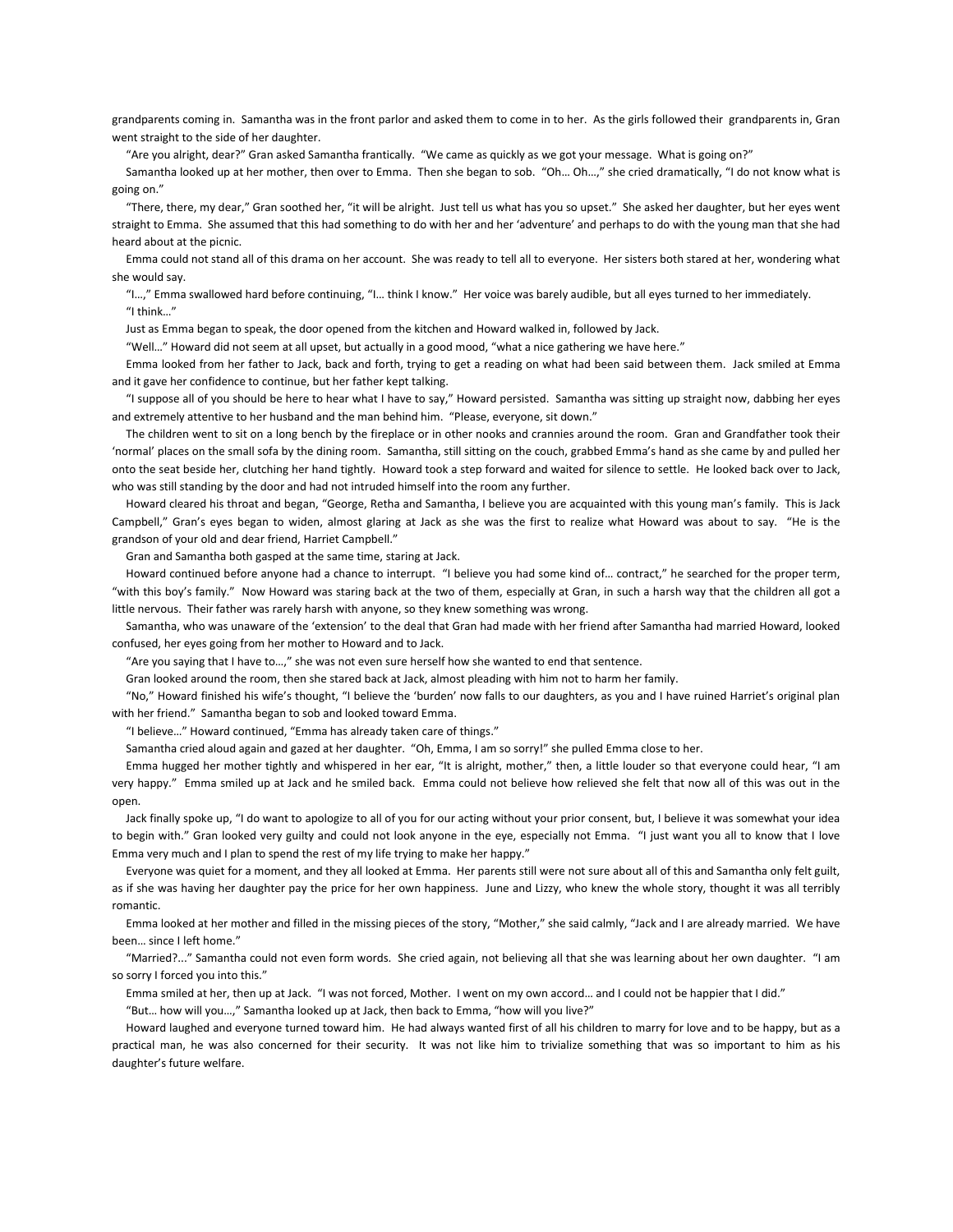grandparents coming in. Samantha was in the front parlor and asked them to come in to her. As the girls followed their grandparents in, Gran went straight to the side of her daughter.

"Are you alright, dear?" Gran asked Samantha frantically. "We came as quickly as we got your message. What is going on?"

Samantha looked up at her mother, then over to Emma. Then she began to sob. "Oh… Oh…," she cried dramatically, "I do not know what is going on."

"There, there, my dear," Gran soothed her, "it will be alright. Just tell us what has you so upset." She asked her daughter, but her eyes went straight to Emma. She assumed that this had something to do with her and her 'adventure' and perhaps to do with the young man that she had heard about at the picnic.

Emma could not stand all of this drama on her account. She was ready to tell all to everyone. Her sisters both stared at her, wondering what she would say.

"I…," Emma swallowed hard before continuing, "I… think I know." Her voice was barely audible, but all eyes turned to her immediately. "I think…"

Just as Emma began to speak, the door opened from the kitchen and Howard walked in, followed by Jack.

"Well…" Howard did not seem at all upset, but actually in a good mood, "what a nice gathering we have here."

Emma looked from her father to Jack, back and forth, trying to get a reading on what had been said between them. Jack smiled at Emma and it gave her confidence to continue, but her father kept talking.

"I suppose all of you should be here to hear what I have to say," Howard persisted. Samantha was sitting up straight now, dabbing her eyes and extremely attentive to her husband and the man behind him. "Please, everyone, sit down."

The children went to sit on a long bench by the fireplace or in other nooks and crannies around the room. Gran and Grandfather took their 'normal' places on the small sofa by the dining room. Samantha, still sitting on the couch, grabbed Emma's hand as she came by and pulled her onto the seat beside her, clutching her hand tightly. Howard took a step forward and waited for silence to settle. He looked back over to Jack, who was still standing by the door and had not intruded himself into the room any further.

Howard cleared his throat and began, "George, Retha and Samantha, I believe you are acquainted with this young man's family. This is Jack Campbell," Gran's eyes began to widen, almost glaring at Jack as she was the first to realize what Howard was about to say. "He is the grandson of your old and dear friend, Harriet Campbell."

Gran and Samantha both gasped at the same time, staring at Jack.

Howard continued before anyone had a chance to interrupt. "I believe you had some kind of… contract," he searched for the proper term, "with this boy's family." Now Howard was staring back at the two of them, especially at Gran, in such a harsh way that the children all got a little nervous. Their father was rarely harsh with anyone, so they knew something was wrong.

Samantha, who was unaware of the 'extension' to the deal that Gran had made with her friend after Samantha had married Howard, looked confused, her eyes going from her mother to Howard and to Jack.

"Are you saying that I have to…," she was not even sure herself how she wanted to end that sentence.

Gran looked around the room, then she stared back at Jack, almost pleading with him not to harm her family.

"No," Howard finished his wife's thought, "I believe the 'burden' now falls to our daughters, as you and I have ruined Harriet's original plan with her friend." Samantha began to sob and looked toward Emma.

"I believe…" Howard continued, "Emma has already taken care of things."

Samantha cried aloud again and gazed at her daughter. "Oh, Emma, I am so sorry!" she pulled Emma close to her.

Emma hugged her mother tightly and whispered in her ear, "It is alright, mother," then, a little louder so that everyone could hear, "I am very happy." Emma smiled up at Jack and he smiled back. Emma could not believe how relieved she felt that now all of this was out in the open.

Jack finally spoke up, "I do want to apologize to all of you for our acting without your prior consent, but, I believe it was somewhat your idea to begin with." Gran looked very guilty and could not look anyone in the eye, especially not Emma. "I just want you all to know that I love Emma very much and I plan to spend the rest of my life trying to make her happy."

Everyone was quiet for a moment, and they all looked at Emma. Her parents still were not sure about all of this and Samantha only felt guilt, as if she was having her daughter pay the price for her own happiness. June and Lizzy, who knew the whole story, thought it was all terribly romantic.

Emma looked at her mother and filled in the missing pieces of the story, "Mother," she said calmly, "Jack and I are already married. We have been… since I left home."

"Married?..." Samantha could not even form words. She cried again, not believing all that she was learning about her own daughter. "I am so sorry I forced you into this."

Emma smiled at her, then up at Jack. "I was not forced, Mother. I went on my own accord… and I could not be happier that I did."

"But… how will you…," Samantha looked up at Jack, then back to Emma, "how will you live?"

Howard laughed and everyone turned toward him. He had always wanted first of all his children to marry for love and to be happy, but as a practical man, he was also concerned for their security. It was not like him to trivialize something that was so important to him as his daughter's future welfare.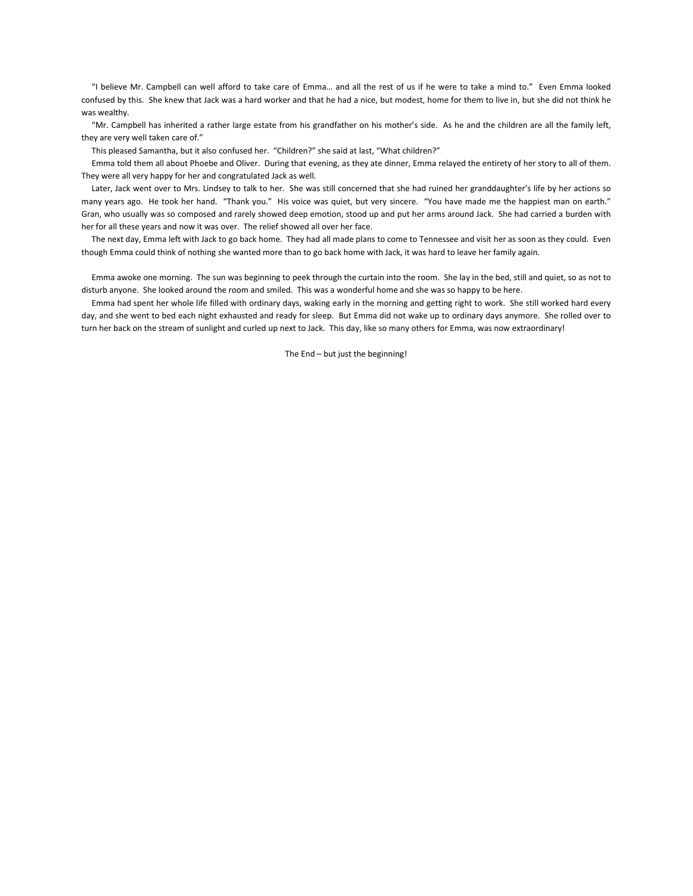"I believe Mr. Campbell can well afford to take care of Emma… and all the rest of us if he were to take a mind to." Even Emma looked confused by this. She knew that Jack was a hard worker and that he had a nice, but modest, home for them to live in, but she did not think he was wealthy.

"Mr. Campbell has inherited a rather large estate from his grandfather on his mother's side. As he and the children are all the family left, they are very well taken care of."

This pleased Samantha, but it also confused her. "Children?" she said at last, "What children?"

Emma told them all about Phoebe and Oliver. During that evening, as they ate dinner, Emma relayed the entirety of her story to all of them. They were all very happy for her and congratulated Jack as well.

Later, Jack went over to Mrs. Lindsey to talk to her. She was still concerned that she had ruined her granddaughter's life by her actions so many years ago. He took her hand. "Thank you." His voice was quiet, but very sincere. "You have made me the happiest man on earth." Gran, who usually was so composed and rarely showed deep emotion, stood up and put her arms around Jack. She had carried a burden with her for all these years and now it was over. The relief showed all over her face.

The next day, Emma left with Jack to go back home. They had all made plans to come to Tennessee and visit her as soon as they could. Even though Emma could think of nothing she wanted more than to go back home with Jack, it was hard to leave her family again.

Emma awoke one morning. The sun was beginning to peek through the curtain into the room. She lay in the bed, still and quiet, so as not to disturb anyone. She looked around the room and smiled. This was a wonderful home and she was so happy to be here.

Emma had spent her whole life filled with ordinary days, waking early in the morning and getting right to work. She still worked hard every day, and she went to bed each night exhausted and ready for sleep. But Emma did not wake up to ordinary days anymore. She rolled over to turn her back on the stream of sunlight and curled up next to Jack. This day, like so many others for Emma, was now extraordinary!

The End – but just the beginning!